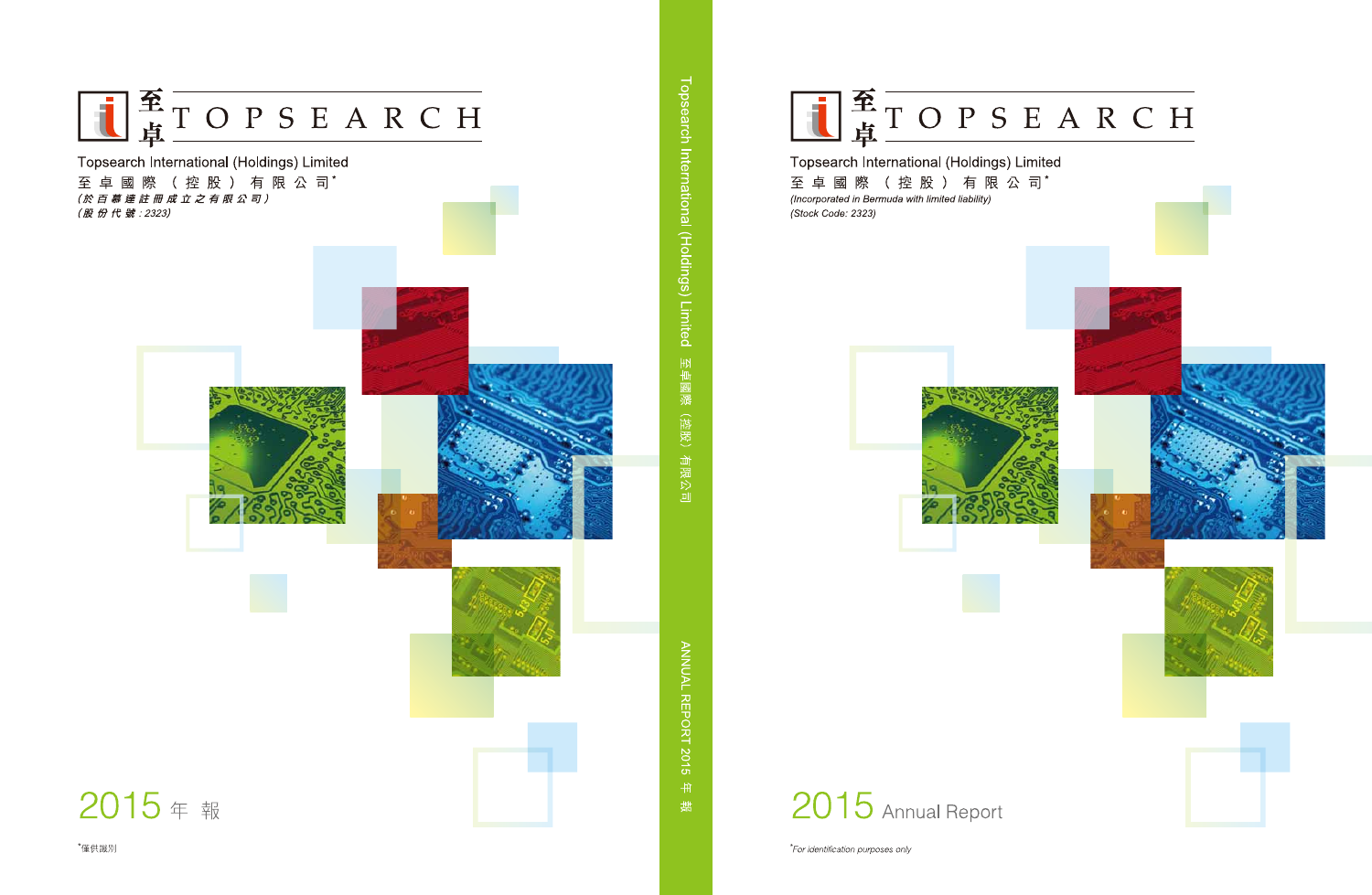至卓 TOPSEARCH

Topsearch International (Holdings) Limited

至卓國際（控股）有限公司*

*(於百慕達註冊成立之有限公司)*

*(股份代號：2323)*

# 2015 年報

*僅供識別

Topsearch International (Holdings) Limited 至卓國際（控股）有限公司 ANNUAL REPORT 2015 年報

至卓 TOPSEARCH

Topsearch International (Holdings) Limited

至卓國際（控股）有限公司*

*(Incorporated in Bermuda with limited liability)*

*(Stock Code: 2323)*

# 2015 Annual Report

*\*For identification purposes only*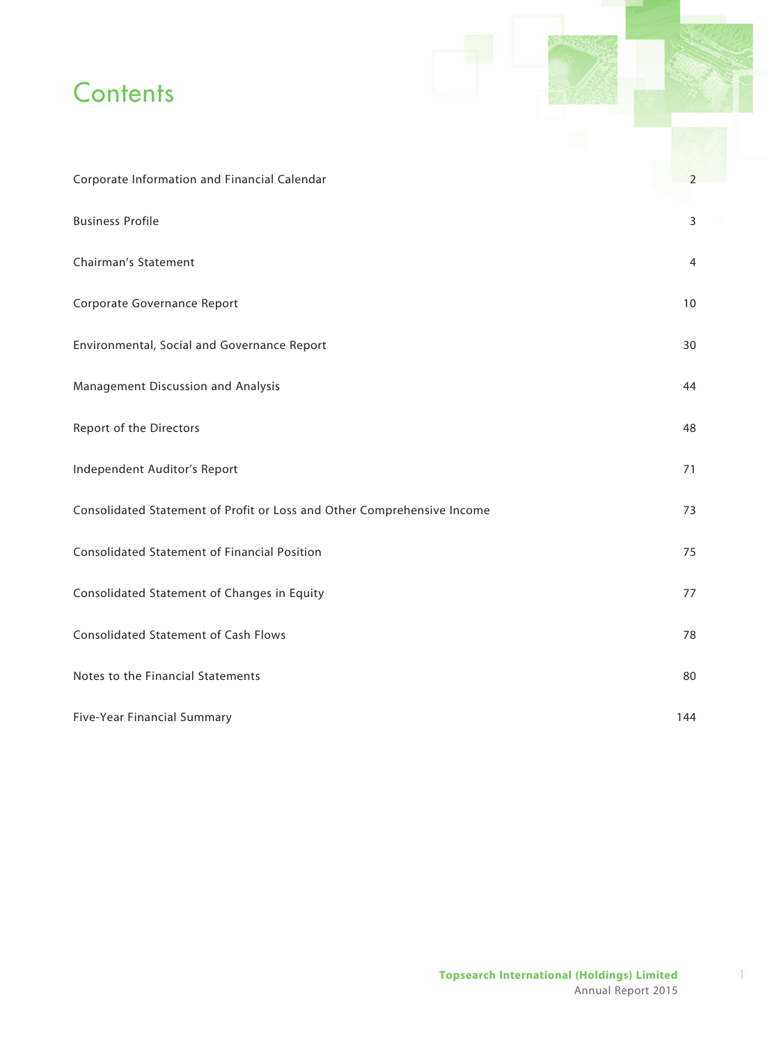# Contents

| | |
|---|---|
| Corporate Information and Financial Calendar | 2 |
| Business Profile | 3 |
| Chairman's Statement | 4 |
| Corporate Governance Report | 10 |
| Environmental, Social and Governance Report | 30 |
| Management Discussion and Analysis | 44 |
| Report of the Directors | 48 |
| Independent Auditor's Report | 71 |
| Consolidated Statement of Profit or Loss and Other Comprehensive Income | 73 |
| Consolidated Statement of Financial Position | 75 |
| Consolidated Statement of Changes in Equity | 77 |
| Consolidated Statement of Cash Flows | 78 |
| Notes to the Financial Statements | 80 |
| Five-Year Financial Summary | 144 |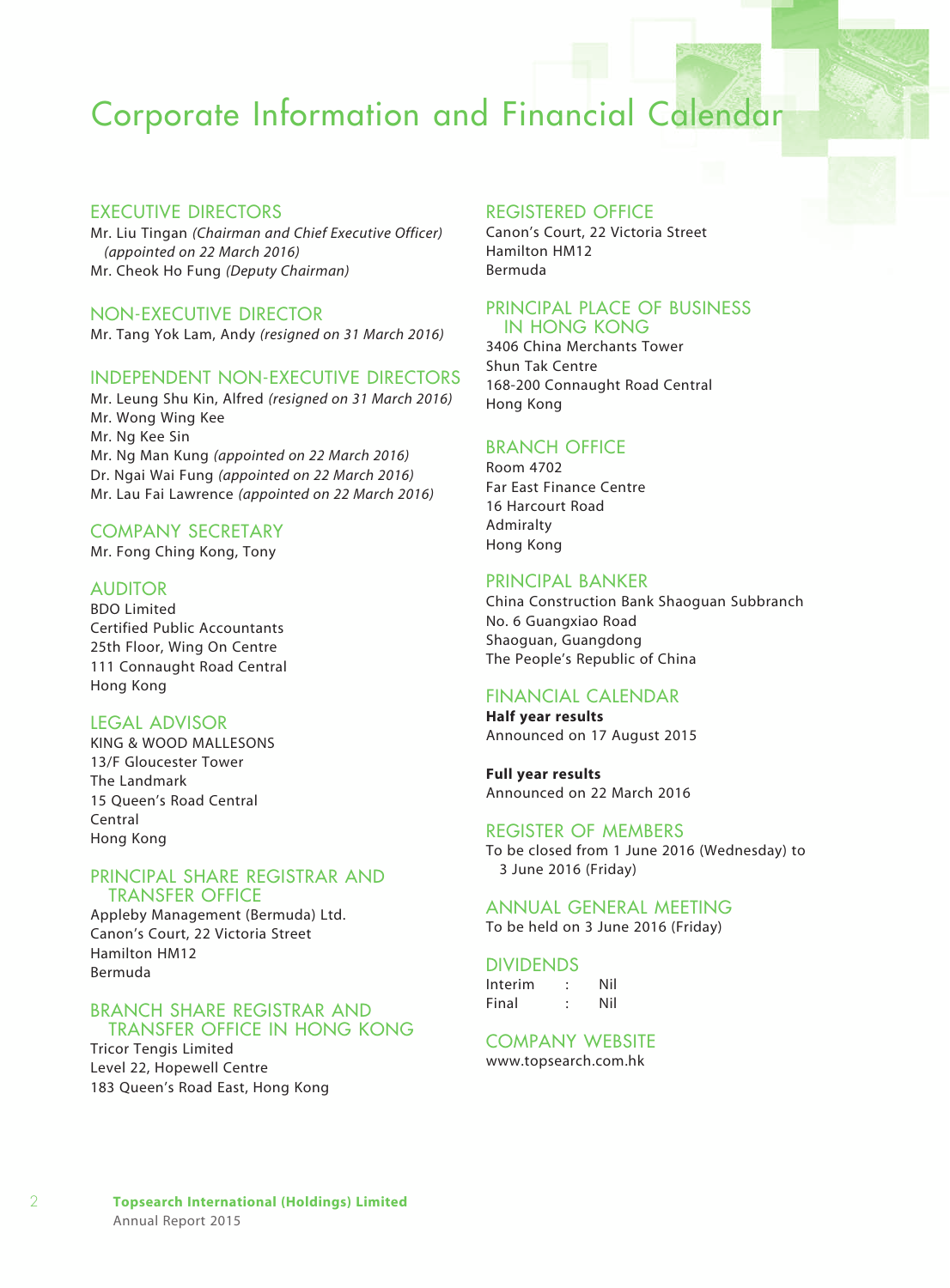# Corporate Information and Financial Calendar

## EXECUTIVE DIRECTORS

Mr. Liu Tingan *(Chairman and Chief Executive Officer)* *(appointed on 22 March 2016)*
Mr. Cheok Ho Fung *(Deputy Chairman)*

## NON-EXECUTIVE DIRECTOR

Mr. Tang Yok Lam, Andy *(resigned on 31 March 2016)*

## INDEPENDENT NON-EXECUTIVE DIRECTORS

Mr. Leung Shu Kin, Alfred *(resigned on 31 March 2016)*
Mr. Wong Wing Kee
Mr. Ng Kee Sin
Mr. Ng Man Kung *(appointed on 22 March 2016)*
Dr. Ngai Wai Fung *(appointed on 22 March 2016)*
Mr. Lau Fai Lawrence *(appointed on 22 March 2016)*

## COMPANY SECRETARY

Mr. Fong Ching Kong, Tony

## AUDITOR

BDO Limited
Certified Public Accountants
25th Floor, Wing On Centre
111 Connaught Road Central
Hong Kong

## LEGAL ADVISOR

KING & WOOD MALLESONS
13/F Gloucester Tower
The Landmark
15 Queen's Road Central
Central
Hong Kong

## PRINCIPAL SHARE REGISTRAR AND TRANSFER OFFICE

Appleby Management (Bermuda) Ltd.
Canon's Court, 22 Victoria Street
Hamilton HM12
Bermuda

## BRANCH SHARE REGISTRAR AND TRANSFER OFFICE IN HONG KONG

Tricor Tengis Limited
Level 22, Hopewell Centre
183 Queen's Road East, Hong Kong

## REGISTERED OFFICE

Canon's Court, 22 Victoria Street
Hamilton HM12
Bermuda

## PRINCIPAL PLACE OF BUSINESS IN HONG KONG

3406 China Merchants Tower
Shun Tak Centre
168-200 Connaught Road Central
Hong Kong

## BRANCH OFFICE

Room 4702
Far East Finance Centre
16 Harcourt Road
Admiralty
Hong Kong

## PRINCIPAL BANKER

China Construction Bank Shaoguan Subbranch
No. 6 Guangxiao Road
Shaoguan, Guangdong
The People's Republic of China

## FINANCIAL CALENDAR

**Half year results**
Announced on 17 August 2015

**Full year results**
Announced on 22 March 2016

## REGISTER OF MEMBERS

To be closed from 1 June 2016 (Wednesday) to 3 June 2016 (Friday)

## ANNUAL GENERAL MEETING

To be held on 3 June 2016 (Friday)

## DIVIDENDS

Interim : Nil
Final : Nil

## COMPANY WEBSITE

www.topsearch.com.hk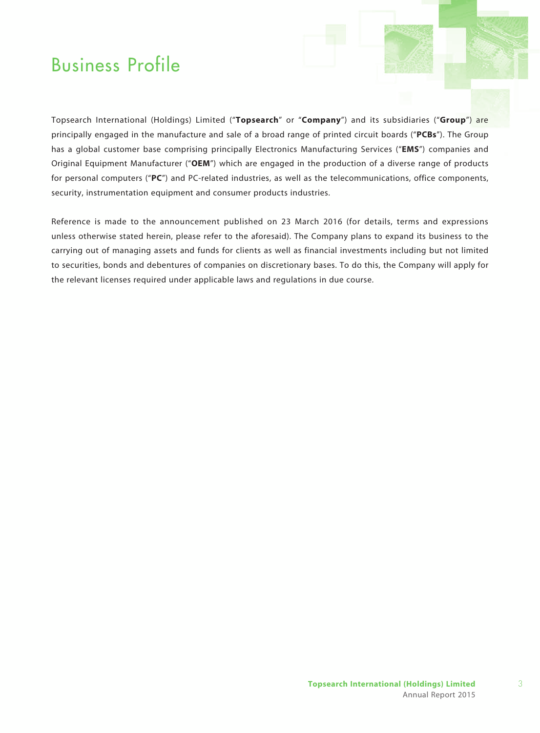# Business Profile

Topsearch International (Holdings) Limited ("**Topsearch**" or "**Company**") and its subsidiaries ("**Group**") are principally engaged in the manufacture and sale of a broad range of printed circuit boards ("**PCBs**"). The Group has a global customer base comprising principally Electronics Manufacturing Services ("**EMS**") companies and Original Equipment Manufacturer ("**OEM**") which are engaged in the production of a diverse range of products for personal computers ("**PC**") and PC-related industries, as well as the telecommunications, office components, security, instrumentation equipment and consumer products industries.

Reference is made to the announcement published on 23 March 2016 (for details, terms and expressions unless otherwise stated herein, please refer to the aforesaid). The Company plans to expand its business to the carrying out of managing assets and funds for clients as well as financial investments including but not limited to securities, bonds and debentures of companies on discretionary bases. To do this, the Company will apply for the relevant licenses required under applicable laws and regulations in due course.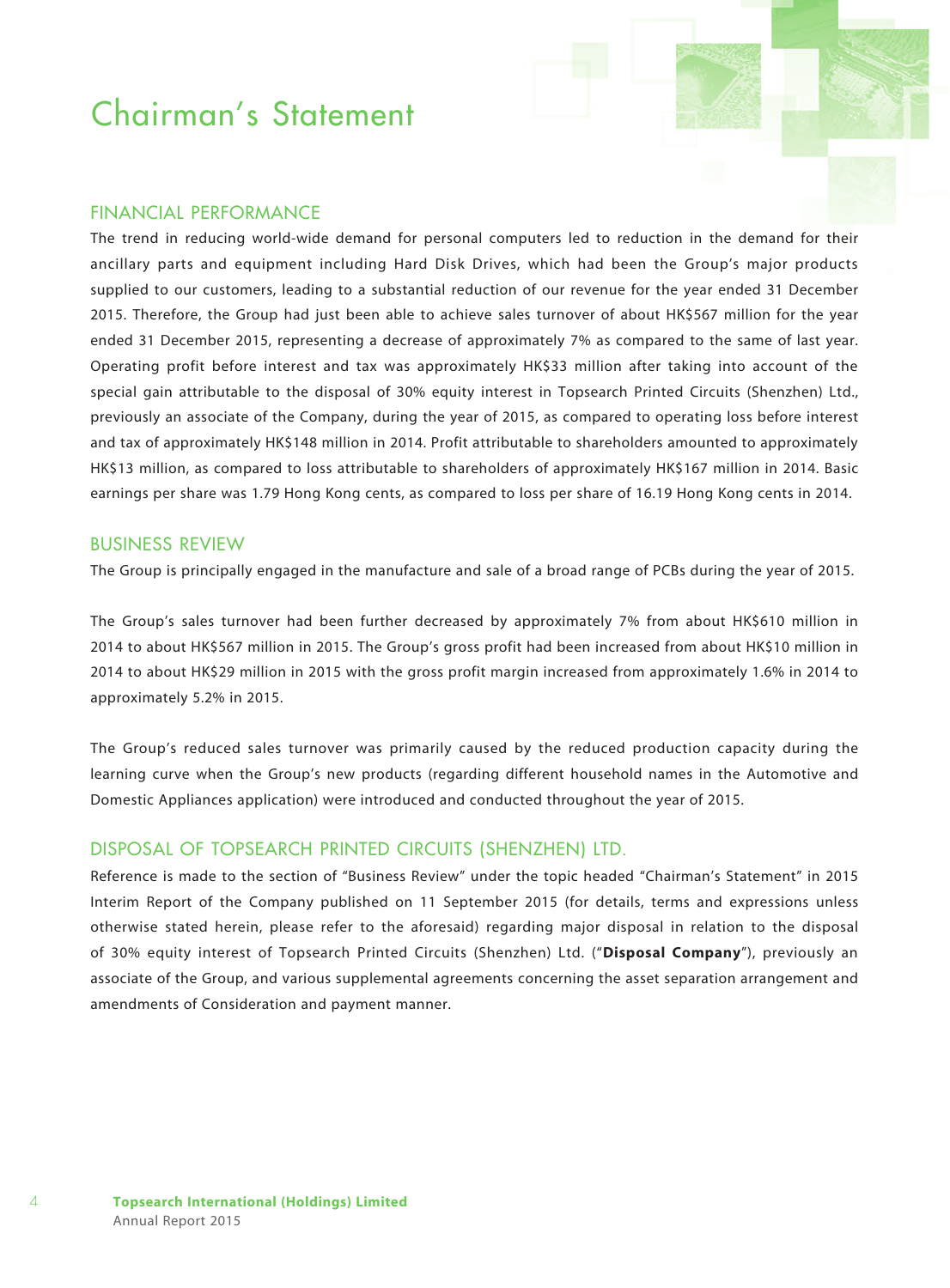# Chairman's Statement

## FINANCIAL PERFORMANCE

The trend in reducing world-wide demand for personal computers led to reduction in the demand for their ancillary parts and equipment including Hard Disk Drives, which had been the Group's major products supplied to our customers, leading to a substantial reduction of our revenue for the year ended 31 December 2015. Therefore, the Group had just been able to achieve sales turnover of about HK$567 million for the year ended 31 December 2015, representing a decrease of approximately 7% as compared to the same of last year. Operating profit before interest and tax was approximately HK$33 million after taking into account of the special gain attributable to the disposal of 30% equity interest in Topsearch Printed Circuits (Shenzhen) Ltd., previously an associate of the Company, during the year of 2015, as compared to operating loss before interest and tax of approximately HK$148 million in 2014. Profit attributable to shareholders amounted to approximately HK$13 million, as compared to loss attributable to shareholders of approximately HK$167 million in 2014. Basic earnings per share was 1.79 Hong Kong cents, as compared to loss per share of 16.19 Hong Kong cents in 2014.

## BUSINESS REVIEW

The Group is principally engaged in the manufacture and sale of a broad range of PCBs during the year of 2015.

The Group's sales turnover had been further decreased by approximately 7% from about HK$610 million in 2014 to about HK$567 million in 2015. The Group's gross profit had been increased from about HK$10 million in 2014 to about HK$29 million in 2015 with the gross profit margin increased from approximately 1.6% in 2014 to approximately 5.2% in 2015.

The Group's reduced sales turnover was primarily caused by the reduced production capacity during the learning curve when the Group's new products (regarding different household names in the Automotive and Domestic Appliances application) were introduced and conducted throughout the year of 2015.

## DISPOSAL OF TOPSEARCH PRINTED CIRCUITS (SHENZHEN) LTD.

Reference is made to the section of "Business Review" under the topic headed "Chairman's Statement" in 2015 Interim Report of the Company published on 11 September 2015 (for details, terms and expressions unless otherwise stated herein, please refer to the aforesaid) regarding major disposal in relation to the disposal of 30% equity interest of Topsearch Printed Circuits (Shenzhen) Ltd. ("**Disposal Company**"), previously an associate of the Group, and various supplemental agreements concerning the asset separation arrangement and amendments of Consideration and payment manner.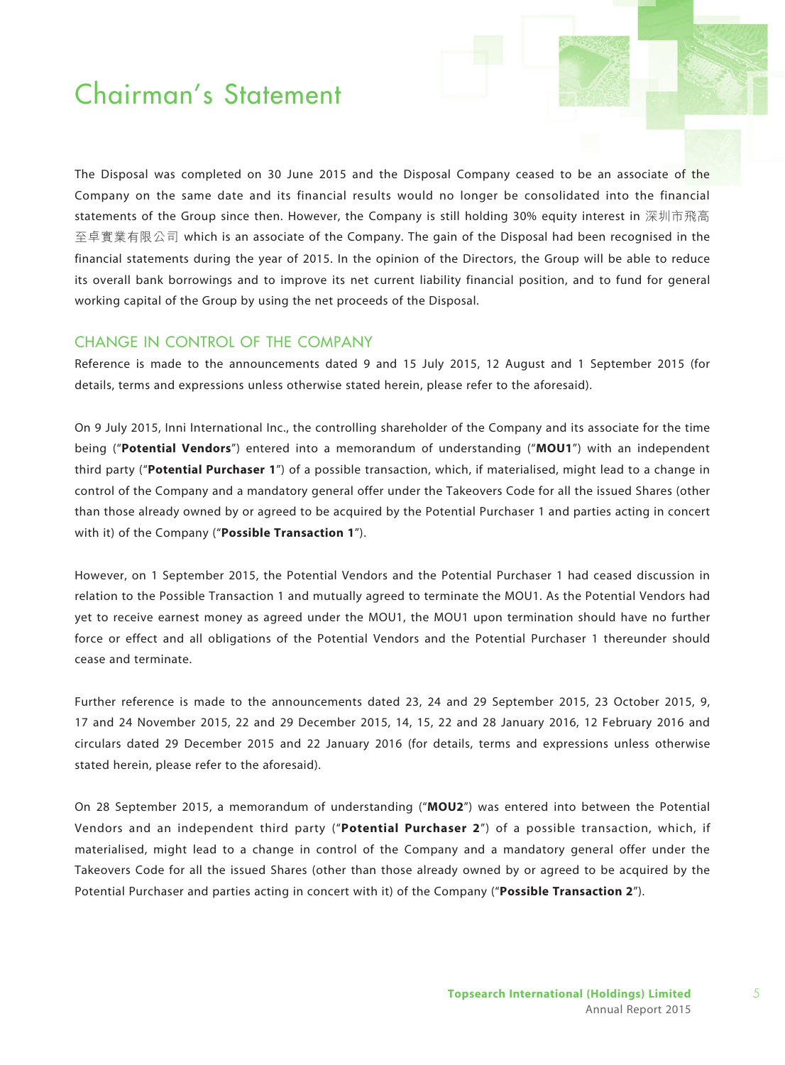# Chairman's Statement

The Disposal was completed on 30 June 2015 and the Disposal Company ceased to be an associate of the Company on the same date and its financial results would no longer be consolidated into the financial statements of the Group since then. However, the Company is still holding 30% equity interest in 深圳市飛高至卓實業有限公司 which is an associate of the Company. The gain of the Disposal had been recognised in the financial statements during the year of 2015. In the opinion of the Directors, the Group will be able to reduce its overall bank borrowings and to improve its net current liability financial position, and to fund for general working capital of the Group by using the net proceeds of the Disposal.

## CHANGE IN CONTROL OF THE COMPANY

Reference is made to the announcements dated 9 and 15 July 2015, 12 August and 1 September 2015 (for details, terms and expressions unless otherwise stated herein, please refer to the aforesaid).

On 9 July 2015, Inni International Inc., the controlling shareholder of the Company and its associate for the time being ("**Potential Vendors**") entered into a memorandum of understanding ("**MOU1**") with an independent third party ("**Potential Purchaser 1**") of a possible transaction, which, if materialised, might lead to a change in control of the Company and a mandatory general offer under the Takeovers Code for all the issued Shares (other than those already owned by or agreed to be acquired by the Potential Purchaser 1 and parties acting in concert with it) of the Company ("**Possible Transaction 1**").

However, on 1 September 2015, the Potential Vendors and the Potential Purchaser 1 had ceased discussion in relation to the Possible Transaction 1 and mutually agreed to terminate the MOU1. As the Potential Vendors had yet to receive earnest money as agreed under the MOU1, the MOU1 upon termination should have no further force or effect and all obligations of the Potential Vendors and the Potential Purchaser 1 thereunder should cease and terminate.

Further reference is made to the announcements dated 23, 24 and 29 September 2015, 23 October 2015, 9, 17 and 24 November 2015, 22 and 29 December 2015, 14, 15, 22 and 28 January 2016, 12 February 2016 and circulars dated 29 December 2015 and 22 January 2016 (for details, terms and expressions unless otherwise stated herein, please refer to the aforesaid).

On 28 September 2015, a memorandum of understanding ("**MOU2**") was entered into between the Potential Vendors and an independent third party ("**Potential Purchaser 2**") of a possible transaction, which, if materialised, might lead to a change in control of the Company and a mandatory general offer under the Takeovers Code for all the issued Shares (other than those already owned by or agreed to be acquired by the Potential Purchaser and parties acting in concert with it) of the Company ("**Possible Transaction 2**").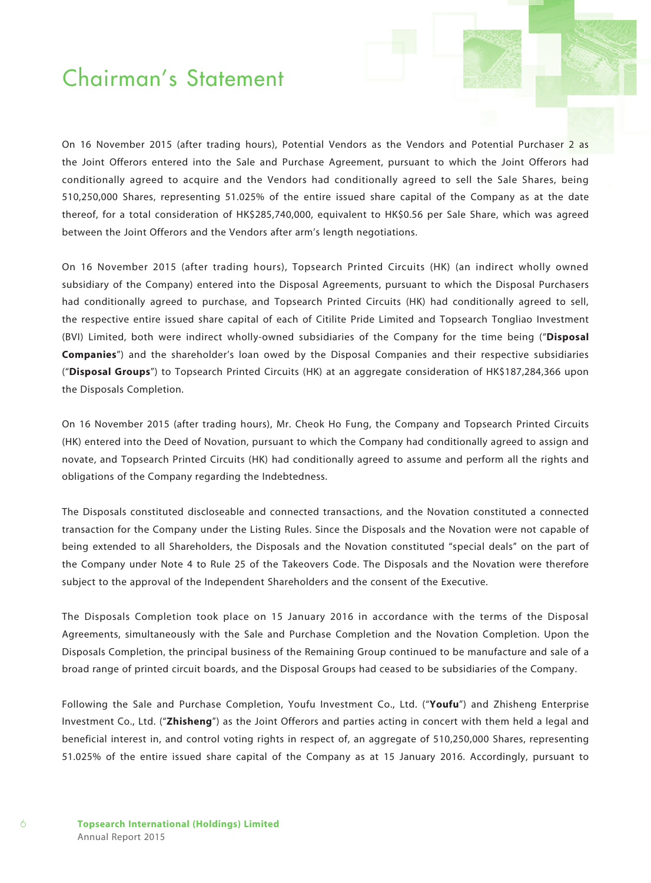# Chairman's Statement

On 16 November 2015 (after trading hours), Potential Vendors as the Vendors and Potential Purchaser 2 as the Joint Offerors entered into the Sale and Purchase Agreement, pursuant to which the Joint Offerors had conditionally agreed to acquire and the Vendors had conditionally agreed to sell the Sale Shares, being 510,250,000 Shares, representing 51.025% of the entire issued share capital of the Company as at the date thereof, for a total consideration of HK$285,740,000, equivalent to HK$0.56 per Sale Share, which was agreed between the Joint Offerors and the Vendors after arm's length negotiations.

On 16 November 2015 (after trading hours), Topsearch Printed Circuits (HK) (an indirect wholly owned subsidiary of the Company) entered into the Disposal Agreements, pursuant to which the Disposal Purchasers had conditionally agreed to purchase, and Topsearch Printed Circuits (HK) had conditionally agreed to sell, the respective entire issued share capital of each of Citilite Pride Limited and Topsearch Tongliao Investment (BVI) Limited, both were indirect wholly-owned subsidiaries of the Company for the time being ("**Disposal Companies**") and the shareholder's loan owed by the Disposal Companies and their respective subsidiaries ("**Disposal Groups**") to Topsearch Printed Circuits (HK) at an aggregate consideration of HK$187,284,366 upon the Disposals Completion.

On 16 November 2015 (after trading hours), Mr. Cheok Ho Fung, the Company and Topsearch Printed Circuits (HK) entered into the Deed of Novation, pursuant to which the Company had conditionally agreed to assign and novate, and Topsearch Printed Circuits (HK) had conditionally agreed to assume and perform all the rights and obligations of the Company regarding the Indebtedness.

The Disposals constituted discloseable and connected transactions, and the Novation constituted a connected transaction for the Company under the Listing Rules. Since the Disposals and the Novation were not capable of being extended to all Shareholders, the Disposals and the Novation constituted "special deals" on the part of the Company under Note 4 to Rule 25 of the Takeovers Code. The Disposals and the Novation were therefore subject to the approval of the Independent Shareholders and the consent of the Executive.

The Disposals Completion took place on 15 January 2016 in accordance with the terms of the Disposal Agreements, simultaneously with the Sale and Purchase Completion and the Novation Completion. Upon the Disposals Completion, the principal business of the Remaining Group continued to be manufacture and sale of a broad range of printed circuit boards, and the Disposal Groups had ceased to be subsidiaries of the Company.

Following the Sale and Purchase Completion, Youfu Investment Co., Ltd. ("**Youfu**") and Zhisheng Enterprise Investment Co., Ltd. ("**Zhisheng**") as the Joint Offerors and parties acting in concert with them held a legal and beneficial interest in, and control voting rights in respect of, an aggregate of 510,250,000 Shares, representing 51.025% of the entire issued share capital of the Company as at 15 January 2016. Accordingly, pursuant to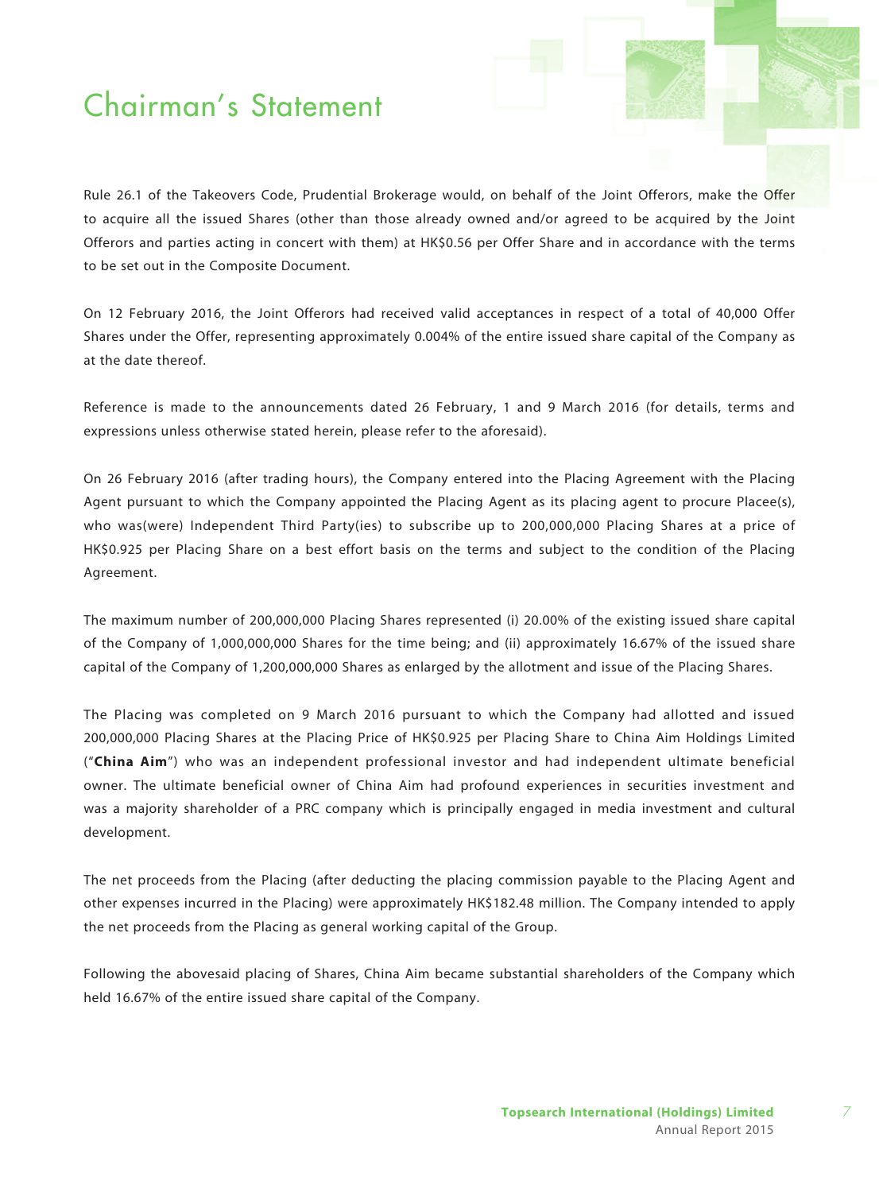# Chairman's Statement

Rule 26.1 of the Takeovers Code, Prudential Brokerage would, on behalf of the Joint Offerors, make the Offer to acquire all the issued Shares (other than those already owned and/or agreed to be acquired by the Joint Offerors and parties acting in concert with them) at HK$0.56 per Offer Share and in accordance with the terms to be set out in the Composite Document.

On 12 February 2016, the Joint Offerors had received valid acceptances in respect of a total of 40,000 Offer Shares under the Offer, representing approximately 0.004% of the entire issued share capital of the Company as at the date thereof.

Reference is made to the announcements dated 26 February, 1 and 9 March 2016 (for details, terms and expressions unless otherwise stated herein, please refer to the aforesaid).

On 26 February 2016 (after trading hours), the Company entered into the Placing Agreement with the Placing Agent pursuant to which the Company appointed the Placing Agent as its placing agent to procure Placee(s), who was(were) Independent Third Party(ies) to subscribe up to 200,000,000 Placing Shares at a price of HK$0.925 per Placing Share on a best effort basis on the terms and subject to the condition of the Placing Agreement.

The maximum number of 200,000,000 Placing Shares represented (i) 20.00% of the existing issued share capital of the Company of 1,000,000,000 Shares for the time being; and (ii) approximately 16.67% of the issued share capital of the Company of 1,200,000,000 Shares as enlarged by the allotment and issue of the Placing Shares.

The Placing was completed on 9 March 2016 pursuant to which the Company had allotted and issued 200,000,000 Placing Shares at the Placing Price of HK$0.925 per Placing Share to China Aim Holdings Limited ("**China Aim**") who was an independent professional investor and had independent ultimate beneficial owner. The ultimate beneficial owner of China Aim had profound experiences in securities investment and was a majority shareholder of a PRC company which is principally engaged in media investment and cultural development.

The net proceeds from the Placing (after deducting the placing commission payable to the Placing Agent and other expenses incurred in the Placing) were approximately HK$182.48 million. The Company intended to apply the net proceeds from the Placing as general working capital of the Group.

Following the abovesaid placing of Shares, China Aim became substantial shareholders of the Company which held 16.67% of the entire issued share capital of the Company.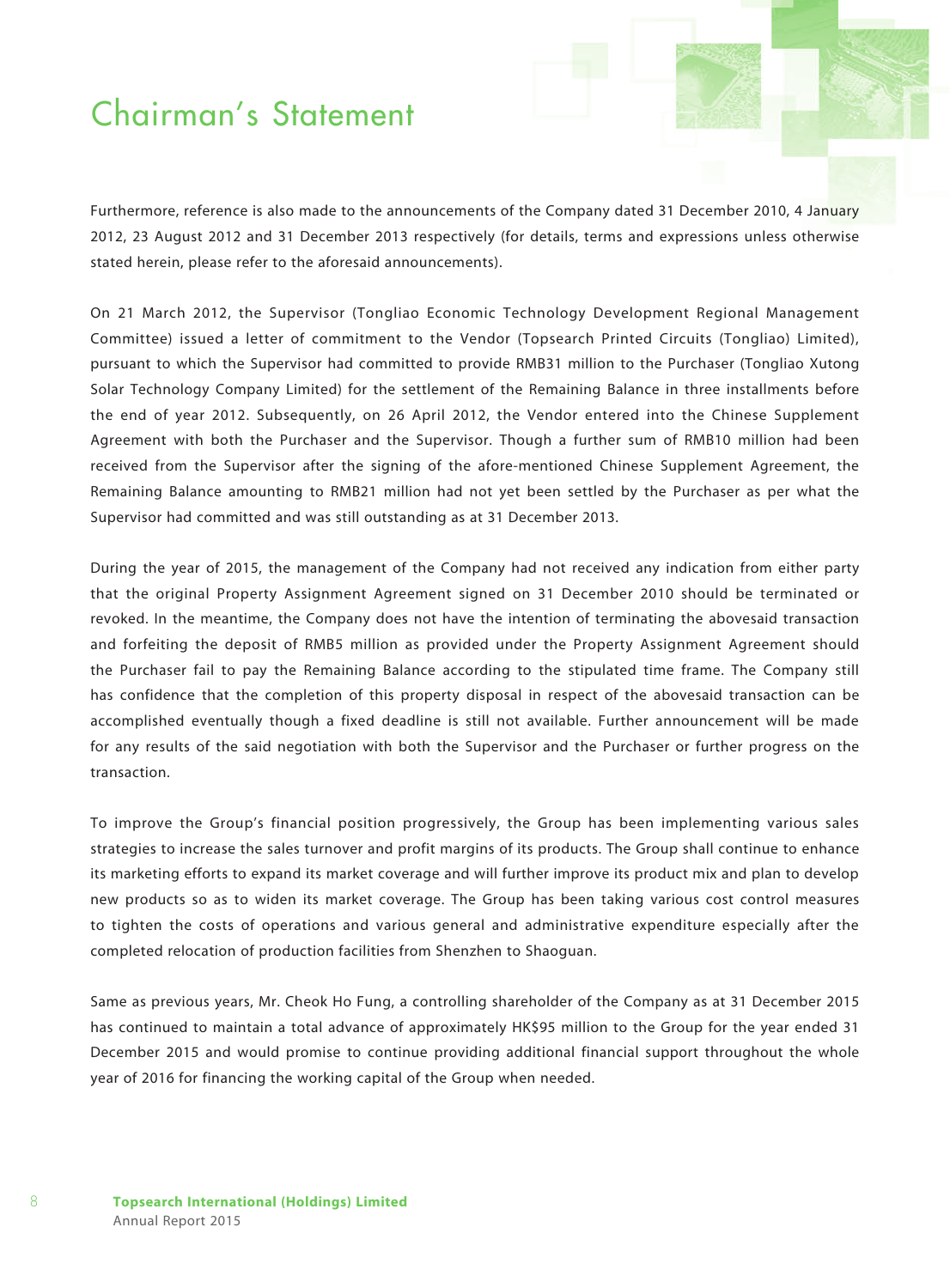# Chairman's Statement

Furthermore, reference is also made to the announcements of the Company dated 31 December 2010, 4 January 2012, 23 August 2012 and 31 December 2013 respectively (for details, terms and expressions unless otherwise stated herein, please refer to the aforesaid announcements).

On 21 March 2012, the Supervisor (Tongliao Economic Technology Development Regional Management Committee) issued a letter of commitment to the Vendor (Topsearch Printed Circuits (Tongliao) Limited), pursuant to which the Supervisor had committed to provide RMB31 million to the Purchaser (Tongliao Xutong Solar Technology Company Limited) for the settlement of the Remaining Balance in three installments before the end of year 2012. Subsequently, on 26 April 2012, the Vendor entered into the Chinese Supplement Agreement with both the Purchaser and the Supervisor. Though a further sum of RMB10 million had been received from the Supervisor after the signing of the afore-mentioned Chinese Supplement Agreement, the Remaining Balance amounting to RMB21 million had not yet been settled by the Purchaser as per what the Supervisor had committed and was still outstanding as at 31 December 2013.

During the year of 2015, the management of the Company had not received any indication from either party that the original Property Assignment Agreement signed on 31 December 2010 should be terminated or revoked. In the meantime, the Company does not have the intention of terminating the abovesaid transaction and forfeiting the deposit of RMB5 million as provided under the Property Assignment Agreement should the Purchaser fail to pay the Remaining Balance according to the stipulated time frame. The Company still has confidence that the completion of this property disposal in respect of the abovesaid transaction can be accomplished eventually though a fixed deadline is still not available. Further announcement will be made for any results of the said negotiation with both the Supervisor and the Purchaser or further progress on the transaction.

To improve the Group's financial position progressively, the Group has been implementing various sales strategies to increase the sales turnover and profit margins of its products. The Group shall continue to enhance its marketing efforts to expand its market coverage and will further improve its product mix and plan to develop new products so as to widen its market coverage. The Group has been taking various cost control measures to tighten the costs of operations and various general and administrative expenditure especially after the completed relocation of production facilities from Shenzhen to Shaoguan.

Same as previous years, Mr. Cheok Ho Fung, a controlling shareholder of the Company as at 31 December 2015 has continued to maintain a total advance of approximately HK$95 million to the Group for the year ended 31 December 2015 and would promise to continue providing additional financial support throughout the whole year of 2016 for financing the working capital of the Group when needed.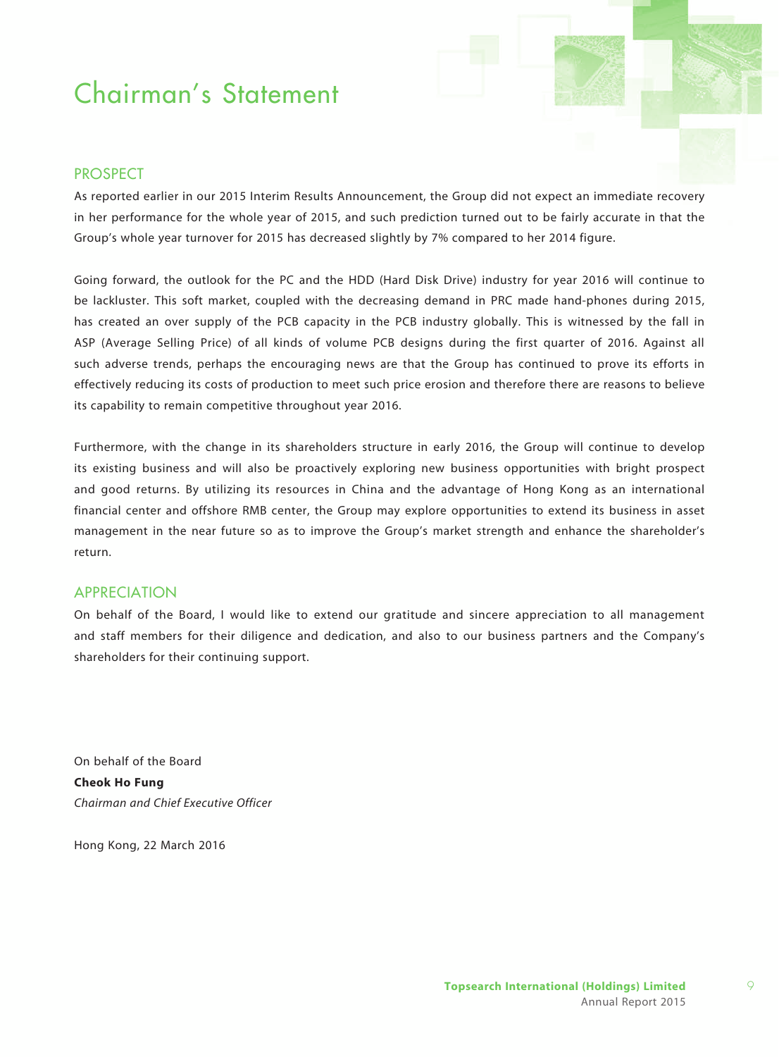# Chairman's Statement

## PROSPECT

As reported earlier in our 2015 Interim Results Announcement, the Group did not expect an immediate recovery in her performance for the whole year of 2015, and such prediction turned out to be fairly accurate in that the Group's whole year turnover for 2015 has decreased slightly by 7% compared to her 2014 figure.

Going forward, the outlook for the PC and the HDD (Hard Disk Drive) industry for year 2016 will continue to be lackluster. This soft market, coupled with the decreasing demand in PRC made hand-phones during 2015, has created an over supply of the PCB capacity in the PCB industry globally. This is witnessed by the fall in ASP (Average Selling Price) of all kinds of volume PCB designs during the first quarter of 2016. Against all such adverse trends, perhaps the encouraging news are that the Group has continued to prove its efforts in effectively reducing its costs of production to meet such price erosion and therefore there are reasons to believe its capability to remain competitive throughout year 2016.

Furthermore, with the change in its shareholders structure in early 2016, the Group will continue to develop its existing business and will also be proactively exploring new business opportunities with bright prospect and good returns. By utilizing its resources in China and the advantage of Hong Kong as an international financial center and offshore RMB center, the Group may explore opportunities to extend its business in asset management in the near future so as to improve the Group's market strength and enhance the shareholder's return.

## APPRECIATION

On behalf of the Board, I would like to extend our gratitude and sincere appreciation to all management and staff members for their diligence and dedication, and also to our business partners and the Company's shareholders for their continuing support.

On behalf of the Board
**Cheok Ho Fung**
*Chairman and Chief Executive Officer*

Hong Kong, 22 March 2016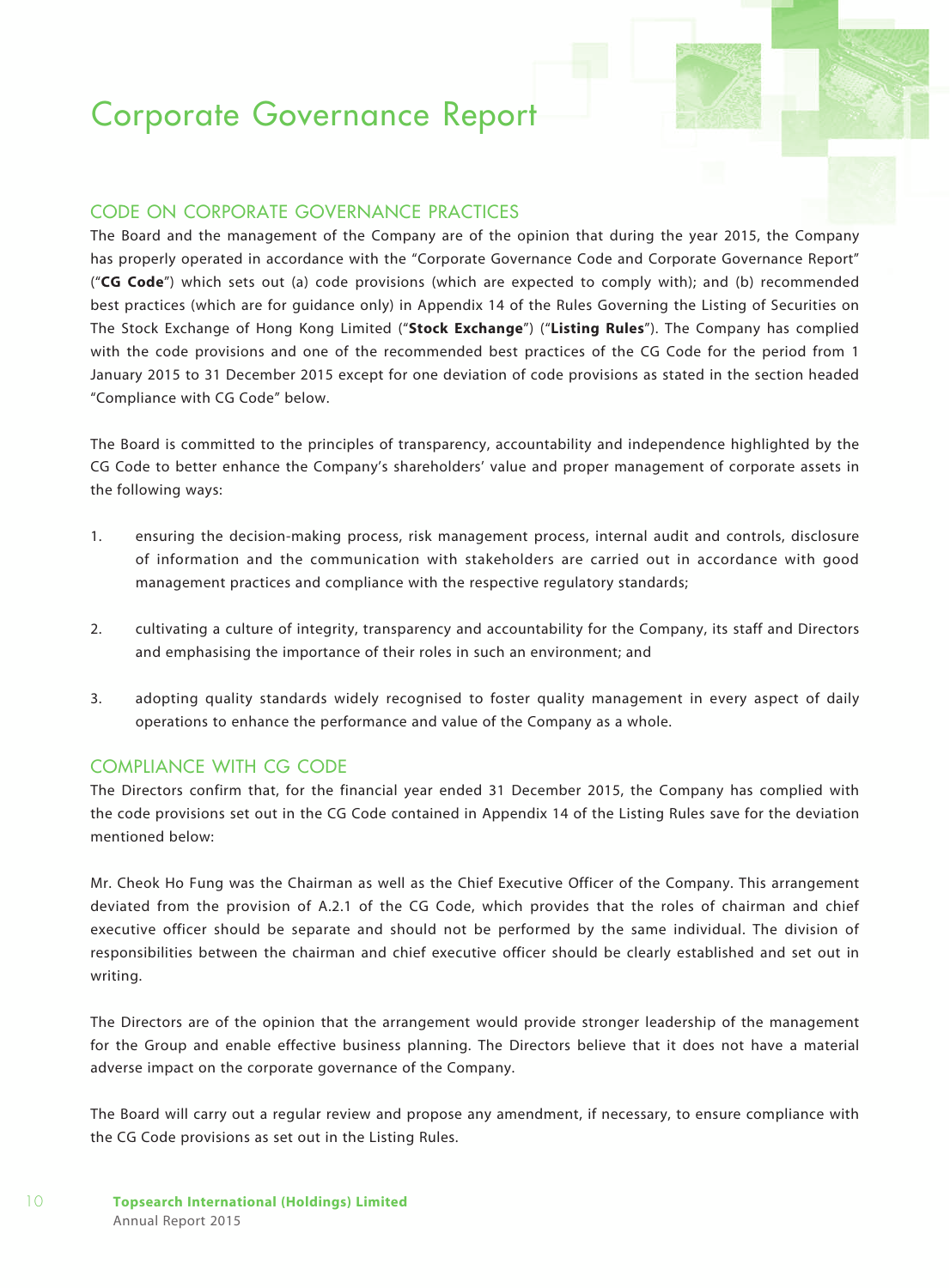# Corporate Governance Report

## CODE ON CORPORATE GOVERNANCE PRACTICES

The Board and the management of the Company are of the opinion that during the year 2015, the Company has properly operated in accordance with the "Corporate Governance Code and Corporate Governance Report" ("**CG Code**") which sets out (a) code provisions (which are expected to comply with); and (b) recommended best practices (which are for guidance only) in Appendix 14 of the Rules Governing the Listing of Securities on The Stock Exchange of Hong Kong Limited ("**Stock Exchange**") ("**Listing Rules**"). The Company has complied with the code provisions and one of the recommended best practices of the CG Code for the period from 1 January 2015 to 31 December 2015 except for one deviation of code provisions as stated in the section headed "Compliance with CG Code" below.

The Board is committed to the principles of transparency, accountability and independence highlighted by the CG Code to better enhance the Company's shareholders' value and proper management of corporate assets in the following ways:

1. ensuring the decision-making process, risk management process, internal audit and controls, disclosure of information and the communication with stakeholders are carried out in accordance with good management practices and compliance with the respective regulatory standards;

2. cultivating a culture of integrity, transparency and accountability for the Company, its staff and Directors and emphasising the importance of their roles in such an environment; and

3. adopting quality standards widely recognised to foster quality management in every aspect of daily operations to enhance the performance and value of the Company as a whole.

## COMPLIANCE WITH CG CODE

The Directors confirm that, for the financial year ended 31 December 2015, the Company has complied with the code provisions set out in the CG Code contained in Appendix 14 of the Listing Rules save for the deviation mentioned below:

Mr. Cheok Ho Fung was the Chairman as well as the Chief Executive Officer of the Company. This arrangement deviated from the provision of A.2.1 of the CG Code, which provides that the roles of chairman and chief executive officer should be separate and should not be performed by the same individual. The division of responsibilities between the chairman and chief executive officer should be clearly established and set out in writing.

The Directors are of the opinion that the arrangement would provide stronger leadership of the management for the Group and enable effective business planning. The Directors believe that it does not have a material adverse impact on the corporate governance of the Company.

The Board will carry out a regular review and propose any amendment, if necessary, to ensure compliance with the CG Code provisions as set out in the Listing Rules.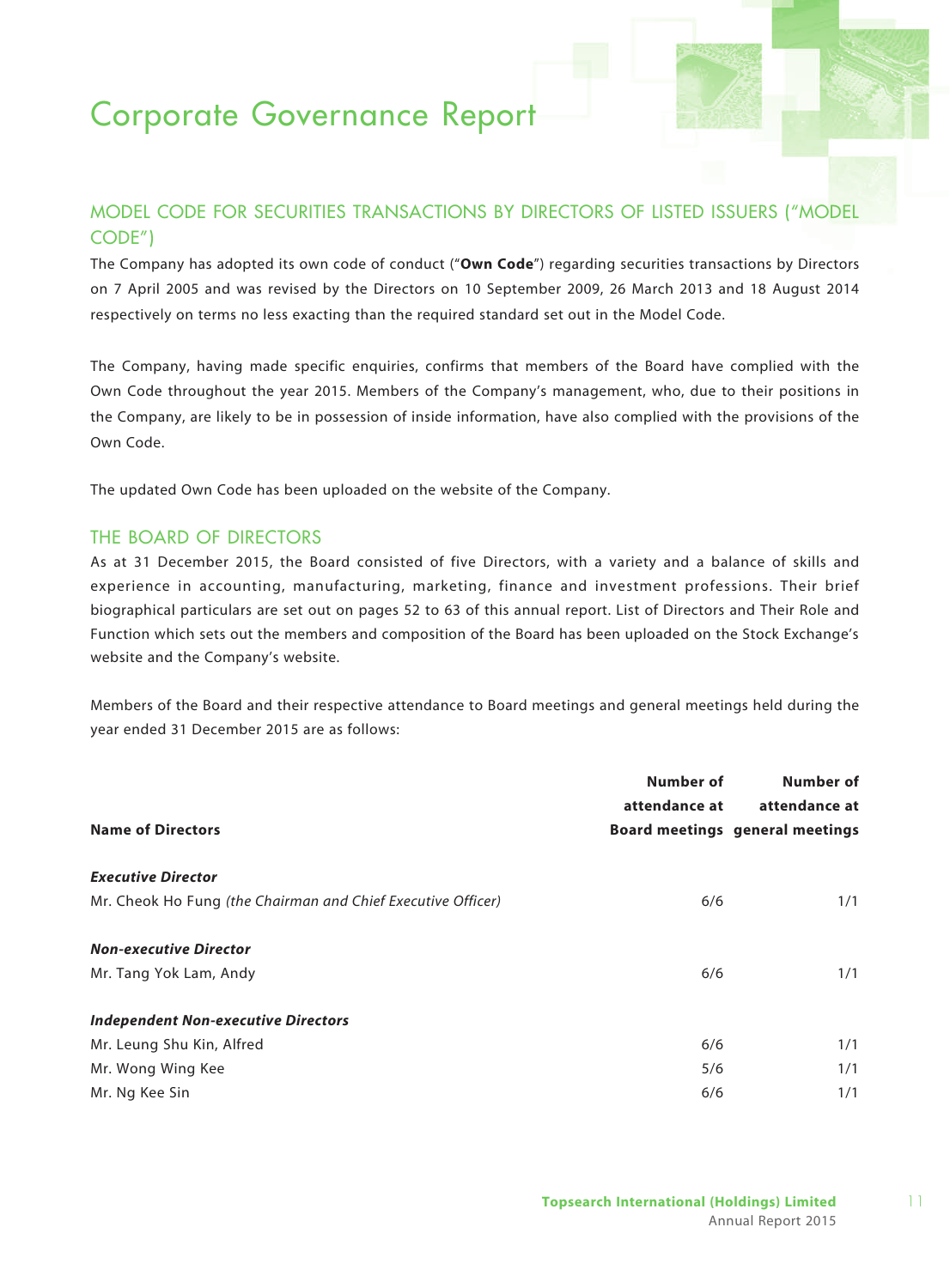# Corporate Governance Report

## MODEL CODE FOR SECURITIES TRANSACTIONS BY DIRECTORS OF LISTED ISSUERS ("MODEL CODE")

The Company has adopted its own code of conduct ("**Own Code**") regarding securities transactions by Directors on 7 April 2005 and was revised by the Directors on 10 September 2009, 26 March 2013 and 18 August 2014 respectively on terms no less exacting than the required standard set out in the Model Code.

The Company, having made specific enquiries, confirms that members of the Board have complied with the Own Code throughout the year 2015. Members of the Company's management, who, due to their positions in the Company, are likely to be in possession of inside information, have also complied with the provisions of the Own Code.

The updated Own Code has been uploaded on the website of the Company.

## THE BOARD OF DIRECTORS

As at 31 December 2015, the Board consisted of five Directors, with a variety and a balance of skills and experience in accounting, manufacturing, marketing, finance and investment professions. Their brief biographical particulars are set out on pages 52 to 63 of this annual report. List of Directors and Their Role and Function which sets out the members and composition of the Board has been uploaded on the Stock Exchange's website and the Company's website.

Members of the Board and their respective attendance to Board meetings and general meetings held during the year ended 31 December 2015 are as follows:

| Name of Directors | Number of attendance at Board meetings | Number of attendance at general meetings |
|---|---|---|
| ***Executive Director*** | | |
| Mr. Cheok Ho Fung *(the Chairman and Chief Executive Officer)* | 6/6 | 1/1 |
| ***Non-executive Director*** | | |
| Mr. Tang Yok Lam, Andy | 6/6 | 1/1 |
| ***Independent Non-executive Directors*** | | |
| Mr. Leung Shu Kin, Alfred | 6/6 | 1/1 |
| Mr. Wong Wing Kee | 5/6 | 1/1 |
| Mr. Ng Kee Sin | 6/6 | 1/1 |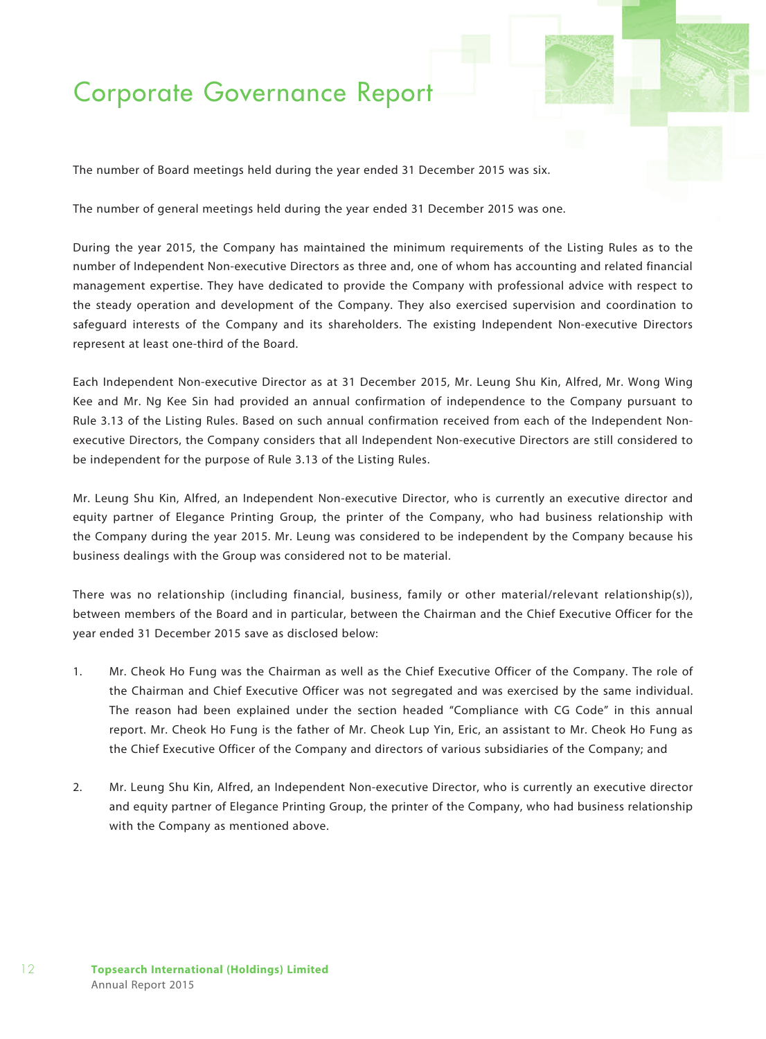# Corporate Governance Report

The number of Board meetings held during the year ended 31 December 2015 was six.

The number of general meetings held during the year ended 31 December 2015 was one.

During the year 2015, the Company has maintained the minimum requirements of the Listing Rules as to the number of Independent Non-executive Directors as three and, one of whom has accounting and related financial management expertise. They have dedicated to provide the Company with professional advice with respect to the steady operation and development of the Company. They also exercised supervision and coordination to safeguard interests of the Company and its shareholders. The existing Independent Non-executive Directors represent at least one-third of the Board.

Each Independent Non-executive Director as at 31 December 2015, Mr. Leung Shu Kin, Alfred, Mr. Wong Wing Kee and Mr. Ng Kee Sin had provided an annual confirmation of independence to the Company pursuant to Rule 3.13 of the Listing Rules. Based on such annual confirmation received from each of the Independent Non-executive Directors, the Company considers that all Independent Non-executive Directors are still considered to be independent for the purpose of Rule 3.13 of the Listing Rules.

Mr. Leung Shu Kin, Alfred, an Independent Non-executive Director, who is currently an executive director and equity partner of Elegance Printing Group, the printer of the Company, who had business relationship with the Company during the year 2015. Mr. Leung was considered to be independent by the Company because his business dealings with the Group was considered not to be material.

There was no relationship (including financial, business, family or other material/relevant relationship(s)), between members of the Board and in particular, between the Chairman and the Chief Executive Officer for the year ended 31 December 2015 save as disclosed below:

1. Mr. Cheok Ho Fung was the Chairman as well as the Chief Executive Officer of the Company. The role of the Chairman and Chief Executive Officer was not segregated and was exercised by the same individual. The reason had been explained under the section headed "Compliance with CG Code" in this annual report. Mr. Cheok Ho Fung is the father of Mr. Cheok Lup Yin, Eric, an assistant to Mr. Cheok Ho Fung as the Chief Executive Officer of the Company and directors of various subsidiaries of the Company; and

2. Mr. Leung Shu Kin, Alfred, an Independent Non-executive Director, who is currently an executive director and equity partner of Elegance Printing Group, the printer of the Company, who had business relationship with the Company as mentioned above.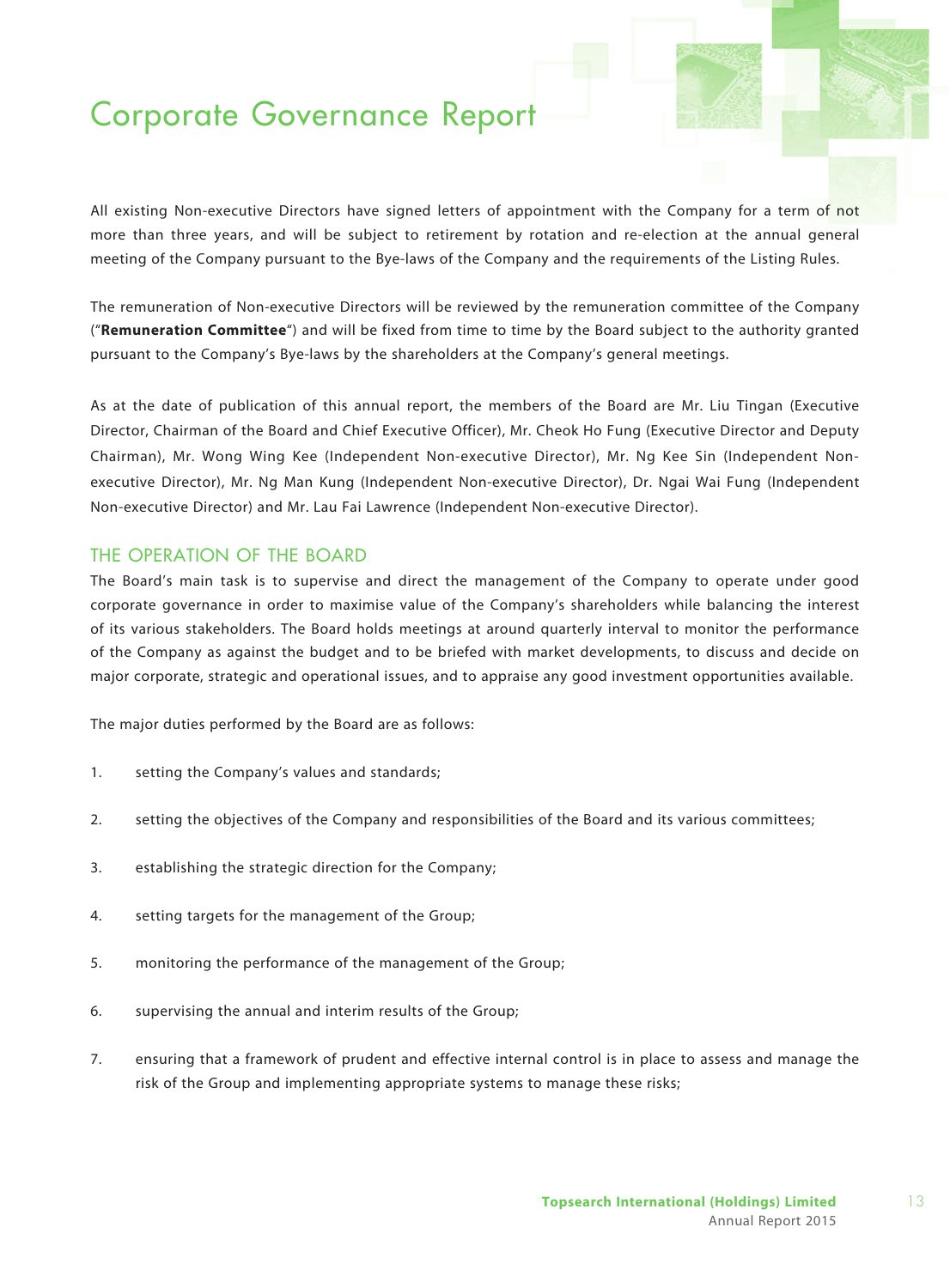# Corporate Governance Report

All existing Non-executive Directors have signed letters of appointment with the Company for a term of not more than three years, and will be subject to retirement by rotation and re-election at the annual general meeting of the Company pursuant to the Bye-laws of the Company and the requirements of the Listing Rules.

The remuneration of Non-executive Directors will be reviewed by the remuneration committee of the Company ("**Remuneration Committee**") and will be fixed from time to time by the Board subject to the authority granted pursuant to the Company's Bye-laws by the shareholders at the Company's general meetings.

As at the date of publication of this annual report, the members of the Board are Mr. Liu Tingan (Executive Director, Chairman of the Board and Chief Executive Officer), Mr. Cheok Ho Fung (Executive Director and Deputy Chairman), Mr. Wong Wing Kee (Independent Non-executive Director), Mr. Ng Kee Sin (Independent Non-executive Director), Mr. Ng Man Kung (Independent Non-executive Director), Dr. Ngai Wai Fung (Independent Non-executive Director) and Mr. Lau Fai Lawrence (Independent Non-executive Director).

## THE OPERATION OF THE BOARD

The Board's main task is to supervise and direct the management of the Company to operate under good corporate governance in order to maximise value of the Company's shareholders while balancing the interest of its various stakeholders. The Board holds meetings at around quarterly interval to monitor the performance of the Company as against the budget and to be briefed with market developments, to discuss and decide on major corporate, strategic and operational issues, and to appraise any good investment opportunities available.

The major duties performed by the Board are as follows:

1. setting the Company's values and standards;

2. setting the objectives of the Company and responsibilities of the Board and its various committees;

3. establishing the strategic direction for the Company;

4. setting targets for the management of the Group;

5. monitoring the performance of the management of the Group;

6. supervising the annual and interim results of the Group;

7. ensuring that a framework of prudent and effective internal control is in place to assess and manage the risk of the Group and implementing appropriate systems to manage these risks;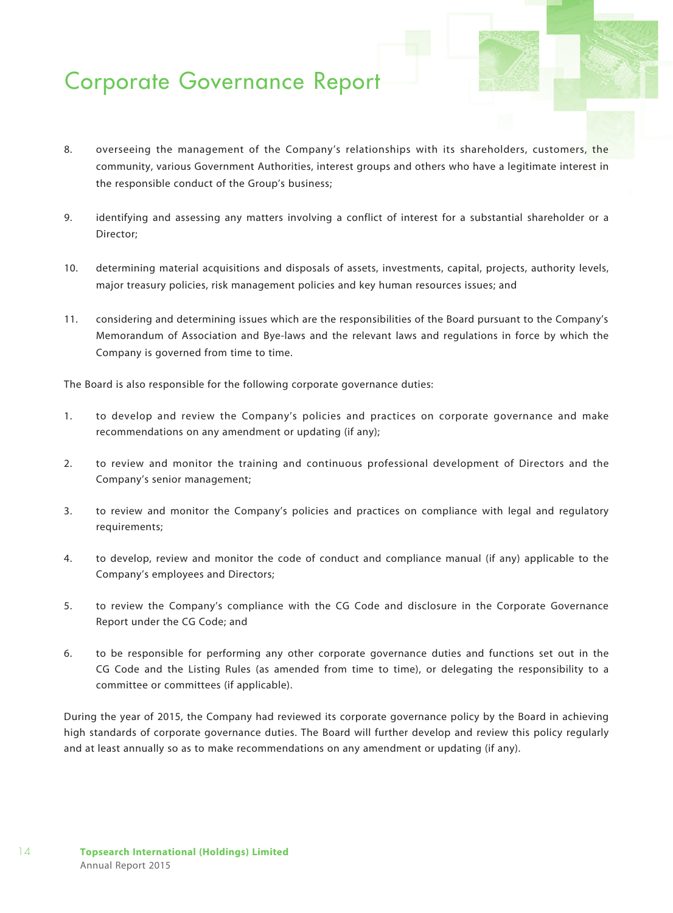# Corporate Governance Report

8. overseeing the management of the Company's relationships with its shareholders, customers, the community, various Government Authorities, interest groups and others who have a legitimate interest in the responsible conduct of the Group's business;

9. identifying and assessing any matters involving a conflict of interest for a substantial shareholder or a Director;

10. determining material acquisitions and disposals of assets, investments, capital, projects, authority levels, major treasury policies, risk management policies and key human resources issues; and

11. considering and determining issues which are the responsibilities of the Board pursuant to the Company's Memorandum of Association and Bye-laws and the relevant laws and regulations in force by which the Company is governed from time to time.

The Board is also responsible for the following corporate governance duties:

1. to develop and review the Company's policies and practices on corporate governance and make recommendations on any amendment or updating (if any);

2. to review and monitor the training and continuous professional development of Directors and the Company's senior management;

3. to review and monitor the Company's policies and practices on compliance with legal and regulatory requirements;

4. to develop, review and monitor the code of conduct and compliance manual (if any) applicable to the Company's employees and Directors;

5. to review the Company's compliance with the CG Code and disclosure in the Corporate Governance Report under the CG Code; and

6. to be responsible for performing any other corporate governance duties and functions set out in the CG Code and the Listing Rules (as amended from time to time), or delegating the responsibility to a committee or committees (if applicable).

During the year of 2015, the Company had reviewed its corporate governance policy by the Board in achieving high standards of corporate governance duties. The Board will further develop and review this policy regularly and at least annually so as to make recommendations on any amendment or updating (if any).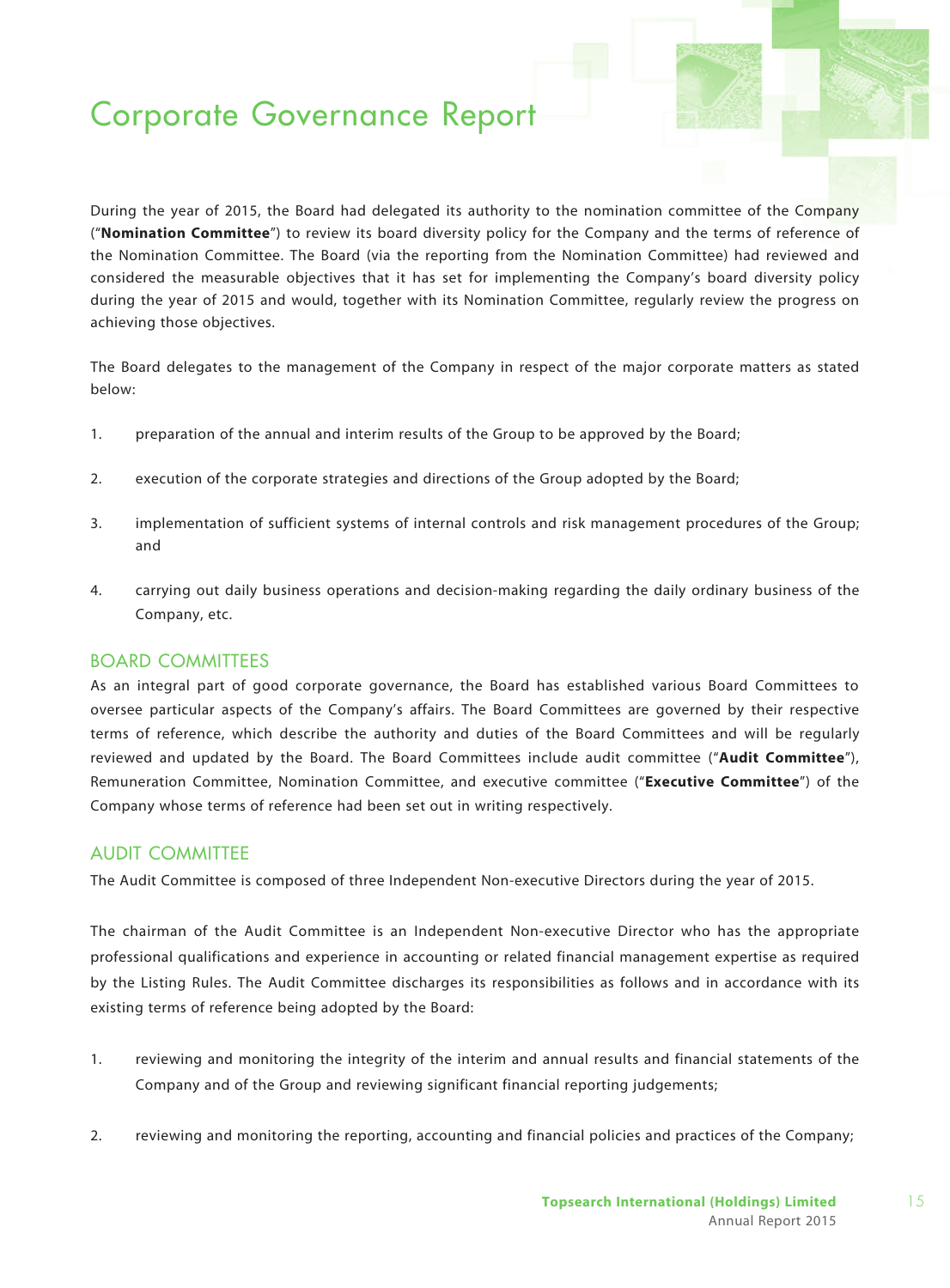# Corporate Governance Report

During the year of 2015, the Board had delegated its authority to the nomination committee of the Company ("**Nomination Committee**") to review its board diversity policy for the Company and the terms of reference of the Nomination Committee. The Board (via the reporting from the Nomination Committee) had reviewed and considered the measurable objectives that it has set for implementing the Company's board diversity policy during the year of 2015 and would, together with its Nomination Committee, regularly review the progress on achieving those objectives.

The Board delegates to the management of the Company in respect of the major corporate matters as stated below:

1. preparation of the annual and interim results of the Group to be approved by the Board;
2. execution of the corporate strategies and directions of the Group adopted by the Board;
3. implementation of sufficient systems of internal controls and risk management procedures of the Group; and
4. carrying out daily business operations and decision-making regarding the daily ordinary business of the Company, etc.

## BOARD COMMITTEES

As an integral part of good corporate governance, the Board has established various Board Committees to oversee particular aspects of the Company's affairs. The Board Committees are governed by their respective terms of reference, which describe the authority and duties of the Board Committees and will be regularly reviewed and updated by the Board. The Board Committees include audit committee ("**Audit Committee**"), Remuneration Committee, Nomination Committee, and executive committee ("**Executive Committee**") of the Company whose terms of reference had been set out in writing respectively.

## AUDIT COMMITTEE

The Audit Committee is composed of three Independent Non-executive Directors during the year of 2015.

The chairman of the Audit Committee is an Independent Non-executive Director who has the appropriate professional qualifications and experience in accounting or related financial management expertise as required by the Listing Rules. The Audit Committee discharges its responsibilities as follows and in accordance with its existing terms of reference being adopted by the Board:

1. reviewing and monitoring the integrity of the interim and annual results and financial statements of the Company and of the Group and reviewing significant financial reporting judgements;
2. reviewing and monitoring the reporting, accounting and financial policies and practices of the Company;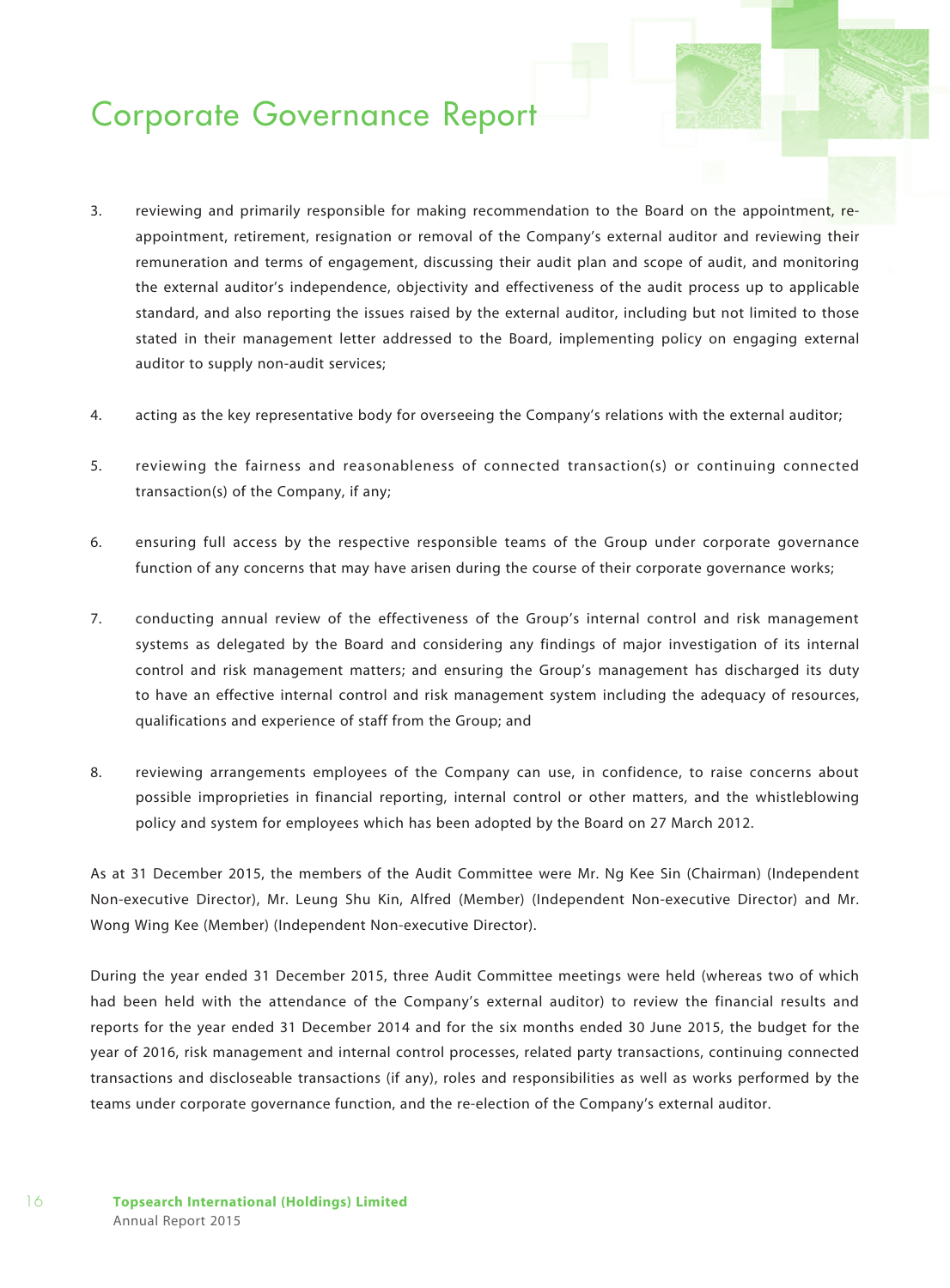3. reviewing and primarily responsible for making recommendation to the Board on the appointment, re-appointment, retirement, resignation or removal of the Company's external auditor and reviewing their remuneration and terms of engagement, discussing their audit plan and scope of audit, and monitoring the external auditor's independence, objectivity and effectiveness of the audit process up to applicable standard, and also reporting the issues raised by the external auditor, including but not limited to those stated in their management letter addressed to the Board, implementing policy on engaging external auditor to supply non-audit services;

4. acting as the key representative body for overseeing the Company's relations with the external auditor;

5. reviewing the fairness and reasonableness of connected transaction(s) or continuing connected transaction(s) of the Company, if any;

6. ensuring full access by the respective responsible teams of the Group under corporate governance function of any concerns that may have arisen during the course of their corporate governance works;

7. conducting annual review of the effectiveness of the Group's internal control and risk management systems as delegated by the Board and considering any findings of major investigation of its internal control and risk management matters; and ensuring the Group's management has discharged its duty to have an effective internal control and risk management system including the adequacy of resources, qualifications and experience of staff from the Group; and

8. reviewing arrangements employees of the Company can use, in confidence, to raise concerns about possible improprieties in financial reporting, internal control or other matters, and the whistleblowing policy and system for employees which has been adopted by the Board on 27 March 2012.

As at 31 December 2015, the members of the Audit Committee were Mr. Ng Kee Sin (Chairman) (Independent Non-executive Director), Mr. Leung Shu Kin, Alfred (Member) (Independent Non-executive Director) and Mr. Wong Wing Kee (Member) (Independent Non-executive Director).

During the year ended 31 December 2015, three Audit Committee meetings were held (whereas two of which had been held with the attendance of the Company's external auditor) to review the financial results and reports for the year ended 31 December 2014 and for the six months ended 30 June 2015, the budget for the year of 2016, risk management and internal control processes, related party transactions, continuing connected transactions and discloseable transactions (if any), roles and responsibilities as well as works performed by the teams under corporate governance function, and the re-election of the Company's external auditor.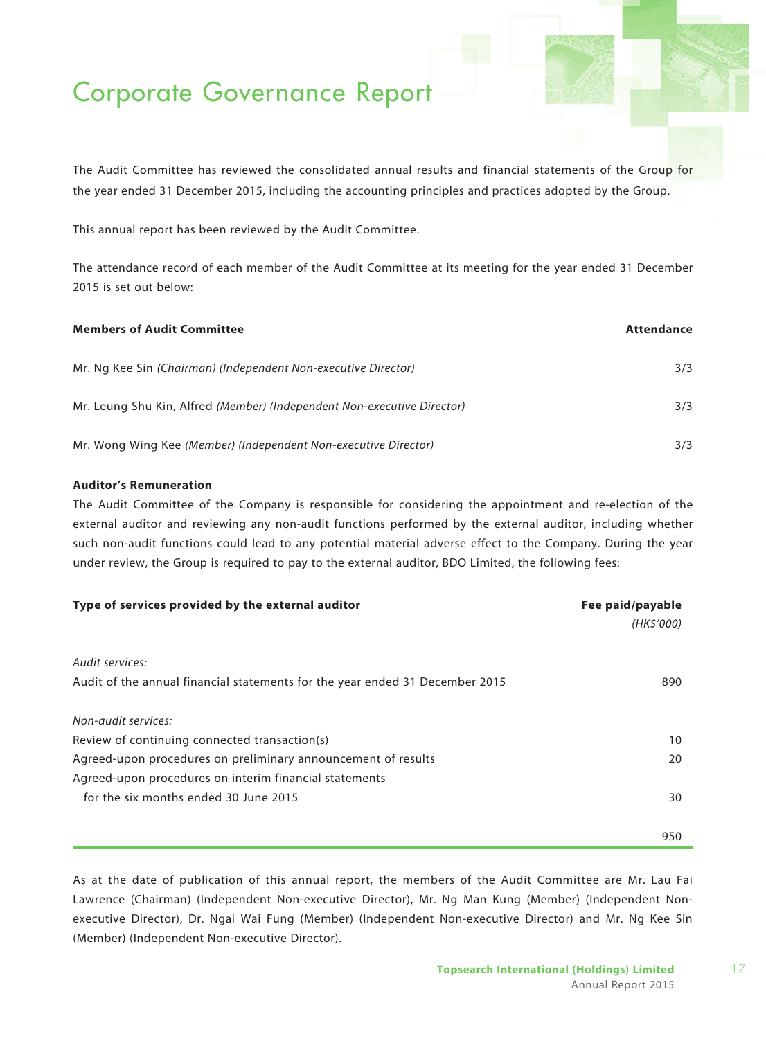# Corporate Governance Report

The Audit Committee has reviewed the consolidated annual results and financial statements of the Group for the year ended 31 December 2015, including the accounting principles and practices adopted by the Group.

This annual report has been reviewed by the Audit Committee.

The attendance record of each member of the Audit Committee at its meeting for the year ended 31 December 2015 is set out below:

| **Members of Audit Committee** | **Attendance** |
|---|---|
| Mr. Ng Kee Sin *(Chairman) (Independent Non-executive Director)* | 3/3 |
| Mr. Leung Shu Kin, Alfred *(Member) (Independent Non-executive Director)* | 3/3 |
| Mr. Wong Wing Kee *(Member) (Independent Non-executive Director)* | 3/3 |

**Auditor's Remuneration**

The Audit Committee of the Company is responsible for considering the appointment and re-election of the external auditor and reviewing any non-audit functions performed by the external auditor, including whether such non-audit functions could lead to any potential material adverse effect to the Company. During the year under review, the Group is required to pay to the external auditor, BDO Limited, the following fees:

| **Type of services provided by the external auditor** | **Fee paid/payable** *(HK$'000)* |
|---|---|
| *Audit services:* | |
| Audit of the annual financial statements for the year ended 31 December 2015 | 890 |
| *Non-audit services:* | |
| Review of continuing connected transaction(s) | 10 |
| Agreed-upon procedures on preliminary announcement of results | 20 |
| Agreed-upon procedures on interim financial statements for the six months ended 30 June 2015 | 30 |
| | 950 |

As at the date of publication of this annual report, the members of the Audit Committee are Mr. Lau Fai Lawrence (Chairman) (Independent Non-executive Director), Mr. Ng Man Kung (Member) (Independent Non-executive Director), Dr. Ngai Wai Fung (Member) (Independent Non-executive Director) and Mr. Ng Kee Sin (Member) (Independent Non-executive Director).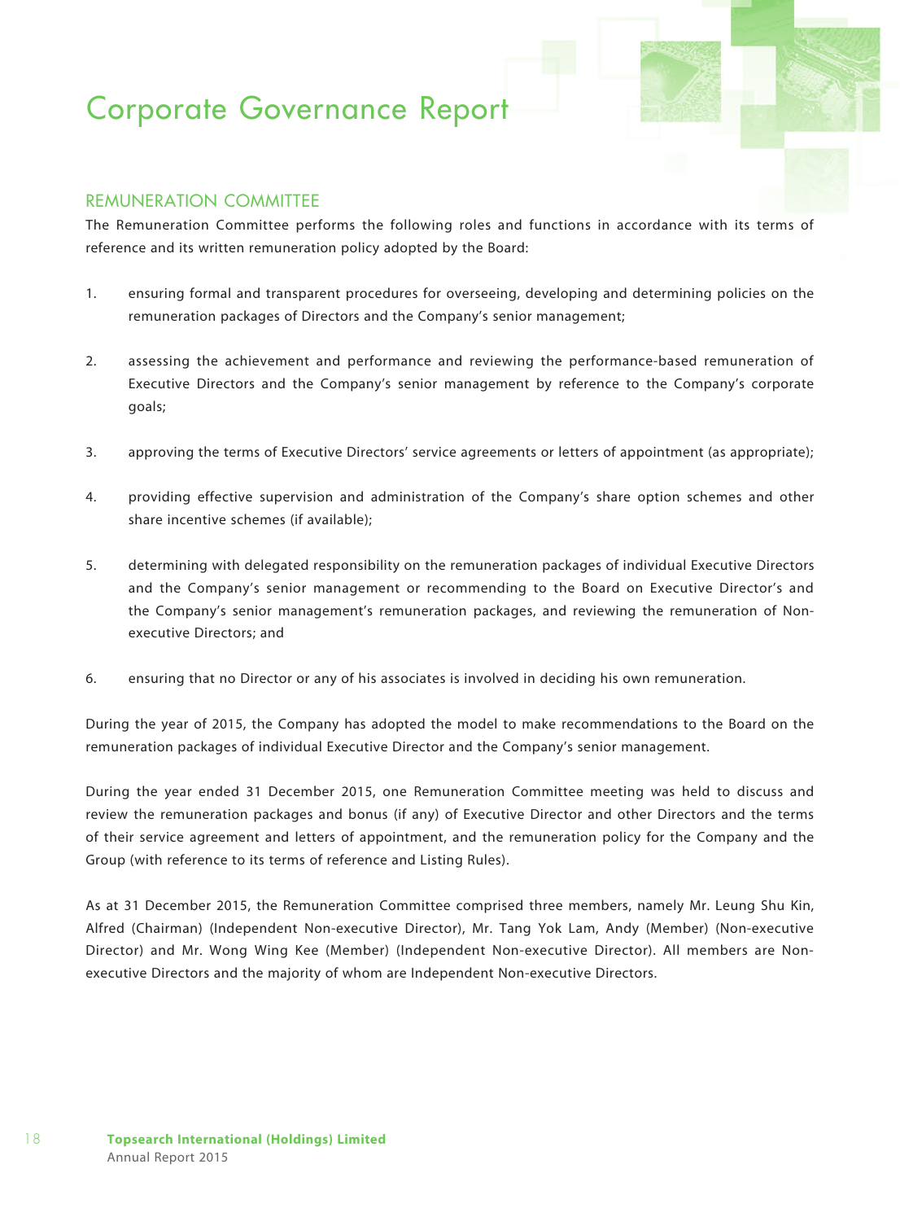## REMUNERATION COMMITTEE

The Remuneration Committee performs the following roles and functions in accordance with its terms of reference and its written remuneration policy adopted by the Board:

1. ensuring formal and transparent procedures for overseeing, developing and determining policies on the remuneration packages of Directors and the Company's senior management;

2. assessing the achievement and performance and reviewing the performance-based remuneration of Executive Directors and the Company's senior management by reference to the Company's corporate goals;

3. approving the terms of Executive Directors' service agreements or letters of appointment (as appropriate);

4. providing effective supervision and administration of the Company's share option schemes and other share incentive schemes (if available);

5. determining with delegated responsibility on the remuneration packages of individual Executive Directors and the Company's senior management or recommending to the Board on Executive Director's and the Company's senior management's remuneration packages, and reviewing the remuneration of Non-executive Directors; and

6. ensuring that no Director or any of his associates is involved in deciding his own remuneration.

During the year of 2015, the Company has adopted the model to make recommendations to the Board on the remuneration packages of individual Executive Director and the Company's senior management.

During the year ended 31 December 2015, one Remuneration Committee meeting was held to discuss and review the remuneration packages and bonus (if any) of Executive Director and other Directors and the terms of their service agreement and letters of appointment, and the remuneration policy for the Company and the Group (with reference to its terms of reference and Listing Rules).

As at 31 December 2015, the Remuneration Committee comprised three members, namely Mr. Leung Shu Kin, Alfred (Chairman) (Independent Non-executive Director), Mr. Tang Yok Lam, Andy (Member) (Non-executive Director) and Mr. Wong Wing Kee (Member) (Independent Non-executive Director). All members are Non-executive Directors and the majority of whom are Independent Non-executive Directors.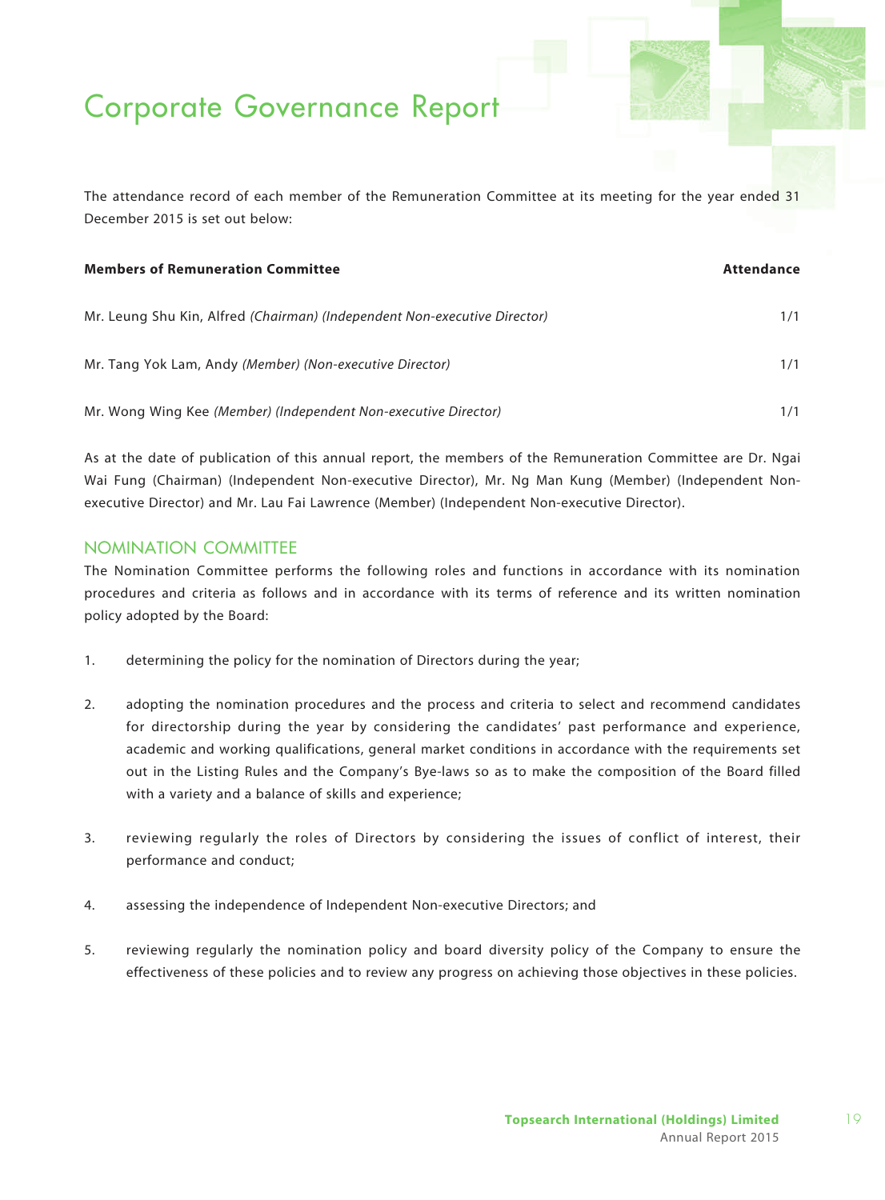The attendance record of each member of the Remuneration Committee at its meeting for the year ended 31 December 2015 is set out below:

| **Members of Remuneration Committee** | **Attendance** |
|---|---|
| Mr. Leung Shu Kin, Alfred *(Chairman) (Independent Non-executive Director)* | 1/1 |
| Mr. Tang Yok Lam, Andy *(Member) (Non-executive Director)* | 1/1 |
| Mr. Wong Wing Kee *(Member) (Independent Non-executive Director)* | 1/1 |

As at the date of publication of this annual report, the members of the Remuneration Committee are Dr. Ngai Wai Fung (Chairman) (Independent Non-executive Director), Mr. Ng Man Kung (Member) (Independent Non-executive Director) and Mr. Lau Fai Lawrence (Member) (Independent Non-executive Director).

## NOMINATION COMMITTEE

The Nomination Committee performs the following roles and functions in accordance with its nomination procedures and criteria as follows and in accordance with its terms of reference and its written nomination policy adopted by the Board:

1. determining the policy for the nomination of Directors during the year;
2. adopting the nomination procedures and the process and criteria to select and recommend candidates for directorship during the year by considering the candidates' past performance and experience, academic and working qualifications, general market conditions in accordance with the requirements set out in the Listing Rules and the Company's Bye-laws so as to make the composition of the Board filled with a variety and a balance of skills and experience;
3. reviewing regularly the roles of Directors by considering the issues of conflict of interest, their performance and conduct;
4. assessing the independence of Independent Non-executive Directors; and
5. reviewing regularly the nomination policy and board diversity policy of the Company to ensure the effectiveness of these policies and to review any progress on achieving those objectives in these policies.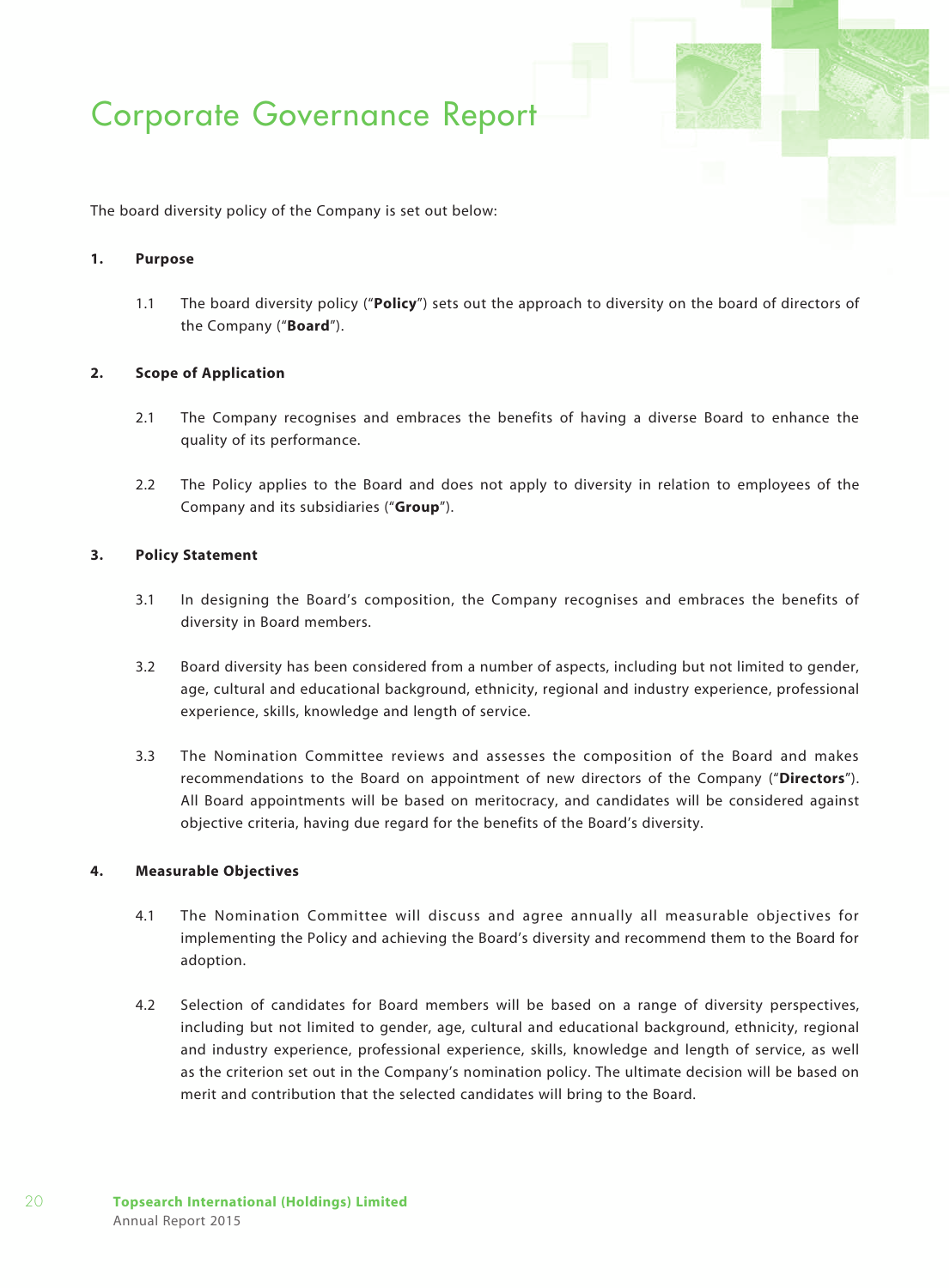The board diversity policy of the Company is set out below:

**1. Purpose**

1.1 The board diversity policy ("**Policy**") sets out the approach to diversity on the board of directors of the Company ("**Board**").

**2. Scope of Application**

2.1 The Company recognises and embraces the benefits of having a diverse Board to enhance the quality of its performance.

2.2 The Policy applies to the Board and does not apply to diversity in relation to employees of the Company and its subsidiaries ("**Group**").

**3. Policy Statement**

3.1 In designing the Board's composition, the Company recognises and embraces the benefits of diversity in Board members.

3.2 Board diversity has been considered from a number of aspects, including but not limited to gender, age, cultural and educational background, ethnicity, regional and industry experience, professional experience, skills, knowledge and length of service.

3.3 The Nomination Committee reviews and assesses the composition of the Board and makes recommendations to the Board on appointment of new directors of the Company ("**Directors**"). All Board appointments will be based on meritocracy, and candidates will be considered against objective criteria, having due regard for the benefits of the Board's diversity.

**4. Measurable Objectives**

4.1 The Nomination Committee will discuss and agree annually all measurable objectives for implementing the Policy and achieving the Board's diversity and recommend them to the Board for adoption.

4.2 Selection of candidates for Board members will be based on a range of diversity perspectives, including but not limited to gender, age, cultural and educational background, ethnicity, regional and industry experience, professional experience, skills, knowledge and length of service, as well as the criterion set out in the Company's nomination policy. The ultimate decision will be based on merit and contribution that the selected candidates will bring to the Board.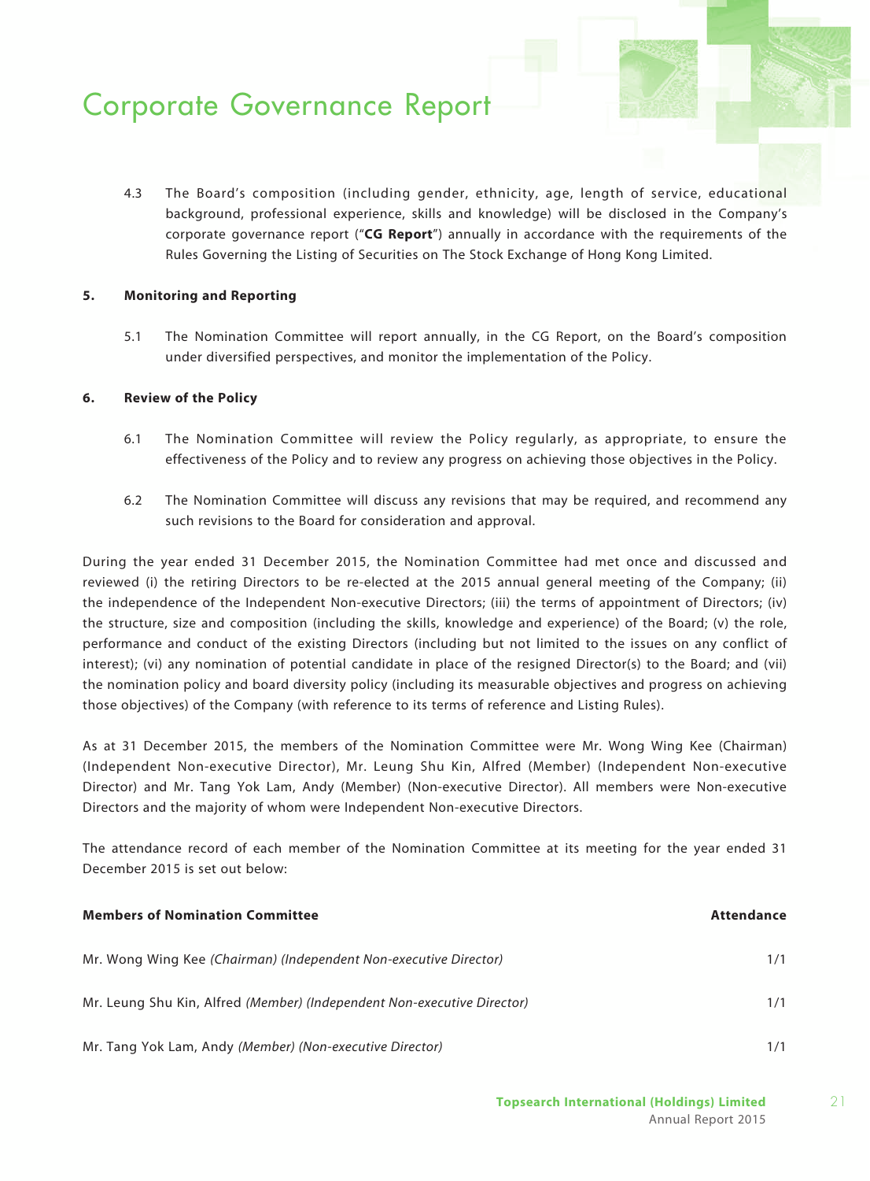4.3 The Board's composition (including gender, ethnicity, age, length of service, educational background, professional experience, skills and knowledge) will be disclosed in the Company's corporate governance report ("**CG Report**") annually in accordance with the requirements of the Rules Governing the Listing of Securities on The Stock Exchange of Hong Kong Limited.

**5. Monitoring and Reporting**

5.1 The Nomination Committee will report annually, in the CG Report, on the Board's composition under diversified perspectives, and monitor the implementation of the Policy.

**6. Review of the Policy**

6.1 The Nomination Committee will review the Policy regularly, as appropriate, to ensure the effectiveness of the Policy and to review any progress on achieving those objectives in the Policy.

6.2 The Nomination Committee will discuss any revisions that may be required, and recommend any such revisions to the Board for consideration and approval.

During the year ended 31 December 2015, the Nomination Committee had met once and discussed and reviewed (i) the retiring Directors to be re-elected at the 2015 annual general meeting of the Company; (ii) the independence of the Independent Non-executive Directors; (iii) the terms of appointment of Directors; (iv) the structure, size and composition (including the skills, knowledge and experience) of the Board; (v) the role, performance and conduct of the existing Directors (including but not limited to the issues on any conflict of interest); (vi) any nomination of potential candidate in place of the resigned Director(s) to the Board; and (vii) the nomination policy and board diversity policy (including its measurable objectives and progress on achieving those objectives) of the Company (with reference to its terms of reference and Listing Rules).

As at 31 December 2015, the members of the Nomination Committee were Mr. Wong Wing Kee (Chairman) (Independent Non-executive Director), Mr. Leung Shu Kin, Alfred (Member) (Independent Non-executive Director) and Mr. Tang Yok Lam, Andy (Member) (Non-executive Director). All members were Non-executive Directors and the majority of whom were Independent Non-executive Directors.

The attendance record of each member of the Nomination Committee at its meeting for the year ended 31 December 2015 is set out below:

| Members of Nomination Committee | Attendance |
|---|---|
| Mr. Wong Wing Kee *(Chairman) (Independent Non-executive Director)* | 1/1 |
| Mr. Leung Shu Kin, Alfred *(Member) (Independent Non-executive Director)* | 1/1 |
| Mr. Tang Yok Lam, Andy *(Member) (Non-executive Director)* | 1/1 |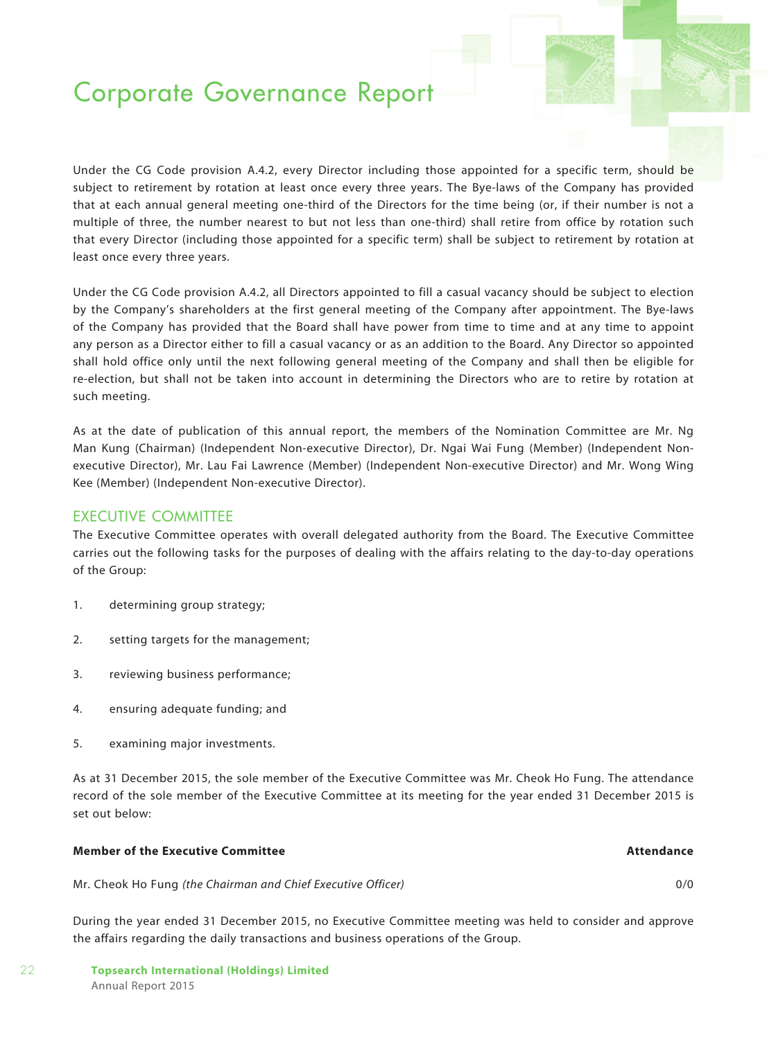Under the CG Code provision A.4.2, every Director including those appointed for a specific term, should be subject to retirement by rotation at least once every three years. The Bye-laws of the Company has provided that at each annual general meeting one-third of the Directors for the time being (or, if their number is not a multiple of three, the number nearest to but not less than one-third) shall retire from office by rotation such that every Director (including those appointed for a specific term) shall be subject to retirement by rotation at least once every three years.

Under the CG Code provision A.4.2, all Directors appointed to fill a casual vacancy should be subject to election by the Company's shareholders at the first general meeting of the Company after appointment. The Bye-laws of the Company has provided that the Board shall have power from time to time and at any time to appoint any person as a Director either to fill a casual vacancy or as an addition to the Board. Any Director so appointed shall hold office only until the next following general meeting of the Company and shall then be eligible for re-election, but shall not be taken into account in determining the Directors who are to retire by rotation at such meeting.

As at the date of publication of this annual report, the members of the Nomination Committee are Mr. Ng Man Kung (Chairman) (Independent Non-executive Director), Dr. Ngai Wai Fung (Member) (Independent Non-executive Director), Mr. Lau Fai Lawrence (Member) (Independent Non-executive Director) and Mr. Wong Wing Kee (Member) (Independent Non-executive Director).

## EXECUTIVE COMMITTEE

The Executive Committee operates with overall delegated authority from the Board. The Executive Committee carries out the following tasks for the purposes of dealing with the affairs relating to the day-to-day operations of the Group:

1. determining group strategy;
2. setting targets for the management;
3. reviewing business performance;
4. ensuring adequate funding; and
5. examining major investments.

As at 31 December 2015, the sole member of the Executive Committee was Mr. Cheok Ho Fung. The attendance record of the sole member of the Executive Committee at its meeting for the year ended 31 December 2015 is set out below:

| **Member of the Executive Committee** | **Attendance** |
|---|---|
| Mr. Cheok Ho Fung *(the Chairman and Chief Executive Officer)* | 0/0 |

During the year ended 31 December 2015, no Executive Committee meeting was held to consider and approve the affairs regarding the daily transactions and business operations of the Group.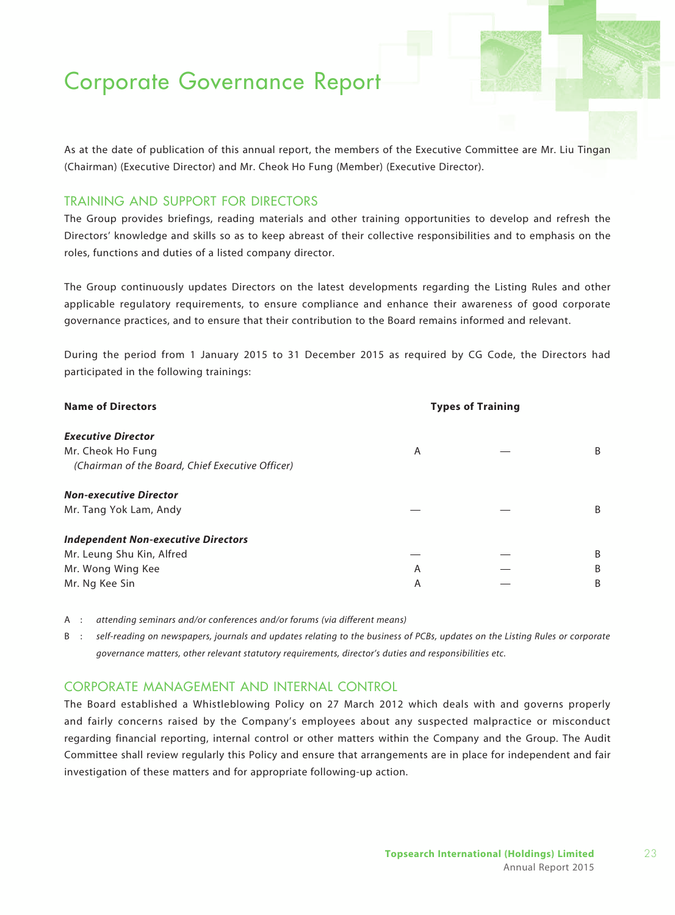# Corporate Governance Report

As at the date of publication of this annual report, the members of the Executive Committee are Mr. Liu Tingan (Chairman) (Executive Director) and Mr. Cheok Ho Fung (Member) (Executive Director).

## TRAINING AND SUPPORT FOR DIRECTORS

The Group provides briefings, reading materials and other training opportunities to develop and refresh the Directors' knowledge and skills so as to keep abreast of their collective responsibilities and to emphasis on the roles, functions and duties of a listed company director.

The Group continuously updates Directors on the latest developments regarding the Listing Rules and other applicable regulatory requirements, to ensure compliance and enhance their awareness of good corporate governance practices, and to ensure that their contribution to the Board remains informed and relevant.

During the period from 1 January 2015 to 31 December 2015 as required by CG Code, the Directors had participated in the following trainings:

| Name of Directors | Types of Training | | |
|---|---|---|---|
| ***Executive Director*** | | | |
| Mr. Cheok Ho Fung *(Chairman of the Board, Chief Executive Officer)* | A | — | B |
| ***Non-executive Director*** | | | |
| Mr. Tang Yok Lam, Andy | — | — | B |
| ***Independent Non-executive Directors*** | | | |
| Mr. Leung Shu Kin, Alfred | — | — | B |
| Mr. Wong Wing Kee | A | — | B |
| Mr. Ng Kee Sin | A | — | B |

A : *attending seminars and/or conferences and/or forums (via different means)*

B : *self-reading on newspapers, journals and updates relating to the business of PCBs, updates on the Listing Rules or corporate governance matters, other relevant statutory requirements, director's duties and responsibilities etc.*

## CORPORATE MANAGEMENT AND INTERNAL CONTROL

The Board established a Whistleblowing Policy on 27 March 2012 which deals with and governs properly and fairly concerns raised by the Company's employees about any suspected malpractice or misconduct regarding financial reporting, internal control or other matters within the Company and the Group. The Audit Committee shall review regularly this Policy and ensure that arrangements are in place for independent and fair investigation of these matters and for appropriate following-up action.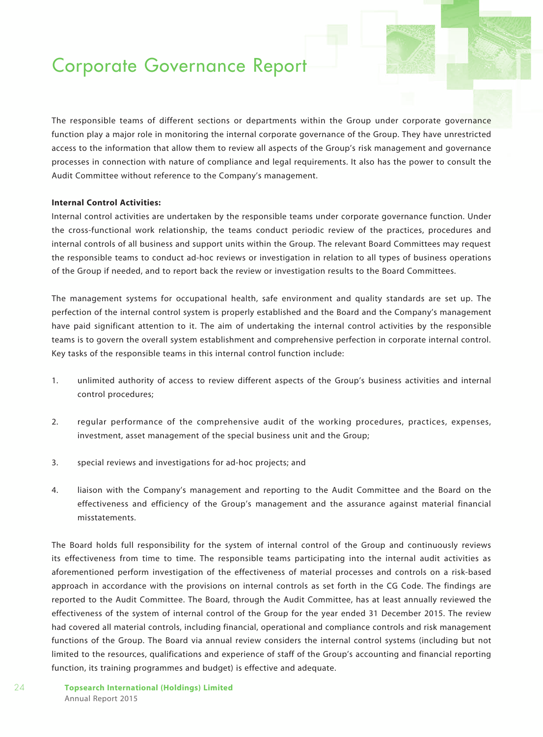# Corporate Governance Report

The responsible teams of different sections or departments within the Group under corporate governance function play a major role in monitoring the internal corporate governance of the Group. They have unrestricted access to the information that allow them to review all aspects of the Group's risk management and governance processes in connection with nature of compliance and legal requirements. It also has the power to consult the Audit Committee without reference to the Company's management.

**Internal Control Activities:**

Internal control activities are undertaken by the responsible teams under corporate governance function. Under the cross-functional work relationship, the teams conduct periodic review of the practices, procedures and internal controls of all business and support units within the Group. The relevant Board Committees may request the responsible teams to conduct ad-hoc reviews or investigation in relation to all types of business operations of the Group if needed, and to report back the review or investigation results to the Board Committees.

The management systems for occupational health, safe environment and quality standards are set up. The perfection of the internal control system is properly established and the Board and the Company's management have paid significant attention to it. The aim of undertaking the internal control activities by the responsible teams is to govern the overall system establishment and comprehensive perfection in corporate internal control. Key tasks of the responsible teams in this internal control function include:

1. unlimited authority of access to review different aspects of the Group's business activities and internal control procedures;

2. regular performance of the comprehensive audit of the working procedures, practices, expenses, investment, asset management of the special business unit and the Group;

3. special reviews and investigations for ad-hoc projects; and

4. liaison with the Company's management and reporting to the Audit Committee and the Board on the effectiveness and efficiency of the Group's management and the assurance against material financial misstatements.

The Board holds full responsibility for the system of internal control of the Group and continuously reviews its effectiveness from time to time. The responsible teams participating into the internal audit activities as aforementioned perform investigation of the effectiveness of material processes and controls on a risk-based approach in accordance with the provisions on internal controls as set forth in the CG Code. The findings are reported to the Audit Committee. The Board, through the Audit Committee, has at least annually reviewed the effectiveness of the system of internal control of the Group for the year ended 31 December 2015. The review had covered all material controls, including financial, operational and compliance controls and risk management functions of the Group. The Board via annual review considers the internal control systems (including but not limited to the resources, qualifications and experience of staff of the Group's accounting and financial reporting function, its training programmes and budget) is effective and adequate.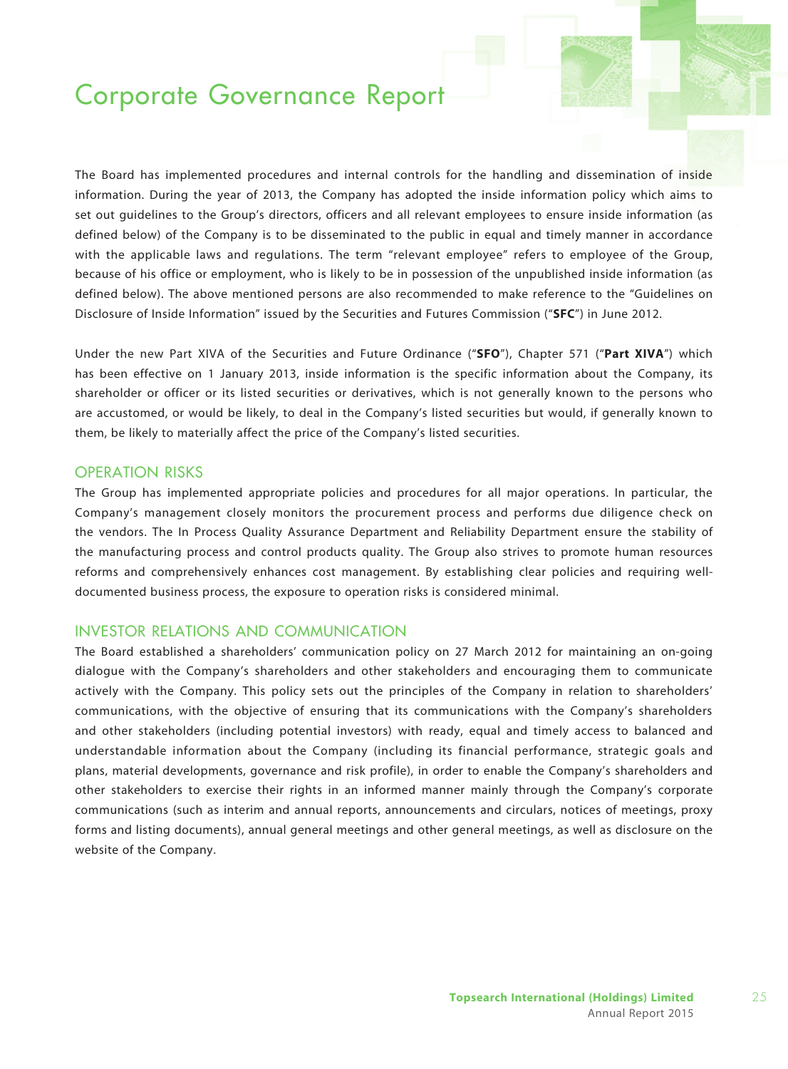The Board has implemented procedures and internal controls for the handling and dissemination of inside information. During the year of 2013, the Company has adopted the inside information policy which aims to set out guidelines to the Group's directors, officers and all relevant employees to ensure inside information (as defined below) of the Company is to be disseminated to the public in equal and timely manner in accordance with the applicable laws and regulations. The term "relevant employee" refers to employee of the Group, because of his office or employment, who is likely to be in possession of the unpublished inside information (as defined below). The above mentioned persons are also recommended to make reference to the "Guidelines on Disclosure of Inside Information" issued by the Securities and Futures Commission ("**SFC**") in June 2012.

Under the new Part XIVA of the Securities and Future Ordinance ("**SFO**"), Chapter 571 ("**Part XIVA**") which has been effective on 1 January 2013, inside information is the specific information about the Company, its shareholder or officer or its listed securities or derivatives, which is not generally known to the persons who are accustomed, or would be likely, to deal in the Company's listed securities but would, if generally known to them, be likely to materially affect the price of the Company's listed securities.

## OPERATION RISKS

The Group has implemented appropriate policies and procedures for all major operations. In particular, the Company's management closely monitors the procurement process and performs due diligence check on the vendors. The In Process Quality Assurance Department and Reliability Department ensure the stability of the manufacturing process and control products quality. The Group also strives to promote human resources reforms and comprehensively enhances cost management. By establishing clear policies and requiring well-documented business process, the exposure to operation risks is considered minimal.

## INVESTOR RELATIONS AND COMMUNICATION

The Board established a shareholders' communication policy on 27 March 2012 for maintaining an on-going dialogue with the Company's shareholders and other stakeholders and encouraging them to communicate actively with the Company. This policy sets out the principles of the Company in relation to shareholders' communications, with the objective of ensuring that its communications with the Company's shareholders and other stakeholders (including potential investors) with ready, equal and timely access to balanced and understandable information about the Company (including its financial performance, strategic goals and plans, material developments, governance and risk profile), in order to enable the Company's shareholders and other stakeholders to exercise their rights in an informed manner mainly through the Company's corporate communications (such as interim and annual reports, announcements and circulars, notices of meetings, proxy forms and listing documents), annual general meetings and other general meetings, as well as disclosure on the website of the Company.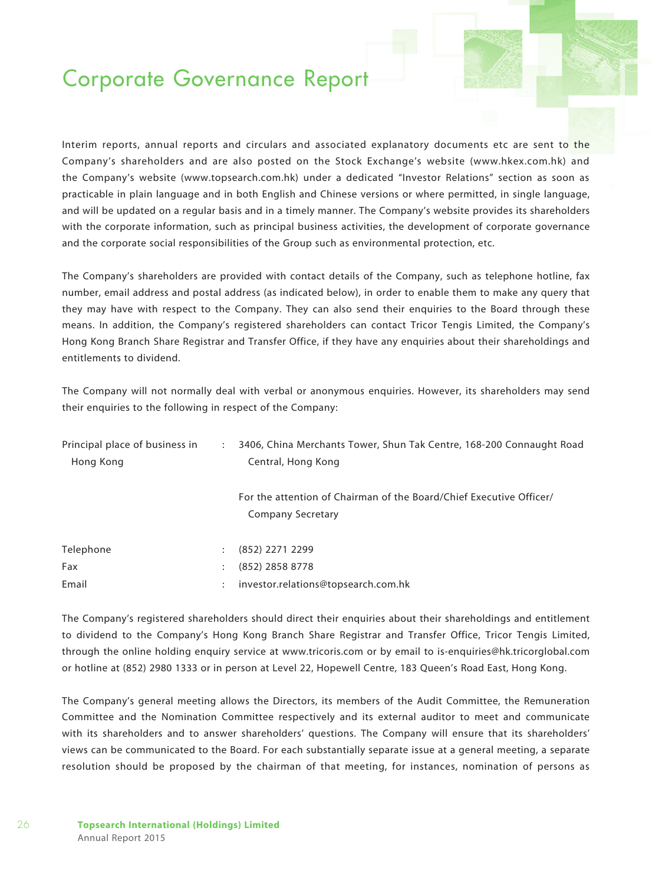# Corporate Governance Report

Interim reports, annual reports and circulars and associated explanatory documents etc are sent to the Company's shareholders and are also posted on the Stock Exchange's website (www.hkex.com.hk) and the Company's website (www.topsearch.com.hk) under a dedicated "Investor Relations" section as soon as practicable in plain language and in both English and Chinese versions or where permitted, in single language, and will be updated on a regular basis and in a timely manner. The Company's website provides its shareholders with the corporate information, such as principal business activities, the development of corporate governance and the corporate social responsibilities of the Group such as environmental protection, etc.

The Company's shareholders are provided with contact details of the Company, such as telephone hotline, fax number, email address and postal address (as indicated below), in order to enable them to make any query that they may have with respect to the Company. They can also send their enquiries to the Board through these means. In addition, the Company's registered shareholders can contact Tricor Tengis Limited, the Company's Hong Kong Branch Share Registrar and Transfer Office, if they have any enquiries about their shareholdings and entitlements to dividend.

The Company will not normally deal with verbal or anonymous enquiries. However, its shareholders may send their enquiries to the following in respect of the Company:

| | | |
|---|---|---|
| Principal place of business in Hong Kong | : | 3406, China Merchants Tower, Shun Tak Centre, 168-200 Connaught Road Central, Hong Kong<br><br>For the attention of Chairman of the Board/Chief Executive Officer/ Company Secretary |
| Telephone | : | (852) 2271 2299 |
| Fax | : | (852) 2858 8778 |
| Email | : | investor.relations@topsearch.com.hk |

The Company's registered shareholders should direct their enquiries about their shareholdings and entitlement to dividend to the Company's Hong Kong Branch Share Registrar and Transfer Office, Tricor Tengis Limited, through the online holding enquiry service at www.tricoris.com or by email to is-enquiries@hk.tricorglobal.com or hotline at (852) 2980 1333 or in person at Level 22, Hopewell Centre, 183 Queen's Road East, Hong Kong.

The Company's general meeting allows the Directors, its members of the Audit Committee, the Remuneration Committee and the Nomination Committee respectively and its external auditor to meet and communicate with its shareholders and to answer shareholders' questions. The Company will ensure that its shareholders' views can be communicated to the Board. For each substantially separate issue at a general meeting, a separate resolution should be proposed by the chairman of that meeting, for instances, nomination of persons as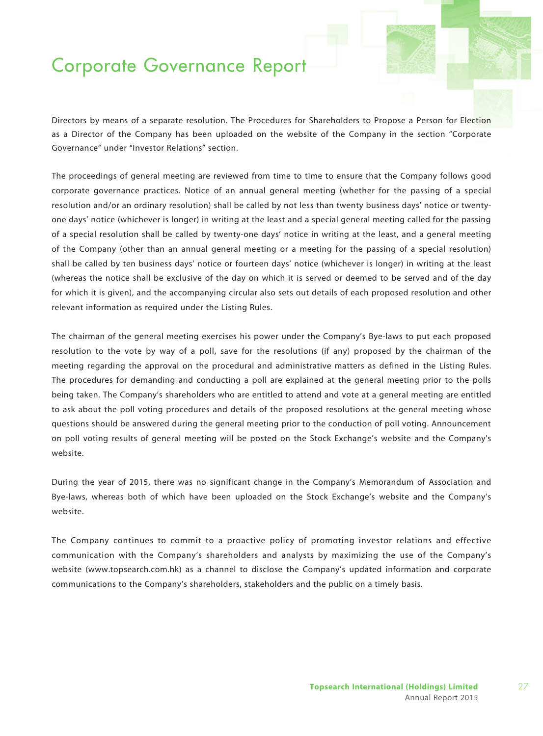Directors by means of a separate resolution. The Procedures for Shareholders to Propose a Person for Election as a Director of the Company has been uploaded on the website of the Company in the section "Corporate Governance" under "Investor Relations" section.

The proceedings of general meeting are reviewed from time to time to ensure that the Company follows good corporate governance practices. Notice of an annual general meeting (whether for the passing of a special resolution and/or an ordinary resolution) shall be called by not less than twenty business days' notice or twenty-one days' notice (whichever is longer) in writing at the least and a special general meeting called for the passing of a special resolution shall be called by twenty-one days' notice in writing at the least, and a general meeting of the Company (other than an annual general meeting or a meeting for the passing of a special resolution) shall be called by ten business days' notice or fourteen days' notice (whichever is longer) in writing at the least (whereas the notice shall be exclusive of the day on which it is served or deemed to be served and of the day for which it is given), and the accompanying circular also sets out details of each proposed resolution and other relevant information as required under the Listing Rules.

The chairman of the general meeting exercises his power under the Company's Bye-laws to put each proposed resolution to the vote by way of a poll, save for the resolutions (if any) proposed by the chairman of the meeting regarding the approval on the procedural and administrative matters as defined in the Listing Rules. The procedures for demanding and conducting a poll are explained at the general meeting prior to the polls being taken. The Company's shareholders who are entitled to attend and vote at a general meeting are entitled to ask about the poll voting procedures and details of the proposed resolutions at the general meeting whose questions should be answered during the general meeting prior to the conduction of poll voting. Announcement on poll voting results of general meeting will be posted on the Stock Exchange's website and the Company's website.

During the year of 2015, there was no significant change in the Company's Memorandum of Association and Bye-laws, whereas both of which have been uploaded on the Stock Exchange's website and the Company's website.

The Company continues to commit to a proactive policy of promoting investor relations and effective communication with the Company's shareholders and analysts by maximizing the use of the Company's website (www.topsearch.com.hk) as a channel to disclose the Company's updated information and corporate communications to the Company's shareholders, stakeholders and the public on a timely basis.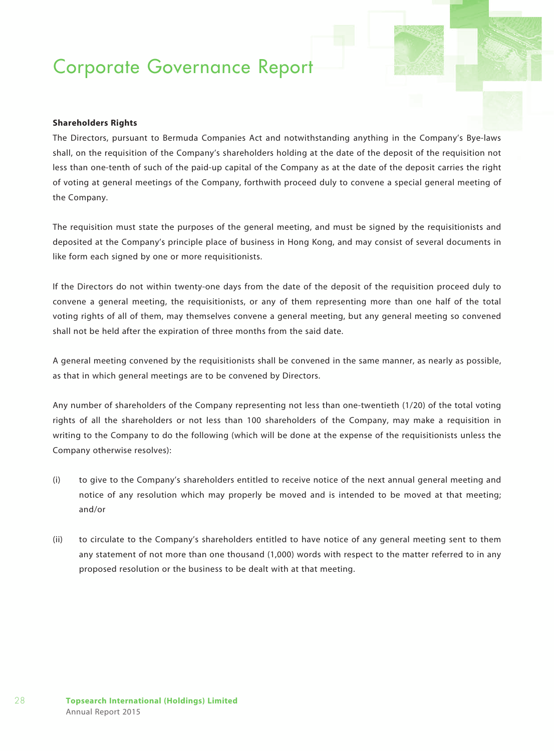**Shareholders Rights**

The Directors, pursuant to Bermuda Companies Act and notwithstanding anything in the Company's Bye-laws shall, on the requisition of the Company's shareholders holding at the date of the deposit of the requisition not less than one-tenth of such of the paid-up capital of the Company as at the date of the deposit carries the right of voting at general meetings of the Company, forthwith proceed duly to convene a special general meeting of the Company.

The requisition must state the purposes of the general meeting, and must be signed by the requisitionists and deposited at the Company's principle place of business in Hong Kong, and may consist of several documents in like form each signed by one or more requisitionists.

If the Directors do not within twenty-one days from the date of the deposit of the requisition proceed duly to convene a general meeting, the requisitionists, or any of them representing more than one half of the total voting rights of all of them, may themselves convene a general meeting, but any general meeting so convened shall not be held after the expiration of three months from the said date.

A general meeting convened by the requisitionists shall be convened in the same manner, as nearly as possible, as that in which general meetings are to be convened by Directors.

Any number of shareholders of the Company representing not less than one-twentieth (1/20) of the total voting rights of all the shareholders or not less than 100 shareholders of the Company, may make a requisition in writing to the Company to do the following (which will be done at the expense of the requisitionists unless the Company otherwise resolves):

(i) to give to the Company's shareholders entitled to receive notice of the next annual general meeting and notice of any resolution which may properly be moved and is intended to be moved at that meeting; and/or

(ii) to circulate to the Company's shareholders entitled to have notice of any general meeting sent to them any statement of not more than one thousand (1,000) words with respect to the matter referred to in any proposed resolution or the business to be dealt with at that meeting.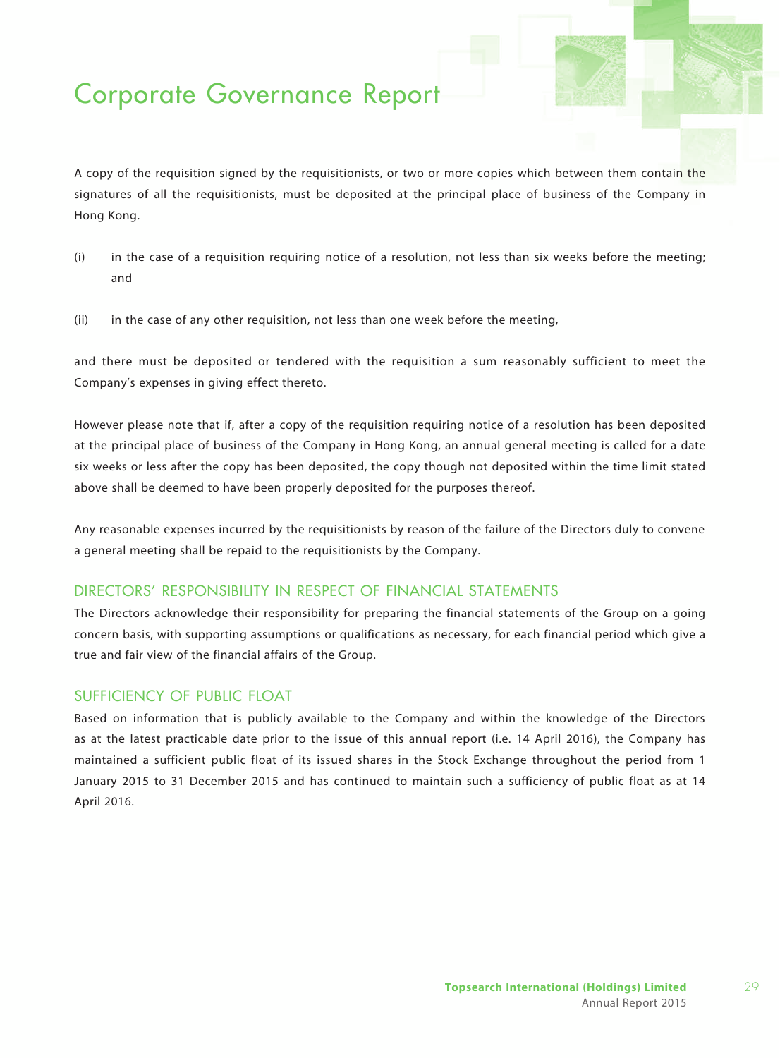A copy of the requisition signed by the requisitionists, or two or more copies which between them contain the signatures of all the requisitionists, must be deposited at the principal place of business of the Company in Hong Kong.

(i) in the case of a requisition requiring notice of a resolution, not less than six weeks before the meeting; and

(ii) in the case of any other requisition, not less than one week before the meeting,

and there must be deposited or tendered with the requisition a sum reasonably sufficient to meet the Company's expenses in giving effect thereto.

However please note that if, after a copy of the requisition requiring notice of a resolution has been deposited at the principal place of business of the Company in Hong Kong, an annual general meeting is called for a date six weeks or less after the copy has been deposited, the copy though not deposited within the time limit stated above shall be deemed to have been properly deposited for the purposes thereof.

Any reasonable expenses incurred by the requisitionists by reason of the failure of the Directors duly to convene a general meeting shall be repaid to the requisitionists by the Company.

## DIRECTORS' RESPONSIBILITY IN RESPECT OF FINANCIAL STATEMENTS

The Directors acknowledge their responsibility for preparing the financial statements of the Group on a going concern basis, with supporting assumptions or qualifications as necessary, for each financial period which give a true and fair view of the financial affairs of the Group.

## SUFFICIENCY OF PUBLIC FLOAT

Based on information that is publicly available to the Company and within the knowledge of the Directors as at the latest practicable date prior to the issue of this annual report (i.e. 14 April 2016), the Company has maintained a sufficient public float of its issued shares in the Stock Exchange throughout the period from 1 January 2015 to 31 December 2015 and has continued to maintain such a sufficiency of public float as at 14 April 2016.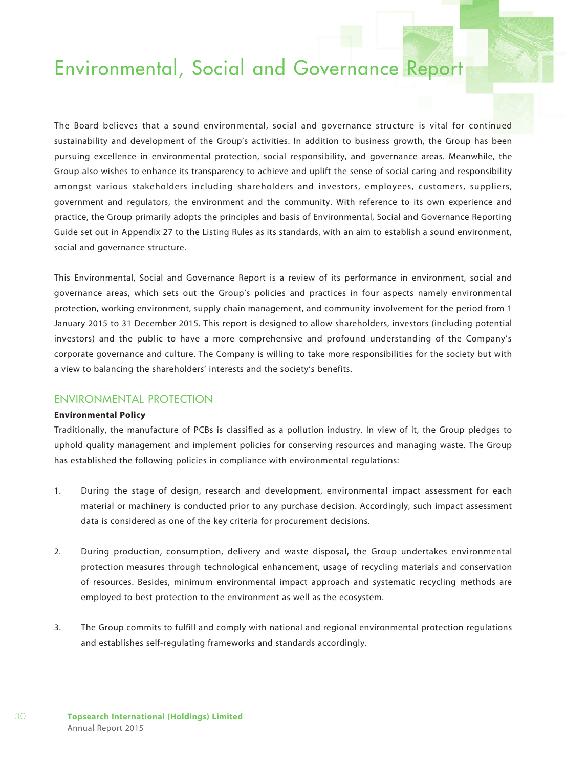# Environmental, Social and Governance Report

The Board believes that a sound environmental, social and governance structure is vital for continued sustainability and development of the Group's activities. In addition to business growth, the Group has been pursuing excellence in environmental protection, social responsibility, and governance areas. Meanwhile, the Group also wishes to enhance its transparency to achieve and uplift the sense of social caring and responsibility amongst various stakeholders including shareholders and investors, employees, customers, suppliers, government and regulators, the environment and the community. With reference to its own experience and practice, the Group primarily adopts the principles and basis of Environmental, Social and Governance Reporting Guide set out in Appendix 27 to the Listing Rules as its standards, with an aim to establish a sound environment, social and governance structure.

This Environmental, Social and Governance Report is a review of its performance in environment, social and governance areas, which sets out the Group's policies and practices in four aspects namely environmental protection, working environment, supply chain management, and community involvement for the period from 1 January 2015 to 31 December 2015. This report is designed to allow shareholders, investors (including potential investors) and the public to have a more comprehensive and profound understanding of the Company's corporate governance and culture. The Company is willing to take more responsibilities for the society but with a view to balancing the shareholders' interests and the society's benefits.

## ENVIRONMENTAL PROTECTION

**Environmental Policy**

Traditionally, the manufacture of PCBs is classified as a pollution industry. In view of it, the Group pledges to uphold quality management and implement policies for conserving resources and managing waste. The Group has established the following policies in compliance with environmental regulations:

1. During the stage of design, research and development, environmental impact assessment for each material or machinery is conducted prior to any purchase decision. Accordingly, such impact assessment data is considered as one of the key criteria for procurement decisions.

2. During production, consumption, delivery and waste disposal, the Group undertakes environmental protection measures through technological enhancement, usage of recycling materials and conservation of resources. Besides, minimum environmental impact approach and systematic recycling methods are employed to best protection to the environment as well as the ecosystem.

3. The Group commits to fulfill and comply with national and regional environmental protection regulations and establishes self-regulating frameworks and standards accordingly.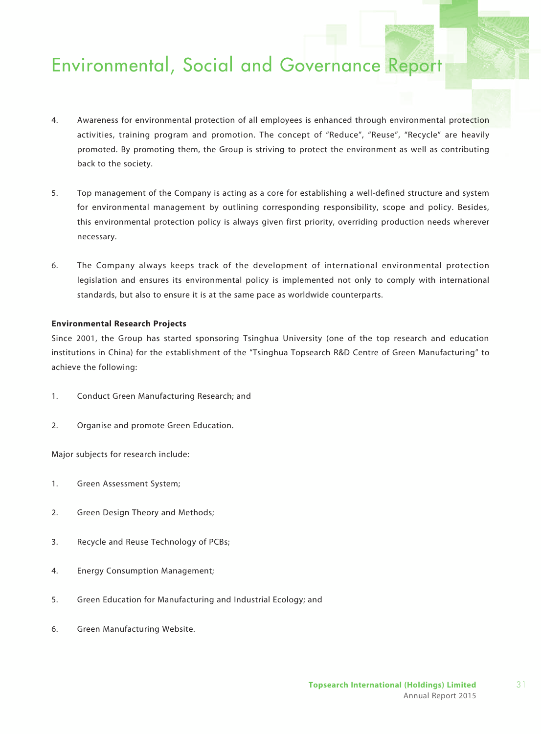4. Awareness for environmental protection of all employees is enhanced through environmental protection activities, training program and promotion. The concept of "Reduce", "Reuse", "Recycle" are heavily promoted. By promoting them, the Group is striving to protect the environment as well as contributing back to the society.

5. Top management of the Company is acting as a core for establishing a well-defined structure and system for environmental management by outlining corresponding responsibility, scope and policy. Besides, this environmental protection policy is always given first priority, overriding production needs wherever necessary.

6. The Company always keeps track of the development of international environmental protection legislation and ensures its environmental policy is implemented not only to comply with international standards, but also to ensure it is at the same pace as worldwide counterparts.

**Environmental Research Projects**

Since 2001, the Group has started sponsoring Tsinghua University (one of the top research and education institutions in China) for the establishment of the "Tsinghua Topsearch R&D Centre of Green Manufacturing" to achieve the following:

1. Conduct Green Manufacturing Research; and

2. Organise and promote Green Education.

Major subjects for research include:

1. Green Assessment System;

2. Green Design Theory and Methods;

3. Recycle and Reuse Technology of PCBs;

4. Energy Consumption Management;

5. Green Education for Manufacturing and Industrial Ecology; and

6. Green Manufacturing Website.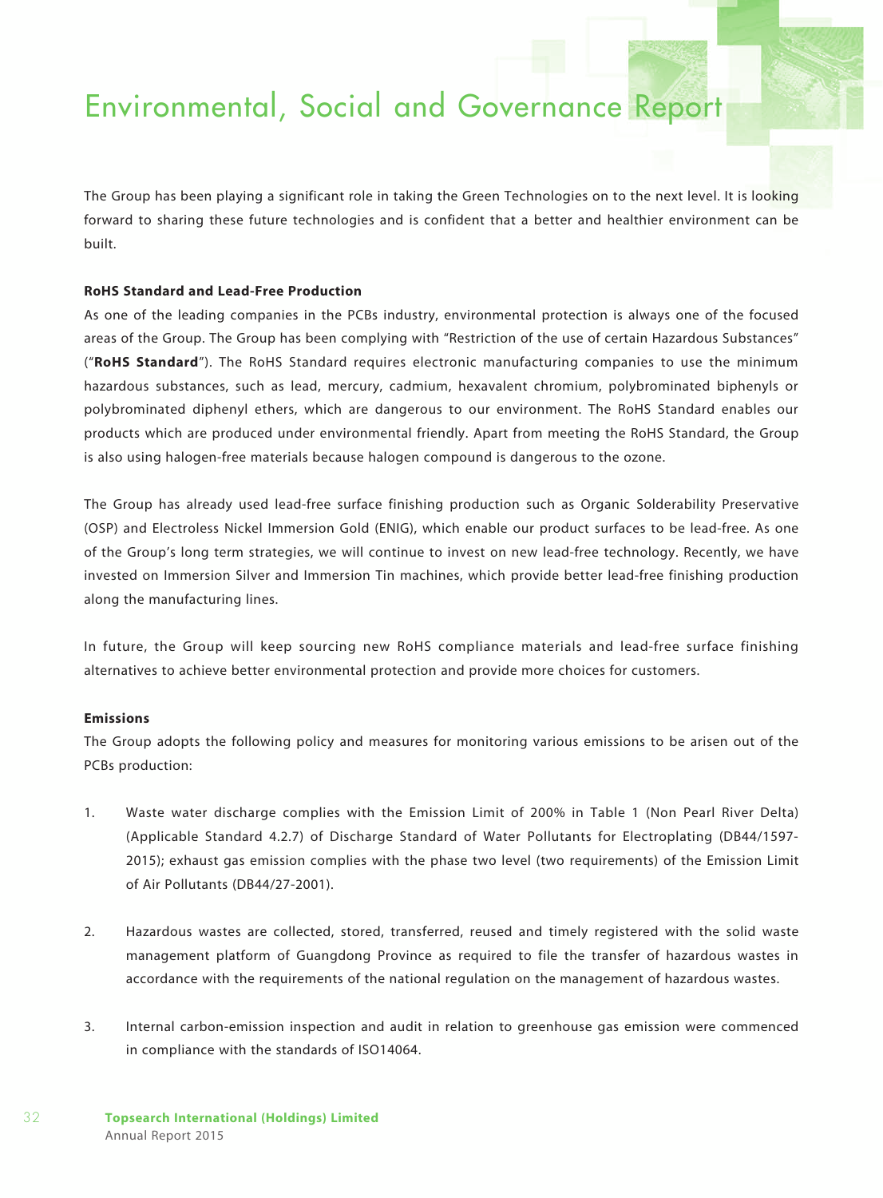# Environmental, Social and Governance Report

The Group has been playing a significant role in taking the Green Technologies on to the next level. It is looking forward to sharing these future technologies and is confident that a better and healthier environment can be built.

**RoHS Standard and Lead-Free Production**

As one of the leading companies in the PCBs industry, environmental protection is always one of the focused areas of the Group. The Group has been complying with "Restriction of the use of certain Hazardous Substances" ("**RoHS Standard**"). The RoHS Standard requires electronic manufacturing companies to use the minimum hazardous substances, such as lead, mercury, cadmium, hexavalent chromium, polybrominated biphenyls or polybrominated diphenyl ethers, which are dangerous to our environment. The RoHS Standard enables our products which are produced under environmental friendly. Apart from meeting the RoHS Standard, the Group is also using halogen-free materials because halogen compound is dangerous to the ozone.

The Group has already used lead-free surface finishing production such as Organic Solderability Preservative (OSP) and Electroless Nickel Immersion Gold (ENIG), which enable our product surfaces to be lead-free. As one of the Group's long term strategies, we will continue to invest on new lead-free technology. Recently, we have invested on Immersion Silver and Immersion Tin machines, which provide better lead-free finishing production along the manufacturing lines.

In future, the Group will keep sourcing new RoHS compliance materials and lead-free surface finishing alternatives to achieve better environmental protection and provide more choices for customers.

**Emissions**

The Group adopts the following policy and measures for monitoring various emissions to be arisen out of the PCBs production:

1. Waste water discharge complies with the Emission Limit of 200% in Table 1 (Non Pearl River Delta) (Applicable Standard 4.2.7) of Discharge Standard of Water Pollutants for Electroplating (DB44/1597-2015); exhaust gas emission complies with the phase two level (two requirements) of the Emission Limit of Air Pollutants (DB44/27-2001).

2. Hazardous wastes are collected, stored, transferred, reused and timely registered with the solid waste management platform of Guangdong Province as required to file the transfer of hazardous wastes in accordance with the requirements of the national regulation on the management of hazardous wastes.

3. Internal carbon-emission inspection and audit in relation to greenhouse gas emission were commenced in compliance with the standards of ISO14064.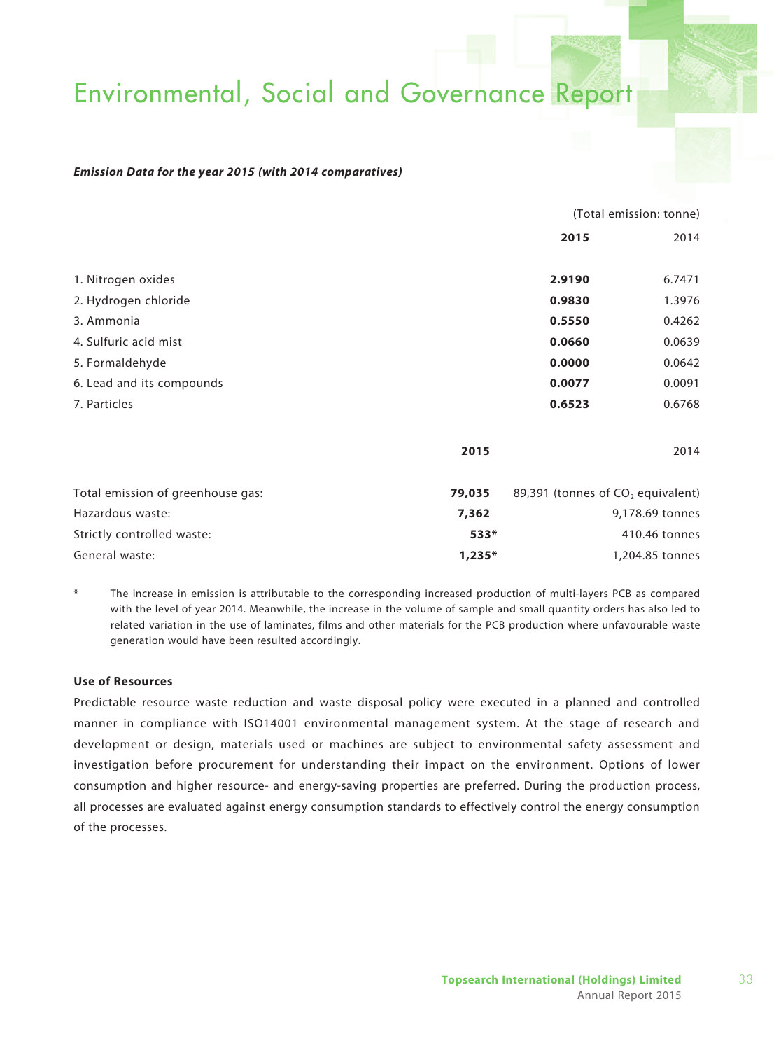# Environmental, Social and Governance Report

***Emission Data for the year 2015 (with 2014 comparatives)***

| | (Total emission: tonne) | |
|---|---|---|
| | **2015** | 2014 |
| 1. Nitrogen oxides | **2.9190** | 6.7471 |
| 2. Hydrogen chloride | **0.9830** | 1.3976 |
| 3. Ammonia | **0.5550** | 0.4262 |
| 4. Sulfuric acid mist | **0.0660** | 0.0639 |
| 5. Formaldehyde | **0.0000** | 0.0642 |
| 6. Lead and its compounds | **0.0077** | 0.0091 |
| 7. Particles | **0.6523** | 0.6768 |

| | **2015** | 2014 |
|---|---|---|
| Total emission of greenhouse gas: | **79,035** | 89,391 (tonnes of $CO_2$ equivalent) |
| Hazardous waste: | **7,362** | 9,178.69 tonnes |
| Strictly controlled waste: | **533*** | 410.46 tonnes |
| General waste: | **1,235*** | 1,204.85 tonnes |

\* The increase in emission is attributable to the corresponding increased production of multi-layers PCB as compared with the level of year 2014. Meanwhile, the increase in the volume of sample and small quantity orders has also led to related variation in the use of laminates, films and other materials for the PCB production where unfavourable waste generation would have been resulted accordingly.

**Use of Resources**

Predictable resource waste reduction and waste disposal policy were executed in a planned and controlled manner in compliance with ISO14001 environmental management system. At the stage of research and development or design, materials used or machines are subject to environmental safety assessment and investigation before procurement for understanding their impact on the environment. Options of lower consumption and higher resource- and energy-saving properties are preferred. During the production process, all processes are evaluated against energy consumption standards to effectively control the energy consumption of the processes.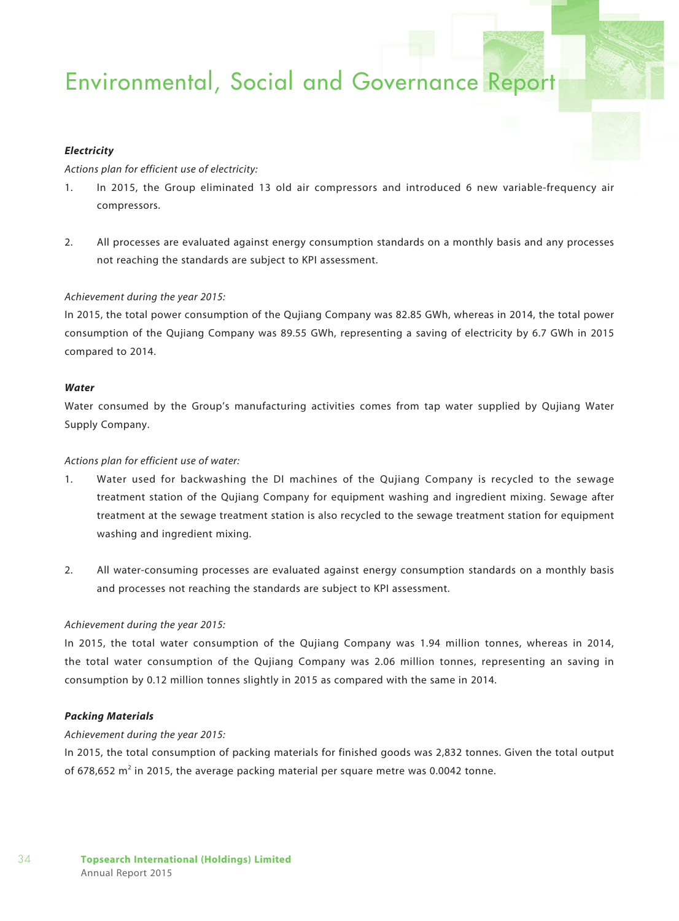### *Electricity*

*Actions plan for efficient use of electricity:*

1. In 2015, the Group eliminated 13 old air compressors and introduced 6 new variable-frequency air compressors.

2. All processes are evaluated against energy consumption standards on a monthly basis and any processes not reaching the standards are subject to KPI assessment.

*Achievement during the year 2015:*

In 2015, the total power consumption of the Qujiang Company was 82.85 GWh, whereas in 2014, the total power consumption of the Qujiang Company was 89.55 GWh, representing a saving of electricity by 6.7 GWh in 2015 compared to 2014.

### *Water*

Water consumed by the Group's manufacturing activities comes from tap water supplied by Qujiang Water Supply Company.

*Actions plan for efficient use of water:*

1. Water used for backwashing the DI machines of the Qujiang Company is recycled to the sewage treatment station of the Qujiang Company for equipment washing and ingredient mixing. Sewage after treatment at the sewage treatment station is also recycled to the sewage treatment station for equipment washing and ingredient mixing.

2. All water-consuming processes are evaluated against energy consumption standards on a monthly basis and processes not reaching the standards are subject to KPI assessment.

*Achievement during the year 2015:*

In 2015, the total water consumption of the Qujiang Company was 1.94 million tonnes, whereas in 2014, the total water consumption of the Qujiang Company was 2.06 million tonnes, representing an saving in consumption by 0.12 million tonnes slightly in 2015 as compared with the same in 2014.

### *Packing Materials*

*Achievement during the year 2015:*

In 2015, the total consumption of packing materials for finished goods was 2,832 tonnes. Given the total output of 678,652 $m^2$ in 2015, the average packing material per square metre was 0.0042 tonne.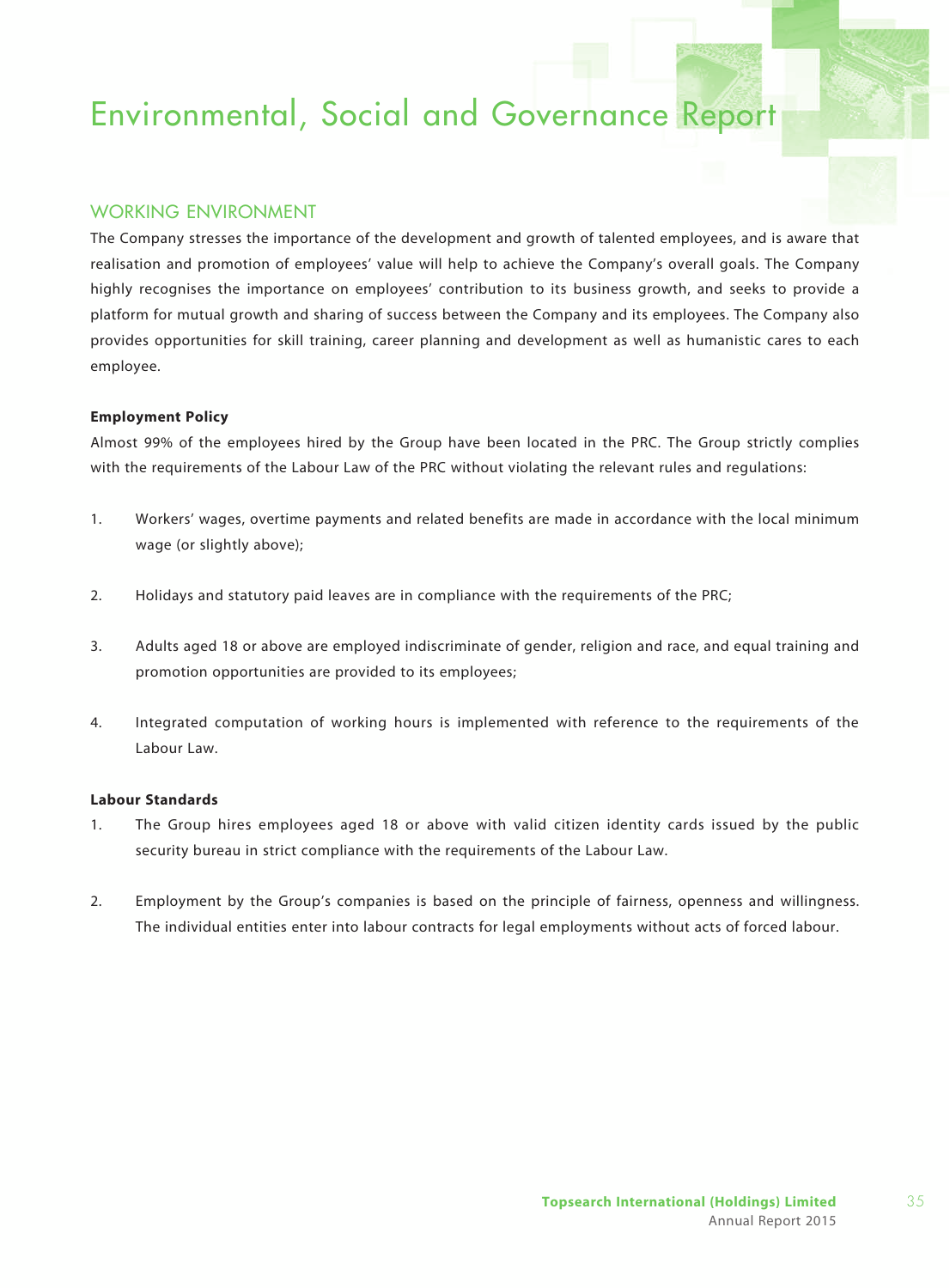# Environmental, Social and Governance Report

## WORKING ENVIRONMENT

The Company stresses the importance of the development and growth of talented employees, and is aware that realisation and promotion of employees' value will help to achieve the Company's overall goals. The Company highly recognises the importance on employees' contribution to its business growth, and seeks to provide a platform for mutual growth and sharing of success between the Company and its employees. The Company also provides opportunities for skill training, career planning and development as well as humanistic cares to each employee.

**Employment Policy**

Almost 99% of the employees hired by the Group have been located in the PRC. The Group strictly complies with the requirements of the Labour Law of the PRC without violating the relevant rules and regulations:

1. Workers' wages, overtime payments and related benefits are made in accordance with the local minimum wage (or slightly above);
2. Holidays and statutory paid leaves are in compliance with the requirements of the PRC;
3. Adults aged 18 or above are employed indiscriminate of gender, religion and race, and equal training and promotion opportunities are provided to its employees;
4. Integrated computation of working hours is implemented with reference to the requirements of the Labour Law.

**Labour Standards**

1. The Group hires employees aged 18 or above with valid citizen identity cards issued by the public security bureau in strict compliance with the requirements of the Labour Law.
2. Employment by the Group's companies is based on the principle of fairness, openness and willingness. The individual entities enter into labour contracts for legal employments without acts of forced labour.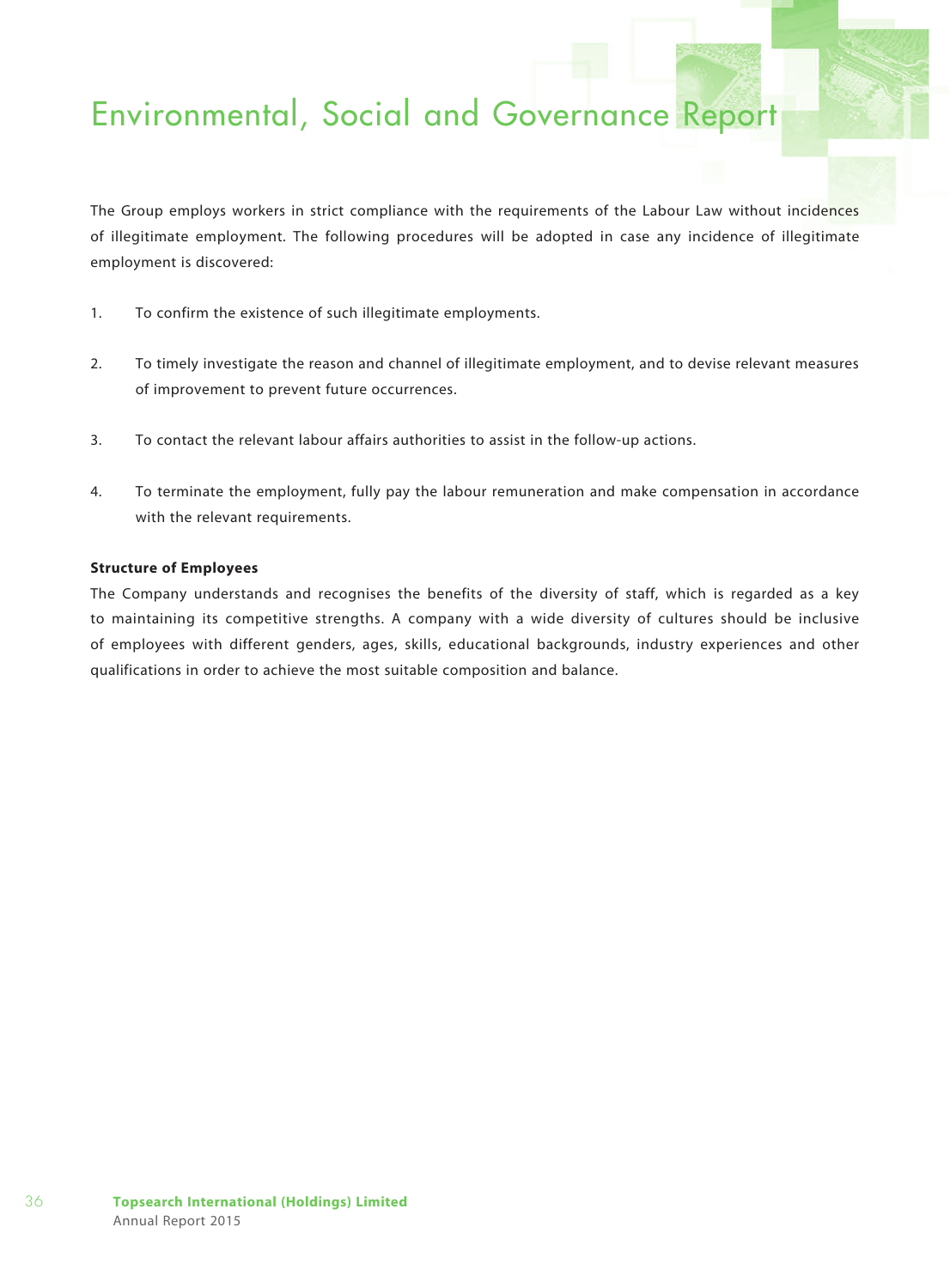The Group employs workers in strict compliance with the requirements of the Labour Law without incidences of illegitimate employment. The following procedures will be adopted in case any incidence of illegitimate employment is discovered:

1. To confirm the existence of such illegitimate employments.

2. To timely investigate the reason and channel of illegitimate employment, and to devise relevant measures of improvement to prevent future occurrences.

3. To contact the relevant labour affairs authorities to assist in the follow-up actions.

4. To terminate the employment, fully pay the labour remuneration and make compensation in accordance with the relevant requirements.

**Structure of Employees**

The Company understands and recognises the benefits of the diversity of staff, which is regarded as a key to maintaining its competitive strengths. A company with a wide diversity of cultures should be inclusive of employees with different genders, ages, skills, educational backgrounds, industry experiences and other qualifications in order to achieve the most suitable composition and balance.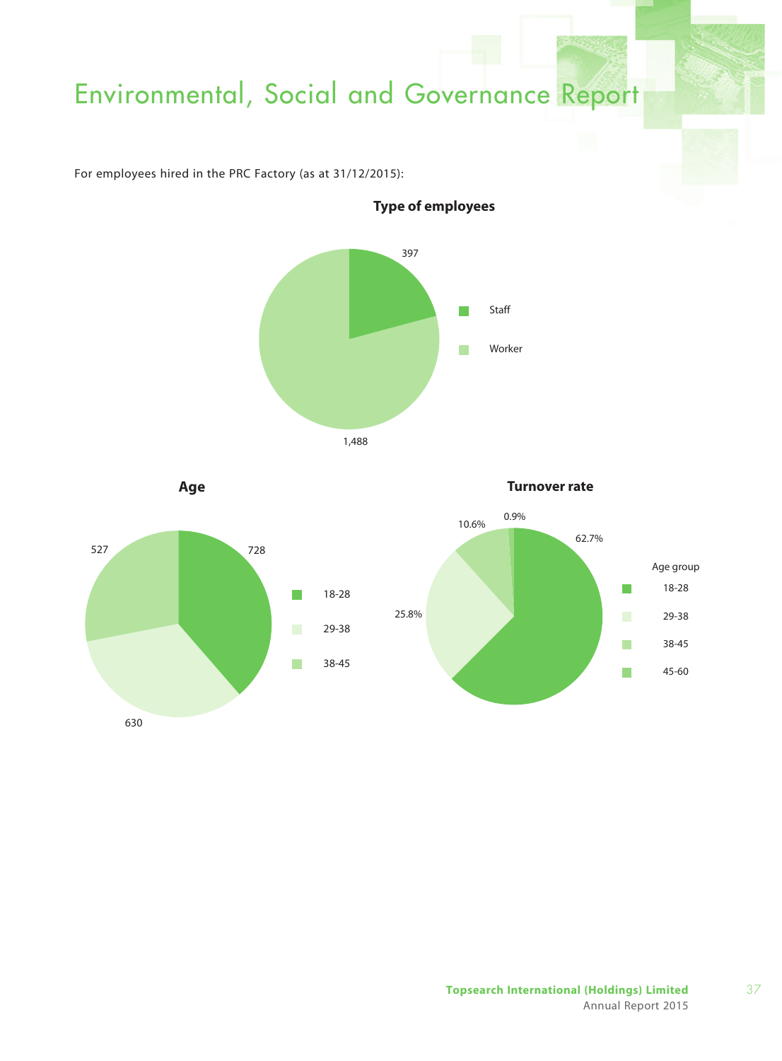For employees hired in the PRC Factory (as at 31/12/2015):

**Type of employees**

| Type | Number |
|---|---|
| Staff | 397 |
| Worker | 1,488 |

**Age**

| Age group | Number |
|---|---|
| 18-28 | 728 |
| 29-38 | 630 |
| 38-45 | 527 |

**Turnover rate**

| Age group | Turnover rate |
|---|---|
| 18-28 | 62.7% |
| 29-38 | 25.8% |
| 38-45 | 10.6% |
| 45-60 | 0.9% |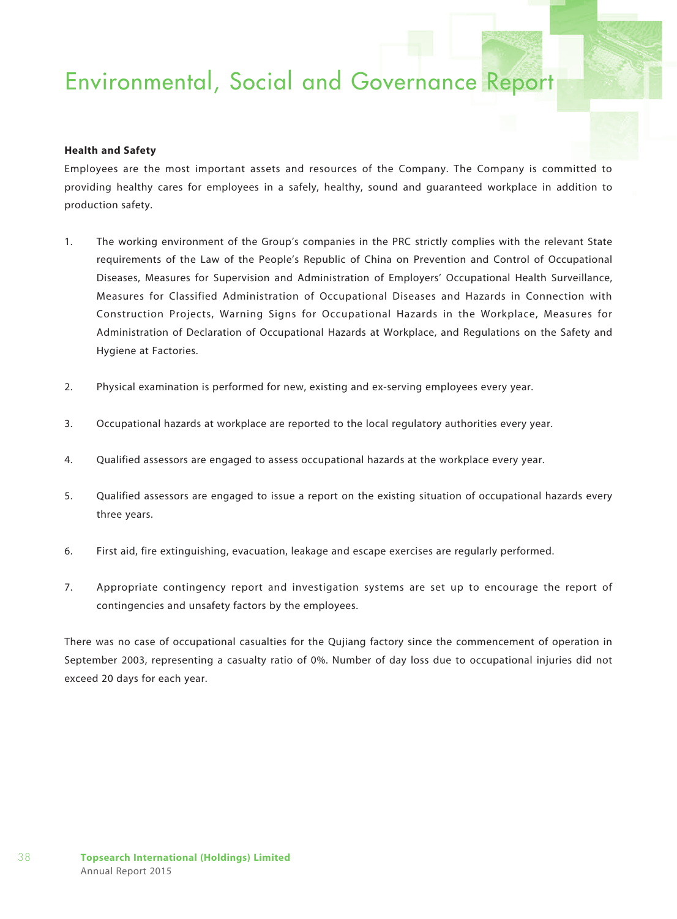# Environmental, Social and Governance Report

**Health and Safety**

Employees are the most important assets and resources of the Company. The Company is committed to providing healthy cares for employees in a safely, healthy, sound and guaranteed workplace in addition to production safety.

1. The working environment of the Group's companies in the PRC strictly complies with the relevant State requirements of the Law of the People's Republic of China on Prevention and Control of Occupational Diseases, Measures for Supervision and Administration of Employers' Occupational Health Surveillance, Measures for Classified Administration of Occupational Diseases and Hazards in Connection with Construction Projects, Warning Signs for Occupational Hazards in the Workplace, Measures for Administration of Declaration of Occupational Hazards at Workplace, and Regulations on the Safety and Hygiene at Factories.

2. Physical examination is performed for new, existing and ex-serving employees every year.

3. Occupational hazards at workplace are reported to the local regulatory authorities every year.

4. Qualified assessors are engaged to assess occupational hazards at the workplace every year.

5. Qualified assessors are engaged to issue a report on the existing situation of occupational hazards every three years.

6. First aid, fire extinguishing, evacuation, leakage and escape exercises are regularly performed.

7. Appropriate contingency report and investigation systems are set up to encourage the report of contingencies and unsafety factors by the employees.

There was no case of occupational casualties for the Qujiang factory since the commencement of operation in September 2003, representing a casualty ratio of 0%. Number of day loss due to occupational injuries did not exceed 20 days for each year.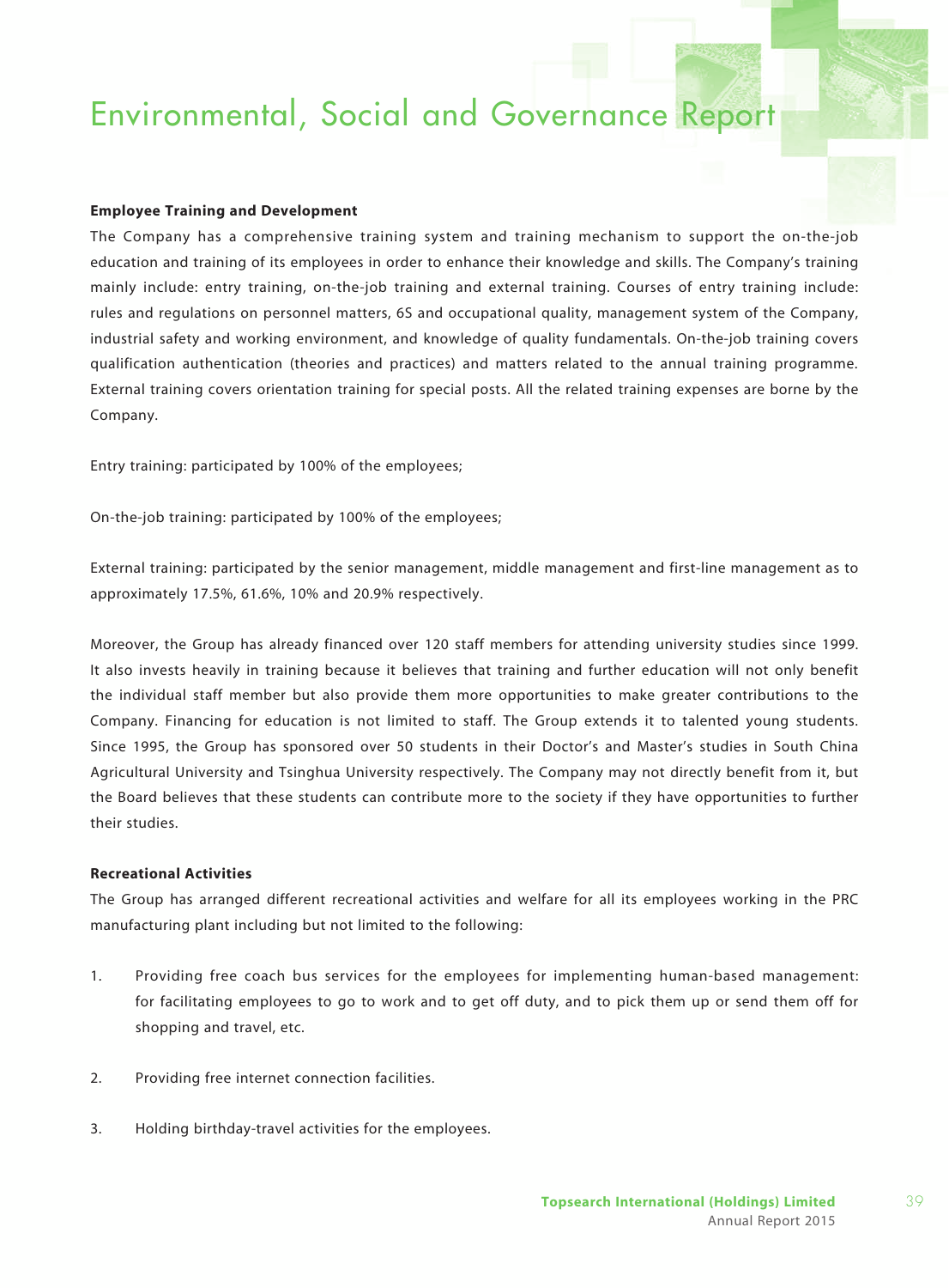# Environmental, Social and Governance Report

**Employee Training and Development**

The Company has a comprehensive training system and training mechanism to support the on-the-job education and training of its employees in order to enhance their knowledge and skills. The Company's training mainly include: entry training, on-the-job training and external training. Courses of entry training include: rules and regulations on personnel matters, 6S and occupational quality, management system of the Company, industrial safety and working environment, and knowledge of quality fundamentals. On-the-job training covers qualification authentication (theories and practices) and matters related to the annual training programme. External training covers orientation training for special posts. All the related training expenses are borne by the Company.

Entry training: participated by 100% of the employees;

On-the-job training: participated by 100% of the employees;

External training: participated by the senior management, middle management and first-line management as to approximately 17.5%, 61.6%, 10% and 20.9% respectively.

Moreover, the Group has already financed over 120 staff members for attending university studies since 1999. It also invests heavily in training because it believes that training and further education will not only benefit the individual staff member but also provide them more opportunities to make greater contributions to the Company. Financing for education is not limited to staff. The Group extends it to talented young students. Since 1995, the Group has sponsored over 50 students in their Doctor's and Master's studies in South China Agricultural University and Tsinghua University respectively. The Company may not directly benefit from it, but the Board believes that these students can contribute more to the society if they have opportunities to further their studies.

**Recreational Activities**

The Group has arranged different recreational activities and welfare for all its employees working in the PRC manufacturing plant including but not limited to the following:

1. Providing free coach bus services for the employees for implementing human-based management: for facilitating employees to go to work and to get off duty, and to pick them up or send them off for shopping and travel, etc.

2. Providing free internet connection facilities.

3. Holding birthday-travel activities for the employees.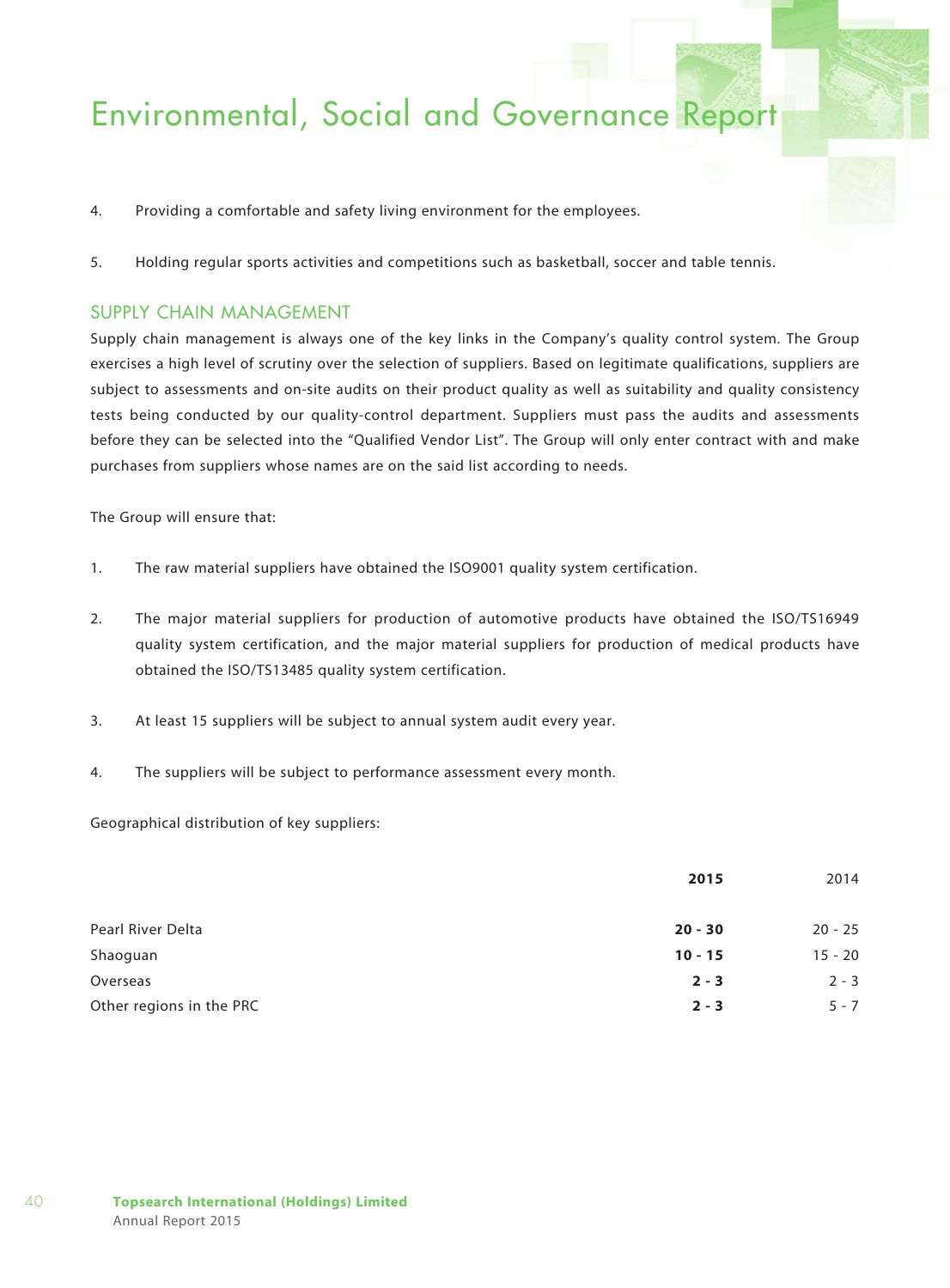4. Providing a comfortable and safety living environment for the employees.

5. Holding regular sports activities and competitions such as basketball, soccer and table tennis.

## SUPPLY CHAIN MANAGEMENT

Supply chain management is always one of the key links in the Company's quality control system. The Group exercises a high level of scrutiny over the selection of suppliers. Based on legitimate qualifications, suppliers are subject to assessments and on-site audits on their product quality as well as suitability and quality consistency tests being conducted by our quality-control department. Suppliers must pass the audits and assessments before they can be selected into the "Qualified Vendor List". The Group will only enter contract with and make purchases from suppliers whose names are on the said list according to needs.

The Group will ensure that:

1. The raw material suppliers have obtained the ISO9001 quality system certification.

2. The major material suppliers for production of automotive products have obtained the ISO/TS16949 quality system certification, and the major material suppliers for production of medical products have obtained the ISO/TS13485 quality system certification.

3. At least 15 suppliers will be subject to annual system audit every year.

4. The suppliers will be subject to performance assessment every month.

Geographical distribution of key suppliers:

| | **2015** | 2014 |
|---|---|---|
| Pearl River Delta | **20 - 30** | 20 - 25 |
| Shaoguan | **10 - 15** | 15 - 20 |
| Overseas | **2 - 3** | 2 - 3 |
| Other regions in the PRC | **2 - 3** | 5 - 7 |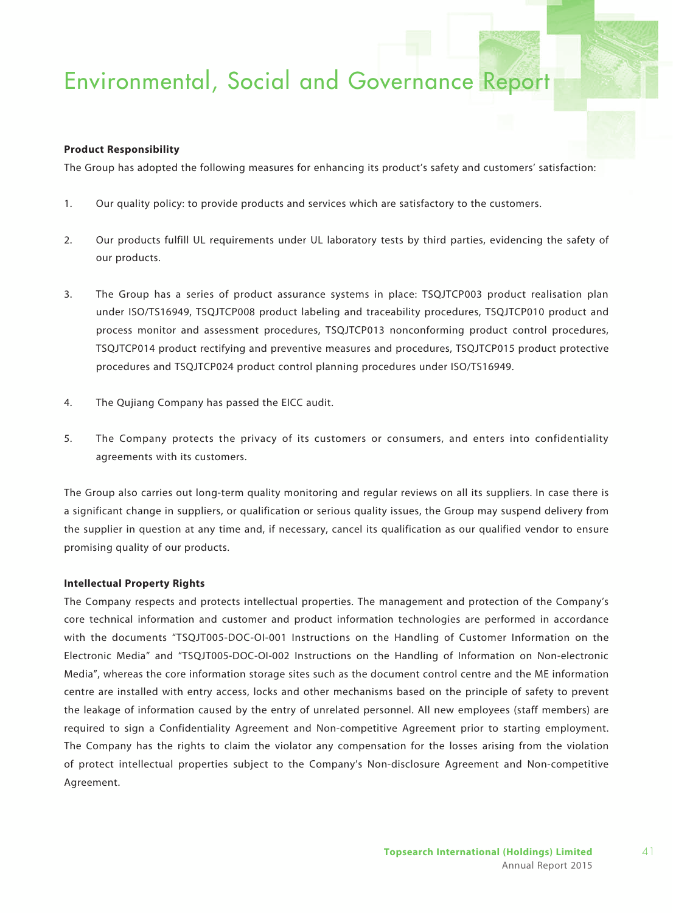**Product Responsibility**

The Group has adopted the following measures for enhancing its product's safety and customers' satisfaction:

1. Our quality policy: to provide products and services which are satisfactory to the customers.

2. Our products fulfill UL requirements under UL laboratory tests by third parties, evidencing the safety of our products.

3. The Group has a series of product assurance systems in place: TSQJTCP003 product realisation plan under ISO/TS16949, TSQJTCP008 product labeling and traceability procedures, TSQJTCP010 product and process monitor and assessment procedures, TSQJTCP013 nonconforming product control procedures, TSQJTCP014 product rectifying and preventive measures and procedures, TSQJTCP015 product protective procedures and TSQJTCP024 product control planning procedures under ISO/TS16949.

4. The Qujiang Company has passed the EICC audit.

5. The Company protects the privacy of its customers or consumers, and enters into confidentiality agreements with its customers.

The Group also carries out long-term quality monitoring and regular reviews on all its suppliers. In case there is a significant change in suppliers, or qualification or serious quality issues, the Group may suspend delivery from the supplier in question at any time and, if necessary, cancel its qualification as our qualified vendor to ensure promising quality of our products.

**Intellectual Property Rights**

The Company respects and protects intellectual properties. The management and protection of the Company's core technical information and customer and product information technologies are performed in accordance with the documents "TSQJT005-DOC-OI-001 Instructions on the Handling of Customer Information on the Electronic Media" and "TSQJT005-DOC-OI-002 Instructions on the Handling of Information on Non-electronic Media", whereas the core information storage sites such as the document control centre and the ME information centre are installed with entry access, locks and other mechanisms based on the principle of safety to prevent the leakage of information caused by the entry of unrelated personnel. All new employees (staff members) are required to sign a Confidentiality Agreement and Non-competitive Agreement prior to starting employment. The Company has the rights to claim the violator any compensation for the losses arising from the violation of protect intellectual properties subject to the Company's Non-disclosure Agreement and Non-competitive Agreement.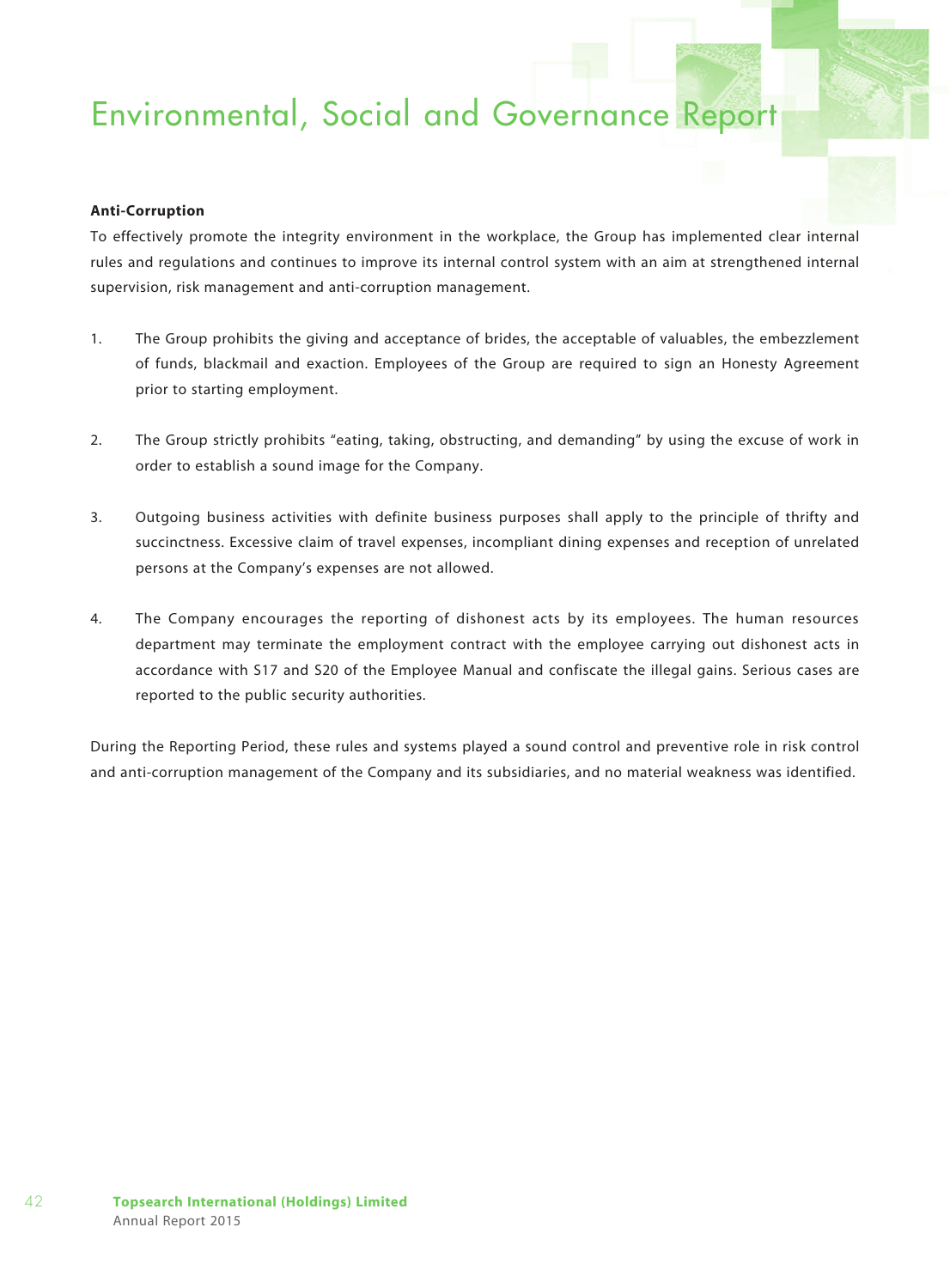# Environmental, Social and Governance Report

**Anti-Corruption**

To effectively promote the integrity environment in the workplace, the Group has implemented clear internal rules and regulations and continues to improve its internal control system with an aim at strengthened internal supervision, risk management and anti-corruption management.

1. The Group prohibits the giving and acceptance of brides, the acceptable of valuables, the embezzlement of funds, blackmail and exaction. Employees of the Group are required to sign an Honesty Agreement prior to starting employment.

2. The Group strictly prohibits "eating, taking, obstructing, and demanding" by using the excuse of work in order to establish a sound image for the Company.

3. Outgoing business activities with definite business purposes shall apply to the principle of thrifty and succinctness. Excessive claim of travel expenses, incompliant dining expenses and reception of unrelated persons at the Company's expenses are not allowed.

4. The Company encourages the reporting of dishonest acts by its employees. The human resources department may terminate the employment contract with the employee carrying out dishonest acts in accordance with S17 and S20 of the Employee Manual and confiscate the illegal gains. Serious cases are reported to the public security authorities.

During the Reporting Period, these rules and systems played a sound control and preventive role in risk control and anti-corruption management of the Company and its subsidiaries, and no material weakness was identified.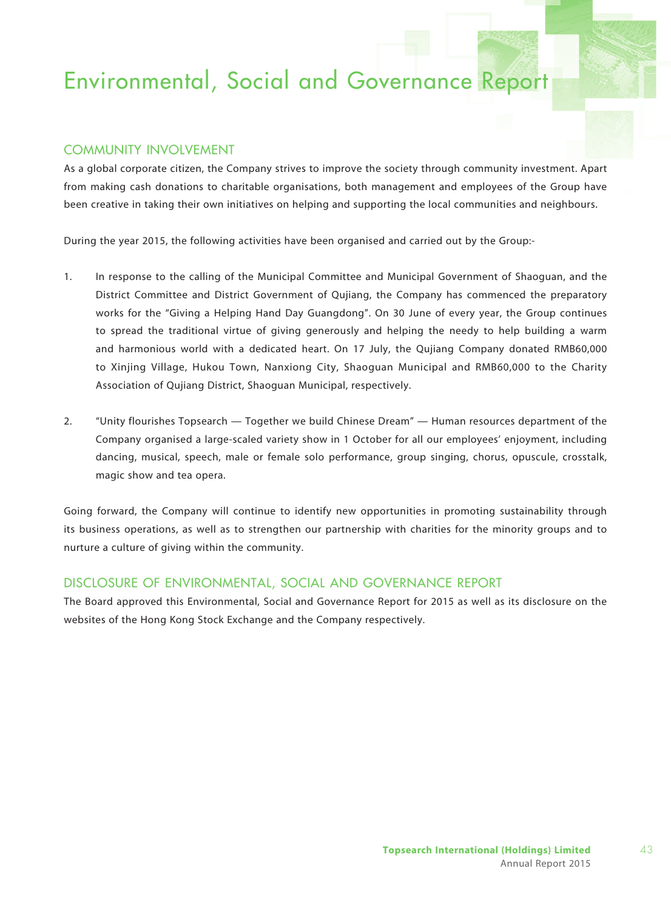# Environmental, Social and Governance Report

## COMMUNITY INVOLVEMENT

As a global corporate citizen, the Company strives to improve the society through community investment. Apart from making cash donations to charitable organisations, both management and employees of the Group have been creative in taking their own initiatives on helping and supporting the local communities and neighbours.

During the year 2015, the following activities have been organised and carried out by the Group:-

1. In response to the calling of the Municipal Committee and Municipal Government of Shaoguan, and the District Committee and District Government of Qujiang, the Company has commenced the preparatory works for the "Giving a Helping Hand Day Guangdong". On 30 June of every year, the Group continues to spread the traditional virtue of giving generously and helping the needy to help building a warm and harmonious world with a dedicated heart. On 17 July, the Qujiang Company donated RMB60,000 to Xinjing Village, Hukou Town, Nanxiong City, Shaoguan Municipal and RMB60,000 to the Charity Association of Qujiang District, Shaoguan Municipal, respectively.

2. "Unity flourishes Topsearch — Together we build Chinese Dream" — Human resources department of the Company organised a large-scaled variety show in 1 October for all our employees' enjoyment, including dancing, musical, speech, male or female solo performance, group singing, chorus, opuscule, crosstalk, magic show and tea opera.

Going forward, the Company will continue to identify new opportunities in promoting sustainability through its business operations, as well as to strengthen our partnership with charities for the minority groups and to nurture a culture of giving within the community.

## DISCLOSURE OF ENVIRONMENTAL, SOCIAL AND GOVERNANCE REPORT

The Board approved this Environmental, Social and Governance Report for 2015 as well as its disclosure on the websites of the Hong Kong Stock Exchange and the Company respectively.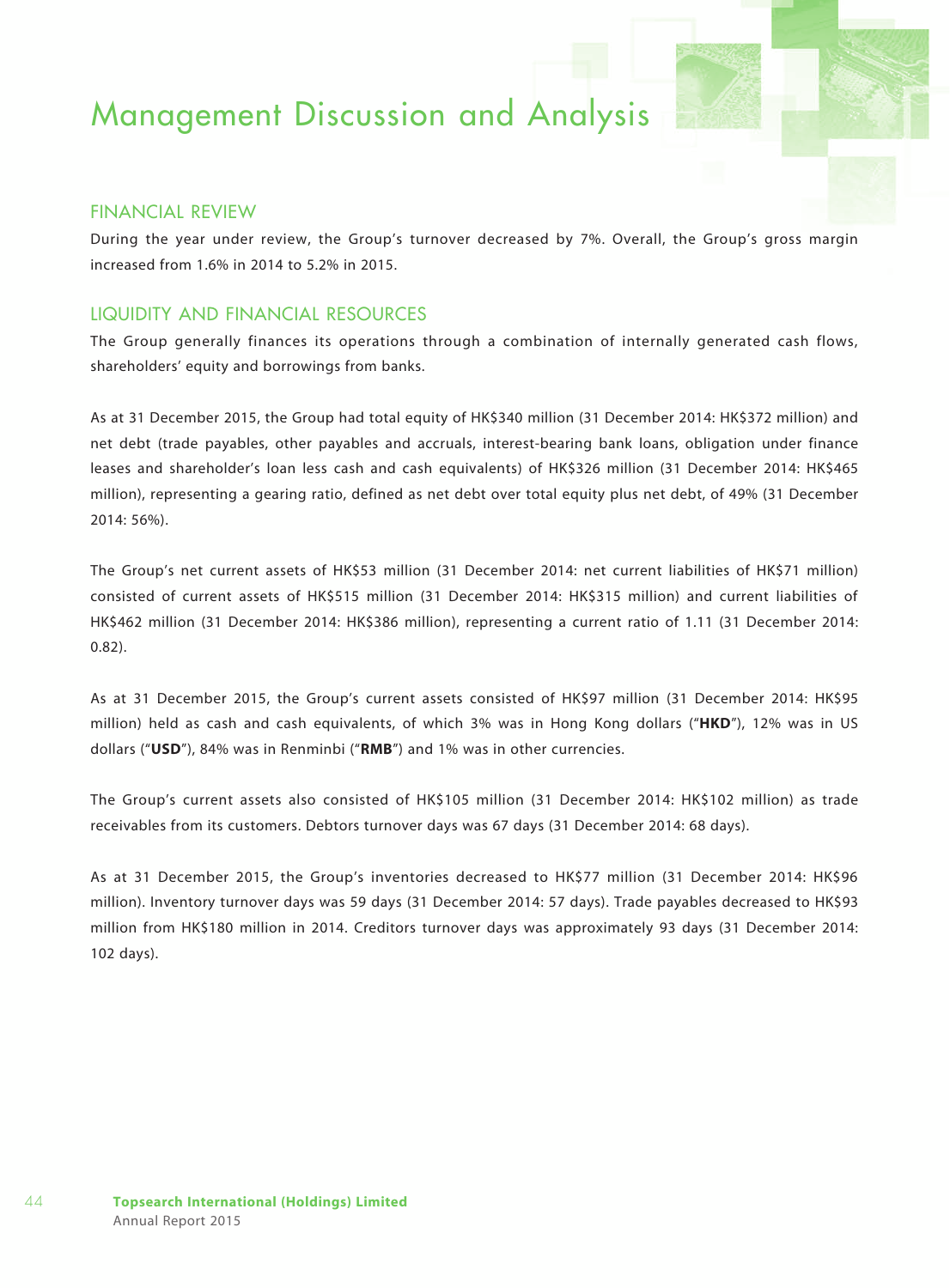# Management Discussion and Analysis

## FINANCIAL REVIEW

During the year under review, the Group's turnover decreased by 7%. Overall, the Group's gross margin increased from 1.6% in 2014 to 5.2% in 2015.

## LIQUIDITY AND FINANCIAL RESOURCES

The Group generally finances its operations through a combination of internally generated cash flows, shareholders' equity and borrowings from banks.

As at 31 December 2015, the Group had total equity of HK$340 million (31 December 2014: HK$372 million) and net debt (trade payables, other payables and accruals, interest-bearing bank loans, obligation under finance leases and shareholder's loan less cash and cash equivalents) of HK$326 million (31 December 2014: HK$465 million), representing a gearing ratio, defined as net debt over total equity plus net debt, of 49% (31 December 2014: 56%).

The Group's net current assets of HK$53 million (31 December 2014: net current liabilities of HK$71 million) consisted of current assets of HK$515 million (31 December 2014: HK$315 million) and current liabilities of HK$462 million (31 December 2014: HK$386 million), representing a current ratio of 1.11 (31 December 2014: 0.82).

As at 31 December 2015, the Group's current assets consisted of HK$97 million (31 December 2014: HK$95 million) held as cash and cash equivalents, of which 3% was in Hong Kong dollars ("**HKD**"), 12% was in US dollars ("**USD**"), 84% was in Renminbi ("**RMB**") and 1% was in other currencies.

The Group's current assets also consisted of HK$105 million (31 December 2014: HK$102 million) as trade receivables from its customers. Debtors turnover days was 67 days (31 December 2014: 68 days).

As at 31 December 2015, the Group's inventories decreased to HK$77 million (31 December 2014: HK$96 million). Inventory turnover days was 59 days (31 December 2014: 57 days). Trade payables decreased to HK$93 million from HK$180 million in 2014. Creditors turnover days was approximately 93 days (31 December 2014: 102 days).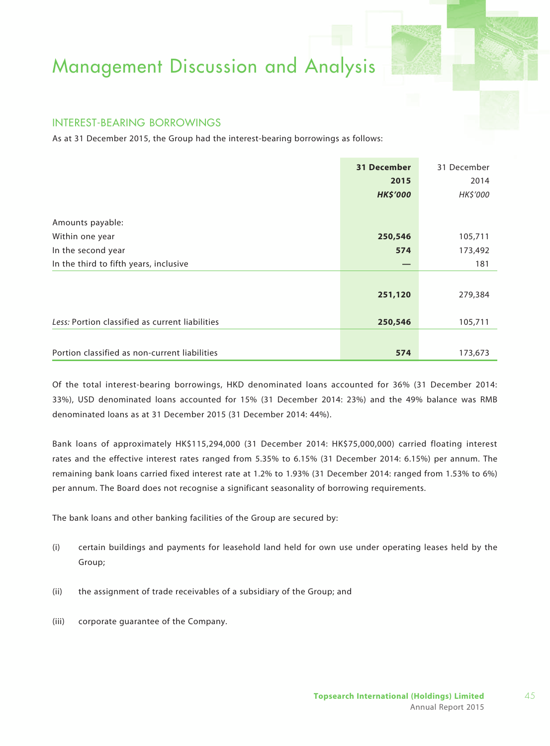# Management Discussion and Analysis

## INTEREST-BEARING BORROWINGS

As at 31 December 2015, the Group had the interest-bearing borrowings as follows:

| | **31 December 2015** | 31 December 2014 |
|---|---|---|
| | ***HK$'000*** | *HK$'000* |
| Amounts payable: | | |
| Within one year | **250,546** | 105,711 |
| In the second year | **574** | 173,492 |
| In the third to fifth years, inclusive | **—** | 181 |
| | **251,120** | 279,384 |
| *Less:* Portion classified as current liabilities | **250,546** | 105,711 |
| Portion classified as non-current liabilities | **574** | 173,673 |

Of the total interest-bearing borrowings, HKD denominated loans accounted for 36% (31 December 2014: 33%), USD denominated loans accounted for 15% (31 December 2014: 23%) and the 49% balance was RMB denominated loans as at 31 December 2015 (31 December 2014: 44%).

Bank loans of approximately HK$115,294,000 (31 December 2014: HK$75,000,000) carried floating interest rates and the effective interest rates ranged from 5.35% to 6.15% (31 December 2014: 6.15%) per annum. The remaining bank loans carried fixed interest rate at 1.2% to 1.93% (31 December 2014: ranged from 1.53% to 6%) per annum. The Board does not recognise a significant seasonality of borrowing requirements.

The bank loans and other banking facilities of the Group are secured by:

(i) certain buildings and payments for leasehold land held for own use under operating leases held by the Group;

(ii) the assignment of trade receivables of a subsidiary of the Group; and

(iii) corporate guarantee of the Company.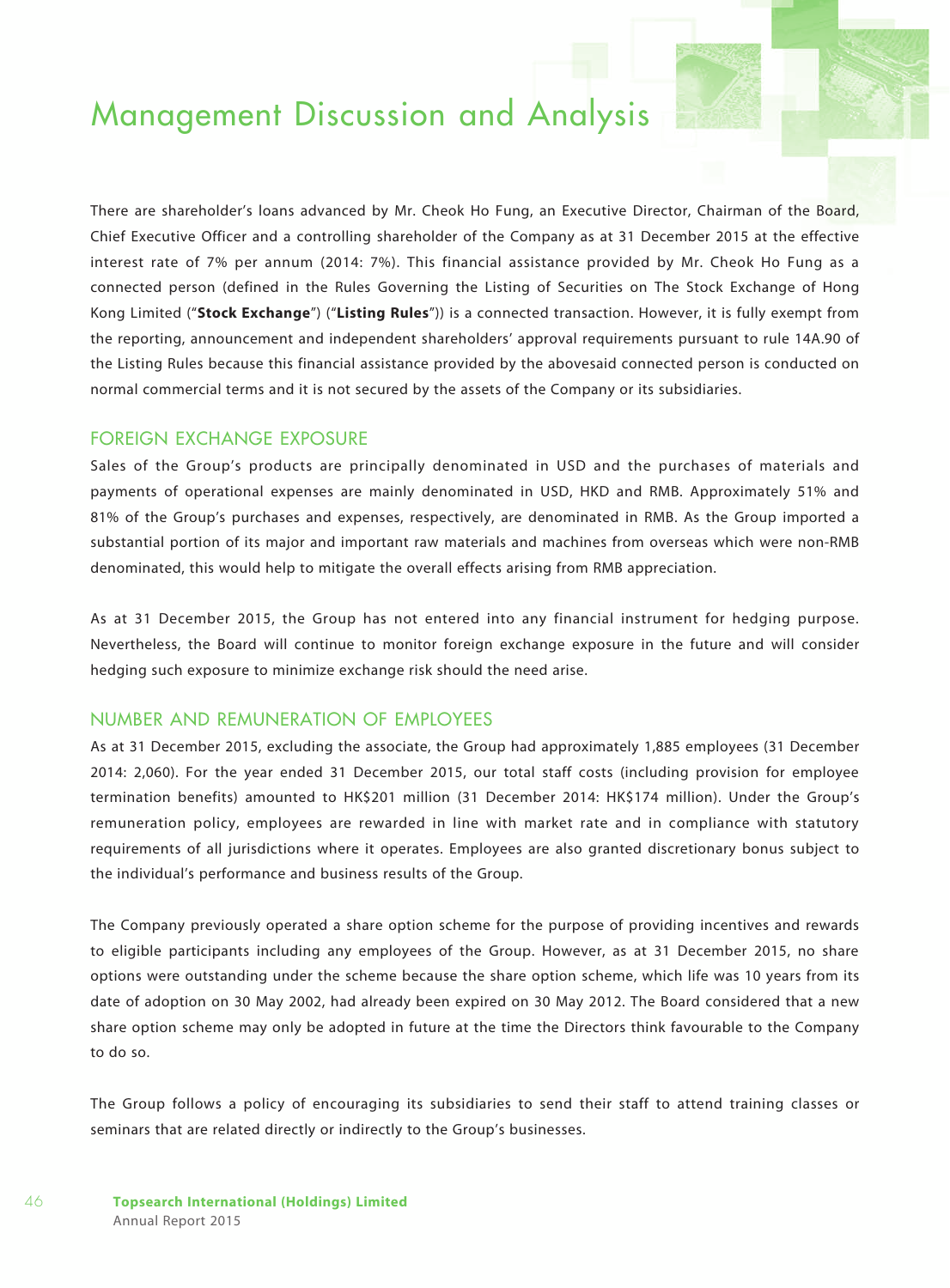# Management Discussion and Analysis

There are shareholder's loans advanced by Mr. Cheok Ho Fung, an Executive Director, Chairman of the Board, Chief Executive Officer and a controlling shareholder of the Company as at 31 December 2015 at the effective interest rate of 7% per annum (2014: 7%). This financial assistance provided by Mr. Cheok Ho Fung as a connected person (defined in the Rules Governing the Listing of Securities on The Stock Exchange of Hong Kong Limited ("**Stock Exchange**") ("**Listing Rules**")) is a connected transaction. However, it is fully exempt from the reporting, announcement and independent shareholders' approval requirements pursuant to rule 14A.90 of the Listing Rules because this financial assistance provided by the abovesaid connected person is conducted on normal commercial terms and it is not secured by the assets of the Company or its subsidiaries.

## FOREIGN EXCHANGE EXPOSURE

Sales of the Group's products are principally denominated in USD and the purchases of materials and payments of operational expenses are mainly denominated in USD, HKD and RMB. Approximately 51% and 81% of the Group's purchases and expenses, respectively, are denominated in RMB. As the Group imported a substantial portion of its major and important raw materials and machines from overseas which were non-RMB denominated, this would help to mitigate the overall effects arising from RMB appreciation.

As at 31 December 2015, the Group has not entered into any financial instrument for hedging purpose. Nevertheless, the Board will continue to monitor foreign exchange exposure in the future and will consider hedging such exposure to minimize exchange risk should the need arise.

## NUMBER AND REMUNERATION OF EMPLOYEES

As at 31 December 2015, excluding the associate, the Group had approximately 1,885 employees (31 December 2014: 2,060). For the year ended 31 December 2015, our total staff costs (including provision for employee termination benefits) amounted to HK$201 million (31 December 2014: HK$174 million). Under the Group's remuneration policy, employees are rewarded in line with market rate and in compliance with statutory requirements of all jurisdictions where it operates. Employees are also granted discretionary bonus subject to the individual's performance and business results of the Group.

The Company previously operated a share option scheme for the purpose of providing incentives and rewards to eligible participants including any employees of the Group. However, as at 31 December 2015, no share options were outstanding under the scheme because the share option scheme, which life was 10 years from its date of adoption on 30 May 2002, had already been expired on 30 May 2012. The Board considered that a new share option scheme may only be adopted in future at the time the Directors think favourable to the Company to do so.

The Group follows a policy of encouraging its subsidiaries to send their staff to attend training classes or seminars that are related directly or indirectly to the Group's businesses.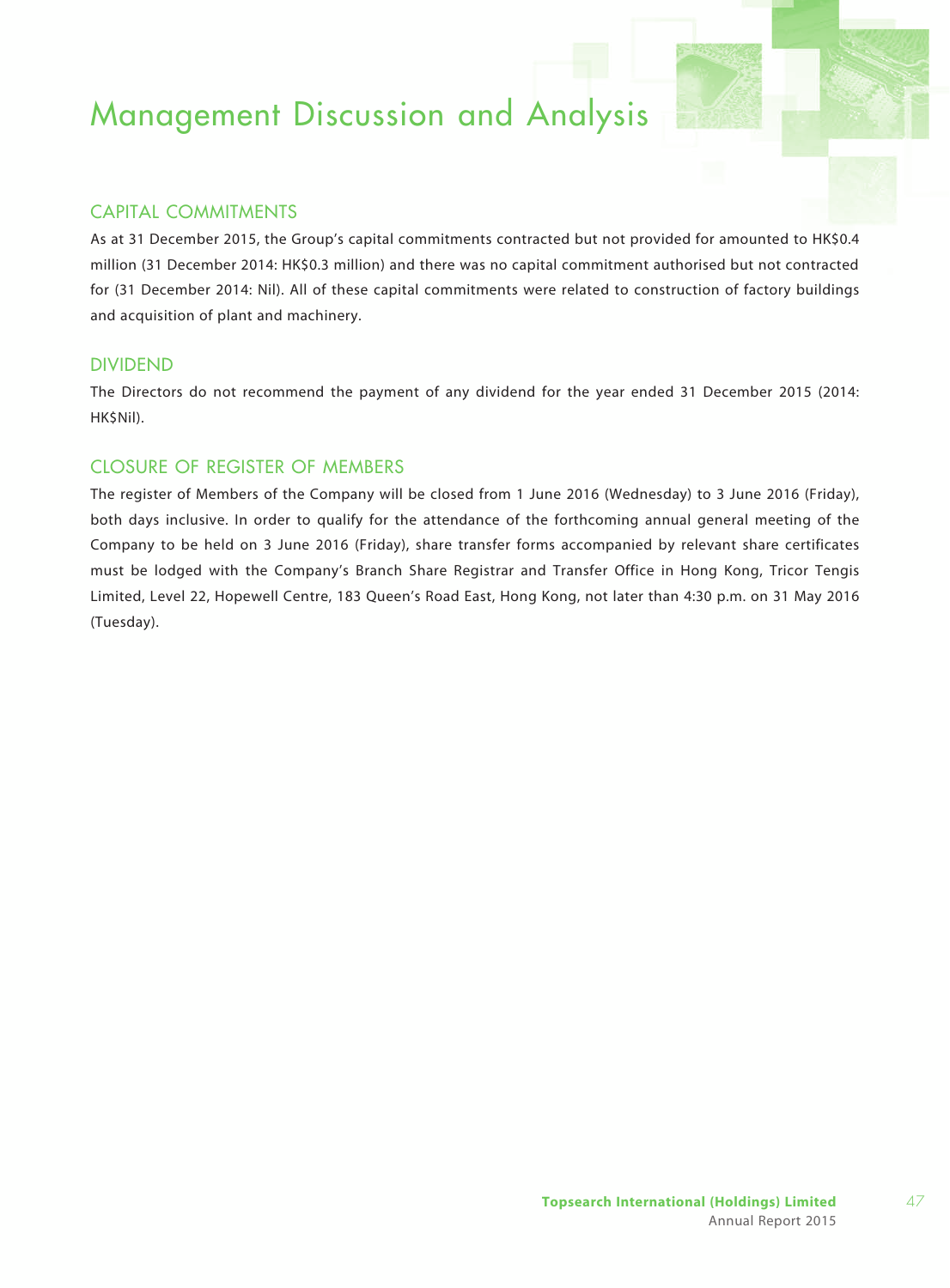# Management Discussion and Analysis

## CAPITAL COMMITMENTS

As at 31 December 2015, the Group's capital commitments contracted but not provided for amounted to HK$0.4 million (31 December 2014: HK$0.3 million) and there was no capital commitment authorised but not contracted for (31 December 2014: Nil). All of these capital commitments were related to construction of factory buildings and acquisition of plant and machinery.

## DIVIDEND

The Directors do not recommend the payment of any dividend for the year ended 31 December 2015 (2014: HK$Nil).

## CLOSURE OF REGISTER OF MEMBERS

The register of Members of the Company will be closed from 1 June 2016 (Wednesday) to 3 June 2016 (Friday), both days inclusive. In order to qualify for the attendance of the forthcoming annual general meeting of the Company to be held on 3 June 2016 (Friday), share transfer forms accompanied by relevant share certificates must be lodged with the Company's Branch Share Registrar and Transfer Office in Hong Kong, Tricor Tengis Limited, Level 22, Hopewell Centre, 183 Queen's Road East, Hong Kong, not later than 4:30 p.m. on 31 May 2016 (Tuesday).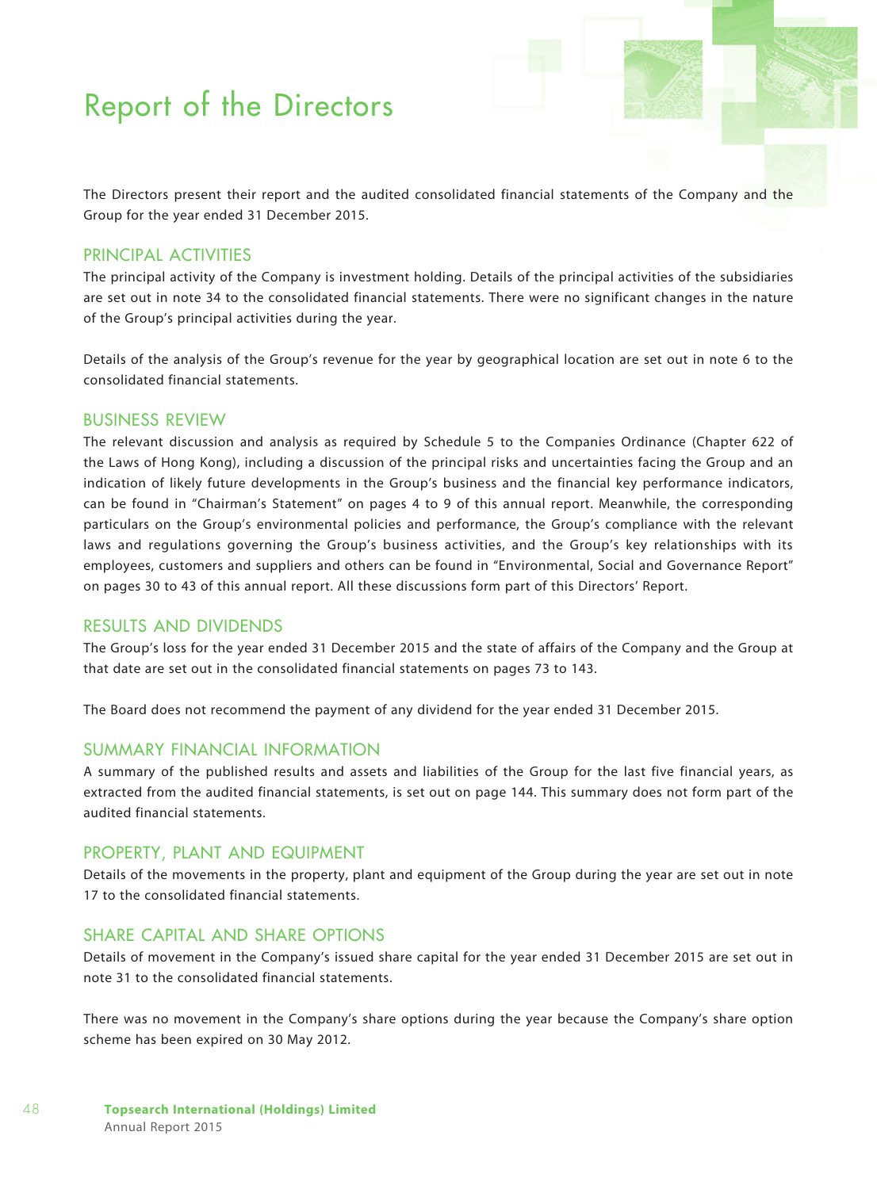# Report of the Directors

The Directors present their report and the audited consolidated financial statements of the Company and the Group for the year ended 31 December 2015.

## PRINCIPAL ACTIVITIES

The principal activity of the Company is investment holding. Details of the principal activities of the subsidiaries are set out in note 34 to the consolidated financial statements. There were no significant changes in the nature of the Group's principal activities during the year.

Details of the analysis of the Group's revenue for the year by geographical location are set out in note 6 to the consolidated financial statements.

## BUSINESS REVIEW

The relevant discussion and analysis as required by Schedule 5 to the Companies Ordinance (Chapter 622 of the Laws of Hong Kong), including a discussion of the principal risks and uncertainties facing the Group and an indication of likely future developments in the Group's business and the financial key performance indicators, can be found in "Chairman's Statement" on pages 4 to 9 of this annual report. Meanwhile, the corresponding particulars on the Group's environmental policies and performance, the Group's compliance with the relevant laws and regulations governing the Group's business activities, and the Group's key relationships with its employees, customers and suppliers and others can be found in "Environmental, Social and Governance Report" on pages 30 to 43 of this annual report. All these discussions form part of this Directors' Report.

## RESULTS AND DIVIDENDS

The Group's loss for the year ended 31 December 2015 and the state of affairs of the Company and the Group at that date are set out in the consolidated financial statements on pages 73 to 143.

The Board does not recommend the payment of any dividend for the year ended 31 December 2015.

## SUMMARY FINANCIAL INFORMATION

A summary of the published results and assets and liabilities of the Group for the last five financial years, as extracted from the audited financial statements, is set out on page 144. This summary does not form part of the audited financial statements.

## PROPERTY, PLANT AND EQUIPMENT

Details of the movements in the property, plant and equipment of the Group during the year are set out in note 17 to the consolidated financial statements.

## SHARE CAPITAL AND SHARE OPTIONS

Details of movement in the Company's issued share capital for the year ended 31 December 2015 are set out in note 31 to the consolidated financial statements.

There was no movement in the Company's share options during the year because the Company's share option scheme has been expired on 30 May 2012.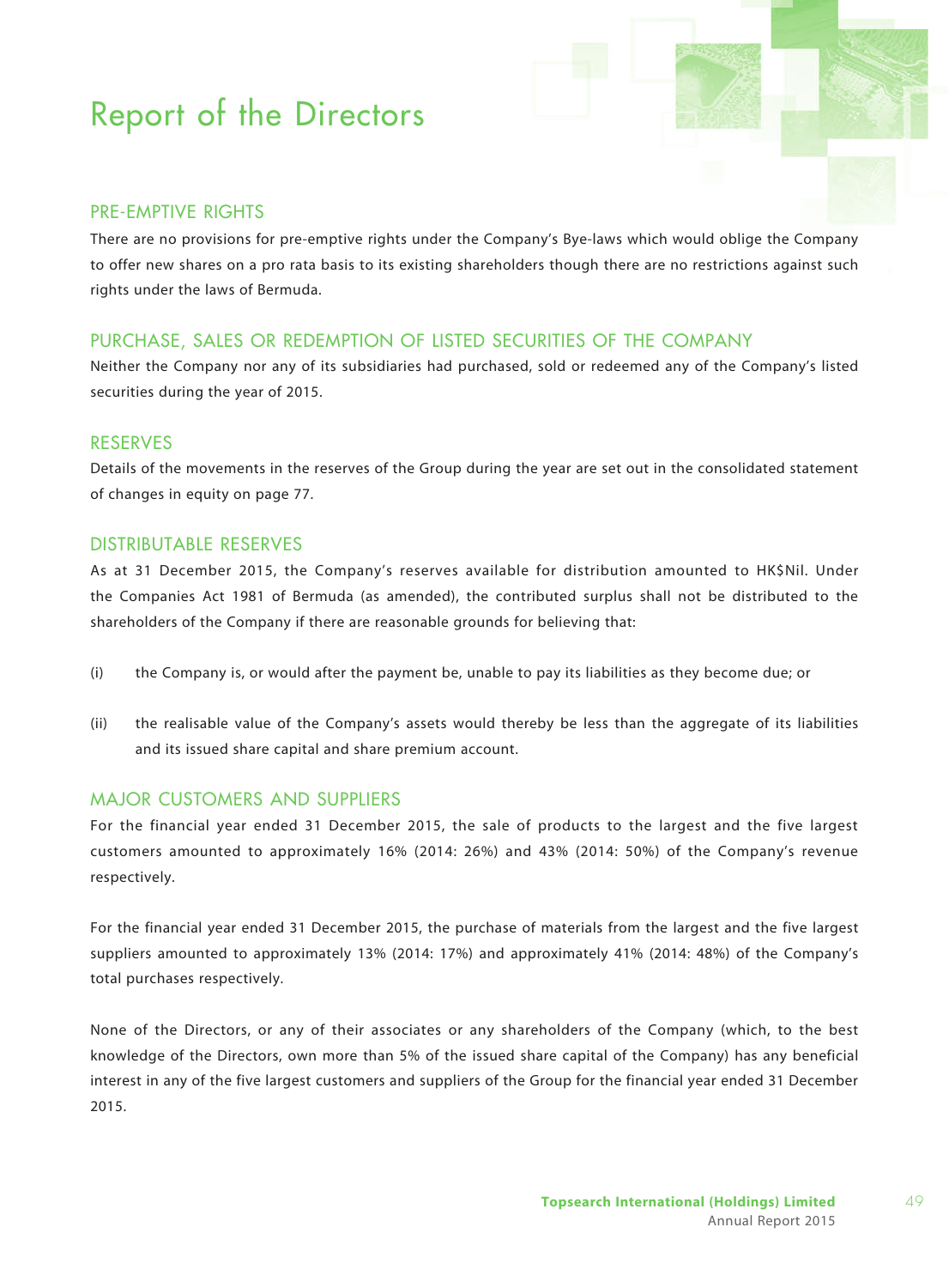# Report of the Directors

## PRE-EMPTIVE RIGHTS

There are no provisions for pre-emptive rights under the Company's Bye-laws which would oblige the Company to offer new shares on a pro rata basis to its existing shareholders though there are no restrictions against such rights under the laws of Bermuda.

## PURCHASE, SALES OR REDEMPTION OF LISTED SECURITIES OF THE COMPANY

Neither the Company nor any of its subsidiaries had purchased, sold or redeemed any of the Company's listed securities during the year of 2015.

## RESERVES

Details of the movements in the reserves of the Group during the year are set out in the consolidated statement of changes in equity on page 77.

## DISTRIBUTABLE RESERVES

As at 31 December 2015, the Company's reserves available for distribution amounted to HK$Nil. Under the Companies Act 1981 of Bermuda (as amended), the contributed surplus shall not be distributed to the shareholders of the Company if there are reasonable grounds for believing that:

(i) the Company is, or would after the payment be, unable to pay its liabilities as they become due; or

(ii) the realisable value of the Company's assets would thereby be less than the aggregate of its liabilities and its issued share capital and share premium account.

## MAJOR CUSTOMERS AND SUPPLIERS

For the financial year ended 31 December 2015, the sale of products to the largest and the five largest customers amounted to approximately 16% (2014: 26%) and 43% (2014: 50%) of the Company's revenue respectively.

For the financial year ended 31 December 2015, the purchase of materials from the largest and the five largest suppliers amounted to approximately 13% (2014: 17%) and approximately 41% (2014: 48%) of the Company's total purchases respectively.

None of the Directors, or any of their associates or any shareholders of the Company (which, to the best knowledge of the Directors, own more than 5% of the issued share capital of the Company) has any beneficial interest in any of the five largest customers and suppliers of the Group for the financial year ended 31 December 2015.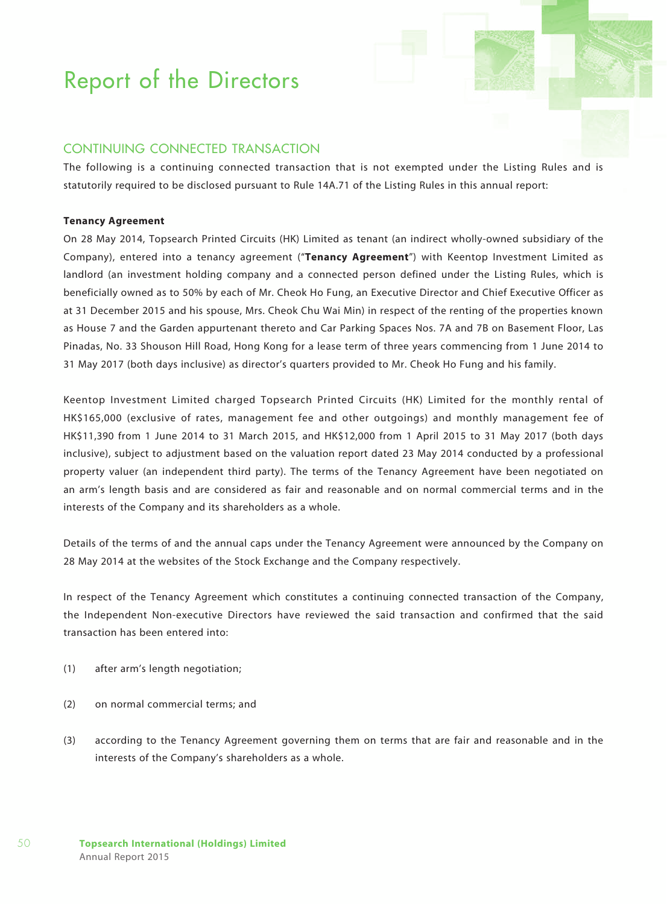## CONTINUING CONNECTED TRANSACTION

The following is a continuing connected transaction that is not exempted under the Listing Rules and is statutorily required to be disclosed pursuant to Rule 14A.71 of the Listing Rules in this annual report:

**Tenancy Agreement**

On 28 May 2014, Topsearch Printed Circuits (HK) Limited as tenant (an indirect wholly-owned subsidiary of the Company), entered into a tenancy agreement ("**Tenancy Agreement**") with Keentop Investment Limited as landlord (an investment holding company and a connected person defined under the Listing Rules, which is beneficially owned as to 50% by each of Mr. Cheok Ho Fung, an Executive Director and Chief Executive Officer as at 31 December 2015 and his spouse, Mrs. Cheok Chu Wai Min) in respect of the renting of the properties known as House 7 and the Garden appurtenant thereto and Car Parking Spaces Nos. 7A and 7B on Basement Floor, Las Pinadas, No. 33 Shouson Hill Road, Hong Kong for a lease term of three years commencing from 1 June 2014 to 31 May 2017 (both days inclusive) as director's quarters provided to Mr. Cheok Ho Fung and his family.

Keentop Investment Limited charged Topsearch Printed Circuits (HK) Limited for the monthly rental of HK$165,000 (exclusive of rates, management fee and other outgoings) and monthly management fee of HK$11,390 from 1 June 2014 to 31 March 2015, and HK$12,000 from 1 April 2015 to 31 May 2017 (both days inclusive), subject to adjustment based on the valuation report dated 23 May 2014 conducted by a professional property valuer (an independent third party). The terms of the Tenancy Agreement have been negotiated on an arm's length basis and are considered as fair and reasonable and on normal commercial terms and in the interests of the Company and its shareholders as a whole.

Details of the terms of and the annual caps under the Tenancy Agreement were announced by the Company on 28 May 2014 at the websites of the Stock Exchange and the Company respectively.

In respect of the Tenancy Agreement which constitutes a continuing connected transaction of the Company, the Independent Non-executive Directors have reviewed the said transaction and confirmed that the said transaction has been entered into:

(1) after arm's length negotiation;

(2) on normal commercial terms; and

(3) according to the Tenancy Agreement governing them on terms that are fair and reasonable and in the interests of the Company's shareholders as a whole.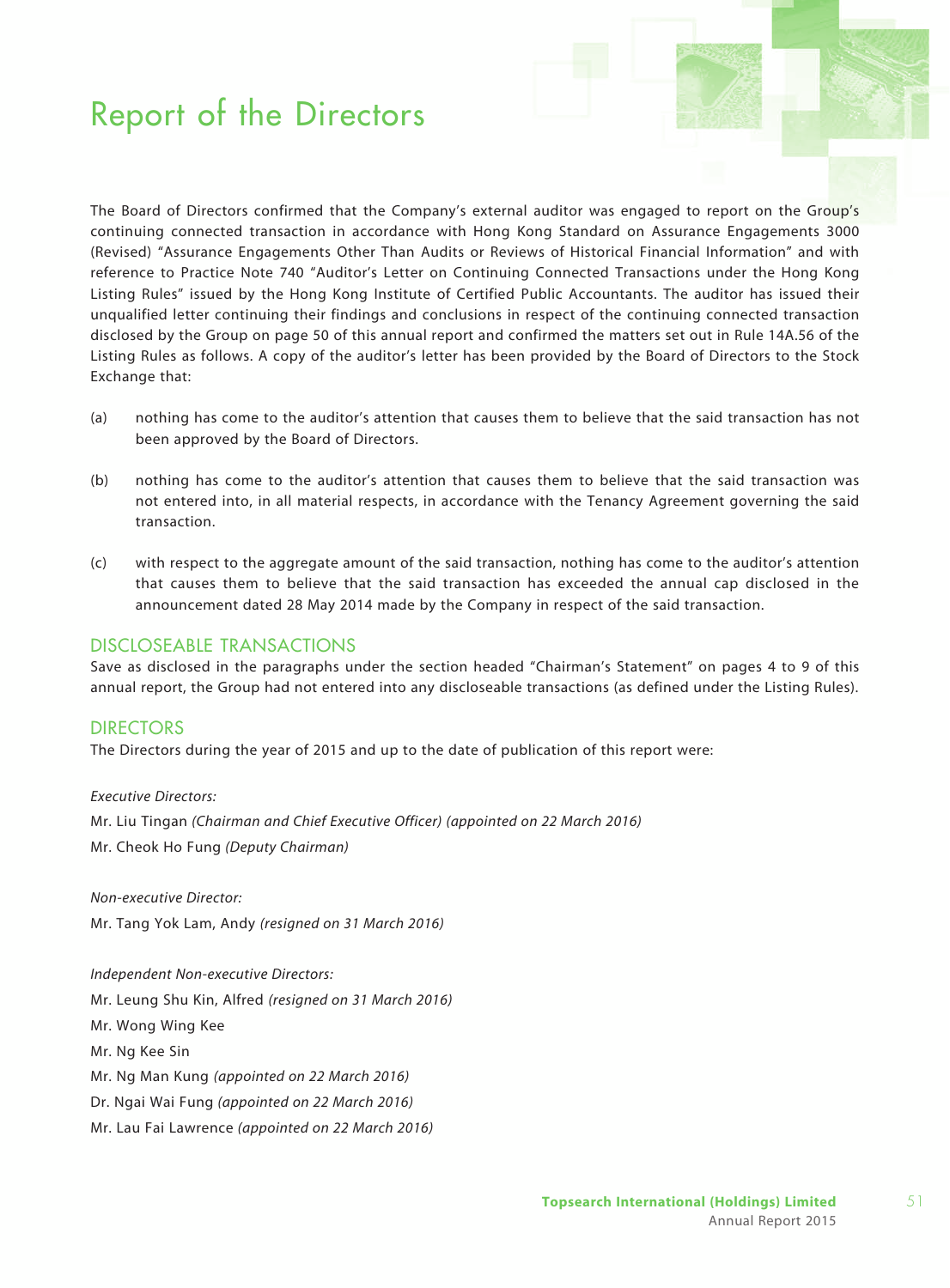# Report of the Directors

The Board of Directors confirmed that the Company's external auditor was engaged to report on the Group's continuing connected transaction in accordance with Hong Kong Standard on Assurance Engagements 3000 (Revised) "Assurance Engagements Other Than Audits or Reviews of Historical Financial Information" and with reference to Practice Note 740 "Auditor's Letter on Continuing Connected Transactions under the Hong Kong Listing Rules" issued by the Hong Kong Institute of Certified Public Accountants. The auditor has issued their unqualified letter continuing their findings and conclusions in respect of the continuing connected transaction disclosed by the Group on page 50 of this annual report and confirmed the matters set out in Rule 14A.56 of the Listing Rules as follows. A copy of the auditor's letter has been provided by the Board of Directors to the Stock Exchange that:

(a) nothing has come to the auditor's attention that causes them to believe that the said transaction has not been approved by the Board of Directors.

(b) nothing has come to the auditor's attention that causes them to believe that the said transaction was not entered into, in all material respects, in accordance with the Tenancy Agreement governing the said transaction.

(c) with respect to the aggregate amount of the said transaction, nothing has come to the auditor's attention that causes them to believe that the said transaction has exceeded the annual cap disclosed in the announcement dated 28 May 2014 made by the Company in respect of the said transaction.

## DISCLOSEABLE TRANSACTIONS

Save as disclosed in the paragraphs under the section headed "Chairman's Statement" on pages 4 to 9 of this annual report, the Group had not entered into any discloseable transactions (as defined under the Listing Rules).

## DIRECTORS

The Directors during the year of 2015 and up to the date of publication of this report were:

*Executive Directors:*

Mr. Liu Tingan *(Chairman and Chief Executive Officer) (appointed on 22 March 2016)*

Mr. Cheok Ho Fung *(Deputy Chairman)*

*Non-executive Director:*

Mr. Tang Yok Lam, Andy *(resigned on 31 March 2016)*

*Independent Non-executive Directors:*

Mr. Leung Shu Kin, Alfred *(resigned on 31 March 2016)*

Mr. Wong Wing Kee

Mr. Ng Kee Sin

Mr. Ng Man Kung *(appointed on 22 March 2016)*

Dr. Ngai Wai Fung *(appointed on 22 March 2016)*

Mr. Lau Fai Lawrence *(appointed on 22 March 2016)*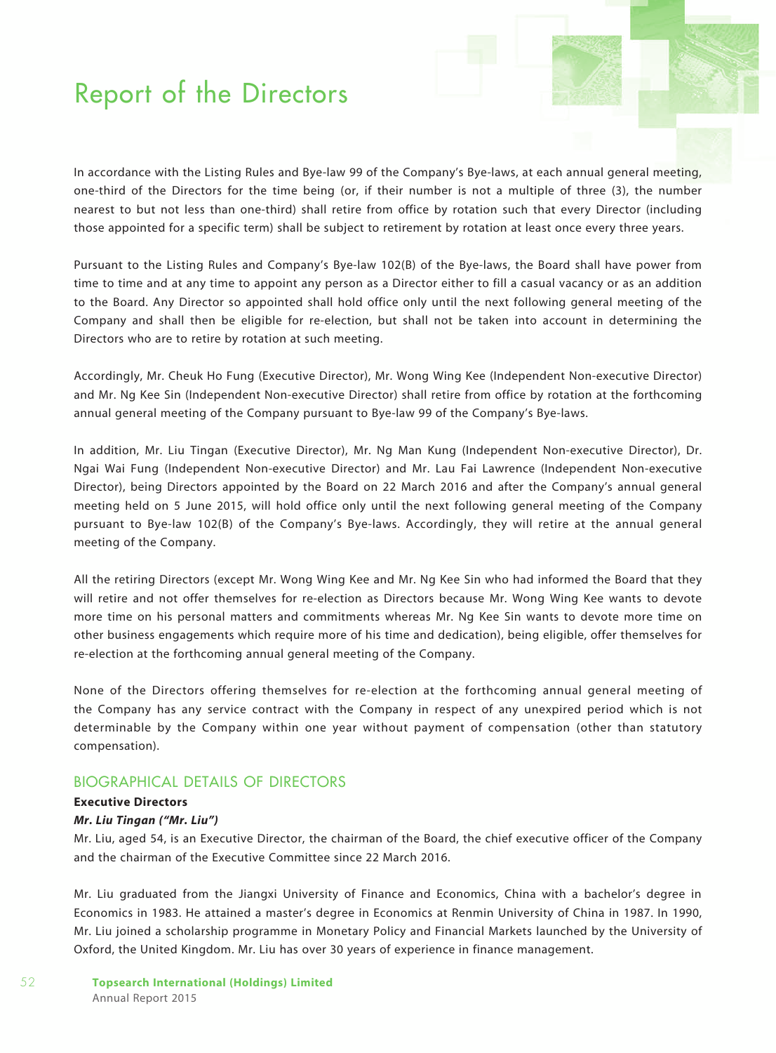# Report of the Directors

In accordance with the Listing Rules and Bye-law 99 of the Company's Bye-laws, at each annual general meeting, one-third of the Directors for the time being (or, if their number is not a multiple of three (3), the number nearest to but not less than one-third) shall retire from office by rotation such that every Director (including those appointed for a specific term) shall be subject to retirement by rotation at least once every three years.

Pursuant to the Listing Rules and Company's Bye-law 102(B) of the Bye-laws, the Board shall have power from time to time and at any time to appoint any person as a Director either to fill a casual vacancy or as an addition to the Board. Any Director so appointed shall hold office only until the next following general meeting of the Company and shall then be eligible for re-election, but shall not be taken into account in determining the Directors who are to retire by rotation at such meeting.

Accordingly, Mr. Cheuk Ho Fung (Executive Director), Mr. Wong Wing Kee (Independent Non-executive Director) and Mr. Ng Kee Sin (Independent Non-executive Director) shall retire from office by rotation at the forthcoming annual general meeting of the Company pursuant to Bye-law 99 of the Company's Bye-laws.

In addition, Mr. Liu Tingan (Executive Director), Mr. Ng Man Kung (Independent Non-executive Director), Dr. Ngai Wai Fung (Independent Non-executive Director) and Mr. Lau Fai Lawrence (Independent Non-executive Director), being Directors appointed by the Board on 22 March 2016 and after the Company's annual general meeting held on 5 June 2015, will hold office only until the next following general meeting of the Company pursuant to Bye-law 102(B) of the Company's Bye-laws. Accordingly, they will retire at the annual general meeting of the Company.

All the retiring Directors (except Mr. Wong Wing Kee and Mr. Ng Kee Sin who had informed the Board that they will retire and not offer themselves for re-election as Directors because Mr. Wong Wing Kee wants to devote more time on his personal matters and commitments whereas Mr. Ng Kee Sin wants to devote more time on other business engagements which require more of his time and dedication), being eligible, offer themselves for re-election at the forthcoming annual general meeting of the Company.

None of the Directors offering themselves for re-election at the forthcoming annual general meeting of the Company has any service contract with the Company in respect of any unexpired period which is not determinable by the Company within one year without payment of compensation (other than statutory compensation).

## BIOGRAPHICAL DETAILS OF DIRECTORS

**Executive Directors**

***Mr. Liu Tingan ("Mr. Liu")***

Mr. Liu, aged 54, is an Executive Director, the chairman of the Board, the chief executive officer of the Company and the chairman of the Executive Committee since 22 March 2016.

Mr. Liu graduated from the Jiangxi University of Finance and Economics, China with a bachelor's degree in Economics in 1983. He attained a master's degree in Economics at Renmin University of China in 1987. In 1990, Mr. Liu joined a scholarship programme in Monetary Policy and Financial Markets launched by the University of Oxford, the United Kingdom. Mr. Liu has over 30 years of experience in finance management.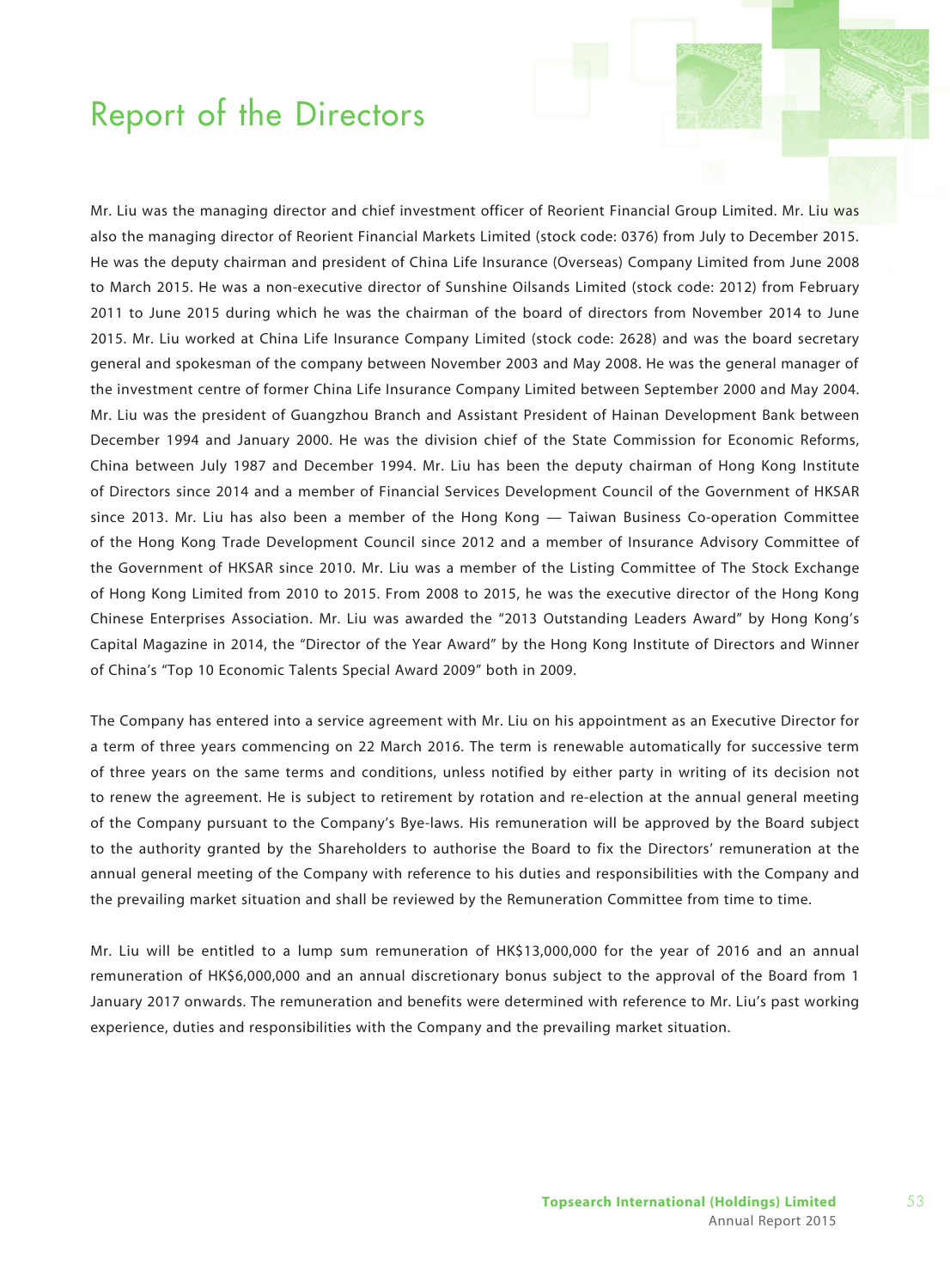# Report of the Directors

Mr. Liu was the managing director and chief investment officer of Reorient Financial Group Limited. Mr. Liu was also the managing director of Reorient Financial Markets Limited (stock code: 0376) from July to December 2015. He was the deputy chairman and president of China Life Insurance (Overseas) Company Limited from June 2008 to March 2015. He was a non-executive director of Sunshine Oilsands Limited (stock code: 2012) from February 2011 to June 2015 during which he was the chairman of the board of directors from November 2014 to June 2015. Mr. Liu worked at China Life Insurance Company Limited (stock code: 2628) and was the board secretary general and spokesman of the company between November 2003 and May 2008. He was the general manager of the investment centre of former China Life Insurance Company Limited between September 2000 and May 2004. Mr. Liu was the president of Guangzhou Branch and Assistant President of Hainan Development Bank between December 1994 and January 2000. He was the division chief of the State Commission for Economic Reforms, China between July 1987 and December 1994. Mr. Liu has been the deputy chairman of Hong Kong Institute of Directors since 2014 and a member of Financial Services Development Council of the Government of HKSAR since 2013. Mr. Liu has also been a member of the Hong Kong — Taiwan Business Co-operation Committee of the Hong Kong Trade Development Council since 2012 and a member of Insurance Advisory Committee of the Government of HKSAR since 2010. Mr. Liu was a member of the Listing Committee of The Stock Exchange of Hong Kong Limited from 2010 to 2015. From 2008 to 2015, he was the executive director of the Hong Kong Chinese Enterprises Association. Mr. Liu was awarded the "2013 Outstanding Leaders Award" by Hong Kong's Capital Magazine in 2014, the "Director of the Year Award" by the Hong Kong Institute of Directors and Winner of China's "Top 10 Economic Talents Special Award 2009" both in 2009.

The Company has entered into a service agreement with Mr. Liu on his appointment as an Executive Director for a term of three years commencing on 22 March 2016. The term is renewable automatically for successive term of three years on the same terms and conditions, unless notified by either party in writing of its decision not to renew the agreement. He is subject to retirement by rotation and re-election at the annual general meeting of the Company pursuant to the Company's Bye-laws. His remuneration will be approved by the Board subject to the authority granted by the Shareholders to authorise the Board to fix the Directors' remuneration at the annual general meeting of the Company with reference to his duties and responsibilities with the Company and the prevailing market situation and shall be reviewed by the Remuneration Committee from time to time.

Mr. Liu will be entitled to a lump sum remuneration of HK$13,000,000 for the year of 2016 and an annual remuneration of HK$6,000,000 and an annual discretionary bonus subject to the approval of the Board from 1 January 2017 onwards. The remuneration and benefits were determined with reference to Mr. Liu's past working experience, duties and responsibilities with the Company and the prevailing market situation.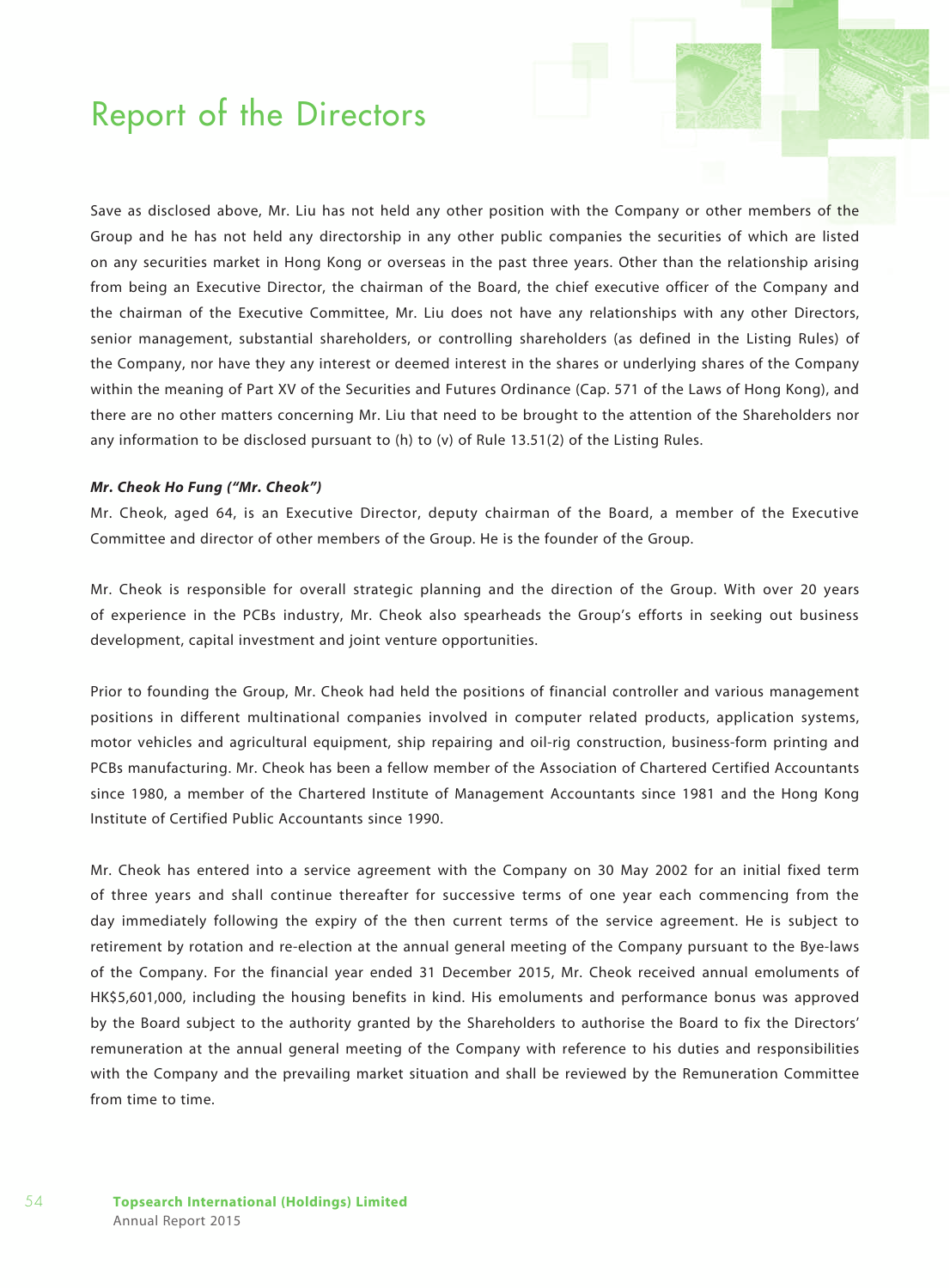Save as disclosed above, Mr. Liu has not held any other position with the Company or other members of the Group and he has not held any directorship in any other public companies the securities of which are listed on any securities market in Hong Kong or overseas in the past three years. Other than the relationship arising from being an Executive Director, the chairman of the Board, the chief executive officer of the Company and the chairman of the Executive Committee, Mr. Liu does not have any relationships with any other Directors, senior management, substantial shareholders, or controlling shareholders (as defined in the Listing Rules) of the Company, nor have they any interest or deemed interest in the shares or underlying shares of the Company within the meaning of Part XV of the Securities and Futures Ordinance (Cap. 571 of the Laws of Hong Kong), and there are no other matters concerning Mr. Liu that need to be brought to the attention of the Shareholders nor any information to be disclosed pursuant to (h) to (v) of Rule 13.51(2) of the Listing Rules.

***Mr. Cheok Ho Fung ("Mr. Cheok")***

Mr. Cheok, aged 64, is an Executive Director, deputy chairman of the Board, a member of the Executive Committee and director of other members of the Group. He is the founder of the Group.

Mr. Cheok is responsible for overall strategic planning and the direction of the Group. With over 20 years of experience in the PCBs industry, Mr. Cheok also spearheads the Group's efforts in seeking out business development, capital investment and joint venture opportunities.

Prior to founding the Group, Mr. Cheok had held the positions of financial controller and various management positions in different multinational companies involved in computer related products, application systems, motor vehicles and agricultural equipment, ship repairing and oil-rig construction, business-form printing and PCBs manufacturing. Mr. Cheok has been a fellow member of the Association of Chartered Certified Accountants since 1980, a member of the Chartered Institute of Management Accountants since 1981 and the Hong Kong Institute of Certified Public Accountants since 1990.

Mr. Cheok has entered into a service agreement with the Company on 30 May 2002 for an initial fixed term of three years and shall continue thereafter for successive terms of one year each commencing from the day immediately following the expiry of the then current terms of the service agreement. He is subject to retirement by rotation and re-election at the annual general meeting of the Company pursuant to the Bye-laws of the Company. For the financial year ended 31 December 2015, Mr. Cheok received annual emoluments of HK$5,601,000, including the housing benefits in kind. His emoluments and performance bonus was approved by the Board subject to the authority granted by the Shareholders to authorise the Board to fix the Directors' remuneration at the annual general meeting of the Company with reference to his duties and responsibilities with the Company and the prevailing market situation and shall be reviewed by the Remuneration Committee from time to time.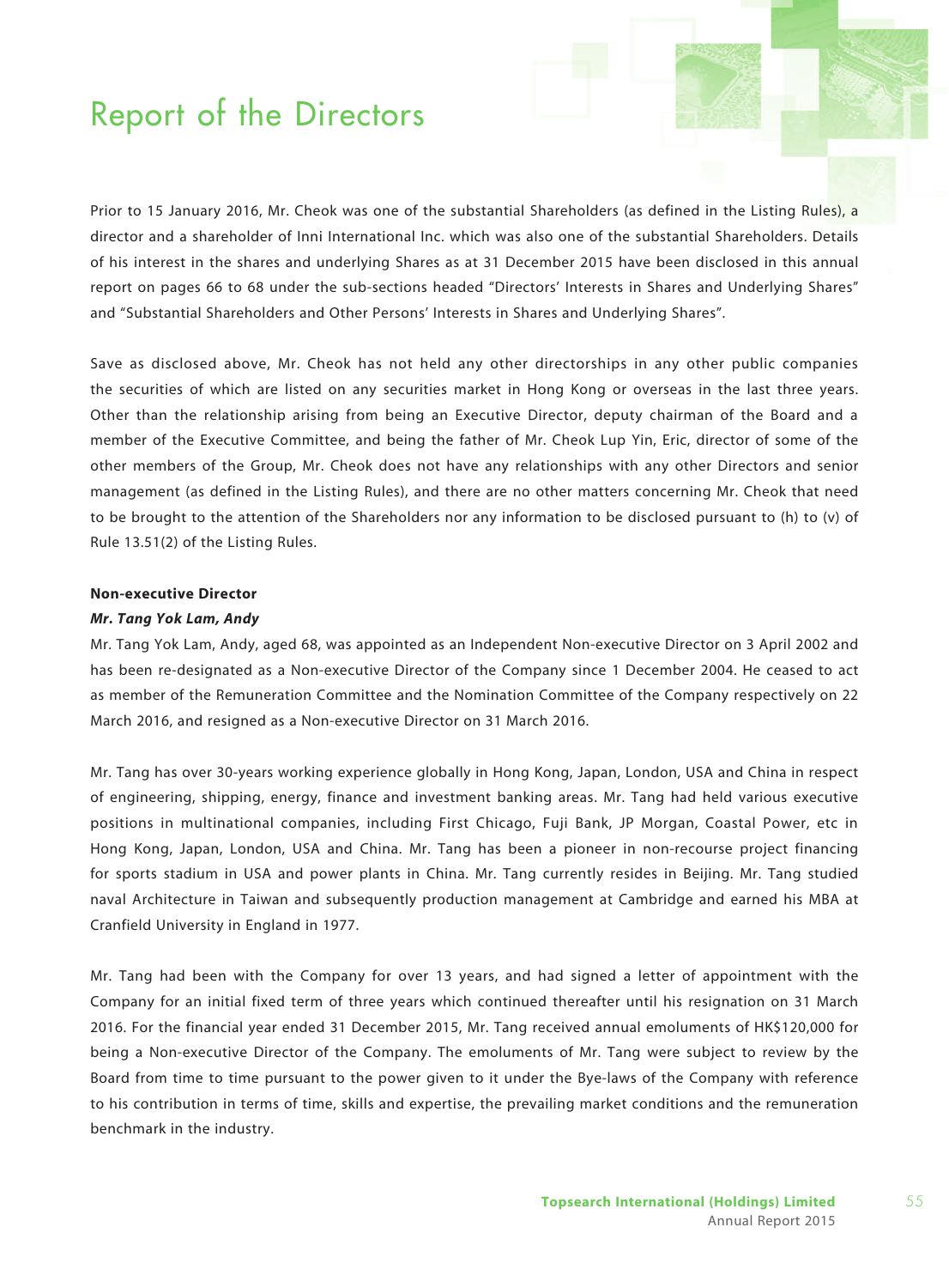# Report of the Directors

Prior to 15 January 2016, Mr. Cheok was one of the substantial Shareholders (as defined in the Listing Rules), a director and a shareholder of Inni International Inc. which was also one of the substantial Shareholders. Details of his interest in the shares and underlying Shares as at 31 December 2015 have been disclosed in this annual report on pages 66 to 68 under the sub-sections headed "Directors' Interests in Shares and Underlying Shares" and "Substantial Shareholders and Other Persons' Interests in Shares and Underlying Shares".

Save as disclosed above, Mr. Cheok has not held any other directorships in any other public companies the securities of which are listed on any securities market in Hong Kong or overseas in the last three years. Other than the relationship arising from being an Executive Director, deputy chairman of the Board and a member of the Executive Committee, and being the father of Mr. Cheok Lup Yin, Eric, director of some of the other members of the Group, Mr. Cheok does not have any relationships with any other Directors and senior management (as defined in the Listing Rules), and there are no other matters concerning Mr. Cheok that need to be brought to the attention of the Shareholders nor any information to be disclosed pursuant to (h) to (v) of Rule 13.51(2) of the Listing Rules.

**Non-executive Director**

***Mr. Tang Yok Lam, Andy***

Mr. Tang Yok Lam, Andy, aged 68, was appointed as an Independent Non-executive Director on 3 April 2002 and has been re-designated as a Non-executive Director of the Company since 1 December 2004. He ceased to act as member of the Remuneration Committee and the Nomination Committee of the Company respectively on 22 March 2016, and resigned as a Non-executive Director on 31 March 2016.

Mr. Tang has over 30-years working experience globally in Hong Kong, Japan, London, USA and China in respect of engineering, shipping, energy, finance and investment banking areas. Mr. Tang had held various executive positions in multinational companies, including First Chicago, Fuji Bank, JP Morgan, Coastal Power, etc in Hong Kong, Japan, London, USA and China. Mr. Tang has been a pioneer in non-recourse project financing for sports stadium in USA and power plants in China. Mr. Tang currently resides in Beijing. Mr. Tang studied naval Architecture in Taiwan and subsequently production management at Cambridge and earned his MBA at Cranfield University in England in 1977.

Mr. Tang had been with the Company for over 13 years, and had signed a letter of appointment with the Company for an initial fixed term of three years which continued thereafter until his resignation on 31 March 2016. For the financial year ended 31 December 2015, Mr. Tang received annual emoluments of HK$120,000 for being a Non-executive Director of the Company. The emoluments of Mr. Tang were subject to review by the Board from time to time pursuant to the power given to it under the Bye-laws of the Company with reference to his contribution in terms of time, skills and expertise, the prevailing market conditions and the remuneration benchmark in the industry.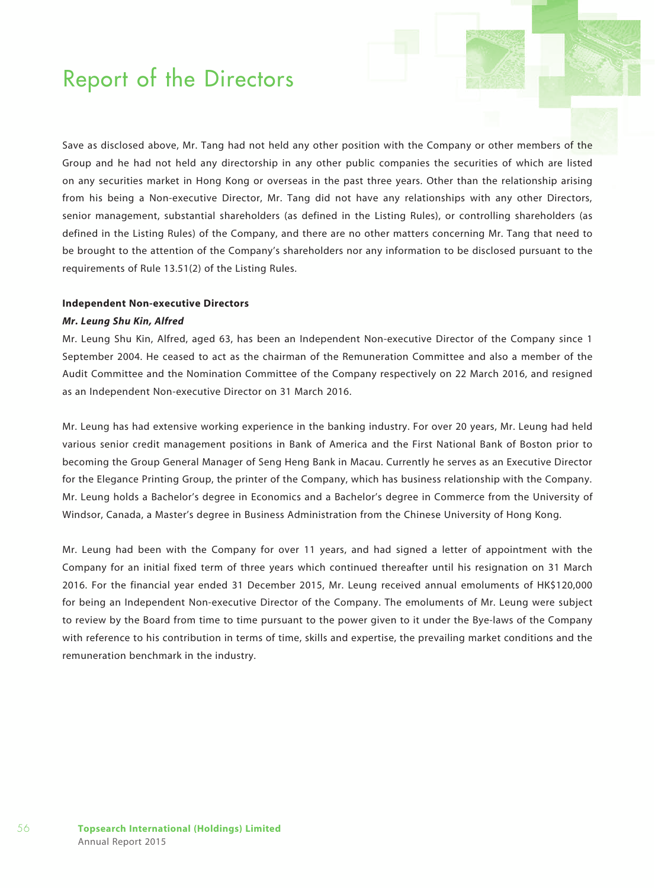Save as disclosed above, Mr. Tang had not held any other position with the Company or other members of the Group and he had not held any directorship in any other public companies the securities of which are listed on any securities market in Hong Kong or overseas in the past three years. Other than the relationship arising from his being a Non-executive Director, Mr. Tang did not have any relationships with any other Directors, senior management, substantial shareholders (as defined in the Listing Rules), or controlling shareholders (as defined in the Listing Rules) of the Company, and there are no other matters concerning Mr. Tang that need to be brought to the attention of the Company's shareholders nor any information to be disclosed pursuant to the requirements of Rule 13.51(2) of the Listing Rules.

**Independent Non-executive Directors**

***Mr. Leung Shu Kin, Alfred***

Mr. Leung Shu Kin, Alfred, aged 63, has been an Independent Non-executive Director of the Company since 1 September 2004. He ceased to act as the chairman of the Remuneration Committee and also a member of the Audit Committee and the Nomination Committee of the Company respectively on 22 March 2016, and resigned as an Independent Non-executive Director on 31 March 2016.

Mr. Leung has had extensive working experience in the banking industry. For over 20 years, Mr. Leung had held various senior credit management positions in Bank of America and the First National Bank of Boston prior to becoming the Group General Manager of Seng Heng Bank in Macau. Currently he serves as an Executive Director for the Elegance Printing Group, the printer of the Company, which has business relationship with the Company. Mr. Leung holds a Bachelor's degree in Economics and a Bachelor's degree in Commerce from the University of Windsor, Canada, a Master's degree in Business Administration from the Chinese University of Hong Kong.

Mr. Leung had been with the Company for over 11 years, and had signed a letter of appointment with the Company for an initial fixed term of three years which continued thereafter until his resignation on 31 March 2016. For the financial year ended 31 December 2015, Mr. Leung received annual emoluments of HK$120,000 for being an Independent Non-executive Director of the Company. The emoluments of Mr. Leung were subject to review by the Board from time to time pursuant to the power given to it under the Bye-laws of the Company with reference to his contribution in terms of time, skills and expertise, the prevailing market conditions and the remuneration benchmark in the industry.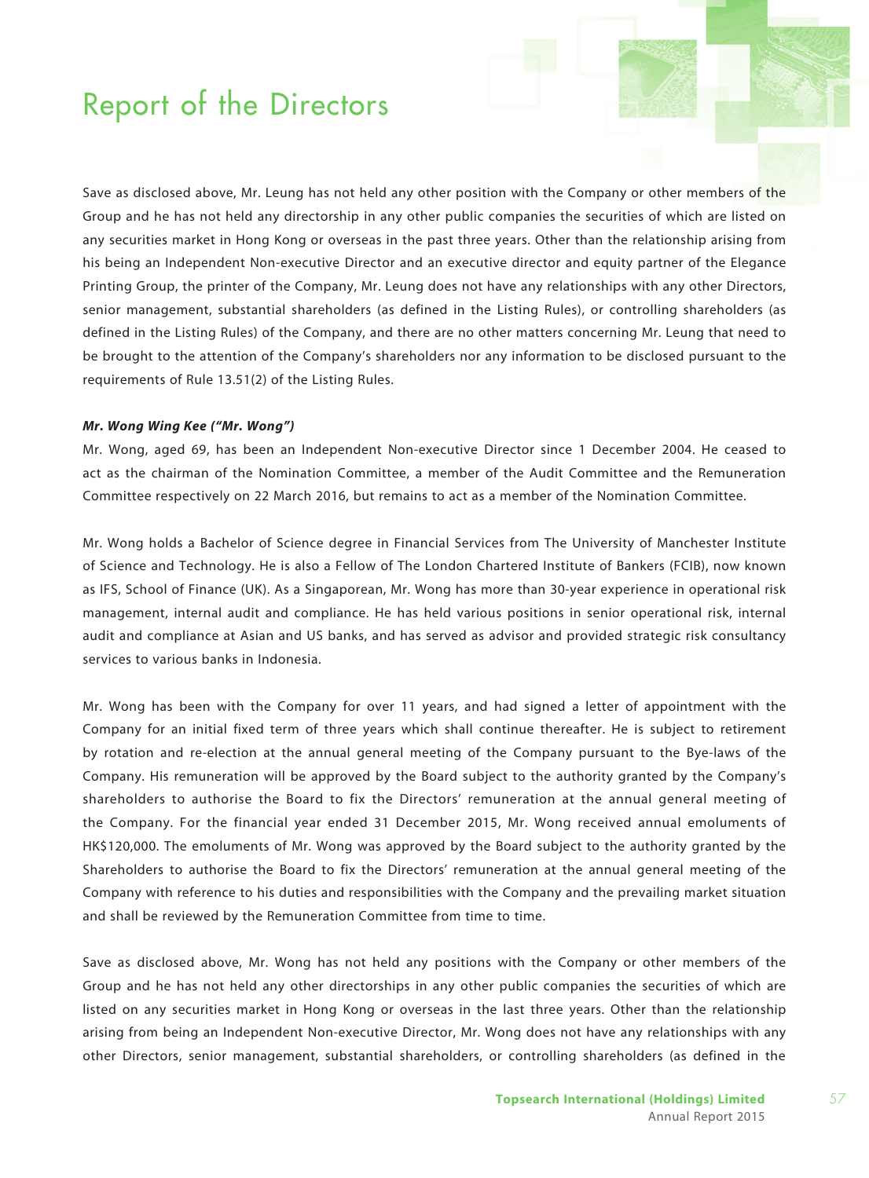Save as disclosed above, Mr. Leung has not held any other position with the Company or other members of the Group and he has not held any directorship in any other public companies the securities of which are listed on any securities market in Hong Kong or overseas in the past three years. Other than the relationship arising from his being an Independent Non-executive Director and an executive director and equity partner of the Elegance Printing Group, the printer of the Company, Mr. Leung does not have any relationships with any other Directors, senior management, substantial shareholders (as defined in the Listing Rules), or controlling shareholders (as defined in the Listing Rules) of the Company, and there are no other matters concerning Mr. Leung that need to be brought to the attention of the Company's shareholders nor any information to be disclosed pursuant to the requirements of Rule 13.51(2) of the Listing Rules.

***Mr. Wong Wing Kee ("Mr. Wong")***

Mr. Wong, aged 69, has been an Independent Non-executive Director since 1 December 2004. He ceased to act as the chairman of the Nomination Committee, a member of the Audit Committee and the Remuneration Committee respectively on 22 March 2016, but remains to act as a member of the Nomination Committee.

Mr. Wong holds a Bachelor of Science degree in Financial Services from The University of Manchester Institute of Science and Technology. He is also a Fellow of The London Chartered Institute of Bankers (FCIB), now known as IFS, School of Finance (UK). As a Singaporean, Mr. Wong has more than 30-year experience in operational risk management, internal audit and compliance. He has held various positions in senior operational risk, internal audit and compliance at Asian and US banks, and has served as advisor and provided strategic risk consultancy services to various banks in Indonesia.

Mr. Wong has been with the Company for over 11 years, and had signed a letter of appointment with the Company for an initial fixed term of three years which shall continue thereafter. He is subject to retirement by rotation and re-election at the annual general meeting of the Company pursuant to the Bye-laws of the Company. His remuneration will be approved by the Board subject to the authority granted by the Company's shareholders to authorise the Board to fix the Directors' remuneration at the annual general meeting of the Company. For the financial year ended 31 December 2015, Mr. Wong received annual emoluments of HK$120,000. The emoluments of Mr. Wong was approved by the Board subject to the authority granted by the Shareholders to authorise the Board to fix the Directors' remuneration at the annual general meeting of the Company with reference to his duties and responsibilities with the Company and the prevailing market situation and shall be reviewed by the Remuneration Committee from time to time.

Save as disclosed above, Mr. Wong has not held any positions with the Company or other members of the Group and he has not held any other directorships in any other public companies the securities of which are listed on any securities market in Hong Kong or overseas in the last three years. Other than the relationship arising from being an Independent Non-executive Director, Mr. Wong does not have any relationships with any other Directors, senior management, substantial shareholders, or controlling shareholders (as defined in the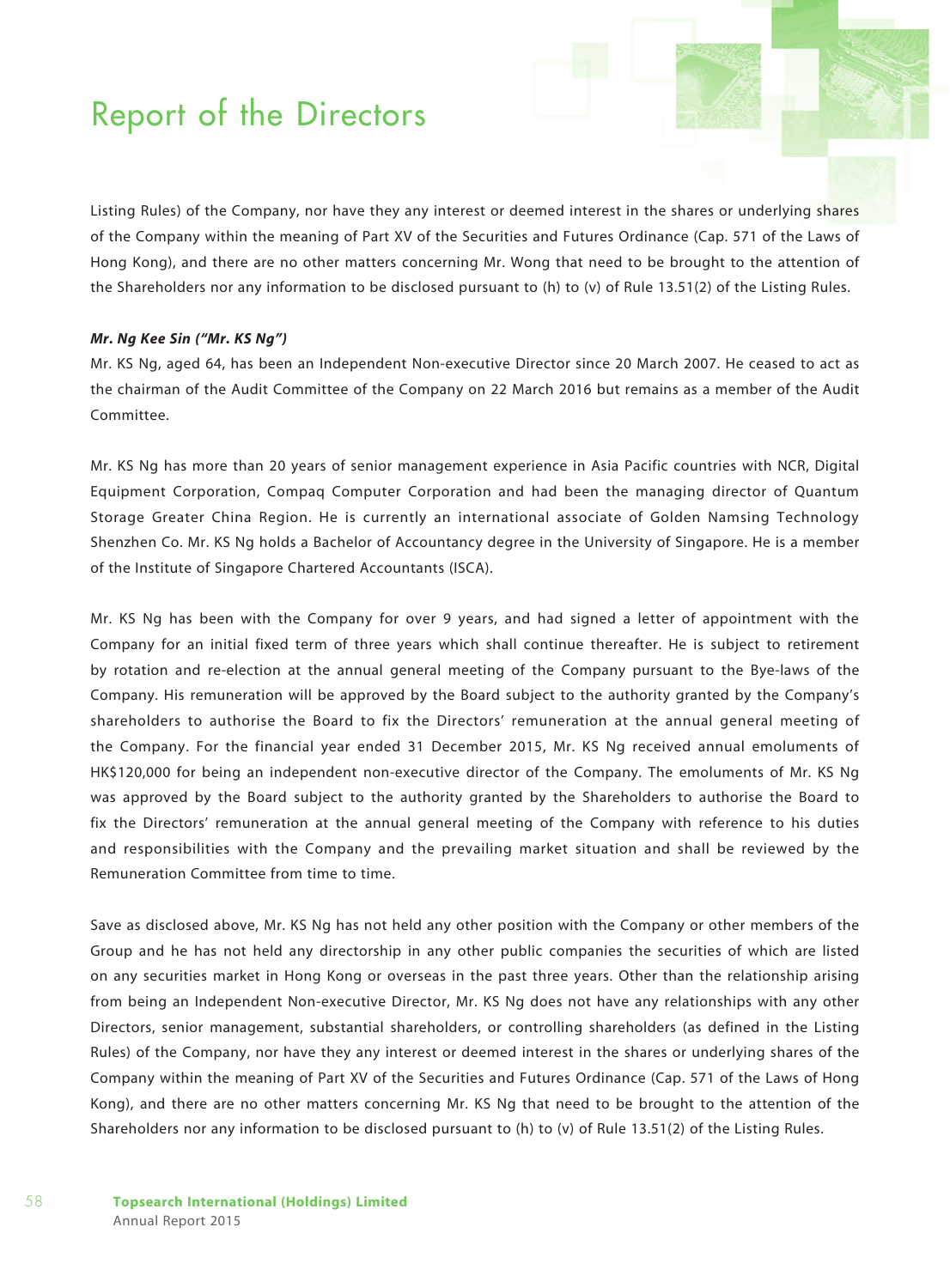Listing Rules) of the Company, nor have they any interest or deemed interest in the shares or underlying shares of the Company within the meaning of Part XV of the Securities and Futures Ordinance (Cap. 571 of the Laws of Hong Kong), and there are no other matters concerning Mr. Wong that need to be brought to the attention of the Shareholders nor any information to be disclosed pursuant to (h) to (v) of Rule 13.51(2) of the Listing Rules.

***Mr. Ng Kee Sin ("Mr. KS Ng")***

Mr. KS Ng, aged 64, has been an Independent Non-executive Director since 20 March 2007. He ceased to act as the chairman of the Audit Committee of the Company on 22 March 2016 but remains as a member of the Audit Committee.

Mr. KS Ng has more than 20 years of senior management experience in Asia Pacific countries with NCR, Digital Equipment Corporation, Compaq Computer Corporation and had been the managing director of Quantum Storage Greater China Region. He is currently an international associate of Golden Namsing Technology Shenzhen Co. Mr. KS Ng holds a Bachelor of Accountancy degree in the University of Singapore. He is a member of the Institute of Singapore Chartered Accountants (ISCA).

Mr. KS Ng has been with the Company for over 9 years, and had signed a letter of appointment with the Company for an initial fixed term of three years which shall continue thereafter. He is subject to retirement by rotation and re-election at the annual general meeting of the Company pursuant to the Bye-laws of the Company. His remuneration will be approved by the Board subject to the authority granted by the Company's shareholders to authorise the Board to fix the Directors' remuneration at the annual general meeting of the Company. For the financial year ended 31 December 2015, Mr. KS Ng received annual emoluments of HK$120,000 for being an independent non-executive director of the Company. The emoluments of Mr. KS Ng was approved by the Board subject to the authority granted by the Shareholders to authorise the Board to fix the Directors' remuneration at the annual general meeting of the Company with reference to his duties and responsibilities with the Company and the prevailing market situation and shall be reviewed by the Remuneration Committee from time to time.

Save as disclosed above, Mr. KS Ng has not held any other position with the Company or other members of the Group and he has not held any directorship in any other public companies the securities of which are listed on any securities market in Hong Kong or overseas in the past three years. Other than the relationship arising from being an Independent Non-executive Director, Mr. KS Ng does not have any relationships with any other Directors, senior management, substantial shareholders, or controlling shareholders (as defined in the Listing Rules) of the Company, nor have they any interest or deemed interest in the shares or underlying shares of the Company within the meaning of Part XV of the Securities and Futures Ordinance (Cap. 571 of the Laws of Hong Kong), and there are no other matters concerning Mr. KS Ng that need to be brought to the attention of the Shareholders nor any information to be disclosed pursuant to (h) to (v) of Rule 13.51(2) of the Listing Rules.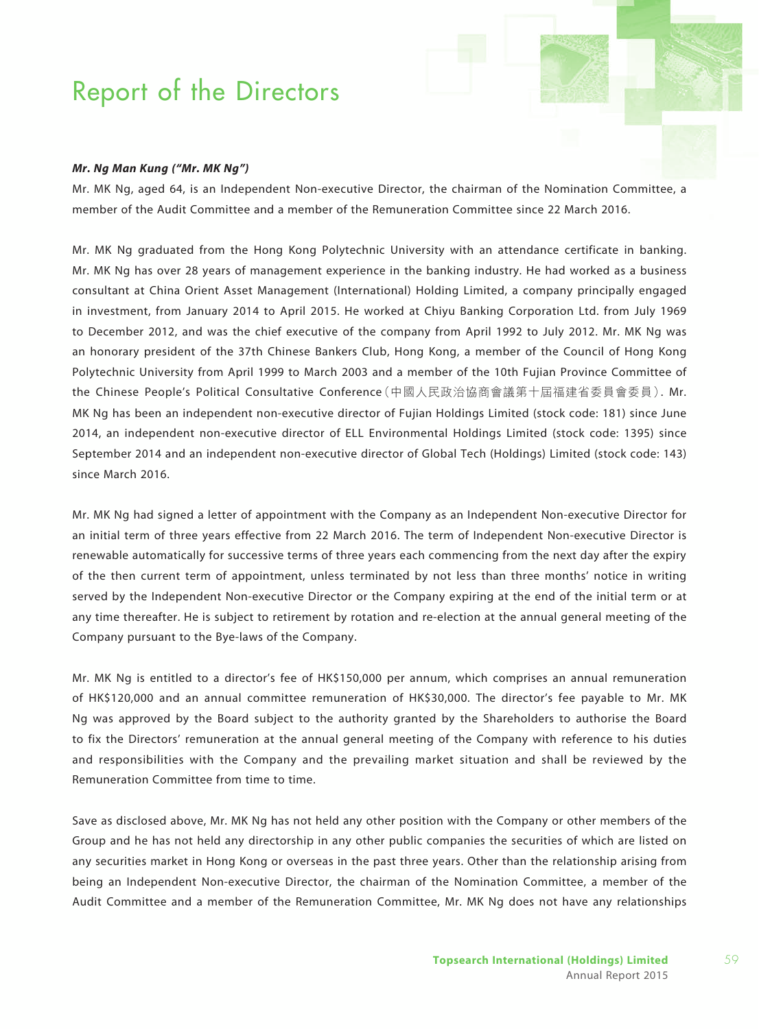**_Mr. Ng Man Kung (“Mr. MK Ng”)_**

Mr. MK Ng, aged 64, is an Independent Non-executive Director, the chairman of the Nomination Committee, a member of the Audit Committee and a member of the Remuneration Committee since 22 March 2016.

Mr. MK Ng graduated from the Hong Kong Polytechnic University with an attendance certificate in banking. Mr. MK Ng has over 28 years of management experience in the banking industry. He had worked as a business consultant at China Orient Asset Management (International) Holding Limited, a company principally engaged in investment, from January 2014 to April 2015. He worked at Chiyu Banking Corporation Ltd. from July 1969 to December 2012, and was the chief executive of the company from April 1992 to July 2012. Mr. MK Ng was an honorary president of the 37th Chinese Bankers Club, Hong Kong, a member of the Council of Hong Kong Polytechnic University from April 1999 to March 2003 and a member of the 10th Fujian Province Committee of the Chinese People’s Political Consultative Conference（中國人民政治協商會議第十屆福建省委員會委員）. Mr. MK Ng has been an independent non-executive director of Fujian Holdings Limited (stock code: 181) since June 2014, an independent non-executive director of ELL Environmental Holdings Limited (stock code: 1395) since September 2014 and an independent non-executive director of Global Tech (Holdings) Limited (stock code: 143) since March 2016.

Mr. MK Ng had signed a letter of appointment with the Company as an Independent Non-executive Director for an initial term of three years effective from 22 March 2016. The term of Independent Non-executive Director is renewable automatically for successive terms of three years each commencing from the next day after the expiry of the then current term of appointment, unless terminated by not less than three months’ notice in writing served by the Independent Non-executive Director or the Company expiring at the end of the initial term or at any time thereafter. He is subject to retirement by rotation and re-election at the annual general meeting of the Company pursuant to the Bye-laws of the Company.

Mr. MK Ng is entitled to a director’s fee of HK$150,000 per annum, which comprises an annual remuneration of HK$120,000 and an annual committee remuneration of HK$30,000. The director’s fee payable to Mr. MK Ng was approved by the Board subject to the authority granted by the Shareholders to authorise the Board to fix the Directors’ remuneration at the annual general meeting of the Company with reference to his duties and responsibilities with the Company and the prevailing market situation and shall be reviewed by the Remuneration Committee from time to time.

Save as disclosed above, Mr. MK Ng has not held any other position with the Company or other members of the Group and he has not held any directorship in any other public companies the securities of which are listed on any securities market in Hong Kong or overseas in the past three years. Other than the relationship arising from being an Independent Non-executive Director, the chairman of the Nomination Committee, a member of the Audit Committee and a member of the Remuneration Committee, Mr. MK Ng does not have any relationships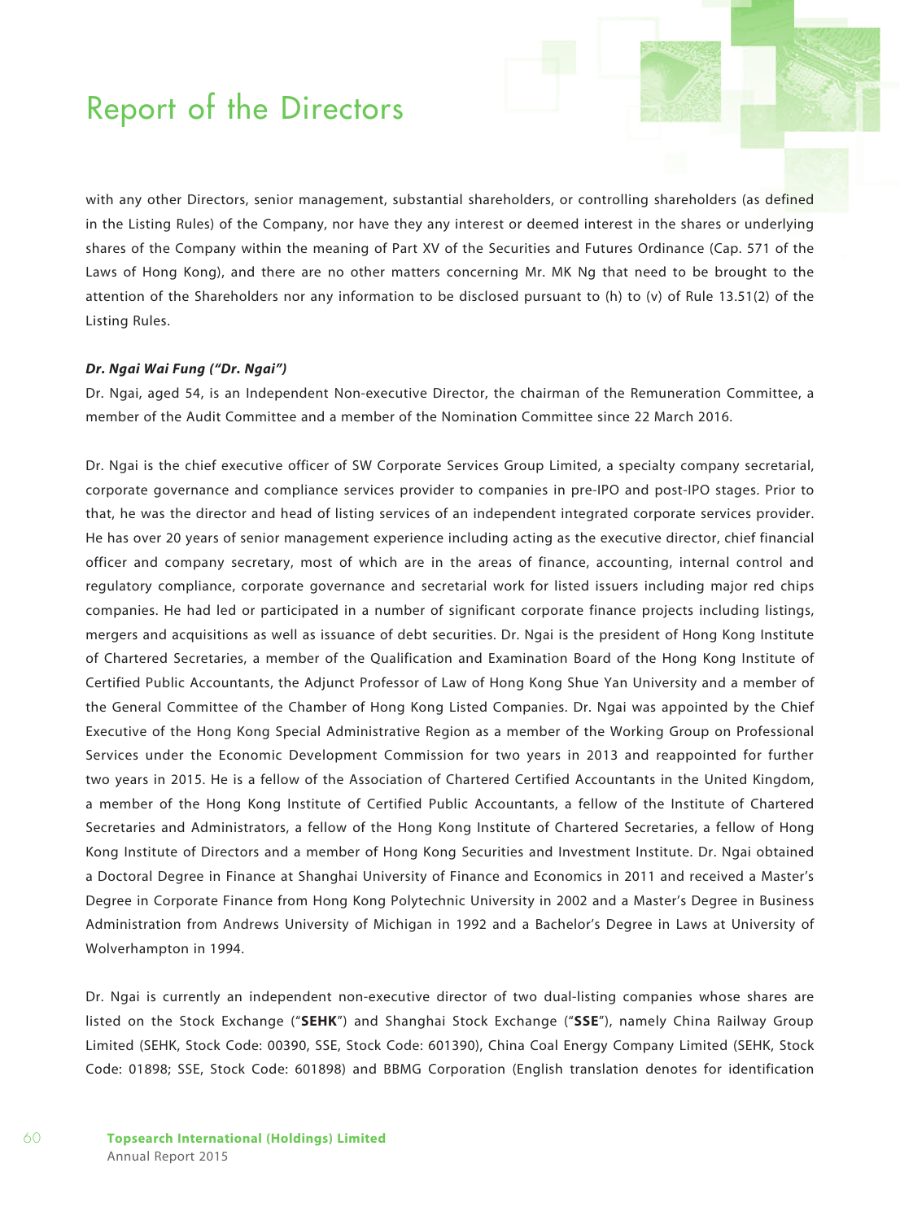with any other Directors, senior management, substantial shareholders, or controlling shareholders (as defined in the Listing Rules) of the Company, nor have they any interest or deemed interest in the shares or underlying shares of the Company within the meaning of Part XV of the Securities and Futures Ordinance (Cap. 571 of the Laws of Hong Kong), and there are no other matters concerning Mr. MK Ng that need to be brought to the attention of the Shareholders nor any information to be disclosed pursuant to (h) to (v) of Rule 13.51(2) of the Listing Rules.

***Dr. Ngai Wai Fung ("Dr. Ngai")***

Dr. Ngai, aged 54, is an Independent Non-executive Director, the chairman of the Remuneration Committee, a member of the Audit Committee and a member of the Nomination Committee since 22 March 2016.

Dr. Ngai is the chief executive officer of SW Corporate Services Group Limited, a specialty company secretarial, corporate governance and compliance services provider to companies in pre-IPO and post-IPO stages. Prior to that, he was the director and head of listing services of an independent integrated corporate services provider. He has over 20 years of senior management experience including acting as the executive director, chief financial officer and company secretary, most of which are in the areas of finance, accounting, internal control and regulatory compliance, corporate governance and secretarial work for listed issuers including major red chips companies. He had led or participated in a number of significant corporate finance projects including listings, mergers and acquisitions as well as issuance of debt securities. Dr. Ngai is the president of Hong Kong Institute of Chartered Secretaries, a member of the Qualification and Examination Board of the Hong Kong Institute of Certified Public Accountants, the Adjunct Professor of Law of Hong Kong Shue Yan University and a member of the General Committee of the Chamber of Hong Kong Listed Companies. Dr. Ngai was appointed by the Chief Executive of the Hong Kong Special Administrative Region as a member of the Working Group on Professional Services under the Economic Development Commission for two years in 2013 and reappointed for further two years in 2015. He is a fellow of the Association of Chartered Certified Accountants in the United Kingdom, a member of the Hong Kong Institute of Certified Public Accountants, a fellow of the Institute of Chartered Secretaries and Administrators, a fellow of the Hong Kong Institute of Chartered Secretaries, a fellow of Hong Kong Institute of Directors and a member of Hong Kong Securities and Investment Institute. Dr. Ngai obtained a Doctoral Degree in Finance at Shanghai University of Finance and Economics in 2011 and received a Master's Degree in Corporate Finance from Hong Kong Polytechnic University in 2002 and a Master's Degree in Business Administration from Andrews University of Michigan in 1992 and a Bachelor's Degree in Laws at University of Wolverhampton in 1994.

Dr. Ngai is currently an independent non-executive director of two dual-listing companies whose shares are listed on the Stock Exchange ("**SEHK**") and Shanghai Stock Exchange ("**SSE**"), namely China Railway Group Limited (SEHK, Stock Code: 00390, SSE, Stock Code: 601390), China Coal Energy Company Limited (SEHK, Stock Code: 01898; SSE, Stock Code: 601898) and BBMG Corporation (English translation denotes for identification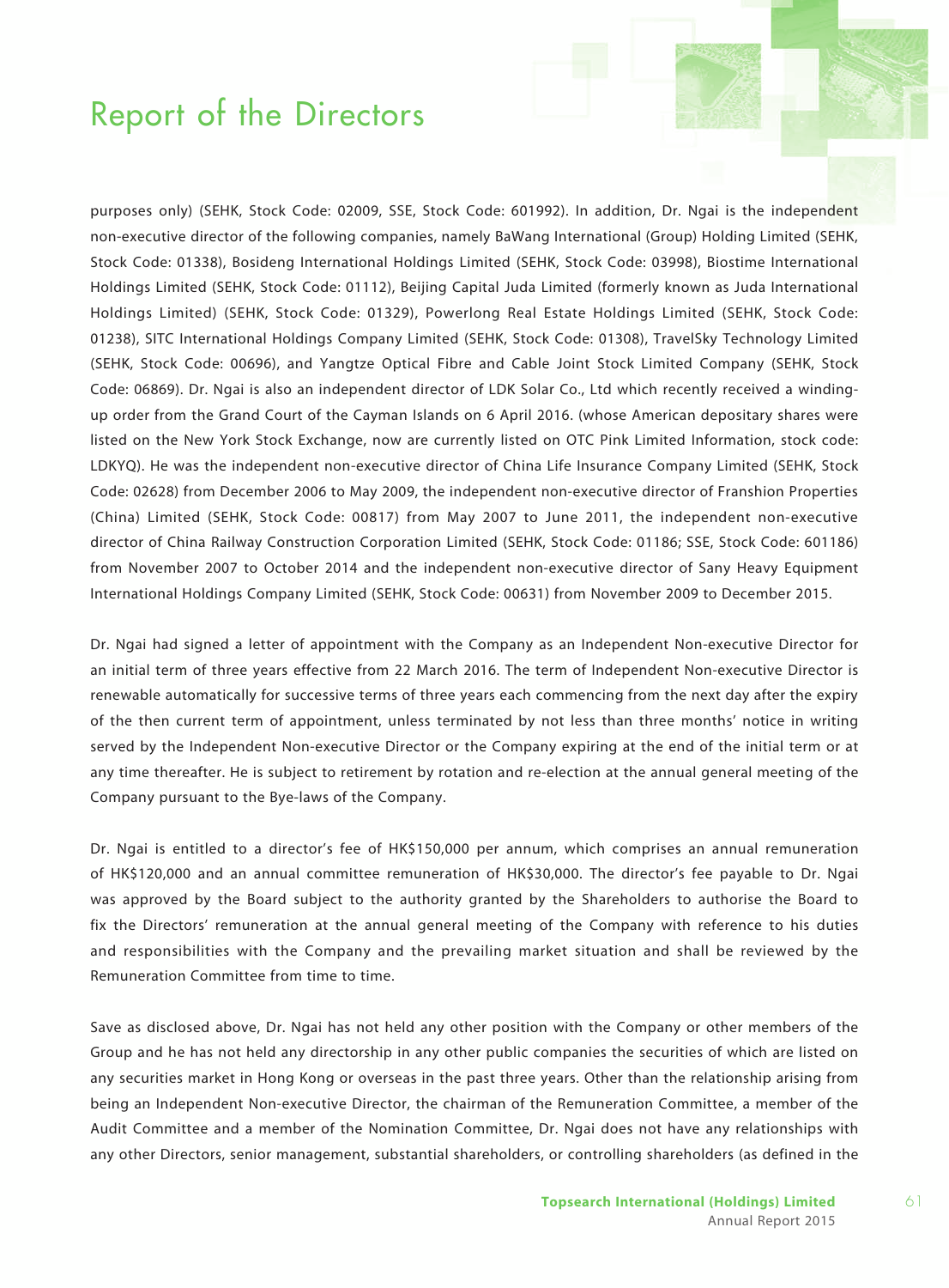purposes only) (SEHK, Stock Code: 02009, SSE, Stock Code: 601992). In addition, Dr. Ngai is the independent non-executive director of the following companies, namely BaWang International (Group) Holding Limited (SEHK, Stock Code: 01338), Bosideng International Holdings Limited (SEHK, Stock Code: 03998), Biostime International Holdings Limited (SEHK, Stock Code: 01112), Beijing Capital Juda Limited (formerly known as Juda International Holdings Limited) (SEHK, Stock Code: 01329), Powerlong Real Estate Holdings Limited (SEHK, Stock Code: 01238), SITC International Holdings Company Limited (SEHK, Stock Code: 01308), TravelSky Technology Limited (SEHK, Stock Code: 00696), and Yangtze Optical Fibre and Cable Joint Stock Limited Company (SEHK, Stock Code: 06869). Dr. Ngai is also an independent director of LDK Solar Co., Ltd which recently received a winding-up order from the Grand Court of the Cayman Islands on 6 April 2016. (whose American depositary shares were listed on the New York Stock Exchange, now are currently listed on OTC Pink Limited Information, stock code: LDKYQ). He was the independent non-executive director of China Life Insurance Company Limited (SEHK, Stock Code: 02628) from December 2006 to May 2009, the independent non-executive director of Franshion Properties (China) Limited (SEHK, Stock Code: 00817) from May 2007 to June 2011, the independent non-executive director of China Railway Construction Corporation Limited (SEHK, Stock Code: 01186; SSE, Stock Code: 601186) from November 2007 to October 2014 and the independent non-executive director of Sany Heavy Equipment International Holdings Company Limited (SEHK, Stock Code: 00631) from November 2009 to December 2015.

Dr. Ngai had signed a letter of appointment with the Company as an Independent Non-executive Director for an initial term of three years effective from 22 March 2016. The term of Independent Non-executive Director is renewable automatically for successive terms of three years each commencing from the next day after the expiry of the then current term of appointment, unless terminated by not less than three months' notice in writing served by the Independent Non-executive Director or the Company expiring at the end of the initial term or at any time thereafter. He is subject to retirement by rotation and re-election at the annual general meeting of the Company pursuant to the Bye-laws of the Company.

Dr. Ngai is entitled to a director's fee of HK$150,000 per annum, which comprises an annual remuneration of HK$120,000 and an annual committee remuneration of HK$30,000. The director's fee payable to Dr. Ngai was approved by the Board subject to the authority granted by the Shareholders to authorise the Board to fix the Directors' remuneration at the annual general meeting of the Company with reference to his duties and responsibilities with the Company and the prevailing market situation and shall be reviewed by the Remuneration Committee from time to time.

Save as disclosed above, Dr. Ngai has not held any other position with the Company or other members of the Group and he has not held any directorship in any other public companies the securities of which are listed on any securities market in Hong Kong or overseas in the past three years. Other than the relationship arising from being an Independent Non-executive Director, the chairman of the Remuneration Committee, a member of the Audit Committee and a member of the Nomination Committee, Dr. Ngai does not have any relationships with any other Directors, senior management, substantial shareholders, or controlling shareholders (as defined in the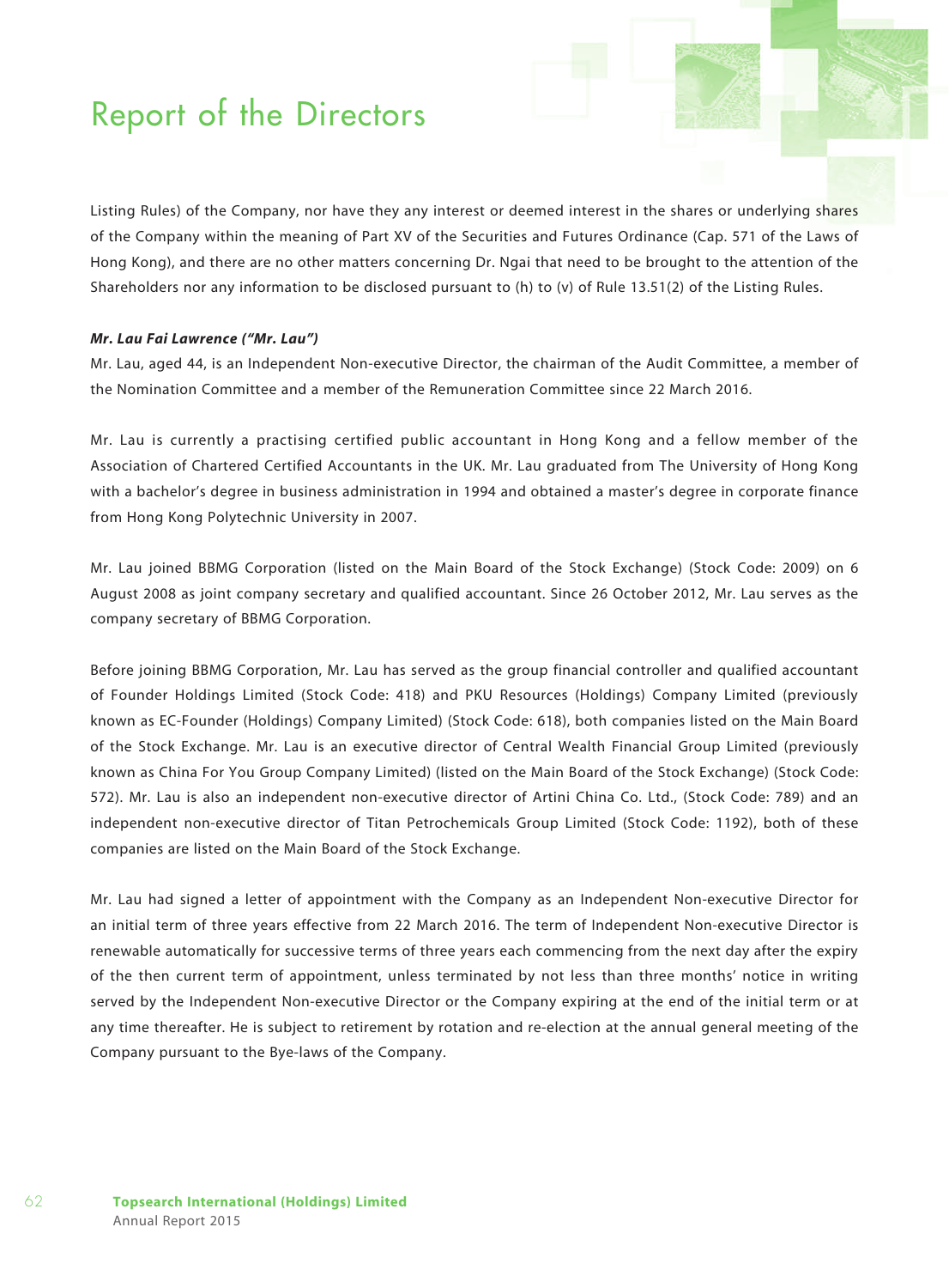Listing Rules) of the Company, nor have they any interest or deemed interest in the shares or underlying shares of the Company within the meaning of Part XV of the Securities and Futures Ordinance (Cap. 571 of the Laws of Hong Kong), and there are no other matters concerning Dr. Ngai that need to be brought to the attention of the Shareholders nor any information to be disclosed pursuant to (h) to (v) of Rule 13.51(2) of the Listing Rules.

***Mr. Lau Fai Lawrence ("Mr. Lau")***

Mr. Lau, aged 44, is an Independent Non-executive Director, the chairman of the Audit Committee, a member of the Nomination Committee and a member of the Remuneration Committee since 22 March 2016.

Mr. Lau is currently a practising certified public accountant in Hong Kong and a fellow member of the Association of Chartered Certified Accountants in the UK. Mr. Lau graduated from The University of Hong Kong with a bachelor's degree in business administration in 1994 and obtained a master's degree in corporate finance from Hong Kong Polytechnic University in 2007.

Mr. Lau joined BBMG Corporation (listed on the Main Board of the Stock Exchange) (Stock Code: 2009) on 6 August 2008 as joint company secretary and qualified accountant. Since 26 October 2012, Mr. Lau serves as the company secretary of BBMG Corporation.

Before joining BBMG Corporation, Mr. Lau has served as the group financial controller and qualified accountant of Founder Holdings Limited (Stock Code: 418) and PKU Resources (Holdings) Company Limited (previously known as EC-Founder (Holdings) Company Limited) (Stock Code: 618), both companies listed on the Main Board of the Stock Exchange. Mr. Lau is an executive director of Central Wealth Financial Group Limited (previously known as China For You Group Company Limited) (listed on the Main Board of the Stock Exchange) (Stock Code: 572). Mr. Lau is also an independent non-executive director of Artini China Co. Ltd., (Stock Code: 789) and an independent non-executive director of Titan Petrochemicals Group Limited (Stock Code: 1192), both of these companies are listed on the Main Board of the Stock Exchange.

Mr. Lau had signed a letter of appointment with the Company as an Independent Non-executive Director for an initial term of three years effective from 22 March 2016. The term of Independent Non-executive Director is renewable automatically for successive terms of three years each commencing from the next day after the expiry of the then current term of appointment, unless terminated by not less than three months' notice in writing served by the Independent Non-executive Director or the Company expiring at the end of the initial term or at any time thereafter. He is subject to retirement by rotation and re-election at the annual general meeting of the Company pursuant to the Bye-laws of the Company.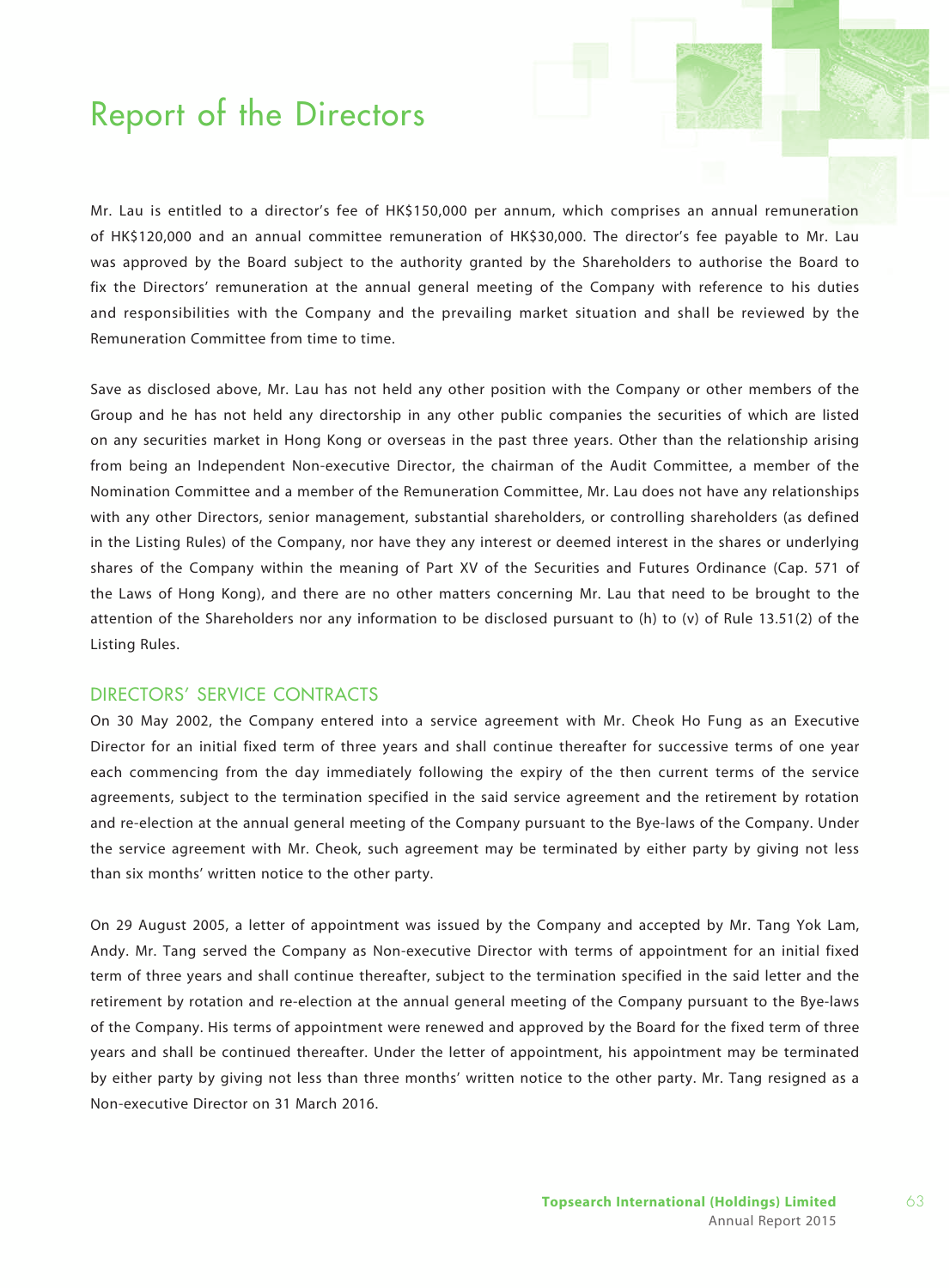Mr. Lau is entitled to a director's fee of HK$150,000 per annum, which comprises an annual remuneration of HK$120,000 and an annual committee remuneration of HK$30,000. The director's fee payable to Mr. Lau was approved by the Board subject to the authority granted by the Shareholders to authorise the Board to fix the Directors' remuneration at the annual general meeting of the Company with reference to his duties and responsibilities with the Company and the prevailing market situation and shall be reviewed by the Remuneration Committee from time to time.

Save as disclosed above, Mr. Lau has not held any other position with the Company or other members of the Group and he has not held any directorship in any other public companies the securities of which are listed on any securities market in Hong Kong or overseas in the past three years. Other than the relationship arising from being an Independent Non-executive Director, the chairman of the Audit Committee, a member of the Nomination Committee and a member of the Remuneration Committee, Mr. Lau does not have any relationships with any other Directors, senior management, substantial shareholders, or controlling shareholders (as defined in the Listing Rules) of the Company, nor have they any interest or deemed interest in the shares or underlying shares of the Company within the meaning of Part XV of the Securities and Futures Ordinance (Cap. 571 of the Laws of Hong Kong), and there are no other matters concerning Mr. Lau that need to be brought to the attention of the Shareholders nor any information to be disclosed pursuant to (h) to (v) of Rule 13.51(2) of the Listing Rules.

## DIRECTORS' SERVICE CONTRACTS

On 30 May 2002, the Company entered into a service agreement with Mr. Cheok Ho Fung as an Executive Director for an initial fixed term of three years and shall continue thereafter for successive terms of one year each commencing from the day immediately following the expiry of the then current terms of the service agreements, subject to the termination specified in the said service agreement and the retirement by rotation and re-election at the annual general meeting of the Company pursuant to the Bye-laws of the Company. Under the service agreement with Mr. Cheok, such agreement may be terminated by either party by giving not less than six months' written notice to the other party.

On 29 August 2005, a letter of appointment was issued by the Company and accepted by Mr. Tang Yok Lam, Andy. Mr. Tang served the Company as Non-executive Director with terms of appointment for an initial fixed term of three years and shall continue thereafter, subject to the termination specified in the said letter and the retirement by rotation and re-election at the annual general meeting of the Company pursuant to the Bye-laws of the Company. His terms of appointment were renewed and approved by the Board for the fixed term of three years and shall be continued thereafter. Under the letter of appointment, his appointment may be terminated by either party by giving not less than three months' written notice to the other party. Mr. Tang resigned as a Non-executive Director on 31 March 2016.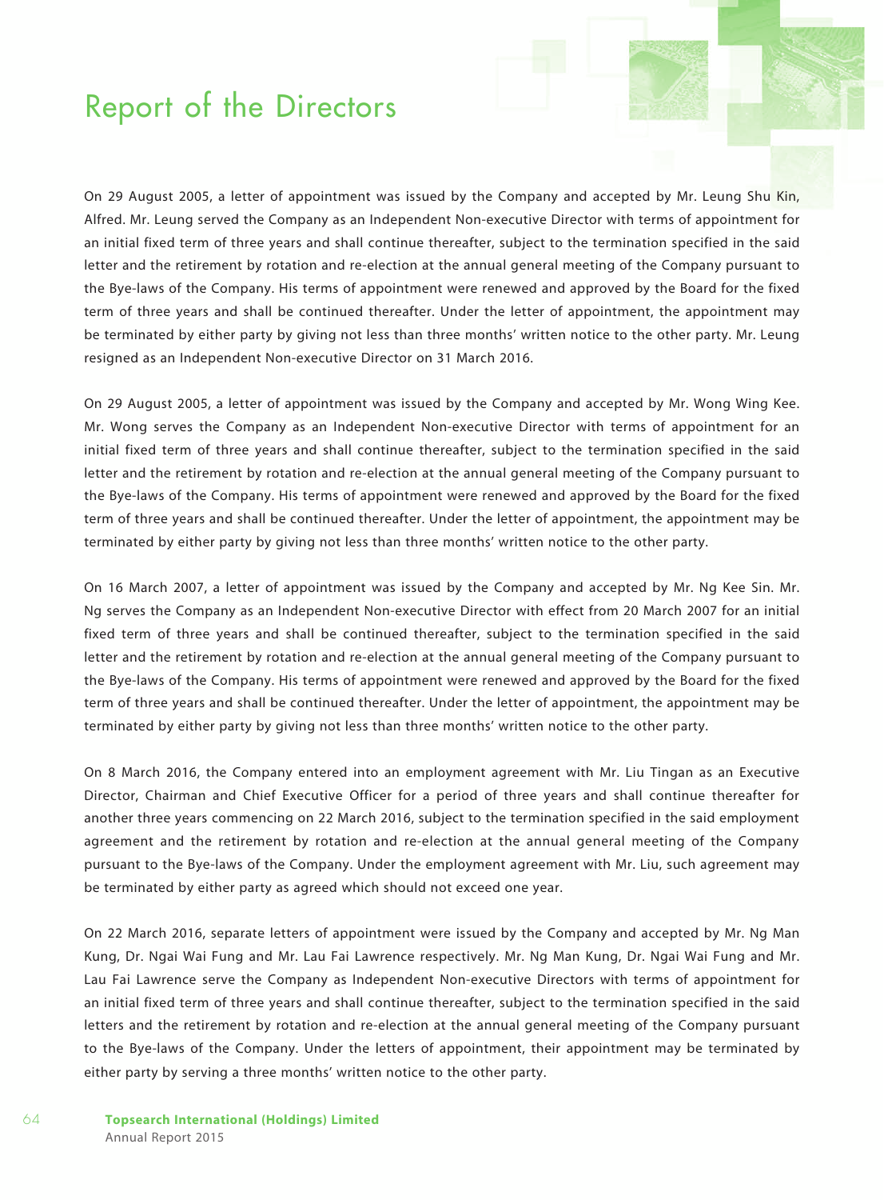# Report of the Directors

On 29 August 2005, a letter of appointment was issued by the Company and accepted by Mr. Leung Shu Kin, Alfred. Mr. Leung served the Company as an Independent Non-executive Director with terms of appointment for an initial fixed term of three years and shall continue thereafter, subject to the termination specified in the said letter and the retirement by rotation and re-election at the annual general meeting of the Company pursuant to the Bye-laws of the Company. His terms of appointment were renewed and approved by the Board for the fixed term of three years and shall be continued thereafter. Under the letter of appointment, the appointment may be terminated by either party by giving not less than three months' written notice to the other party. Mr. Leung resigned as an Independent Non-executive Director on 31 March 2016.

On 29 August 2005, a letter of appointment was issued by the Company and accepted by Mr. Wong Wing Kee. Mr. Wong serves the Company as an Independent Non-executive Director with terms of appointment for an initial fixed term of three years and shall continue thereafter, subject to the termination specified in the said letter and the retirement by rotation and re-election at the annual general meeting of the Company pursuant to the Bye-laws of the Company. His terms of appointment were renewed and approved by the Board for the fixed term of three years and shall be continued thereafter. Under the letter of appointment, the appointment may be terminated by either party by giving not less than three months' written notice to the other party.

On 16 March 2007, a letter of appointment was issued by the Company and accepted by Mr. Ng Kee Sin. Mr. Ng serves the Company as an Independent Non-executive Director with effect from 20 March 2007 for an initial fixed term of three years and shall be continued thereafter, subject to the termination specified in the said letter and the retirement by rotation and re-election at the annual general meeting of the Company pursuant to the Bye-laws of the Company. His terms of appointment were renewed and approved by the Board for the fixed term of three years and shall be continued thereafter. Under the letter of appointment, the appointment may be terminated by either party by giving not less than three months' written notice to the other party.

On 8 March 2016, the Company entered into an employment agreement with Mr. Liu Tingan as an Executive Director, Chairman and Chief Executive Officer for a period of three years and shall continue thereafter for another three years commencing on 22 March 2016, subject to the termination specified in the said employment agreement and the retirement by rotation and re-election at the annual general meeting of the Company pursuant to the Bye-laws of the Company. Under the employment agreement with Mr. Liu, such agreement may be terminated by either party as agreed which should not exceed one year.

On 22 March 2016, separate letters of appointment were issued by the Company and accepted by Mr. Ng Man Kung, Dr. Ngai Wai Fung and Mr. Lau Fai Lawrence respectively. Mr. Ng Man Kung, Dr. Ngai Wai Fung and Mr. Lau Fai Lawrence serve the Company as Independent Non-executive Directors with terms of appointment for an initial fixed term of three years and shall continue thereafter, subject to the termination specified in the said letters and the retirement by rotation and re-election at the annual general meeting of the Company pursuant to the Bye-laws of the Company. Under the letters of appointment, their appointment may be terminated by either party by serving a three months' written notice to the other party.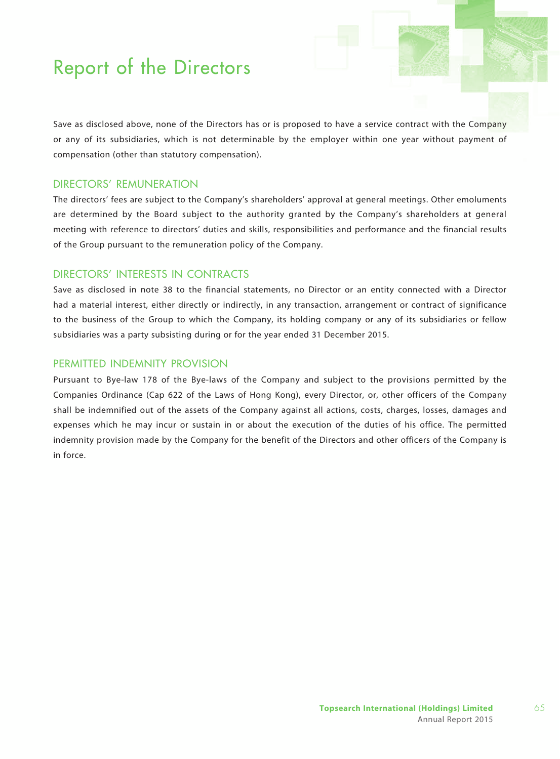Save as disclosed above, none of the Directors has or is proposed to have a service contract with the Company or any of its subsidiaries, which is not determinable by the employer within one year without payment of compensation (other than statutory compensation).

## DIRECTORS' REMUNERATION

The directors' fees are subject to the Company's shareholders' approval at general meetings. Other emoluments are determined by the Board subject to the authority granted by the Company's shareholders at general meeting with reference to directors' duties and skills, responsibilities and performance and the financial results of the Group pursuant to the remuneration policy of the Company.

## DIRECTORS' INTERESTS IN CONTRACTS

Save as disclosed in note 38 to the financial statements, no Director or an entity connected with a Director had a material interest, either directly or indirectly, in any transaction, arrangement or contract of significance to the business of the Group to which the Company, its holding company or any of its subsidiaries or fellow subsidiaries was a party subsisting during or for the year ended 31 December 2015.

## PERMITTED INDEMNITY PROVISION

Pursuant to Bye-law 178 of the Bye-laws of the Company and subject to the provisions permitted by the Companies Ordinance (Cap 622 of the Laws of Hong Kong), every Director, or, other officers of the Company shall be indemnified out of the assets of the Company against all actions, costs, charges, losses, damages and expenses which he may incur or sustain in or about the execution of the duties of his office. The permitted indemnity provision made by the Company for the benefit of the Directors and other officers of the Company is in force.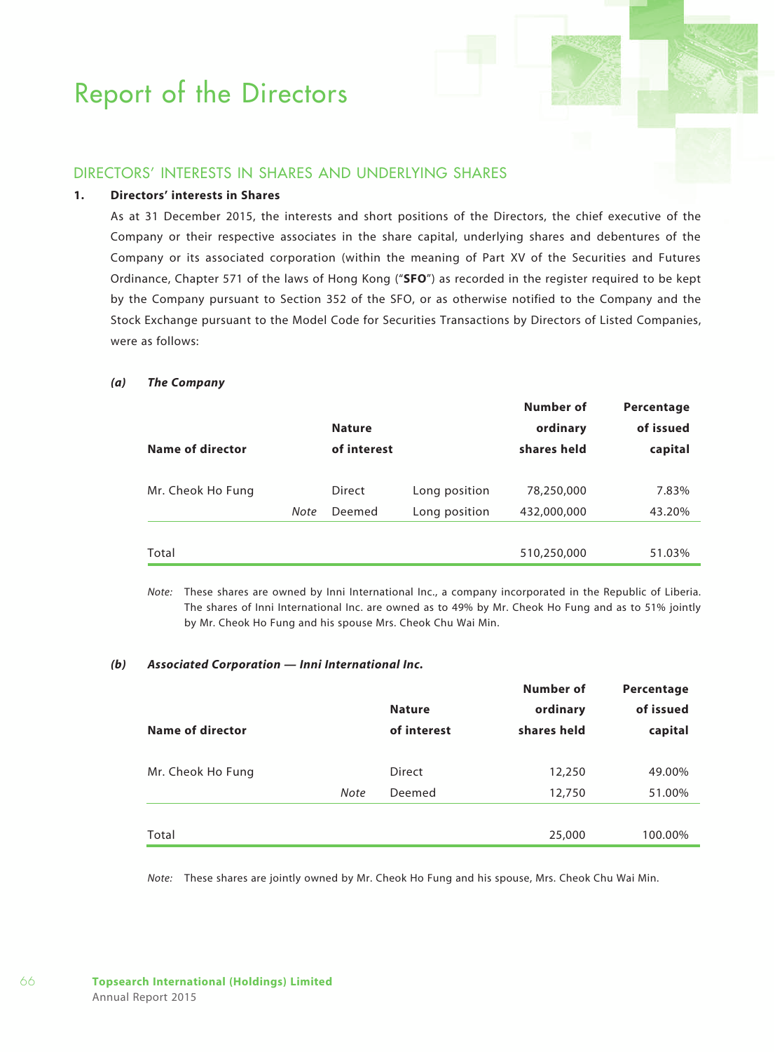# Report of the Directors

## DIRECTORS' INTERESTS IN SHARES AND UNDERLYING SHARES

### 1. Directors' interests in Shares

As at 31 December 2015, the interests and short positions of the Directors, the chief executive of the Company or their respective associates in the share capital, underlying shares and debentures of the Company or its associated corporation (within the meaning of Part XV of the Securities and Futures Ordinance, Chapter 571 of the laws of Hong Kong ("**SFO**") as recorded in the register required to be kept by the Company pursuant to Section 352 of the SFO, or as otherwise notified to the Company and the Stock Exchange pursuant to the Model Code for Securities Transactions by Directors of Listed Companies, were as follows:

#### *(a) The Company*

| Name of director | | Nature of interest | | Number of ordinary shares held | Percentage of issued capital |
|---|---|---|---|---|---|
| Mr. Cheok Ho Fung | | Direct | Long position | 78,250,000 | 7.83% |
| | *Note* | Deemed | Long position | 432,000,000 | 43.20% |
| Total | | | | 510,250,000 | 51.03% |

*Note:* These shares are owned by Inni International Inc., a company incorporated in the Republic of Liberia. The shares of Inni International Inc. are owned as to 49% by Mr. Cheok Ho Fung and as to 51% jointly by Mr. Cheok Ho Fung and his spouse Mrs. Cheok Chu Wai Min.

#### *(b) Associated Corporation — Inni International Inc.*

| Name of director | | Nature of interest | Number of ordinary shares held | Percentage of issued capital |
|---|---|---|---|---|
| Mr. Cheok Ho Fung | | Direct | 12,250 | 49.00% |
| | *Note* | Deemed | 12,750 | 51.00% |
| Total | | | 25,000 | 100.00% |

*Note:* These shares are jointly owned by Mr. Cheok Ho Fung and his spouse, Mrs. Cheok Chu Wai Min.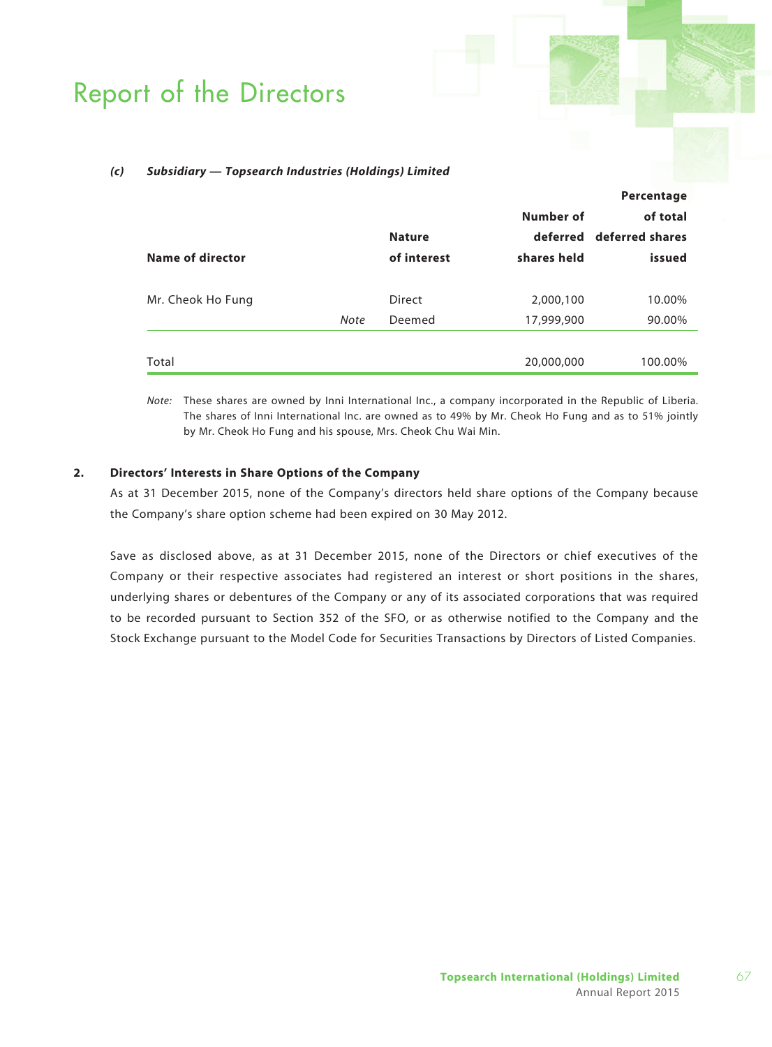# Report of the Directors

***(c) Subsidiary — Topsearch Industries (Holdings) Limited***

| Name of director | | Nature of interest | Number of deferred shares held | Percentage of total deferred shares issued |
|---|---|---|---|---|
| Mr. Cheok Ho Fung | | Direct | 2,000,100 | 10.00% |
| | *Note* | Deemed | 17,999,900 | 90.00% |
| Total | | | 20,000,000 | 100.00% |

*Note:* These shares are owned by Inni International Inc., a company incorporated in the Republic of Liberia. The shares of Inni International Inc. are owned as to 49% by Mr. Cheok Ho Fung and as to 51% jointly by Mr. Cheok Ho Fung and his spouse, Mrs. Cheok Chu Wai Min.

**2. Directors' Interests in Share Options of the Company**

As at 31 December 2015, none of the Company's directors held share options of the Company because the Company's share option scheme had been expired on 30 May 2012.

Save as disclosed above, as at 31 December 2015, none of the Directors or chief executives of the Company or their respective associates had registered an interest or short positions in the shares, underlying shares or debentures of the Company or any of its associated corporations that was required to be recorded pursuant to Section 352 of the SFO, or as otherwise notified to the Company and the Stock Exchange pursuant to the Model Code for Securities Transactions by Directors of Listed Companies.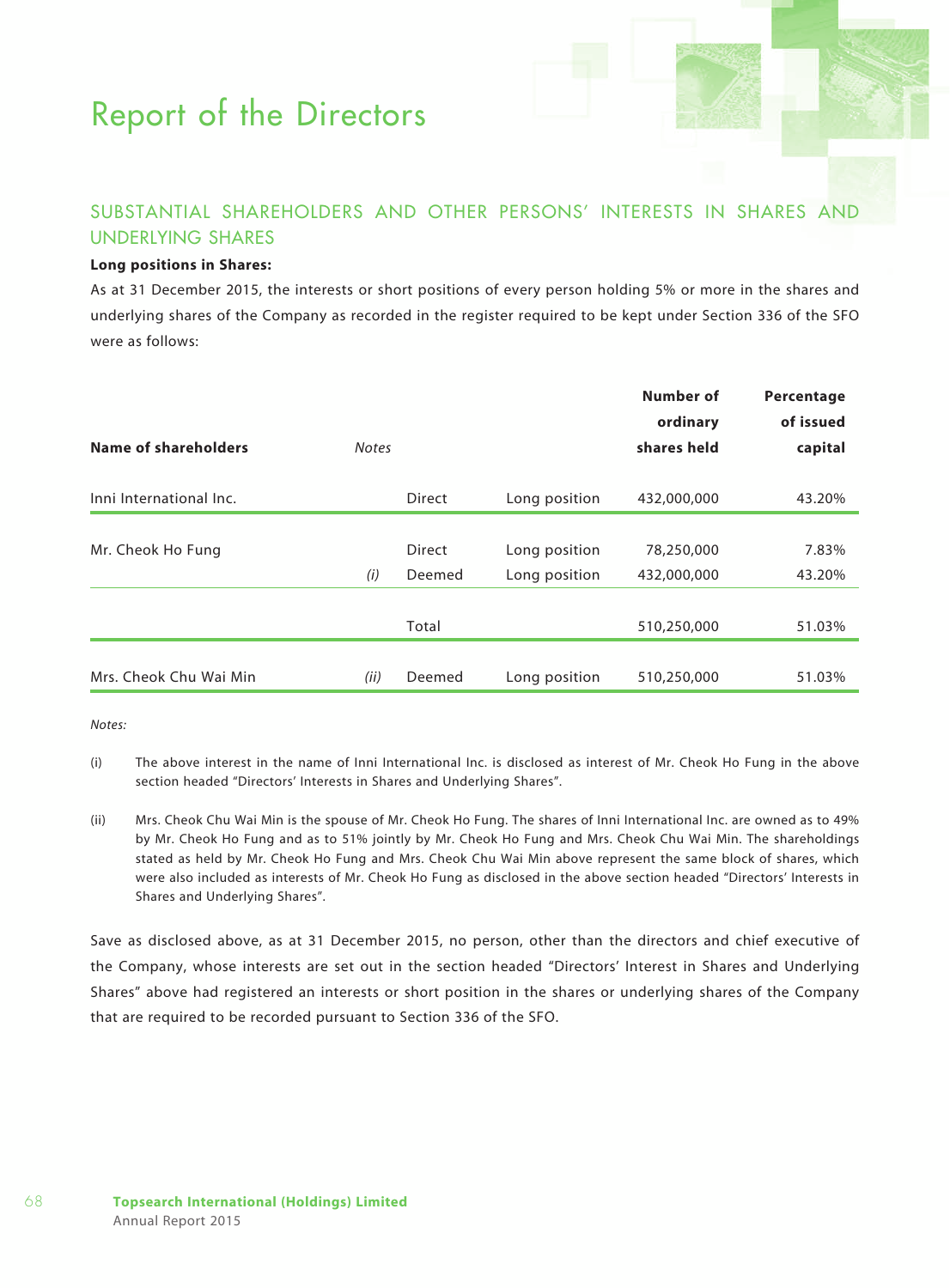# Report of the Directors

## SUBSTANTIAL SHAREHOLDERS AND OTHER PERSONS' INTERESTS IN SHARES AND UNDERLYING SHARES

**Long positions in Shares:**

As at 31 December 2015, the interests or short positions of every person holding 5% or more in the shares and underlying shares of the Company as recorded in the register required to be kept under Section 336 of the SFO were as follows:

| Name of shareholders | *Notes* | | | Number of ordinary shares held | Percentage of issued capital |
|---|---|---|---|---|---|
| Inni International Inc. | | Direct | Long position | 432,000,000 | 43.20% |
| Mr. Cheok Ho Fung | | Direct | Long position | 78,250,000 | 7.83% |
| | *(i)* | Deemed | Long position | 432,000,000 | 43.20% |
| | | Total | | 510,250,000 | 51.03% |
| Mrs. Cheok Chu Wai Min | *(ii)* | Deemed | Long position | 510,250,000 | 51.03% |

*Notes:*

(i) The above interest in the name of Inni International Inc. is disclosed as interest of Mr. Cheok Ho Fung in the above section headed "Directors' Interests in Shares and Underlying Shares".

(ii) Mrs. Cheok Chu Wai Min is the spouse of Mr. Cheok Ho Fung. The shares of Inni International Inc. are owned as to 49% by Mr. Cheok Ho Fung and as to 51% jointly by Mr. Cheok Ho Fung and Mrs. Cheok Chu Wai Min. The shareholdings stated as held by Mr. Cheok Ho Fung and Mrs. Cheok Chu Wai Min above represent the same block of shares, which were also included as interests of Mr. Cheok Ho Fung as disclosed in the above section headed "Directors' Interests in Shares and Underlying Shares".

Save as disclosed above, as at 31 December 2015, no person, other than the directors and chief executive of the Company, whose interests are set out in the section headed "Directors' Interest in Shares and Underlying Shares" above had registered an interests or short position in the shares or underlying shares of the Company that are required to be recorded pursuant to Section 336 of the SFO.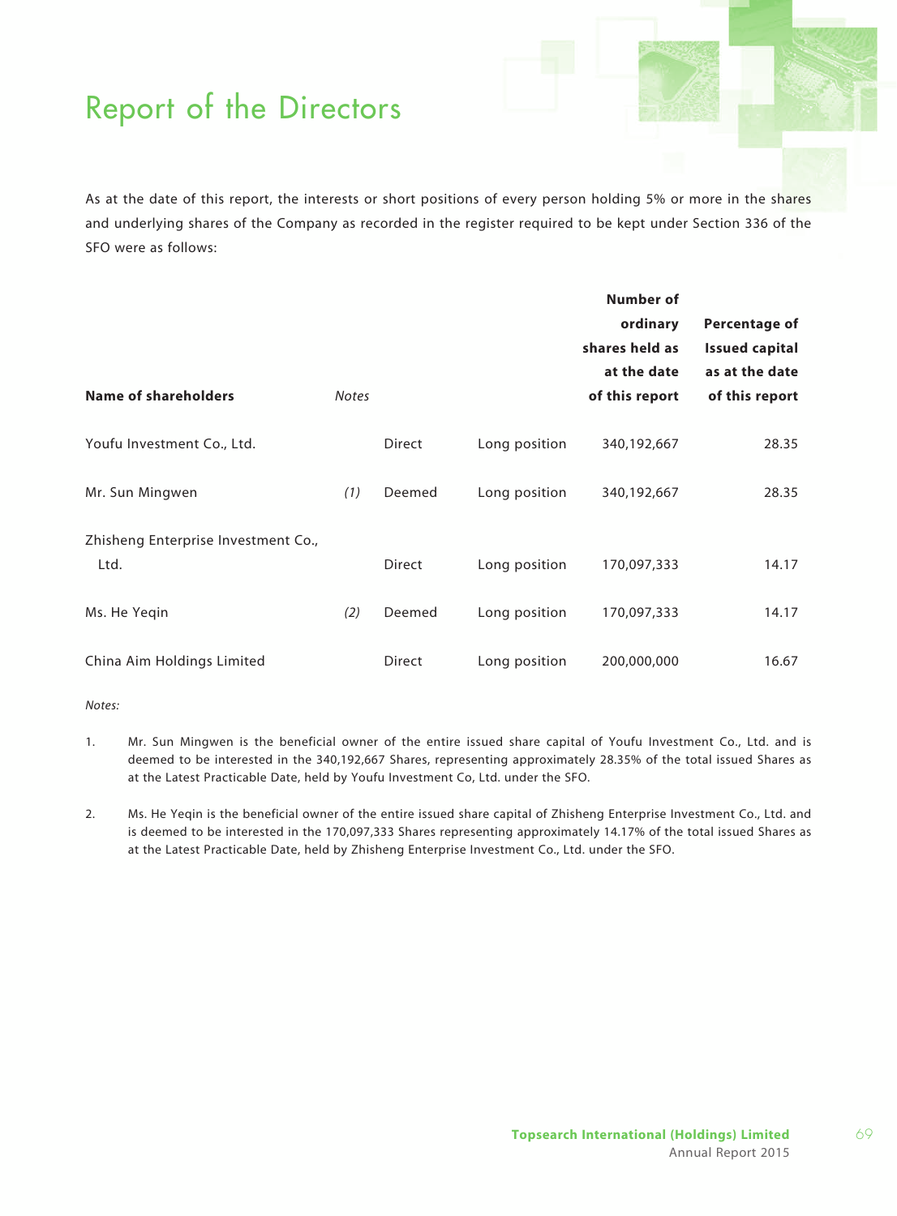# Report of the Directors

As at the date of this report, the interests or short positions of every person holding 5% or more in the shares and underlying shares of the Company as recorded in the register required to be kept under Section 336 of the SFO were as follows:

| Name of shareholders | *Notes* | | | Number of ordinary shares held as at the date of this report | Percentage of Issued capital as at the date of this report |
|---|---|---|---|---|---|
| Youfu Investment Co., Ltd. | | Direct | Long position | 340,192,667 | 28.35 |
| Mr. Sun Mingwen | *(1)* | Deemed | Long position | 340,192,667 | 28.35 |
| Zhisheng Enterprise Investment Co., Ltd. | | Direct | Long position | 170,097,333 | 14.17 |
| Ms. He Yeqin | *(2)* | Deemed | Long position | 170,097,333 | 14.17 |
| China Aim Holdings Limited | | Direct | Long position | 200,000,000 | 16.67 |

*Notes:*

1. Mr. Sun Mingwen is the beneficial owner of the entire issued share capital of Youfu Investment Co., Ltd. and is deemed to be interested in the 340,192,667 Shares, representing approximately 28.35% of the total issued Shares as at the Latest Practicable Date, held by Youfu Investment Co, Ltd. under the SFO.

2. Ms. He Yeqin is the beneficial owner of the entire issued share capital of Zhisheng Enterprise Investment Co., Ltd. and is deemed to be interested in the 170,097,333 Shares representing approximately 14.17% of the total issued Shares as at the Latest Practicable Date, held by Zhisheng Enterprise Investment Co., Ltd. under the SFO.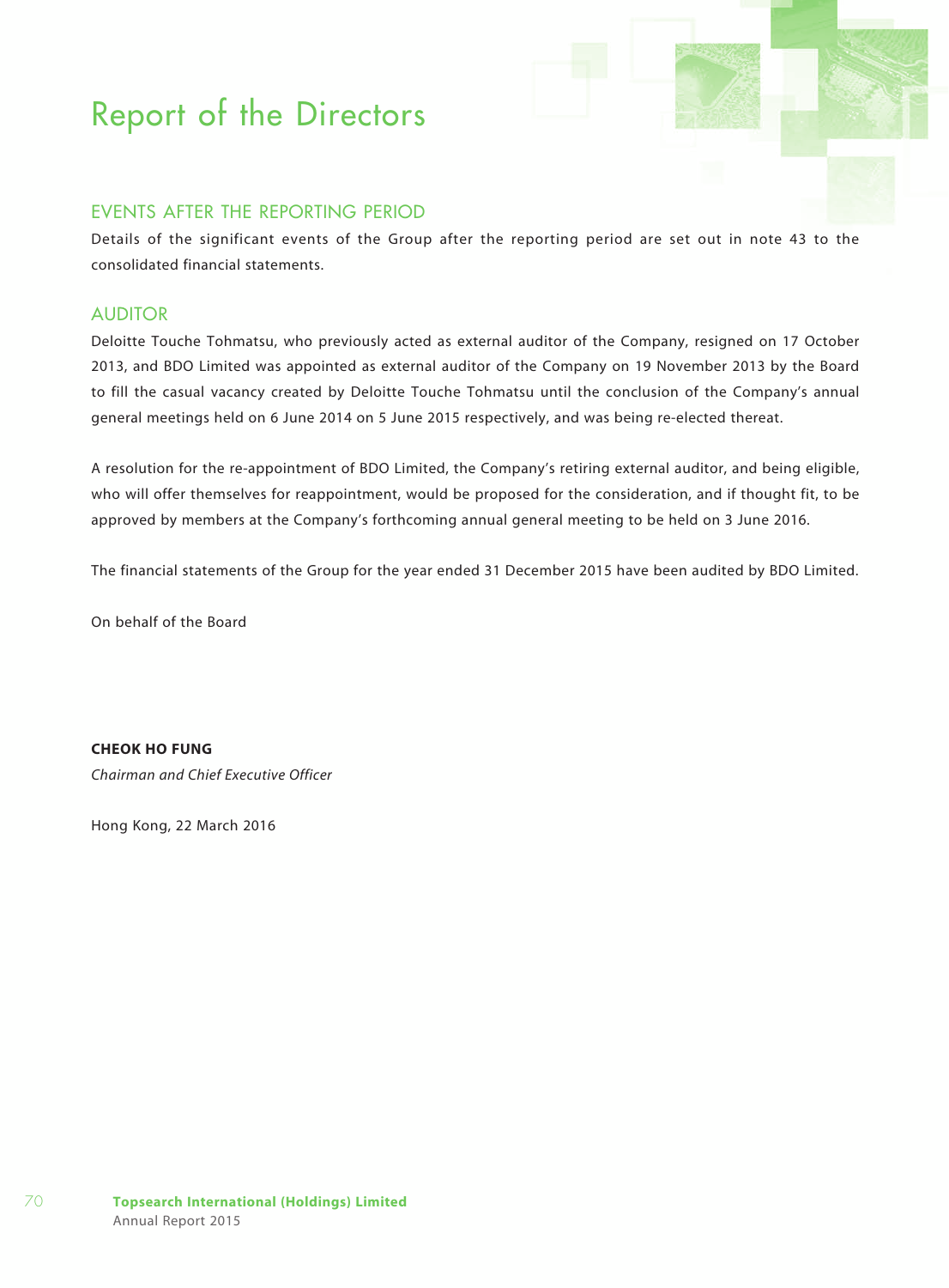# Report of the Directors

## EVENTS AFTER THE REPORTING PERIOD

Details of the significant events of the Group after the reporting period are set out in note 43 to the consolidated financial statements.

## AUDITOR

Deloitte Touche Tohmatsu, who previously acted as external auditor of the Company, resigned on 17 October 2013, and BDO Limited was appointed as external auditor of the Company on 19 November 2013 by the Board to fill the casual vacancy created by Deloitte Touche Tohmatsu until the conclusion of the Company's annual general meetings held on 6 June 2014 on 5 June 2015 respectively, and was being re-elected thereat.

A resolution for the re-appointment of BDO Limited, the Company's retiring external auditor, and being eligible, who will offer themselves for reappointment, would be proposed for the consideration, and if thought fit, to be approved by members at the Company's forthcoming annual general meeting to be held on 3 June 2016.

The financial statements of the Group for the year ended 31 December 2015 have been audited by BDO Limited.

On behalf of the Board

**CHEOK HO FUNG**
*Chairman and Chief Executive Officer*

Hong Kong, 22 March 2016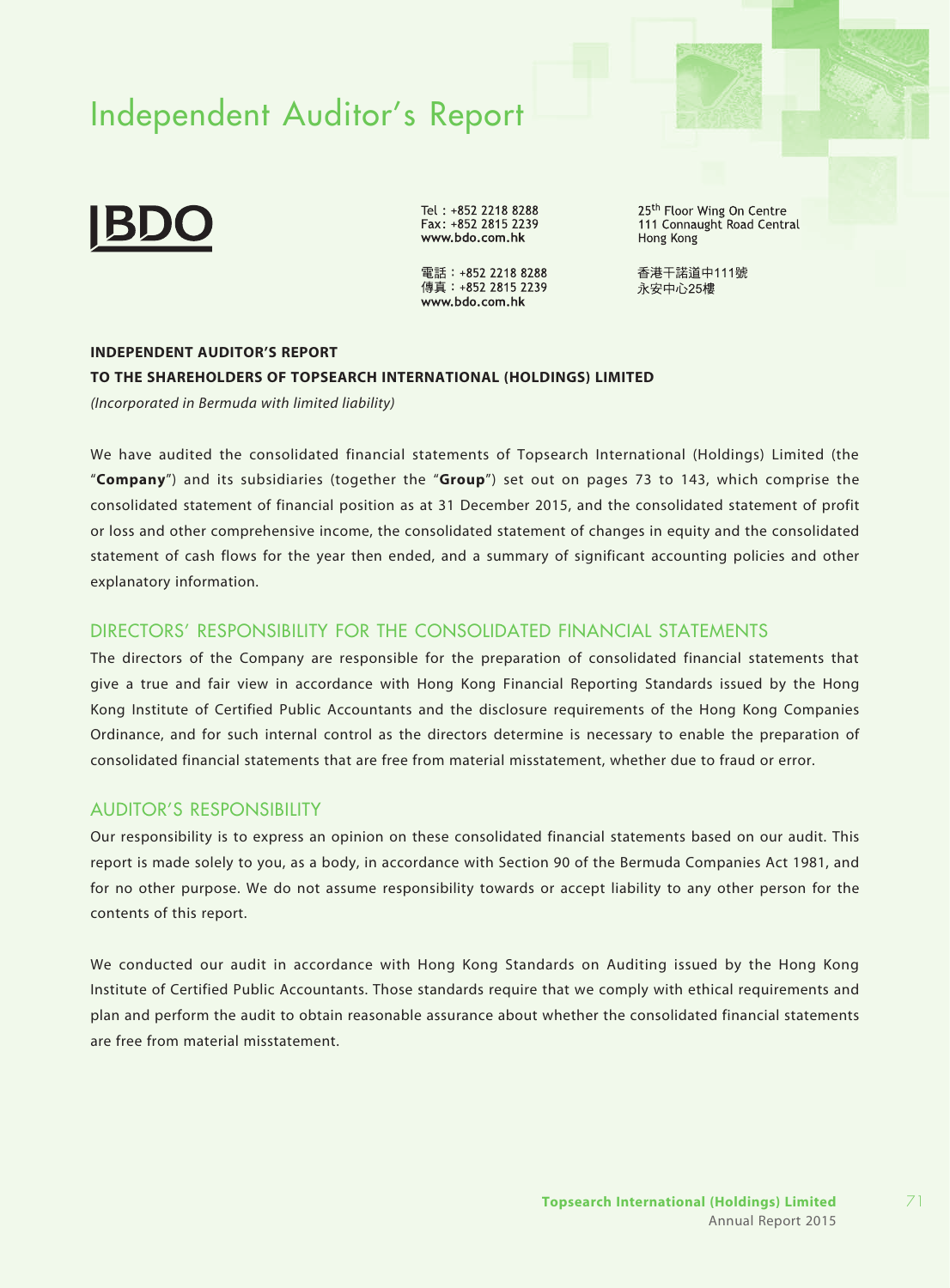# Independent Auditor's Report

BDO

Tel : +852 2218 8288
Fax: +852 2815 2239
www.bdo.com.hk

電話：+852 2218 8288
傳真：+852 2815 2239
www.bdo.com.hk

25th Floor Wing On Centre
111 Connaught Road Central
Hong Kong

香港干諾道中111號
永安中心25樓

**INDEPENDENT AUDITOR'S REPORT**

**TO THE SHAREHOLDERS OF TOPSEARCH INTERNATIONAL (HOLDINGS) LIMITED**

*(Incorporated in Bermuda with limited liability)*

We have audited the consolidated financial statements of Topsearch International (Holdings) Limited (the "**Company**") and its subsidiaries (together the "**Group**") set out on pages 73 to 143, which comprise the consolidated statement of financial position as at 31 December 2015, and the consolidated statement of profit or loss and other comprehensive income, the consolidated statement of changes in equity and the consolidated statement of cash flows for the year then ended, and a summary of significant accounting policies and other explanatory information.

## DIRECTORS' RESPONSIBILITY FOR THE CONSOLIDATED FINANCIAL STATEMENTS

The directors of the Company are responsible for the preparation of consolidated financial statements that give a true and fair view in accordance with Hong Kong Financial Reporting Standards issued by the Hong Kong Institute of Certified Public Accountants and the disclosure requirements of the Hong Kong Companies Ordinance, and for such internal control as the directors determine is necessary to enable the preparation of consolidated financial statements that are free from material misstatement, whether due to fraud or error.

## AUDITOR'S RESPONSIBILITY

Our responsibility is to express an opinion on these consolidated financial statements based on our audit. This report is made solely to you, as a body, in accordance with Section 90 of the Bermuda Companies Act 1981, and for no other purpose. We do not assume responsibility towards or accept liability to any other person for the contents of this report.

We conducted our audit in accordance with Hong Kong Standards on Auditing issued by the Hong Kong Institute of Certified Public Accountants. Those standards require that we comply with ethical requirements and plan and perform the audit to obtain reasonable assurance about whether the consolidated financial statements are free from material misstatement.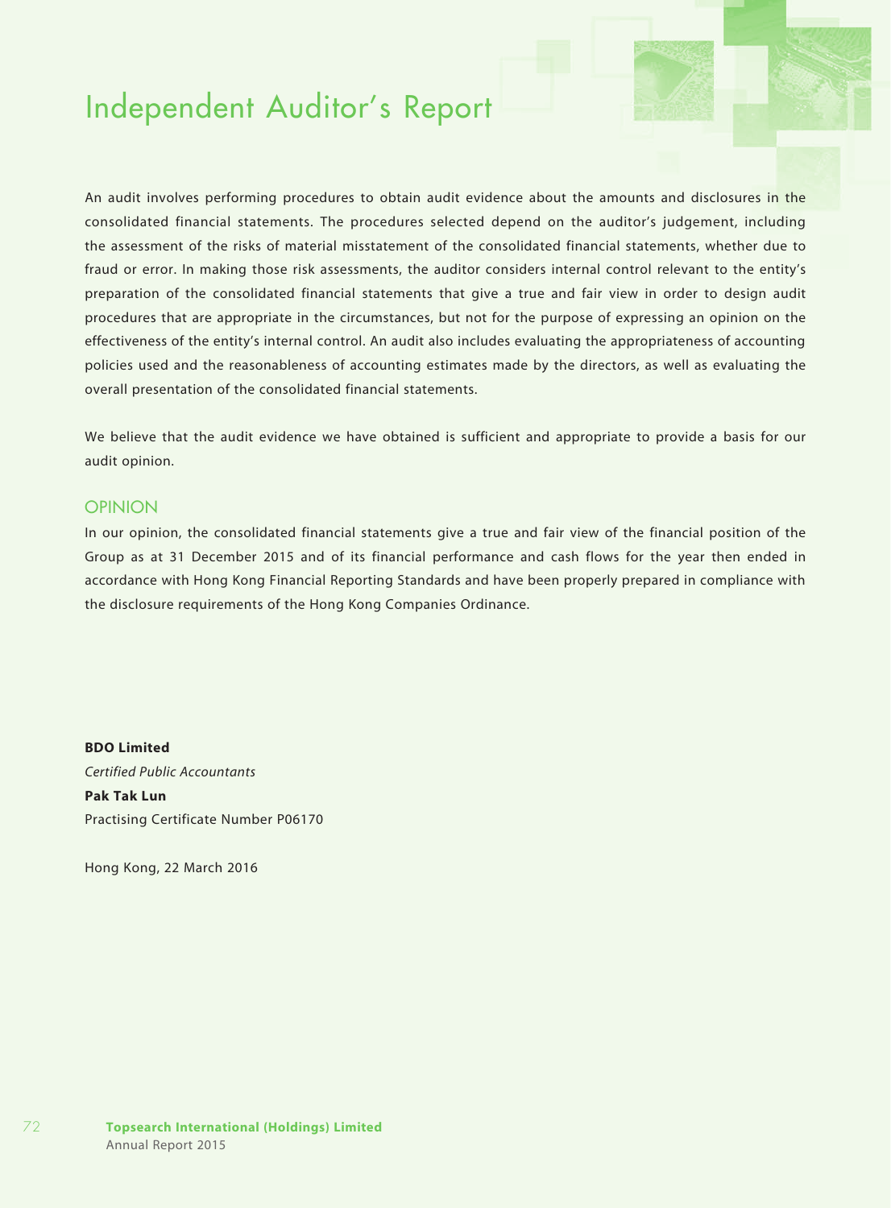# Independent Auditor's Report

An audit involves performing procedures to obtain audit evidence about the amounts and disclosures in the consolidated financial statements. The procedures selected depend on the auditor's judgement, including the assessment of the risks of material misstatement of the consolidated financial statements, whether due to fraud or error. In making those risk assessments, the auditor considers internal control relevant to the entity's preparation of the consolidated financial statements that give a true and fair view in order to design audit procedures that are appropriate in the circumstances, but not for the purpose of expressing an opinion on the effectiveness of the entity's internal control. An audit also includes evaluating the appropriateness of accounting policies used and the reasonableness of accounting estimates made by the directors, as well as evaluating the overall presentation of the consolidated financial statements.

We believe that the audit evidence we have obtained is sufficient and appropriate to provide a basis for our audit opinion.

## OPINION

In our opinion, the consolidated financial statements give a true and fair view of the financial position of the Group as at 31 December 2015 and of its financial performance and cash flows for the year then ended in accordance with Hong Kong Financial Reporting Standards and have been properly prepared in compliance with the disclosure requirements of the Hong Kong Companies Ordinance.

**BDO Limited**
*Certified Public Accountants*
**Pak Tak Lun**
Practising Certificate Number P06170

Hong Kong, 22 March 2016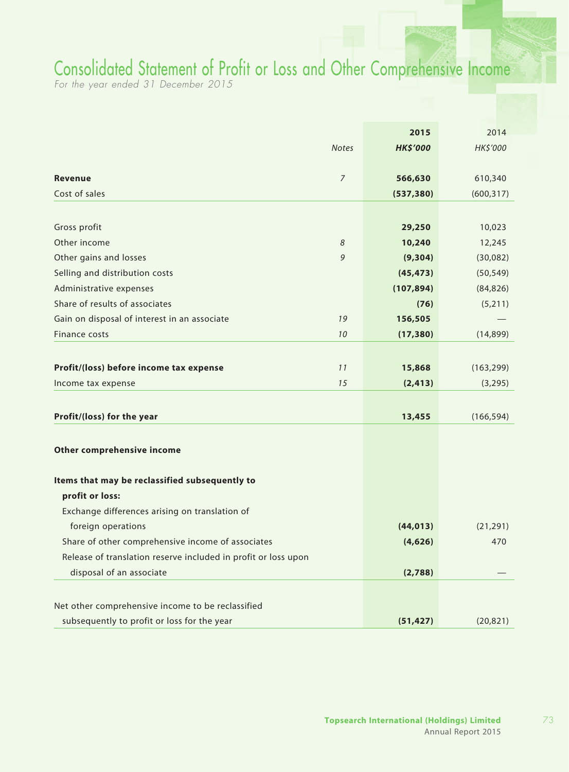# Consolidated Statement of Profit or Loss and Other Comprehensive Income

*For the year ended 31 December 2015*

| | Notes | 2015<br>HK$'000 | 2014<br>HK$'000 |
|---|---|---|---|
| **Revenue** | 7 | **566,630** | 610,340 |
| Cost of sales | | **(537,380)** | (600,317) |
| Gross profit | | **29,250** | 10,023 |
| Other income | 8 | **10,240** | 12,245 |
| Other gains and losses | 9 | **(9,304)** | (30,082) |
| Selling and distribution costs | | **(45,473)** | (50,549) |
| Administrative expenses | | **(107,894)** | (84,826) |
| Share of results of associates | | **(76)** | (5,211) |
| Gain on disposal of interest in an associate | 19 | **156,505** | — |
| Finance costs | 10 | **(17,380)** | (14,899) |
| **Profit/(loss) before income tax expense** | 11 | **15,868** | (163,299) |
| Income tax expense | 15 | **(2,413)** | (3,295) |
| **Profit/(loss) for the year** | | **13,455** | (166,594) |
| **Other comprehensive income** | | | |
| **Items that may be reclassified subsequently to profit or loss:** | | | |
| Exchange differences arising on translation of foreign operations | | **(44,013)** | (21,291) |
| Share of other comprehensive income of associates | | **(4,626)** | 470 |
| Release of translation reserve included in profit or loss upon disposal of an associate | | **(2,788)** | — |
| Net other comprehensive income to be reclassified subsequently to profit or loss for the year | | **(51,427)** | (20,821) |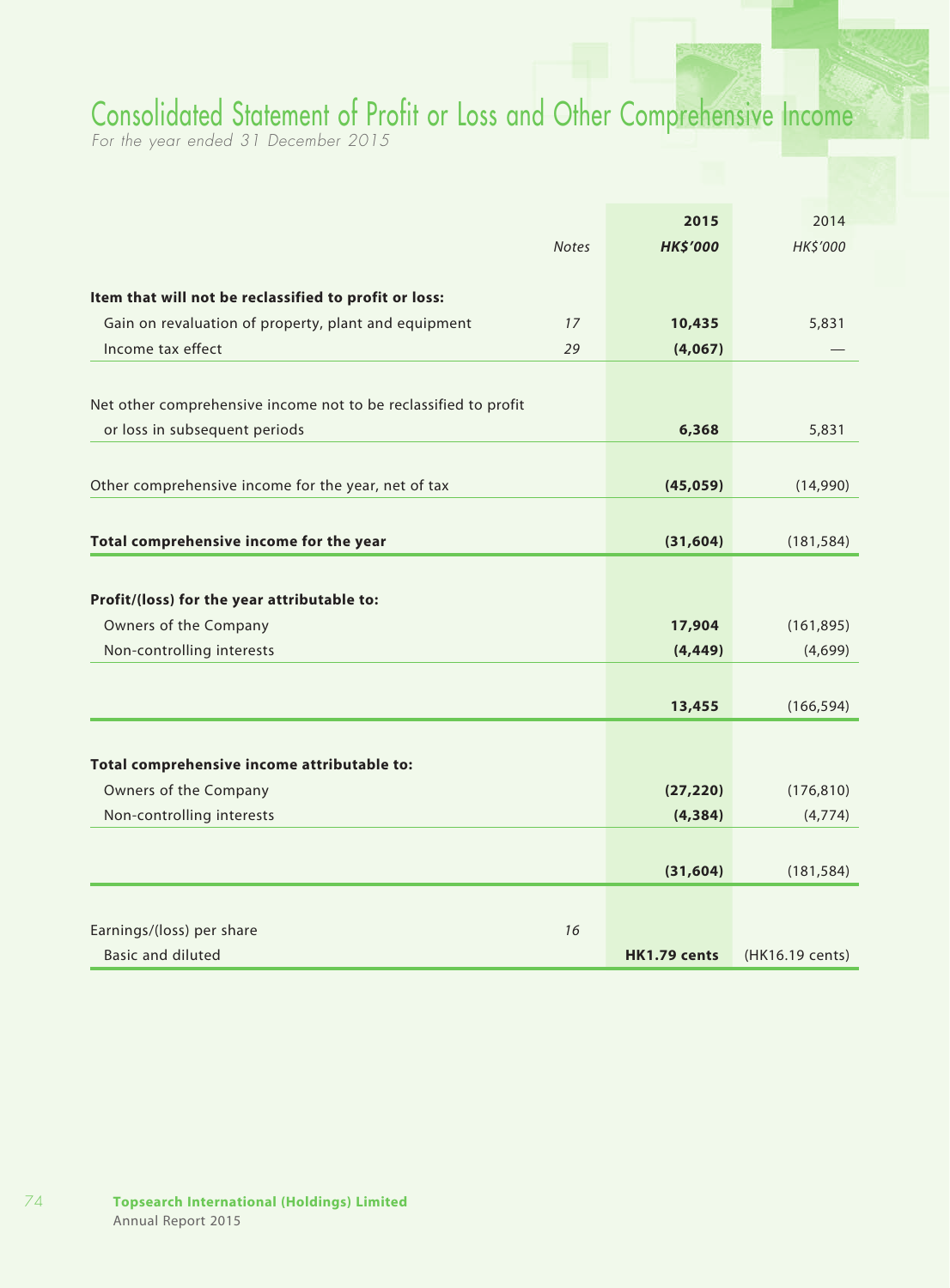# Consolidated Statement of Profit or Loss and Other Comprehensive Income

*For the year ended 31 December 2015*

| | Notes | 2015 HK$'000 | 2014 HK$'000 |
|---|---|---|---|
| **Item that will not be reclassified to profit or loss:** | | | |
| Gain on revaluation of property, plant and equipment | 17 | **10,435** | 5,831 |
| Income tax effect | 29 | **(4,067)** | — |
| Net other comprehensive income not to be reclassified to profit or loss in subsequent periods | | **6,368** | 5,831 |
| Other comprehensive income for the year, net of tax | | **(45,059)** | (14,990) |
| **Total comprehensive income for the year** | | **(31,604)** | (181,584) |
| **Profit/(loss) for the year attributable to:** | | | |
| Owners of the Company | | **17,904** | (161,895) |
| Non-controlling interests | | **(4,449)** | (4,699) |
| | | **13,455** | (166,594) |
| **Total comprehensive income attributable to:** | | | |
| Owners of the Company | | **(27,220)** | (176,810) |
| Non-controlling interests | | **(4,384)** | (4,774) |
| | | **(31,604)** | (181,584) |
| Earnings/(loss) per share | 16 | | |
| Basic and diluted | | **HK1.79 cents** | (HK16.19 cents) |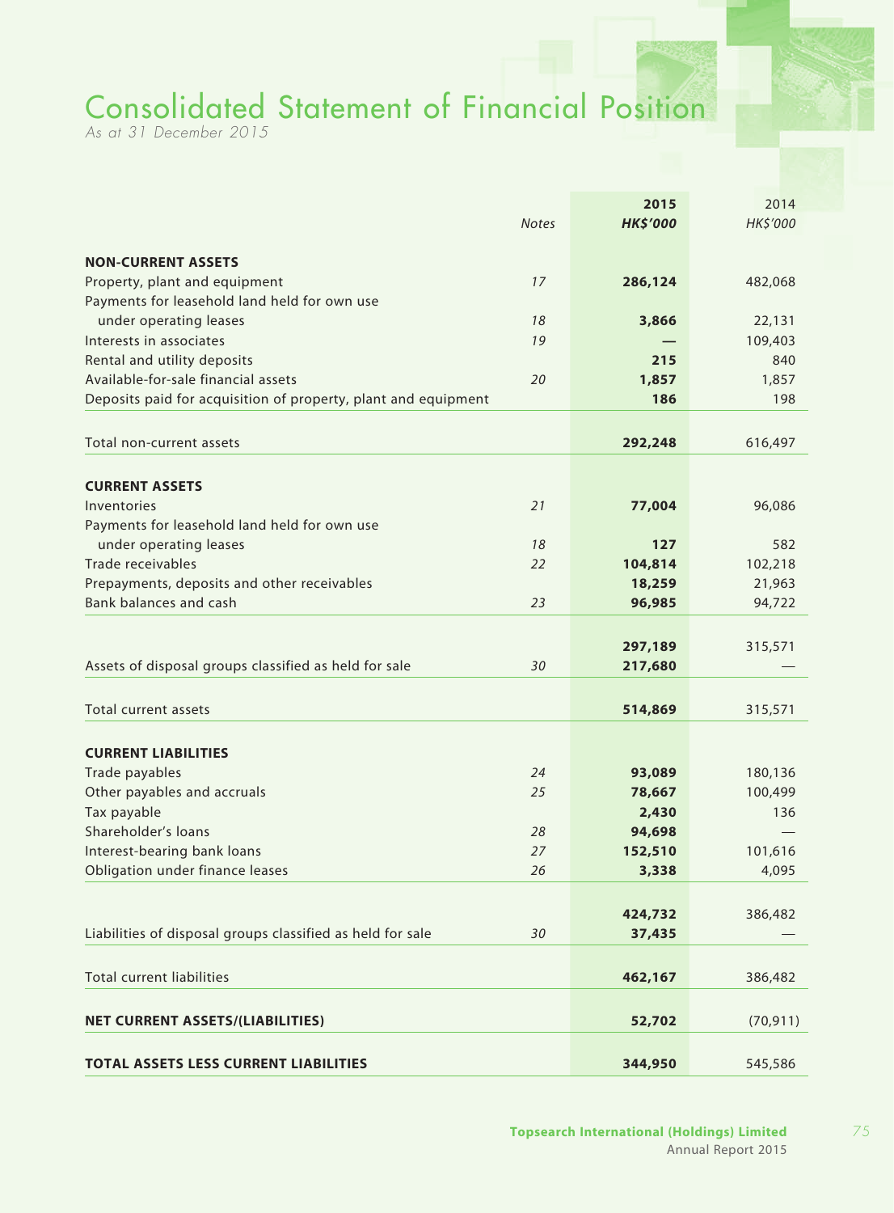# Consolidated Statement of Financial Position

*As at 31 December 2015*

| | Notes | 2015 HK$'000 | 2014 HK$'000 |
|---|---|---|---|
| **NON-CURRENT ASSETS** | | | |
| Property, plant and equipment | 17 | **286,124** | 482,068 |
| Payments for leasehold land held for own use under operating leases | 18 | **3,866** | 22,131 |
| Interests in associates | 19 | **—** | 109,403 |
| Rental and utility deposits | | **215** | 840 |
| Available-for-sale financial assets | 20 | **1,857** | 1,857 |
| Deposits paid for acquisition of property, plant and equipment | | **186** | 198 |
| Total non-current assets | | **292,248** | 616,497 |
| **CURRENT ASSETS** | | | |
| Inventories | 21 | **77,004** | 96,086 |
| Payments for leasehold land held for own use under operating leases | 18 | **127** | 582 |
| Trade receivables | 22 | **104,814** | 102,218 |
| Prepayments, deposits and other receivables | | **18,259** | 21,963 |
| Bank balances and cash | 23 | **96,985** | 94,722 |
| | | **297,189** | 315,571 |
| Assets of disposal groups classified as held for sale | 30 | **217,680** | — |
| Total current assets | | **514,869** | 315,571 |
| **CURRENT LIABILITIES** | | | |
| Trade payables | 24 | **93,089** | 180,136 |
| Other payables and accruals | 25 | **78,667** | 100,499 |
| Tax payable | | **2,430** | 136 |
| Shareholder's loans | 28 | **94,698** | — |
| Interest-bearing bank loans | 27 | **152,510** | 101,616 |
| Obligation under finance leases | 26 | **3,338** | 4,095 |
| | | **424,732** | 386,482 |
| Liabilities of disposal groups classified as held for sale | 30 | **37,435** | — |
| Total current liabilities | | **462,167** | 386,482 |
| **NET CURRENT ASSETS/(LIABILITIES)** | | **52,702** | (70,911) |
| **TOTAL ASSETS LESS CURRENT LIABILITIES** | | **344,950** | 545,586 |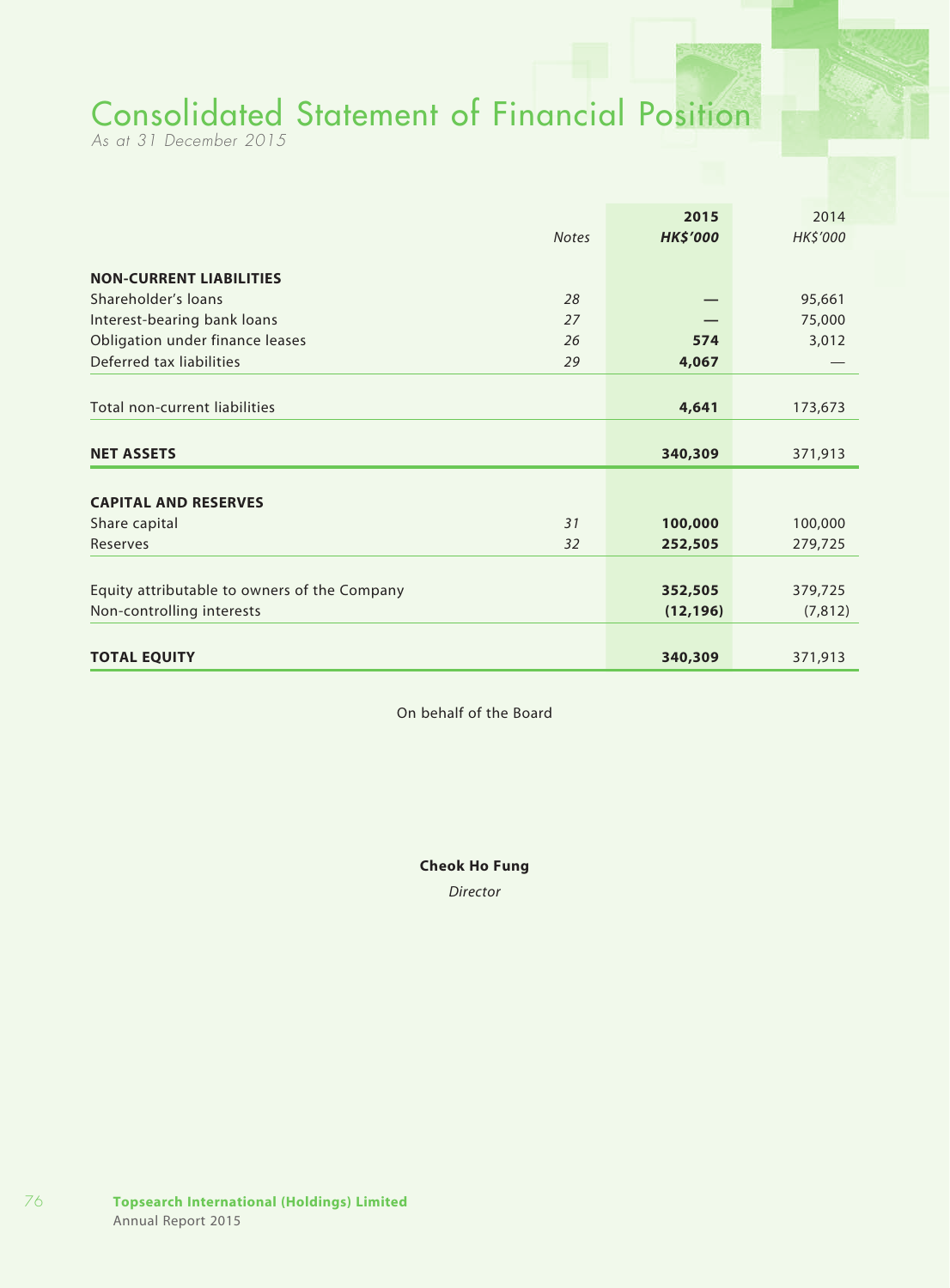# Consolidated Statement of Financial Position

*As at 31 December 2015*

| | Notes | 2015 HK$'000 | 2014 HK$'000 |
|---|---|---|---|
| **NON-CURRENT LIABILITIES** | | | |
| Shareholder's loans | 28 | — | 95,661 |
| Interest-bearing bank loans | 27 | — | 75,000 |
| Obligation under finance leases | 26 | **574** | 3,012 |
| Deferred tax liabilities | 29 | **4,067** | — |
| Total non-current liabilities | | **4,641** | 173,673 |
| **NET ASSETS** | | **340,309** | 371,913 |
| **CAPITAL AND RESERVES** | | | |
| Share capital | 31 | **100,000** | 100,000 |
| Reserves | 32 | **252,505** | 279,725 |
| Equity attributable to owners of the Company | | **352,505** | 379,725 |
| Non-controlling interests | | **(12,196)** | (7,812) |
| **TOTAL EQUITY** | | **340,309** | 371,913 |

On behalf of the Board

**Cheok Ho Fung**

*Director*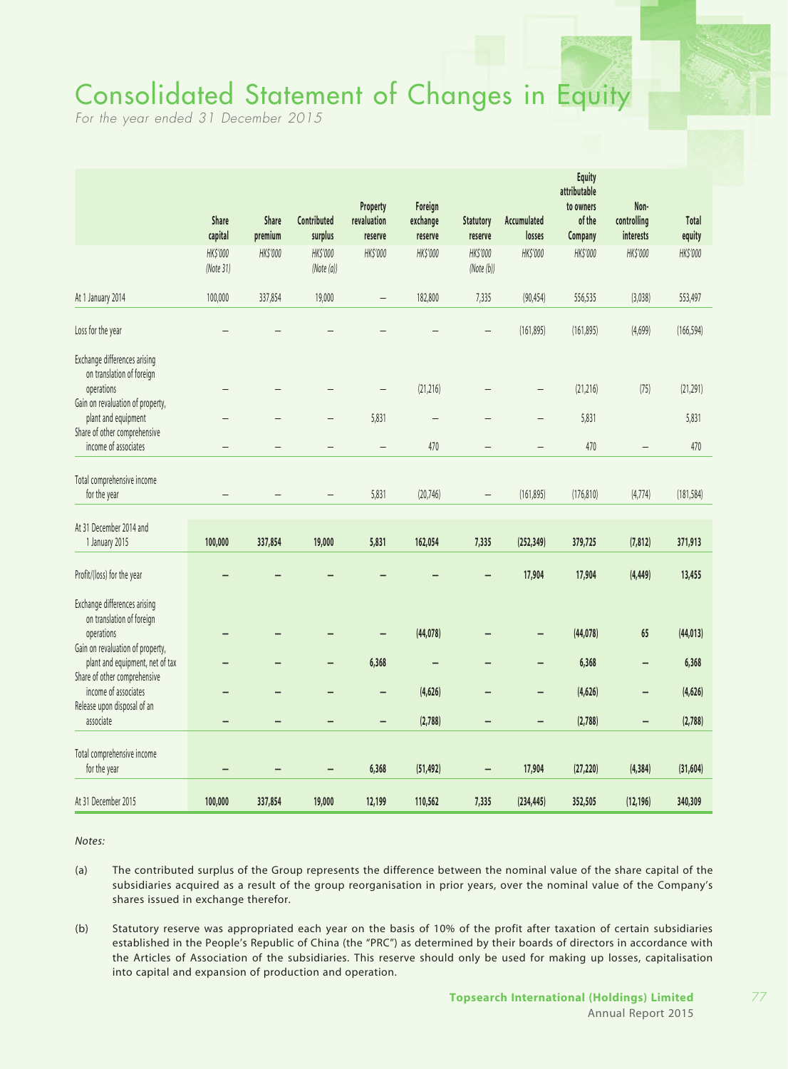# Consolidated Statement of Changes in Equity

*For the year ended 31 December 2015*

| | Share capital | Share premium | Contributed surplus | Property revaluation reserve | Foreign exchange reserve | Statutory reserve | Accumulated losses | Equity attributable to owners of the Company | Non-controlling interests | Total equity |
|---|---|---|---|---|---|---|---|---|---|---|
| | *HK$'000* *(Note 31)* | *HK$'000* | *HK$'000* *(Note (a))* | *HK$'000* | *HK$'000* | *HK$'000* *(Note (b))* | *HK$'000* | *HK$'000* | *HK$'000* | *HK$'000* |
| At 1 January 2014 | 100,000 | 337,854 | 19,000 | – | 182,800 | 7,335 | (90,454) | 556,535 | (3,038) | 553,497 |
| Loss for the year | – | – | – | – | – | – | (161,895) | (161,895) | (4,699) | (166,594) |
| Exchange differences arising on translation of foreign operations | – | – | – | – | (21,216) | – | – | (21,216) | (75) | (21,291) |
| Gain on revaluation of property, plant and equipment | – | – | – | 5,831 | – | – | – | 5,831 | | 5,831 |
| Share of other comprehensive income of associates | – | – | – | – | 470 | – | – | 470 | – | 470 |
| Total comprehensive income for the year | – | – | – | 5,831 | (20,746) | – | (161,895) | (176,810) | (4,774) | (181,584) |
| **At 31 December 2014 and 1 January 2015** | **100,000** | **337,854** | **19,000** | **5,831** | **162,054** | **7,335** | **(252,349)** | **379,725** | **(7,812)** | **371,913** |
| **Profit/(loss) for the year** | **–** | **–** | **–** | **–** | **–** | **–** | **17,904** | **17,904** | **(4,449)** | **13,455** |
| **Exchange differences arising on translation of foreign operations** | **–** | **–** | **–** | **–** | **(44,078)** | **–** | **–** | **(44,078)** | **65** | **(44,013)** |
| **Gain on revaluation of property, plant and equipment, net of tax** | **–** | **–** | **–** | **6,368** | **–** | **–** | **–** | **6,368** | **–** | **6,368** |
| **Share of other comprehensive income of associates** | **–** | **–** | **–** | **–** | **(4,626)** | **–** | **–** | **(4,626)** | **–** | **(4,626)** |
| **Release upon disposal of an associate** | **–** | **–** | **–** | **–** | **(2,788)** | **–** | **–** | **(2,788)** | **–** | **(2,788)** |
| **Total comprehensive income for the year** | **–** | **–** | **–** | **6,368** | **(51,492)** | **–** | **17,904** | **(27,220)** | **(4,384)** | **(31,604)** |
| **At 31 December 2015** | **100,000** | **337,854** | **19,000** | **12,199** | **110,562** | **7,335** | **(234,445)** | **352,505** | **(12,196)** | **340,309** |

*Notes:*

(a) The contributed surplus of the Group represents the difference between the nominal value of the share capital of the subsidiaries acquired as a result of the group reorganisation in prior years, over the nominal value of the Company's shares issued in exchange therefor.

(b) Statutory reserve was appropriated each year on the basis of 10% of the profit after taxation of certain subsidiaries established in the People's Republic of China (the "PRC") as determined by their boards of directors in accordance with the Articles of Association of the subsidiaries. This reserve should only be used for making up losses, capitalisation into capital and expansion of production and operation.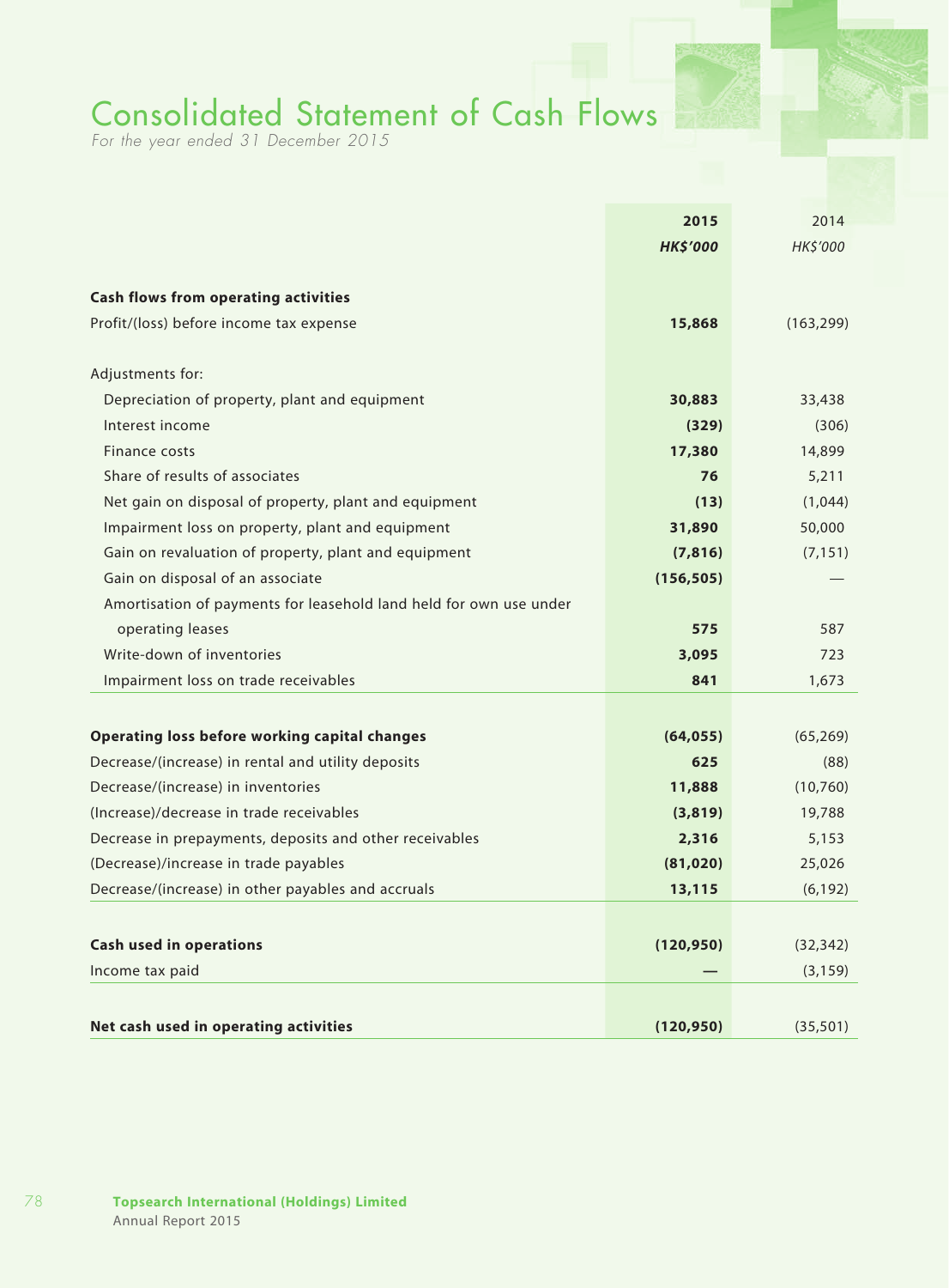# Consolidated Statement of Cash Flows

*For the year ended 31 December 2015*

| | 2015 | 2014 |
|---|---|---|
| | ***HK$'000*** | *HK$'000* |
| **Cash flows from operating activities** | | |
| Profit/(loss) before income tax expense | **15,868** | (163,299) |
| Adjustments for: | | |
| Depreciation of property, plant and equipment | **30,883** | 33,438 |
| Interest income | **(329)** | (306) |
| Finance costs | **17,380** | 14,899 |
| Share of results of associates | **76** | 5,211 |
| Net gain on disposal of property, plant and equipment | **(13)** | (1,044) |
| Impairment loss on property, plant and equipment | **31,890** | 50,000 |
| Gain on revaluation of property, plant and equipment | **(7,816)** | (7,151) |
| Gain on disposal of an associate | **(156,505)** | — |
| Amortisation of payments for leasehold land held for own use under operating leases | **575** | 587 |
| Write-down of inventories | **3,095** | 723 |
| Impairment loss on trade receivables | **841** | 1,673 |
| **Operating loss before working capital changes** | **(64,055)** | (65,269) |
| Decrease/(increase) in rental and utility deposits | **625** | (88) |
| Decrease/(increase) in inventories | **11,888** | (10,760) |
| (Increase)/decrease in trade receivables | **(3,819)** | 19,788 |
| Decrease in prepayments, deposits and other receivables | **2,316** | 5,153 |
| (Decrease)/increase in trade payables | **(81,020)** | 25,026 |
| Decrease/(increase) in other payables and accruals | **13,115** | (6,192) |
| **Cash used in operations** | **(120,950)** | (32,342) |
| Income tax paid | **—** | (3,159) |
| **Net cash used in operating activities** | **(120,950)** | (35,501) |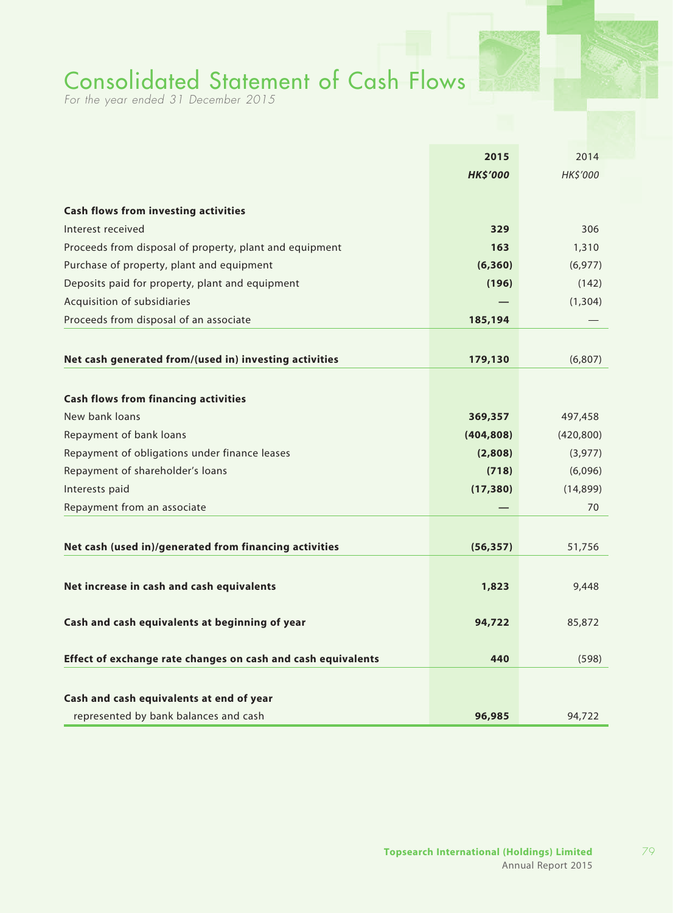# Consolidated Statement of Cash Flows

*For the year ended 31 December 2015*

| | 2015 | 2014 |
|---|---|---|
| | *HK$'000* | *HK$'000* |
| **Cash flows from investing activities** | | |
| Interest received | **329** | 306 |
| Proceeds from disposal of property, plant and equipment | **163** | 1,310 |
| Purchase of property, plant and equipment | **(6,360)** | (6,977) |
| Deposits paid for property, plant and equipment | **(196)** | (142) |
| Acquisition of subsidiaries | **—** | (1,304) |
| Proceeds from disposal of an associate | **185,194** | — |
| **Net cash generated from/(used in) investing activities** | **179,130** | (6,807) |
| **Cash flows from financing activities** | | |
| New bank loans | **369,357** | 497,458 |
| Repayment of bank loans | **(404,808)** | (420,800) |
| Repayment of obligations under finance leases | **(2,808)** | (3,977) |
| Repayment of shareholder's loans | **(718)** | (6,096) |
| Interests paid | **(17,380)** | (14,899) |
| Repayment from an associate | **—** | 70 |
| **Net cash (used in)/generated from financing activities** | **(56,357)** | 51,756 |
| **Net increase in cash and cash equivalents** | **1,823** | 9,448 |
| **Cash and cash equivalents at beginning of year** | **94,722** | 85,872 |
| **Effect of exchange rate changes on cash and cash equivalents** | **440** | (598) |
| **Cash and cash equivalents at end of year** | | |
| represented by bank balances and cash | **96,985** | 94,722 |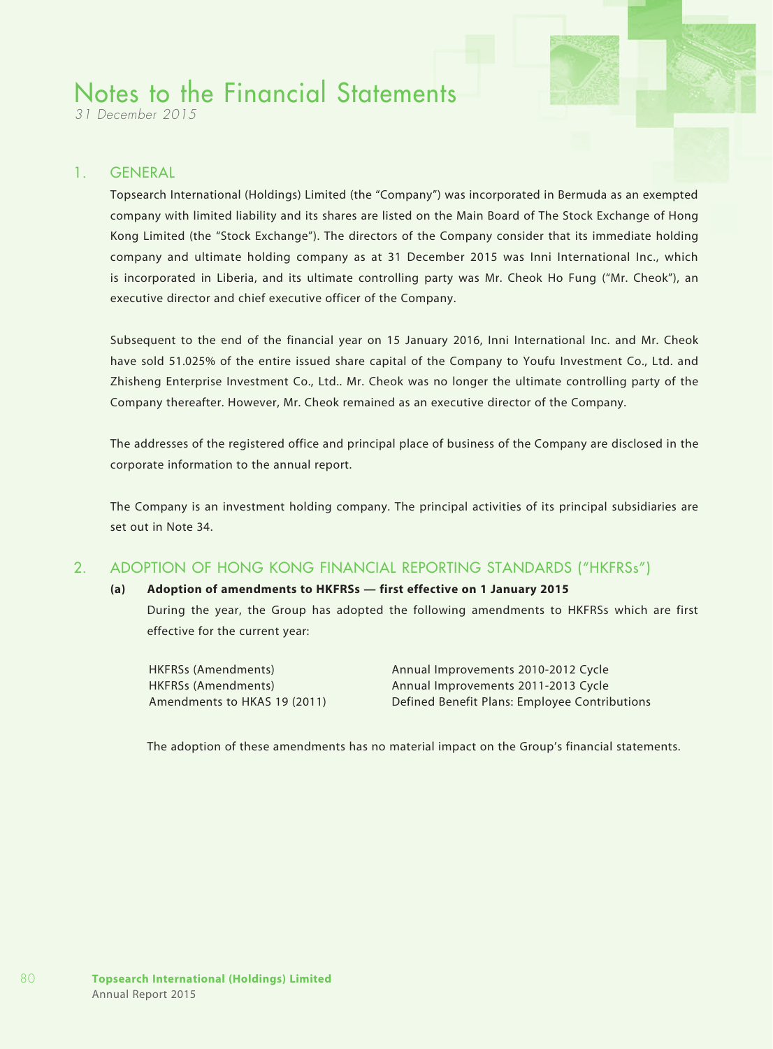# Notes to the Financial Statements

*31 December 2015*

## 1. GENERAL

Topsearch International (Holdings) Limited (the "Company") was incorporated in Bermuda as an exempted company with limited liability and its shares are listed on the Main Board of The Stock Exchange of Hong Kong Limited (the "Stock Exchange"). The directors of the Company consider that its immediate holding company and ultimate holding company as at 31 December 2015 was Inni International Inc., which is incorporated in Liberia, and its ultimate controlling party was Mr. Cheok Ho Fung ("Mr. Cheok"), an executive director and chief executive officer of the Company.

Subsequent to the end of the financial year on 15 January 2016, Inni International Inc. and Mr. Cheok have sold 51.025% of the entire issued share capital of the Company to Youfu Investment Co., Ltd. and Zhisheng Enterprise Investment Co., Ltd.. Mr. Cheok was no longer the ultimate controlling party of the Company thereafter. However, Mr. Cheok remained as an executive director of the Company.

The addresses of the registered office and principal place of business of the Company are disclosed in the corporate information to the annual report.

The Company is an investment holding company. The principal activities of its principal subsidiaries are set out in Note 34.

## 2. ADOPTION OF HONG KONG FINANCIAL REPORTING STANDARDS ("HKFRSs")

### (a) Adoption of amendments to HKFRSs — first effective on 1 January 2015

During the year, the Group has adopted the following amendments to HKFRSs which are first effective for the current year:

| | |
|---|---|
| HKFRSs (Amendments) | Annual Improvements 2010-2012 Cycle |
| HKFRSs (Amendments) | Annual Improvements 2011-2013 Cycle |
| Amendments to HKAS 19 (2011) | Defined Benefit Plans: Employee Contributions |

The adoption of these amendments has no material impact on the Group's financial statements.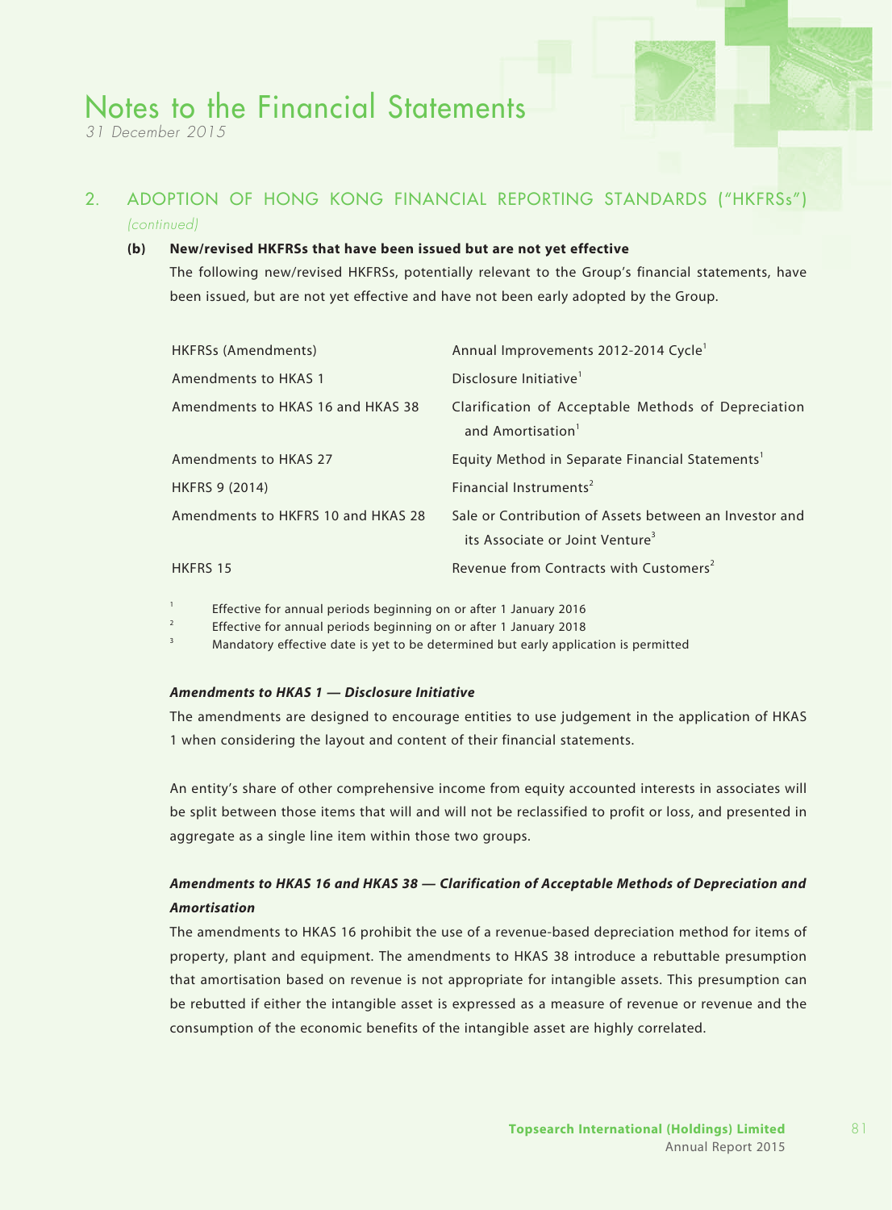## 2. ADOPTION OF HONG KONG FINANCIAL REPORTING STANDARDS ("HKFRSs") *(continued)*

### (b) New/revised HKFRSs that have been issued but are not yet effective

The following new/revised HKFRSs, potentially relevant to the Group's financial statements, have been issued, but are not yet effective and have not been early adopted by the Group.

| | |
|---|---|
| HKFRSs (Amendments) | Annual Improvements 2012-2014 Cycle[1] |
| Amendments to HKAS 1 | Disclosure Initiative[1] |
| Amendments to HKAS 16 and HKAS 38 | Clarification of Acceptable Methods of Depreciation and Amortisation[1] |
| Amendments to HKAS 27 | Equity Method in Separate Financial Statements[1] |
| HKFRS 9 (2014) | Financial Instruments[2] |
| Amendments to HKFRS 10 and HKAS 28 | Sale or Contribution of Assets between an Investor and its Associate or Joint Venture[3] |
| HKFRS 15 | Revenue from Contracts with Customers[2] |

[1] Effective for annual periods beginning on or after 1 January 2016

[2] Effective for annual periods beginning on or after 1 January 2018

[3] Mandatory effective date is yet to be determined but early application is permitted

***Amendments to HKAS 1 — Disclosure Initiative***

The amendments are designed to encourage entities to use judgement in the application of HKAS 1 when considering the layout and content of their financial statements.

An entity's share of other comprehensive income from equity accounted interests in associates will be split between those items that will and will not be reclassified to profit or loss, and presented in aggregate as a single line item within those two groups.

***Amendments to HKAS 16 and HKAS 38 — Clarification of Acceptable Methods of Depreciation and Amortisation***

The amendments to HKAS 16 prohibit the use of a revenue-based depreciation method for items of property, plant and equipment. The amendments to HKAS 38 introduce a rebuttable presumption that amortisation based on revenue is not appropriate for intangible assets. This presumption can be rebutted if either the intangible asset is expressed as a measure of revenue or revenue and the consumption of the economic benefits of the intangible asset are highly correlated.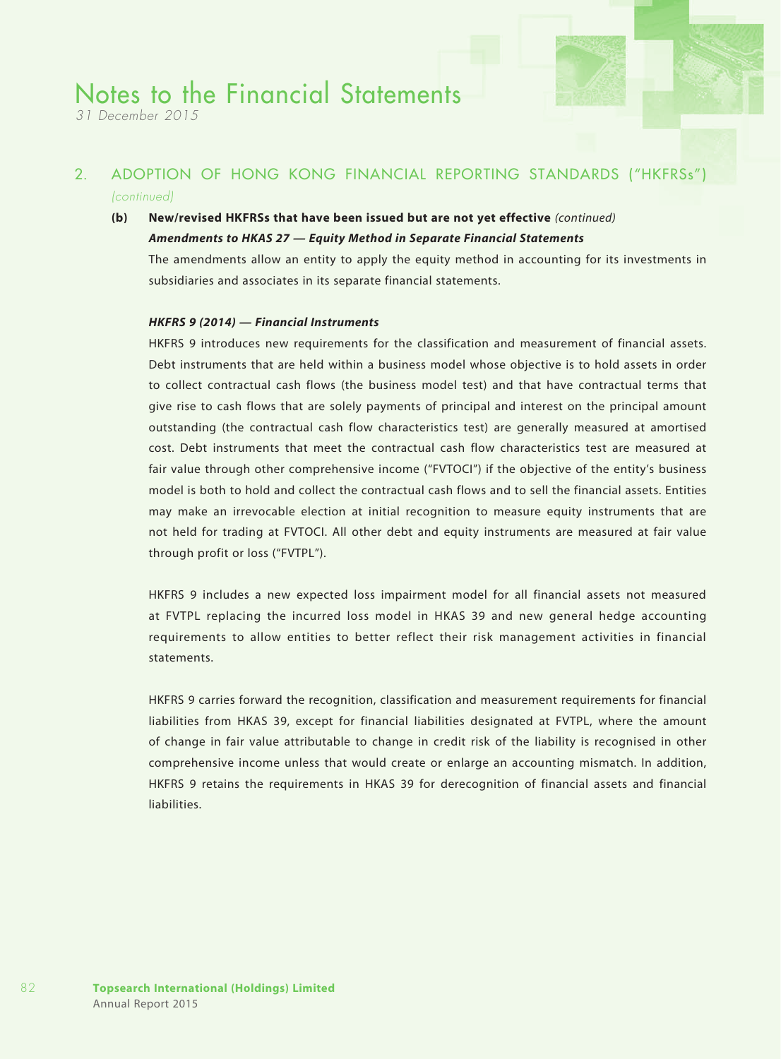## 2. ADOPTION OF HONG KONG FINANCIAL REPORTING STANDARDS ("HKFRSs") *(continued)*

**(b) New/revised HKFRSs that have been issued but are not yet effective** *(continued)*

***Amendments to HKAS 27 — Equity Method in Separate Financial Statements***

The amendments allow an entity to apply the equity method in accounting for its investments in subsidiaries and associates in its separate financial statements.

***HKFRS 9 (2014) — Financial Instruments***

HKFRS 9 introduces new requirements for the classification and measurement of financial assets. Debt instruments that are held within a business model whose objective is to hold assets in order to collect contractual cash flows (the business model test) and that have contractual terms that give rise to cash flows that are solely payments of principal and interest on the principal amount outstanding (the contractual cash flow characteristics test) are generally measured at amortised cost. Debt instruments that meet the contractual cash flow characteristics test are measured at fair value through other comprehensive income ("FVTOCI") if the objective of the entity's business model is both to hold and collect the contractual cash flows and to sell the financial assets. Entities may make an irrevocable election at initial recognition to measure equity instruments that are not held for trading at FVTOCI. All other debt and equity instruments are measured at fair value through profit or loss ("FVTPL").

HKFRS 9 includes a new expected loss impairment model for all financial assets not measured at FVTPL replacing the incurred loss model in HKAS 39 and new general hedge accounting requirements to allow entities to better reflect their risk management activities in financial statements.

HKFRS 9 carries forward the recognition, classification and measurement requirements for financial liabilities from HKAS 39, except for financial liabilities designated at FVTPL, where the amount of change in fair value attributable to change in credit risk of the liability is recognised in other comprehensive income unless that would create or enlarge an accounting mismatch. In addition, HKFRS 9 retains the requirements in HKAS 39 for derecognition of financial assets and financial liabilities.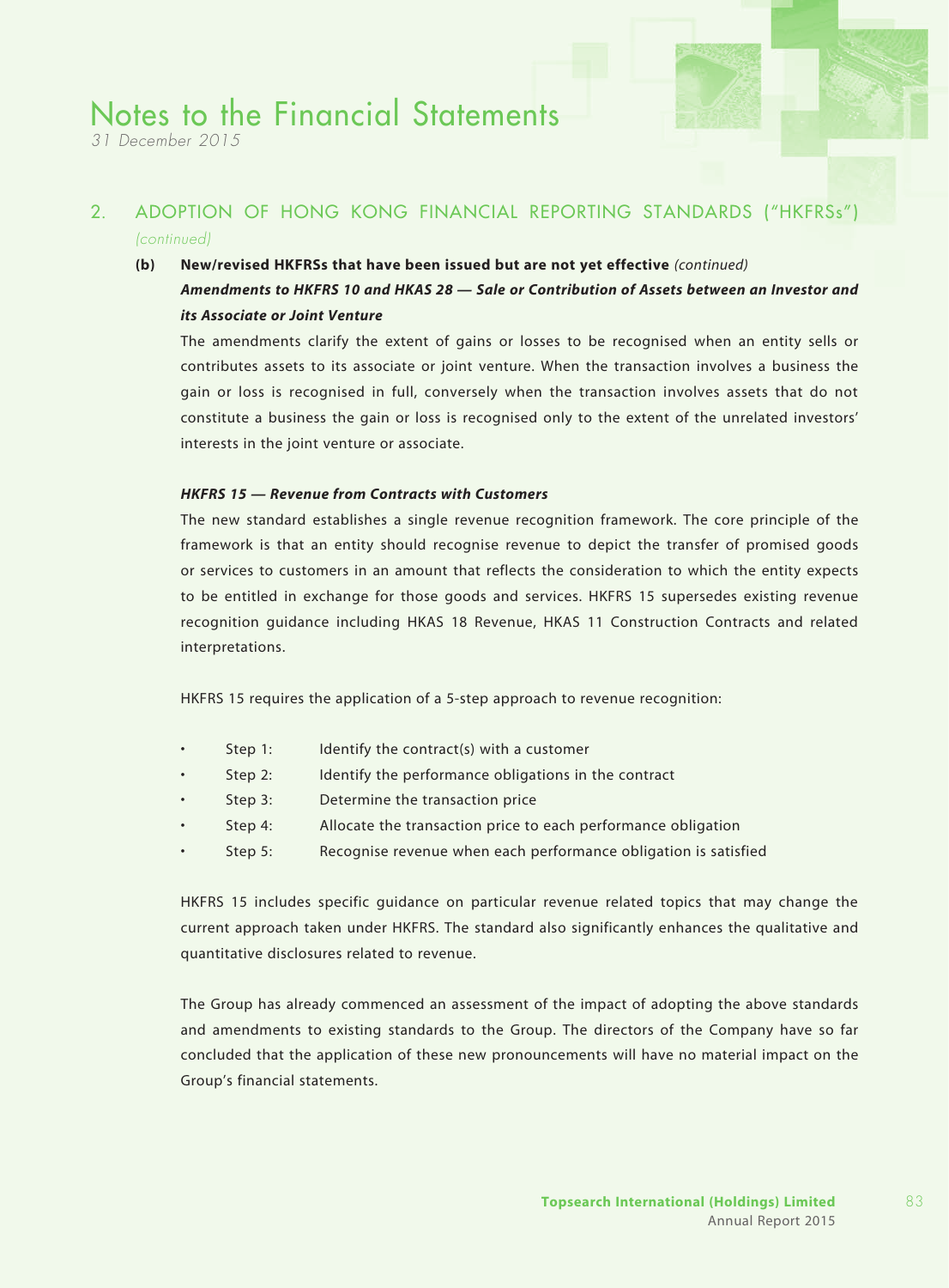## 2. ADOPTION OF HONG KONG FINANCIAL REPORTING STANDARDS ("HKFRSs") *(continued)*

### (b) New/revised HKFRSs that have been issued but are not yet effective *(continued)*

***Amendments to HKFRS 10 and HKAS 28 — Sale or Contribution of Assets between an Investor and its Associate or Joint Venture***

The amendments clarify the extent of gains or losses to be recognised when an entity sells or contributes assets to its associate or joint venture. When the transaction involves a business the gain or loss is recognised in full, conversely when the transaction involves assets that do not constitute a business the gain or loss is recognised only to the extent of the unrelated investors' interests in the joint venture or associate.

***HKFRS 15 — Revenue from Contracts with Customers***

The new standard establishes a single revenue recognition framework. The core principle of the framework is that an entity should recognise revenue to depict the transfer of promised goods or services to customers in an amount that reflects the consideration to which the entity expects to be entitled in exchange for those goods and services. HKFRS 15 supersedes existing revenue recognition guidance including HKAS 18 Revenue, HKAS 11 Construction Contracts and related interpretations.

HKFRS 15 requires the application of a 5-step approach to revenue recognition:

- Step 1: Identify the contract(s) with a customer
- Step 2: Identify the performance obligations in the contract
- Step 3: Determine the transaction price
- Step 4: Allocate the transaction price to each performance obligation
- Step 5: Recognise revenue when each performance obligation is satisfied

HKFRS 15 includes specific guidance on particular revenue related topics that may change the current approach taken under HKFRS. The standard also significantly enhances the qualitative and quantitative disclosures related to revenue.

The Group has already commenced an assessment of the impact of adopting the above standards and amendments to existing standards to the Group. The directors of the Company have so far concluded that the application of these new pronouncements will have no material impact on the Group's financial statements.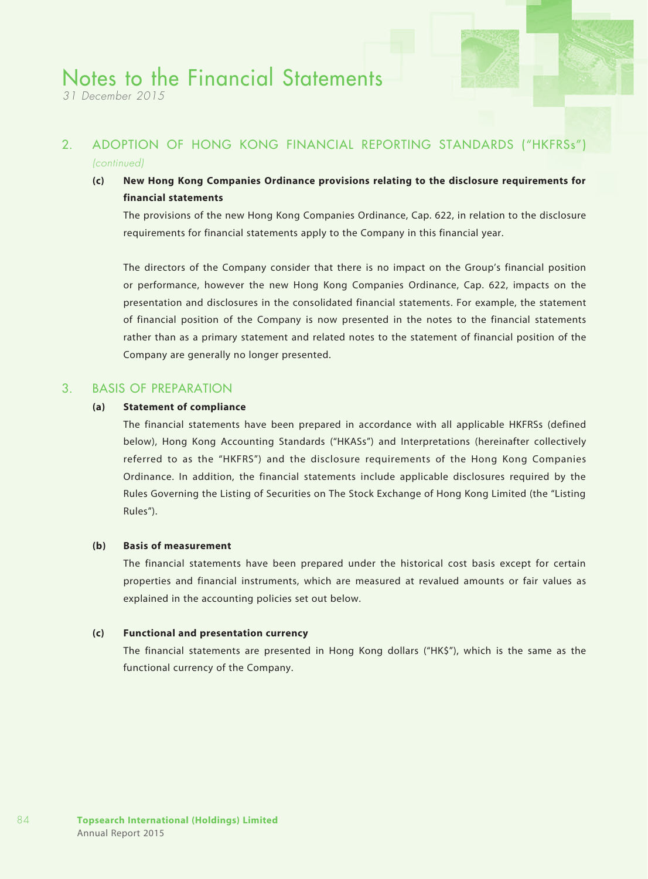## 2. ADOPTION OF HONG KONG FINANCIAL REPORTING STANDARDS ("HKFRSs") *(continued)*

**(c) New Hong Kong Companies Ordinance provisions relating to the disclosure requirements for financial statements**

The provisions of the new Hong Kong Companies Ordinance, Cap. 622, in relation to the disclosure requirements for financial statements apply to the Company in this financial year.

The directors of the Company consider that there is no impact on the Group's financial position or performance, however the new Hong Kong Companies Ordinance, Cap. 622, impacts on the presentation and disclosures in the consolidated financial statements. For example, the statement of financial position of the Company is now presented in the notes to the financial statements rather than as a primary statement and related notes to the statement of financial position of the Company are generally no longer presented.

## 3. BASIS OF PREPARATION

**(a) Statement of compliance**

The financial statements have been prepared in accordance with all applicable HKFRSs (defined below), Hong Kong Accounting Standards ("HKASs") and Interpretations (hereinafter collectively referred to as the "HKFRS") and the disclosure requirements of the Hong Kong Companies Ordinance. In addition, the financial statements include applicable disclosures required by the Rules Governing the Listing of Securities on The Stock Exchange of Hong Kong Limited (the "Listing Rules").

**(b) Basis of measurement**

The financial statements have been prepared under the historical cost basis except for certain properties and financial instruments, which are measured at revalued amounts or fair values as explained in the accounting policies set out below.

**(c) Functional and presentation currency**

The financial statements are presented in Hong Kong dollars ("HK$"), which is the same as the functional currency of the Company.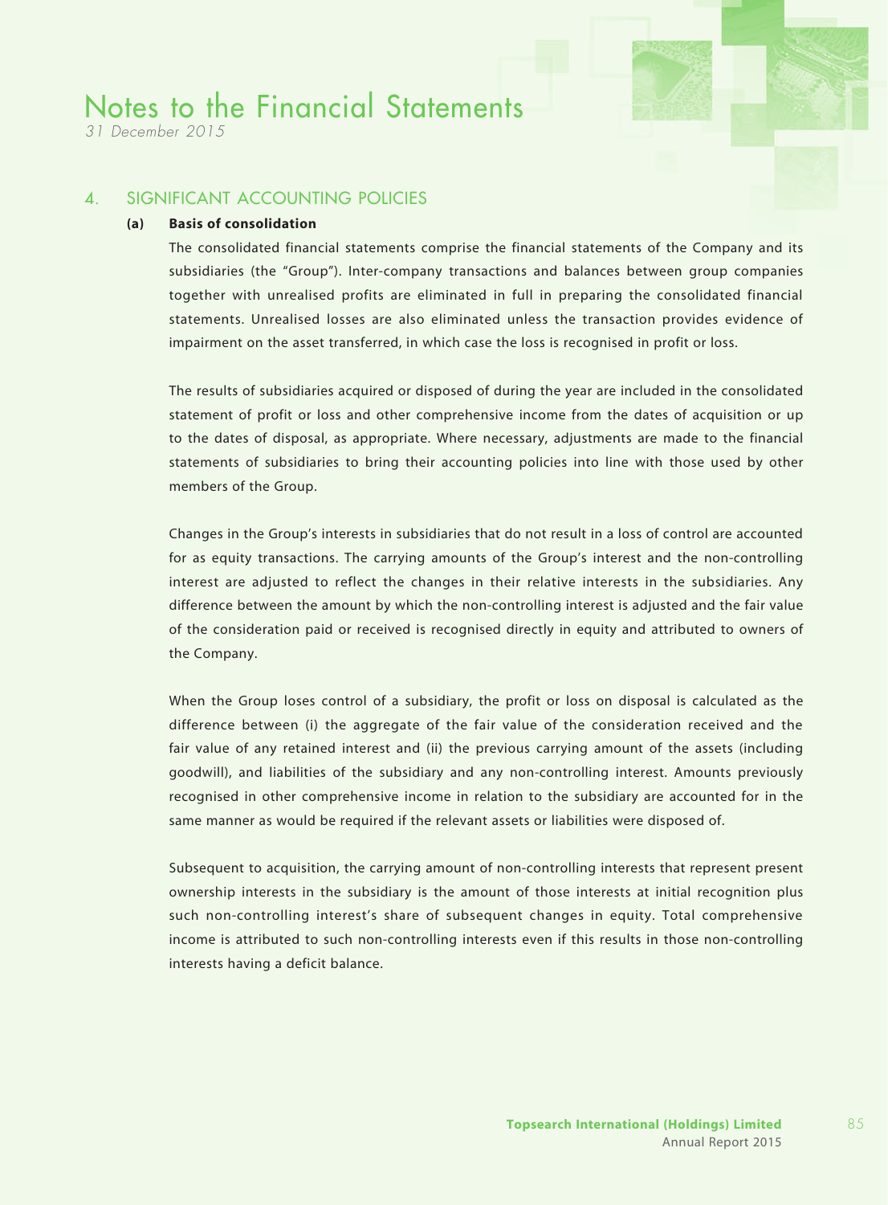## 4. SIGNIFICANT ACCOUNTING POLICIES

### (a) Basis of consolidation

The consolidated financial statements comprise the financial statements of the Company and its subsidiaries (the "Group"). Inter-company transactions and balances between group companies together with unrealised profits are eliminated in full in preparing the consolidated financial statements. Unrealised losses are also eliminated unless the transaction provides evidence of impairment on the asset transferred, in which case the loss is recognised in profit or loss.

The results of subsidiaries acquired or disposed of during the year are included in the consolidated statement of profit or loss and other comprehensive income from the dates of acquisition or up to the dates of disposal, as appropriate. Where necessary, adjustments are made to the financial statements of subsidiaries to bring their accounting policies into line with those used by other members of the Group.

Changes in the Group's interests in subsidiaries that do not result in a loss of control are accounted for as equity transactions. The carrying amounts of the Group's interest and the non-controlling interest are adjusted to reflect the changes in their relative interests in the subsidiaries. Any difference between the amount by which the non-controlling interest is adjusted and the fair value of the consideration paid or received is recognised directly in equity and attributed to owners of the Company.

When the Group loses control of a subsidiary, the profit or loss on disposal is calculated as the difference between (i) the aggregate of the fair value of the consideration received and the fair value of any retained interest and (ii) the previous carrying amount of the assets (including goodwill), and liabilities of the subsidiary and any non-controlling interest. Amounts previously recognised in other comprehensive income in relation to the subsidiary are accounted for in the same manner as would be required if the relevant assets or liabilities were disposed of.

Subsequent to acquisition, the carrying amount of non-controlling interests that represent present ownership interests in the subsidiary is the amount of those interests at initial recognition plus such non-controlling interest's share of subsequent changes in equity. Total comprehensive income is attributed to such non-controlling interests even if this results in those non-controlling interests having a deficit balance.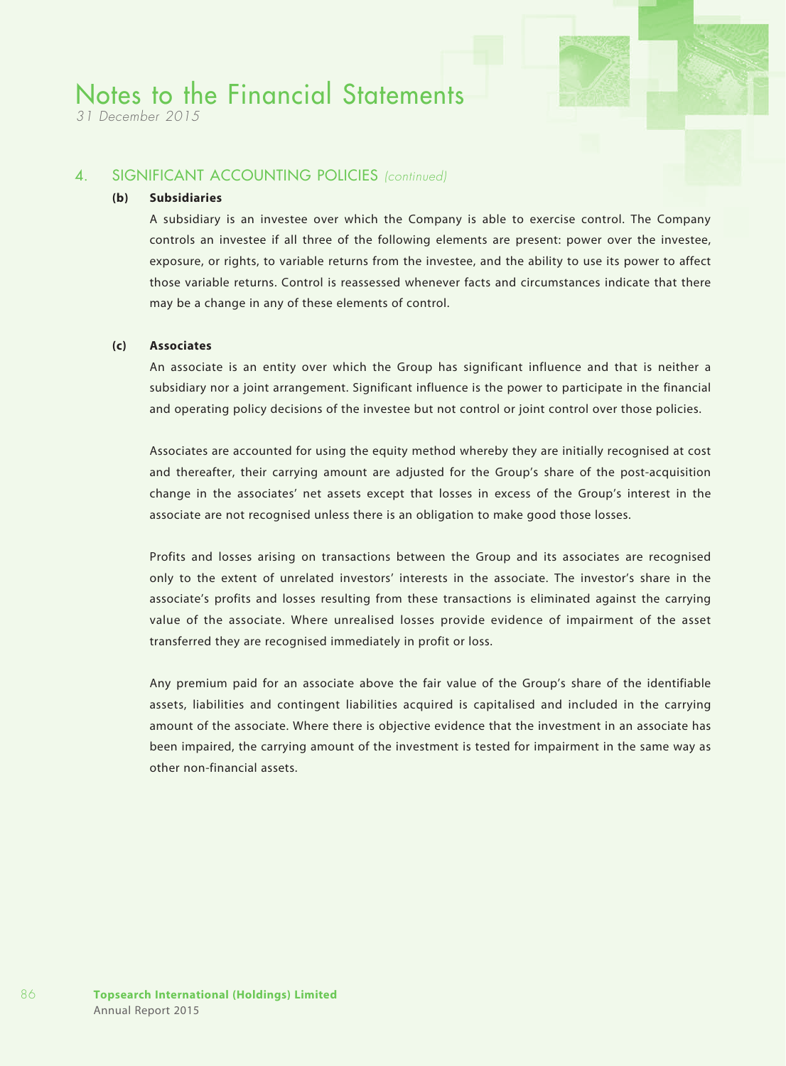## 4. SIGNIFICANT ACCOUNTING POLICIES *(continued)*

### (b) Subsidiaries

A subsidiary is an investee over which the Company is able to exercise control. The Company controls an investee if all three of the following elements are present: power over the investee, exposure, or rights, to variable returns from the investee, and the ability to use its power to affect those variable returns. Control is reassessed whenever facts and circumstances indicate that there may be a change in any of these elements of control.

### (c) Associates

An associate is an entity over which the Group has significant influence and that is neither a subsidiary nor a joint arrangement. Significant influence is the power to participate in the financial and operating policy decisions of the investee but not control or joint control over those policies.

Associates are accounted for using the equity method whereby they are initially recognised at cost and thereafter, their carrying amount are adjusted for the Group's share of the post-acquisition change in the associates' net assets except that losses in excess of the Group's interest in the associate are not recognised unless there is an obligation to make good those losses.

Profits and losses arising on transactions between the Group and its associates are recognised only to the extent of unrelated investors' interests in the associate. The investor's share in the associate's profits and losses resulting from these transactions is eliminated against the carrying value of the associate. Where unrealised losses provide evidence of impairment of the asset transferred they are recognised immediately in profit or loss.

Any premium paid for an associate above the fair value of the Group's share of the identifiable assets, liabilities and contingent liabilities acquired is capitalised and included in the carrying amount of the associate. Where there is objective evidence that the investment in an associate has been impaired, the carrying amount of the investment is tested for impairment in the same way as other non-financial assets.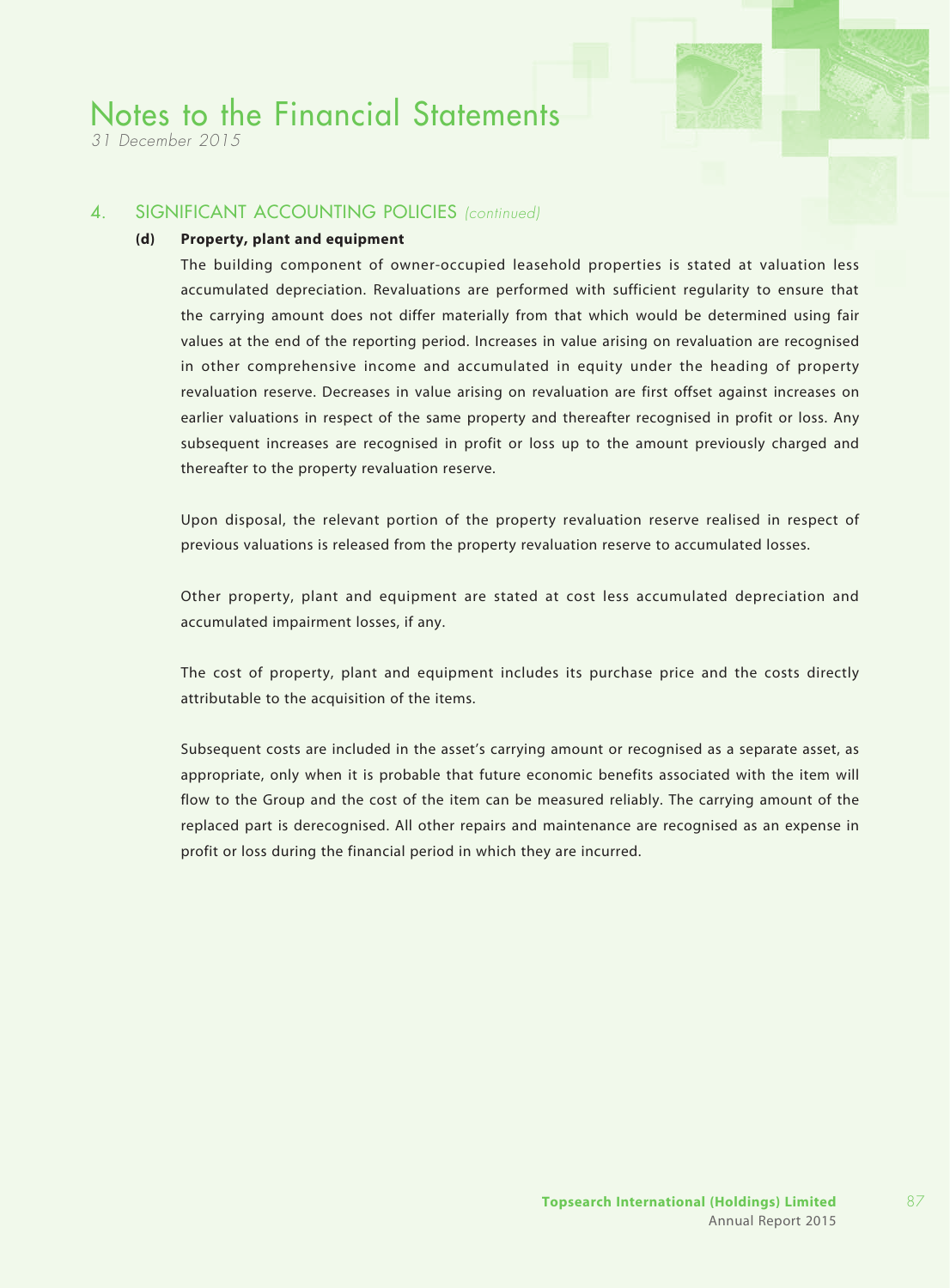## 4. SIGNIFICANT ACCOUNTING POLICIES *(continued)*

### (d) Property, plant and equipment

The building component of owner-occupied leasehold properties is stated at valuation less accumulated depreciation. Revaluations are performed with sufficient regularity to ensure that the carrying amount does not differ materially from that which would be determined using fair values at the end of the reporting period. Increases in value arising on revaluation are recognised in other comprehensive income and accumulated in equity under the heading of property revaluation reserve. Decreases in value arising on revaluation are first offset against increases on earlier valuations in respect of the same property and thereafter recognised in profit or loss. Any subsequent increases are recognised in profit or loss up to the amount previously charged and thereafter to the property revaluation reserve.

Upon disposal, the relevant portion of the property revaluation reserve realised in respect of previous valuations is released from the property revaluation reserve to accumulated losses.

Other property, plant and equipment are stated at cost less accumulated depreciation and accumulated impairment losses, if any.

The cost of property, plant and equipment includes its purchase price and the costs directly attributable to the acquisition of the items.

Subsequent costs are included in the asset's carrying amount or recognised as a separate asset, as appropriate, only when it is probable that future economic benefits associated with the item will flow to the Group and the cost of the item can be measured reliably. The carrying amount of the replaced part is derecognised. All other repairs and maintenance are recognised as an expense in profit or loss during the financial period in which they are incurred.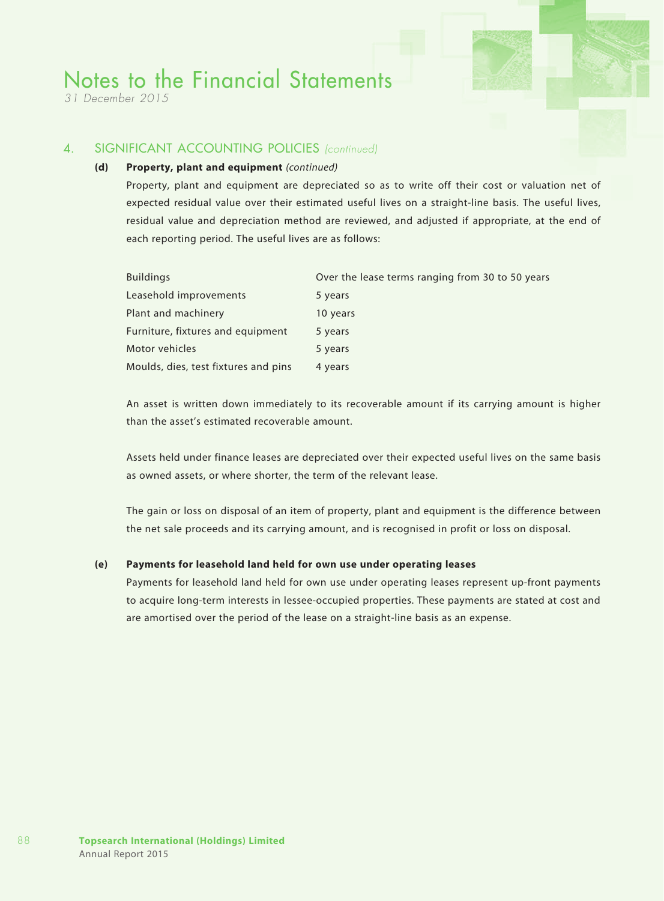## 4. SIGNIFICANT ACCOUNTING POLICIES *(continued)*

### (d) Property, plant and equipment *(continued)*

Property, plant and equipment are depreciated so as to write off their cost or valuation net of expected residual value over their estimated useful lives on a straight-line basis. The useful lives, residual value and depreciation method are reviewed, and adjusted if appropriate, at the end of each reporting period. The useful lives are as follows:

| | |
|---|---|
| Buildings | Over the lease terms ranging from 30 to 50 years |
| Leasehold improvements | 5 years |
| Plant and machinery | 10 years |
| Furniture, fixtures and equipment | 5 years |
| Motor vehicles | 5 years |
| Moulds, dies, test fixtures and pins | 4 years |

An asset is written down immediately to its recoverable amount if its carrying amount is higher than the asset's estimated recoverable amount.

Assets held under finance leases are depreciated over their expected useful lives on the same basis as owned assets, or where shorter, the term of the relevant lease.

The gain or loss on disposal of an item of property, plant and equipment is the difference between the net sale proceeds and its carrying amount, and is recognised in profit or loss on disposal.

### (e) Payments for leasehold land held for own use under operating leases

Payments for leasehold land held for own use under operating leases represent up-front payments to acquire long-term interests in lessee-occupied properties. These payments are stated at cost and are amortised over the period of the lease on a straight-line basis as an expense.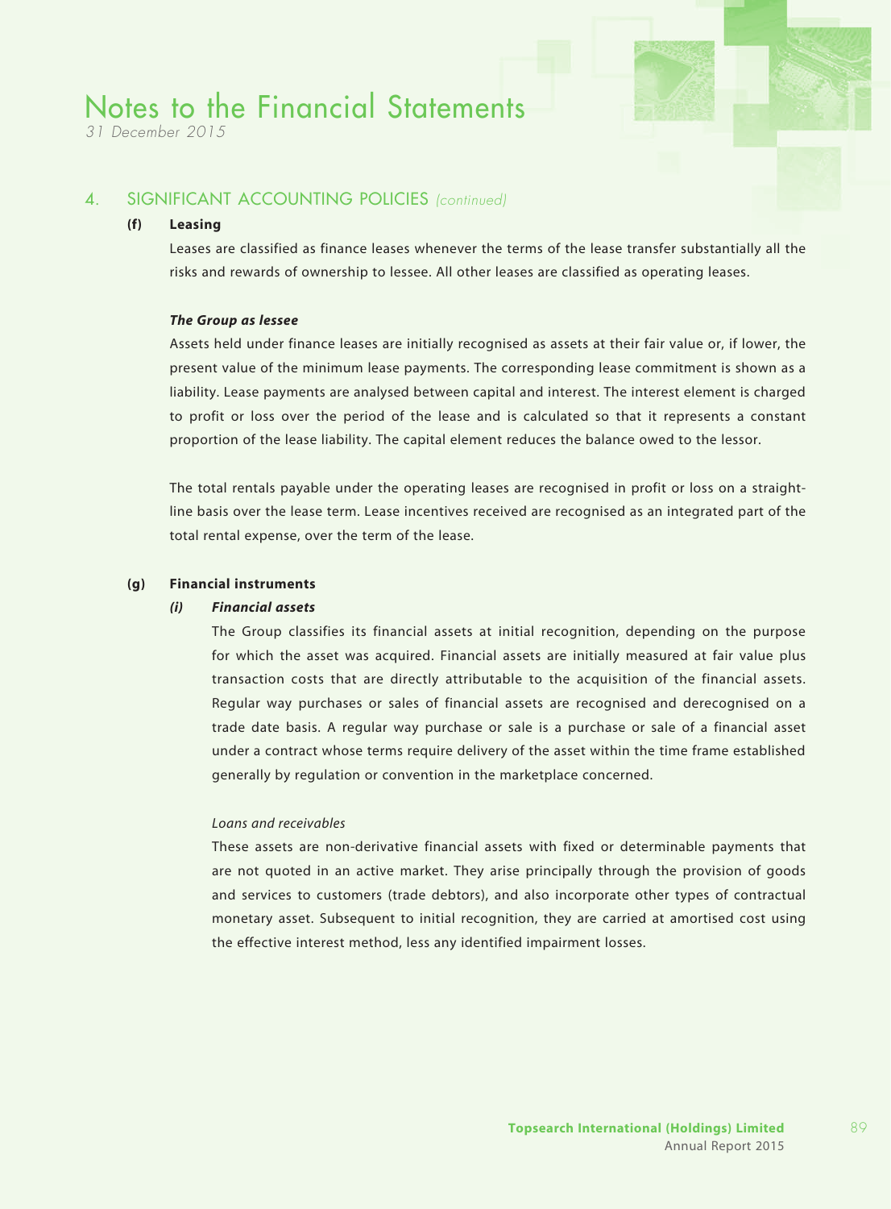## 4. SIGNIFICANT ACCOUNTING POLICIES *(continued)*

### (f) Leasing

Leases are classified as finance leases whenever the terms of the lease transfer substantially all the risks and rewards of ownership to lessee. All other leases are classified as operating leases.

***The Group as lessee***

Assets held under finance leases are initially recognised as assets at their fair value or, if lower, the present value of the minimum lease payments. The corresponding lease commitment is shown as a liability. Lease payments are analysed between capital and interest. The interest element is charged to profit or loss over the period of the lease and is calculated so that it represents a constant proportion of the lease liability. The capital element reduces the balance owed to the lessor.

The total rentals payable under the operating leases are recognised in profit or loss on a straight-line basis over the lease term. Lease incentives received are recognised as an integrated part of the total rental expense, over the term of the lease.

### (g) Financial instruments

***(i) Financial assets***

The Group classifies its financial assets at initial recognition, depending on the purpose for which the asset was acquired. Financial assets are initially measured at fair value plus transaction costs that are directly attributable to the acquisition of the financial assets. Regular way purchases or sales of financial assets are recognised and derecognised on a trade date basis. A regular way purchase or sale is a purchase or sale of a financial asset under a contract whose terms require delivery of the asset within the time frame established generally by regulation or convention in the marketplace concerned.

*Loans and receivables*

These assets are non-derivative financial assets with fixed or determinable payments that are not quoted in an active market. They arise principally through the provision of goods and services to customers (trade debtors), and also incorporate other types of contractual monetary asset. Subsequent to initial recognition, they are carried at amortised cost using the effective interest method, less any identified impairment losses.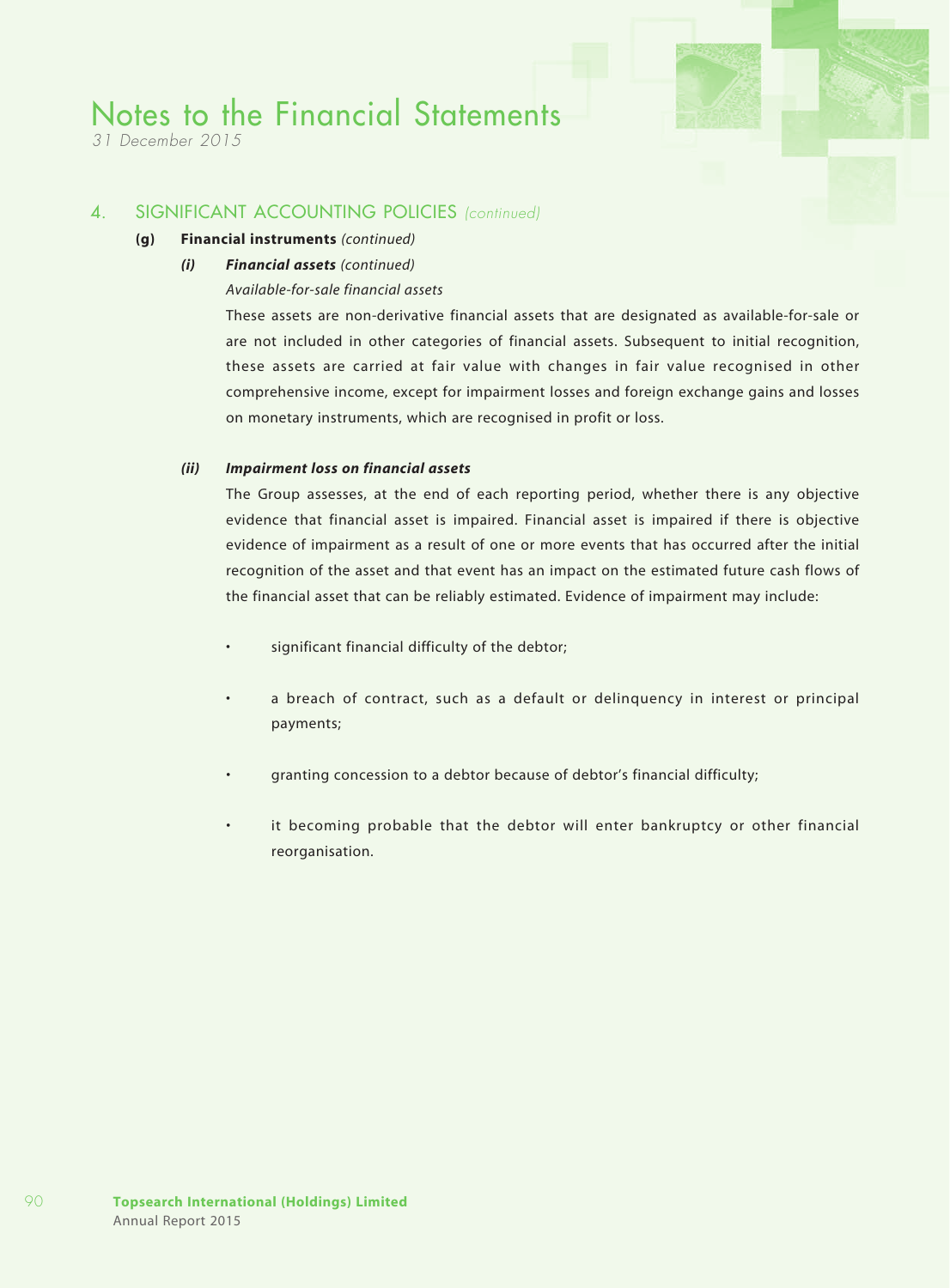## 4. SIGNIFICANT ACCOUNTING POLICIES *(continued)*

### (g) Financial instruments *(continued)*

#### *(i) Financial assets (continued)*

*Available-for-sale financial assets*

These assets are non-derivative financial assets that are designated as available-for-sale or are not included in other categories of financial assets. Subsequent to initial recognition, these assets are carried at fair value with changes in fair value recognised in other comprehensive income, except for impairment losses and foreign exchange gains and losses on monetary instruments, which are recognised in profit or loss.

#### *(ii) Impairment loss on financial assets*

The Group assesses, at the end of each reporting period, whether there is any objective evidence that financial asset is impaired. Financial asset is impaired if there is objective evidence of impairment as a result of one or more events that has occurred after the initial recognition of the asset and that event has an impact on the estimated future cash flows of the financial asset that can be reliably estimated. Evidence of impairment may include:

- significant financial difficulty of the debtor;
- a breach of contract, such as a default or delinquency in interest or principal payments;
- granting concession to a debtor because of debtor's financial difficulty;
- it becoming probable that the debtor will enter bankruptcy or other financial reorganisation.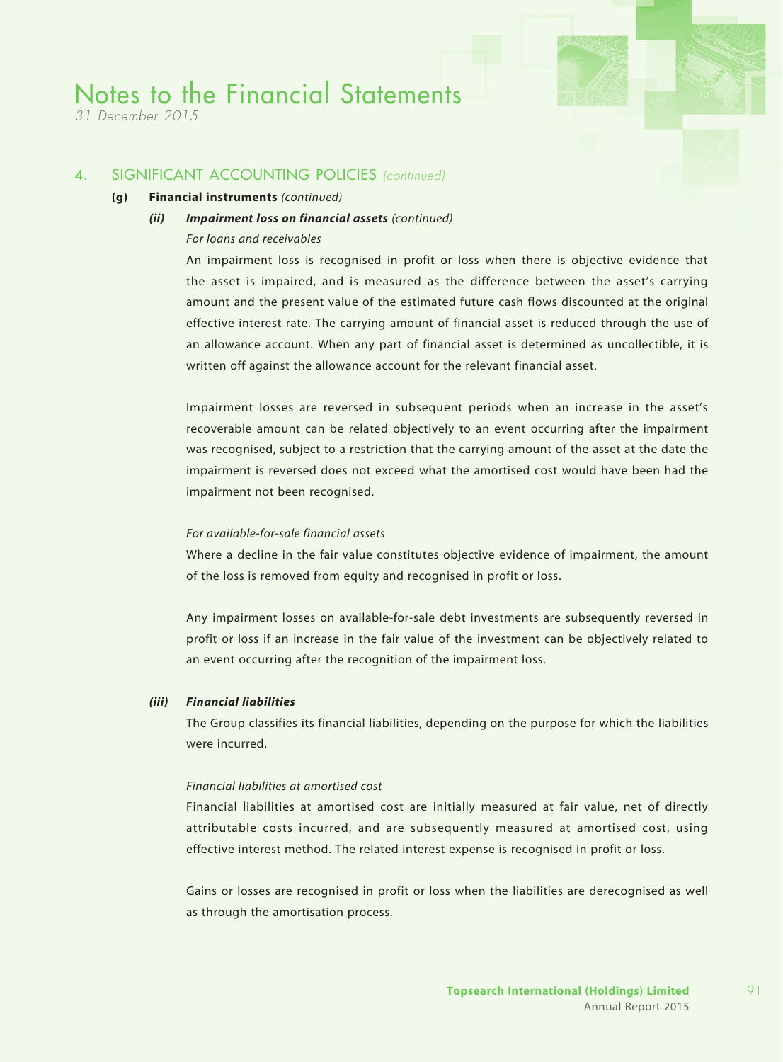## 4. SIGNIFICANT ACCOUNTING POLICIES *(continued)*

### (g) Financial instruments *(continued)*

#### *(ii) Impairment loss on financial assets* (continued)

*For loans and receivables*

An impairment loss is recognised in profit or loss when there is objective evidence that the asset is impaired, and is measured as the difference between the asset's carrying amount and the present value of the estimated future cash flows discounted at the original effective interest rate. The carrying amount of financial asset is reduced through the use of an allowance account. When any part of financial asset is determined as uncollectible, it is written off against the allowance account for the relevant financial asset.

Impairment losses are reversed in subsequent periods when an increase in the asset's recoverable amount can be related objectively to an event occurring after the impairment was recognised, subject to a restriction that the carrying amount of the asset at the date the impairment is reversed does not exceed what the amortised cost would have been had the impairment not been recognised.

*For available-for-sale financial assets*

Where a decline in the fair value constitutes objective evidence of impairment, the amount of the loss is removed from equity and recognised in profit or loss.

Any impairment losses on available-for-sale debt investments are subsequently reversed in profit or loss if an increase in the fair value of the investment can be objectively related to an event occurring after the recognition of the impairment loss.

#### *(iii) Financial liabilities*

The Group classifies its financial liabilities, depending on the purpose for which the liabilities were incurred.

*Financial liabilities at amortised cost*

Financial liabilities at amortised cost are initially measured at fair value, net of directly attributable costs incurred, and are subsequently measured at amortised cost, using effective interest method. The related interest expense is recognised in profit or loss.

Gains or losses are recognised in profit or loss when the liabilities are derecognised as well as through the amortisation process.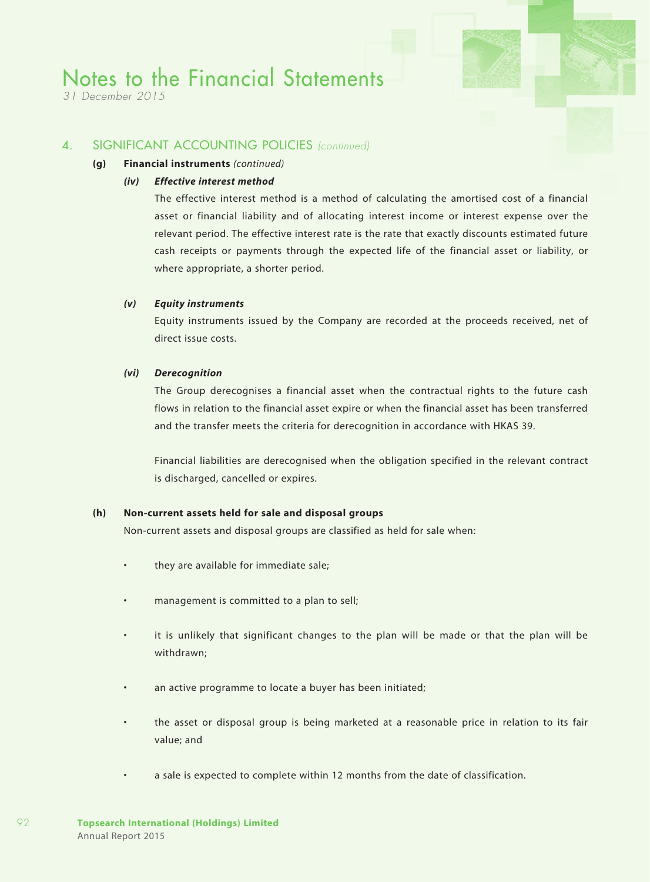## 4. SIGNIFICANT ACCOUNTING POLICIES *(continued)*

### (g) Financial instruments *(continued)*

#### *(iv) Effective interest method*

The effective interest method is a method of calculating the amortised cost of a financial asset or financial liability and of allocating interest income or interest expense over the relevant period. The effective interest rate is the rate that exactly discounts estimated future cash receipts or payments through the expected life of the financial asset or liability, or where appropriate, a shorter period.

#### *(v) Equity instruments*

Equity instruments issued by the Company are recorded at the proceeds received, net of direct issue costs.

#### *(vi) Derecognition*

The Group derecognises a financial asset when the contractual rights to the future cash flows in relation to the financial asset expire or when the financial asset has been transferred and the transfer meets the criteria for derecognition in accordance with HKAS 39.

Financial liabilities are derecognised when the obligation specified in the relevant contract is discharged, cancelled or expires.

### (h) Non-current assets held for sale and disposal groups

Non-current assets and disposal groups are classified as held for sale when:

- they are available for immediate sale;
- management is committed to a plan to sell;
- it is unlikely that significant changes to the plan will be made or that the plan will be withdrawn;
- an active programme to locate a buyer has been initiated;
- the asset or disposal group is being marketed at a reasonable price in relation to its fair value; and
- a sale is expected to complete within 12 months from the date of classification.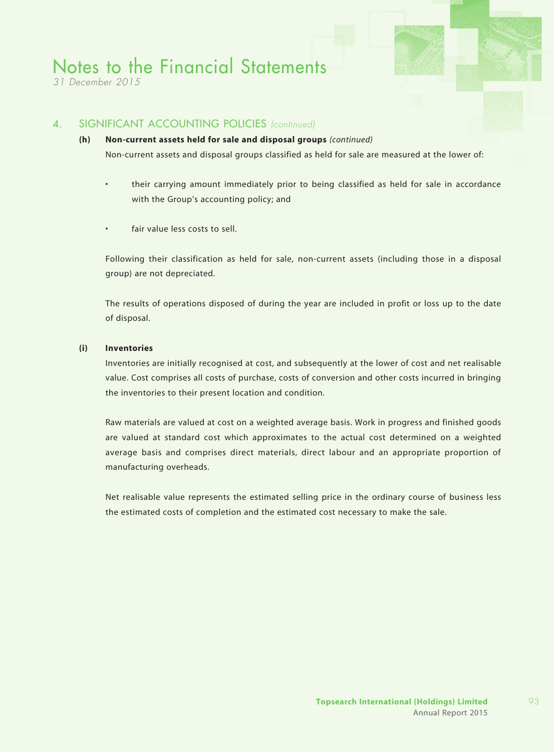## 4. SIGNIFICANT ACCOUNTING POLICIES *(continued)*

### (h) Non-current assets held for sale and disposal groups *(continued)*

Non-current assets and disposal groups classified as held for sale are measured at the lower of:

- their carrying amount immediately prior to being classified as held for sale in accordance with the Group's accounting policy; and
- fair value less costs to sell.

Following their classification as held for sale, non-current assets (including those in a disposal group) are not depreciated.

The results of operations disposed of during the year are included in profit or loss up to the date of disposal.

### (i) Inventories

Inventories are initially recognised at cost, and subsequently at the lower of cost and net realisable value. Cost comprises all costs of purchase, costs of conversion and other costs incurred in bringing the inventories to their present location and condition.

Raw materials are valued at cost on a weighted average basis. Work in progress and finished goods are valued at standard cost which approximates to the actual cost determined on a weighted average basis and comprises direct materials, direct labour and an appropriate proportion of manufacturing overheads.

Net realisable value represents the estimated selling price in the ordinary course of business less the estimated costs of completion and the estimated cost necessary to make the sale.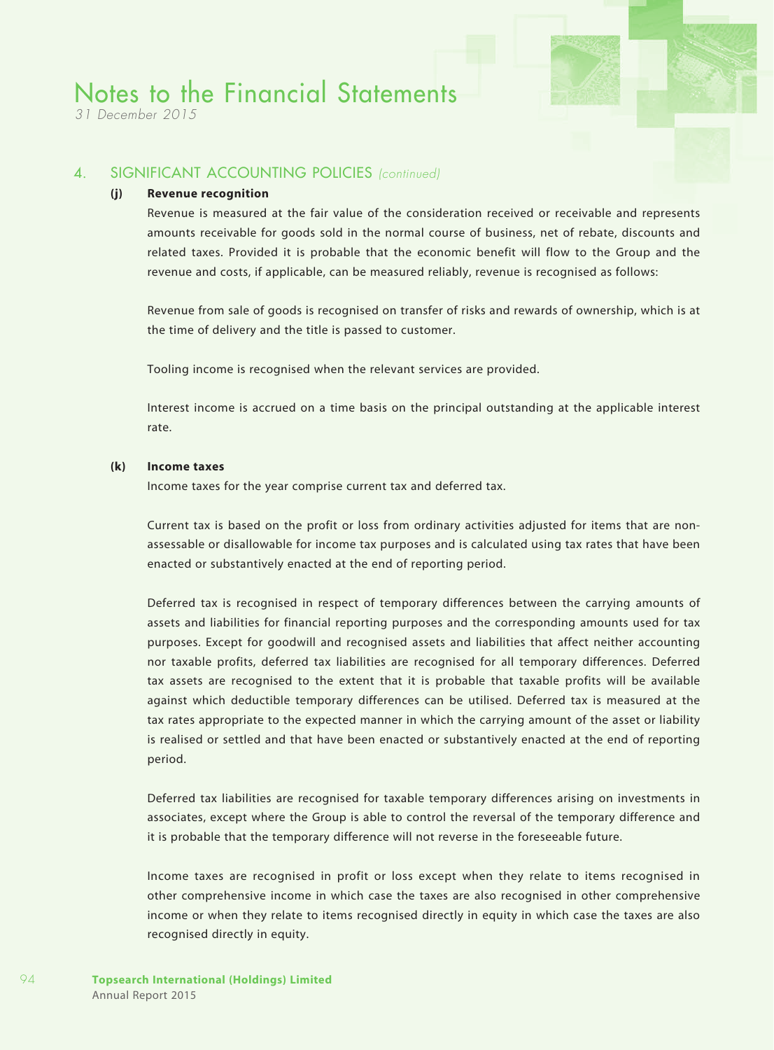## 4. SIGNIFICANT ACCOUNTING POLICIES *(continued)*

### (j) Revenue recognition

Revenue is measured at the fair value of the consideration received or receivable and represents amounts receivable for goods sold in the normal course of business, net of rebate, discounts and related taxes. Provided it is probable that the economic benefit will flow to the Group and the revenue and costs, if applicable, can be measured reliably, revenue is recognised as follows:

Revenue from sale of goods is recognised on transfer of risks and rewards of ownership, which is at the time of delivery and the title is passed to customer.

Tooling income is recognised when the relevant services are provided.

Interest income is accrued on a time basis on the principal outstanding at the applicable interest rate.

### (k) Income taxes

Income taxes for the year comprise current tax and deferred tax.

Current tax is based on the profit or loss from ordinary activities adjusted for items that are non-assessable or disallowable for income tax purposes and is calculated using tax rates that have been enacted or substantively enacted at the end of reporting period.

Deferred tax is recognised in respect of temporary differences between the carrying amounts of assets and liabilities for financial reporting purposes and the corresponding amounts used for tax purposes. Except for goodwill and recognised assets and liabilities that affect neither accounting nor taxable profits, deferred tax liabilities are recognised for all temporary differences. Deferred tax assets are recognised to the extent that it is probable that taxable profits will be available against which deductible temporary differences can be utilised. Deferred tax is measured at the tax rates appropriate to the expected manner in which the carrying amount of the asset or liability is realised or settled and that have been enacted or substantively enacted at the end of reporting period.

Deferred tax liabilities are recognised for taxable temporary differences arising on investments in associates, except where the Group is able to control the reversal of the temporary difference and it is probable that the temporary difference will not reverse in the foreseeable future.

Income taxes are recognised in profit or loss except when they relate to items recognised in other comprehensive income in which case the taxes are also recognised in other comprehensive income or when they relate to items recognised directly in equity in which case the taxes are also recognised directly in equity.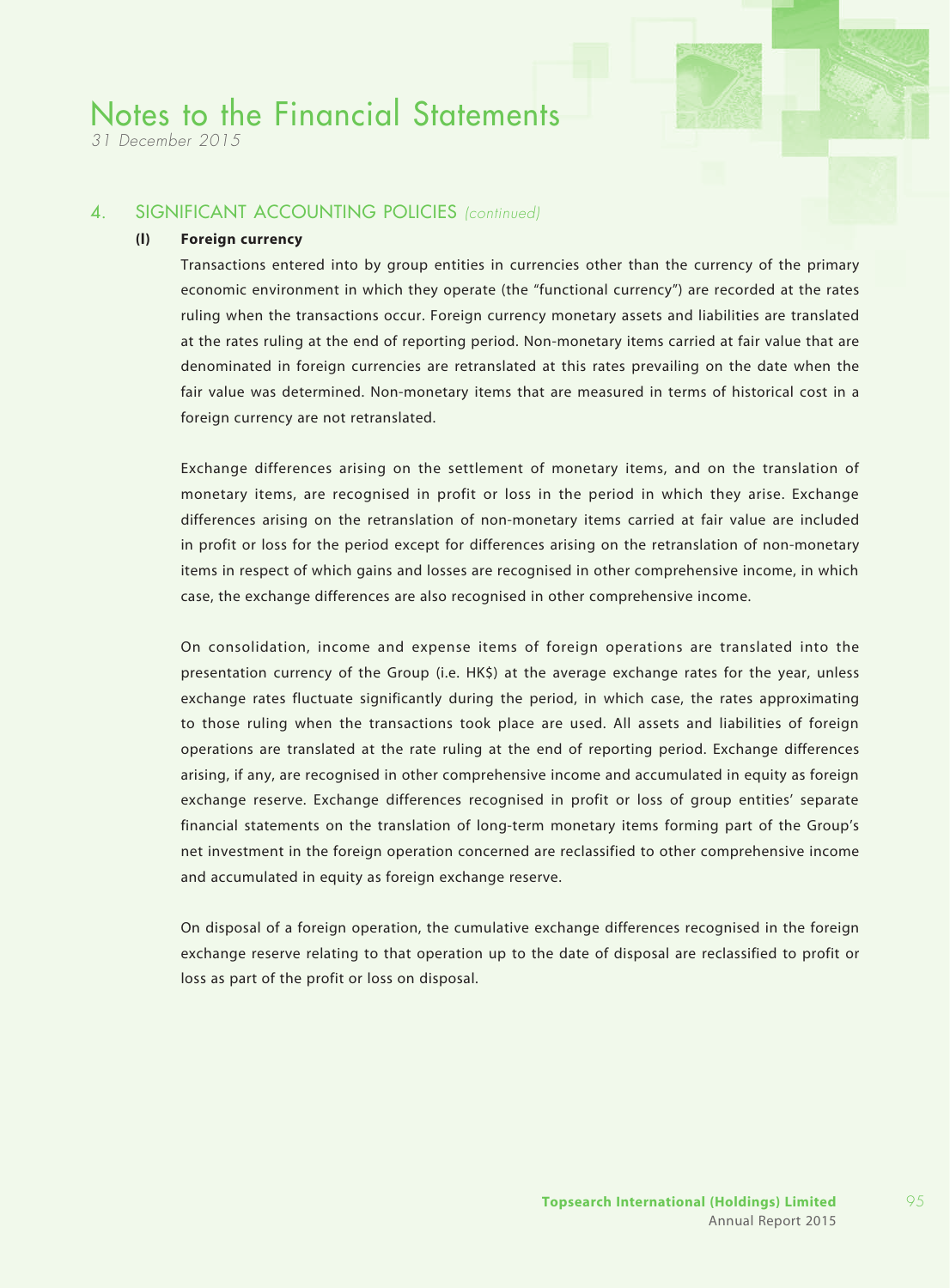## 4. SIGNIFICANT ACCOUNTING POLICIES *(continued)*

### (l) Foreign currency

Transactions entered into by group entities in currencies other than the currency of the primary economic environment in which they operate (the "functional currency") are recorded at the rates ruling when the transactions occur. Foreign currency monetary assets and liabilities are translated at the rates ruling at the end of reporting period. Non-monetary items carried at fair value that are denominated in foreign currencies are retranslated at this rates prevailing on the date when the fair value was determined. Non-monetary items that are measured in terms of historical cost in a foreign currency are not retranslated.

Exchange differences arising on the settlement of monetary items, and on the translation of monetary items, are recognised in profit or loss in the period in which they arise. Exchange differences arising on the retranslation of non-monetary items carried at fair value are included in profit or loss for the period except for differences arising on the retranslation of non-monetary items in respect of which gains and losses are recognised in other comprehensive income, in which case, the exchange differences are also recognised in other comprehensive income.

On consolidation, income and expense items of foreign operations are translated into the presentation currency of the Group (i.e. HK$) at the average exchange rates for the year, unless exchange rates fluctuate significantly during the period, in which case, the rates approximating to those ruling when the transactions took place are used. All assets and liabilities of foreign operations are translated at the rate ruling at the end of reporting period. Exchange differences arising, if any, are recognised in other comprehensive income and accumulated in equity as foreign exchange reserve. Exchange differences recognised in profit or loss of group entities' separate financial statements on the translation of long-term monetary items forming part of the Group's net investment in the foreign operation concerned are reclassified to other comprehensive income and accumulated in equity as foreign exchange reserve.

On disposal of a foreign operation, the cumulative exchange differences recognised in the foreign exchange reserve relating to that operation up to the date of disposal are reclassified to profit or loss as part of the profit or loss on disposal.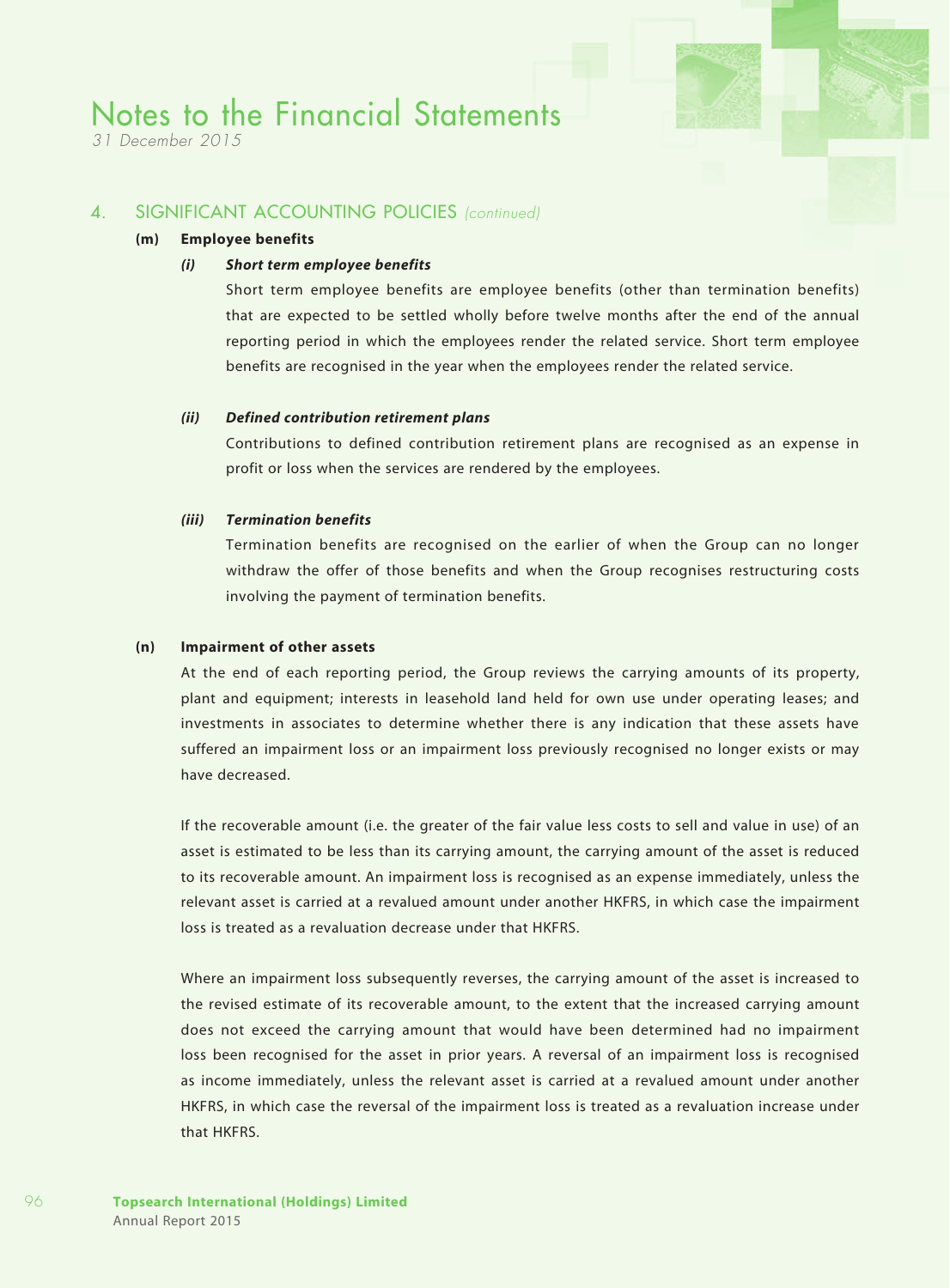# Notes to the Financial Statements

*31 December 2015*

## 4. SIGNIFICANT ACCOUNTING POLICIES *(continued)*

### (m) Employee benefits

#### *(i) Short term employee benefits*

Short term employee benefits are employee benefits (other than termination benefits) that are expected to be settled wholly before twelve months after the end of the annual reporting period in which the employees render the related service. Short term employee benefits are recognised in the year when the employees render the related service.

#### *(ii) Defined contribution retirement plans*

Contributions to defined contribution retirement plans are recognised as an expense in profit or loss when the services are rendered by the employees.

#### *(iii) Termination benefits*

Termination benefits are recognised on the earlier of when the Group can no longer withdraw the offer of those benefits and when the Group recognises restructuring costs involving the payment of termination benefits.

### (n) Impairment of other assets

At the end of each reporting period, the Group reviews the carrying amounts of its property, plant and equipment; interests in leasehold land held for own use under operating leases; and investments in associates to determine whether there is any indication that these assets have suffered an impairment loss or an impairment loss previously recognised no longer exists or may have decreased.

If the recoverable amount (i.e. the greater of the fair value less costs to sell and value in use) of an asset is estimated to be less than its carrying amount, the carrying amount of the asset is reduced to its recoverable amount. An impairment loss is recognised as an expense immediately, unless the relevant asset is carried at a revalued amount under another HKFRS, in which case the impairment loss is treated as a revaluation decrease under that HKFRS.

Where an impairment loss subsequently reverses, the carrying amount of the asset is increased to the revised estimate of its recoverable amount, to the extent that the increased carrying amount does not exceed the carrying amount that would have been determined had no impairment loss been recognised for the asset in prior years. A reversal of an impairment loss is recognised as income immediately, unless the relevant asset is carried at a revalued amount under another HKFRS, in which case the reversal of the impairment loss is treated as a revaluation increase under that HKFRS.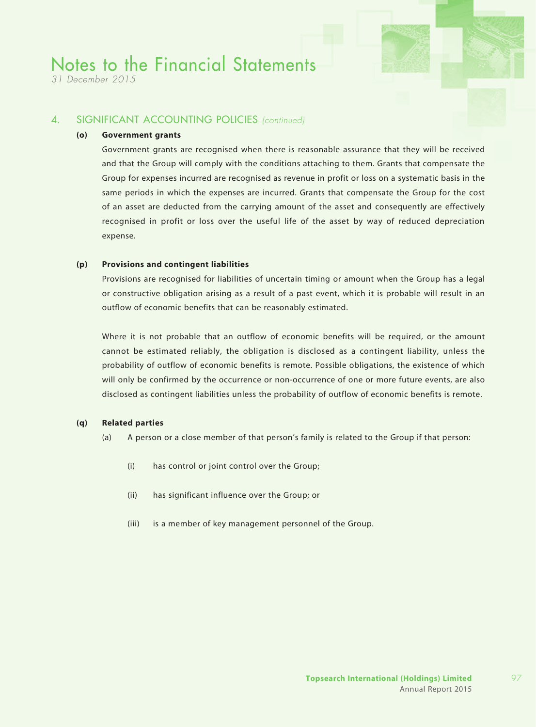## 4. SIGNIFICANT ACCOUNTING POLICIES *(continued)*

### (o) Government grants

Government grants are recognised when there is reasonable assurance that they will be received and that the Group will comply with the conditions attaching to them. Grants that compensate the Group for expenses incurred are recognised as revenue in profit or loss on a systematic basis in the same periods in which the expenses are incurred. Grants that compensate the Group for the cost of an asset are deducted from the carrying amount of the asset and consequently are effectively recognised in profit or loss over the useful life of the asset by way of reduced depreciation expense.

### (p) Provisions and contingent liabilities

Provisions are recognised for liabilities of uncertain timing or amount when the Group has a legal or constructive obligation arising as a result of a past event, which it is probable will result in an outflow of economic benefits that can be reasonably estimated.

Where it is not probable that an outflow of economic benefits will be required, or the amount cannot be estimated reliably, the obligation is disclosed as a contingent liability, unless the probability of outflow of economic benefits is remote. Possible obligations, the existence of which will only be confirmed by the occurrence or non-occurrence of one or more future events, are also disclosed as contingent liabilities unless the probability of outflow of economic benefits is remote.

### (q) Related parties

(a) A person or a close member of that person's family is related to the Group if that person:

(i) has control or joint control over the Group;

(ii) has significant influence over the Group; or

(iii) is a member of key management personnel of the Group.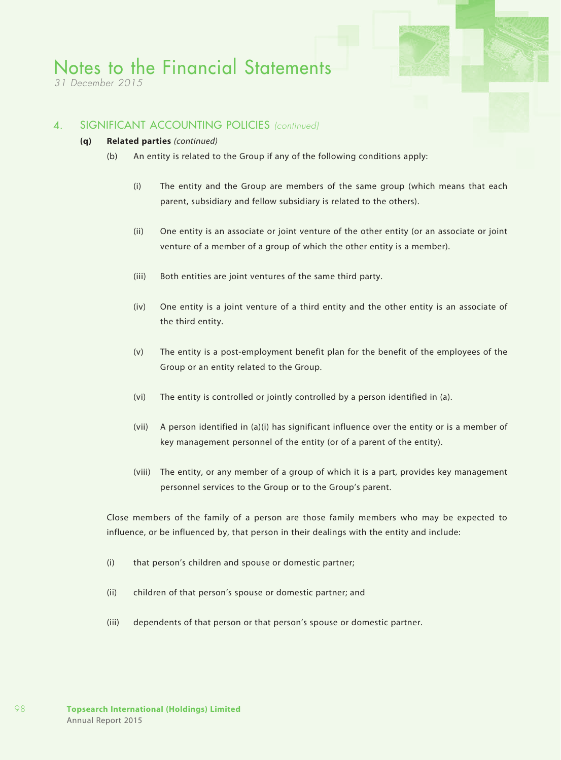## 4. SIGNIFICANT ACCOUNTING POLICIES *(continued)*

### (q) Related parties *(continued)*

(b) An entity is related to the Group if any of the following conditions apply:

(i) The entity and the Group are members of the same group (which means that each parent, subsidiary and fellow subsidiary is related to the others).

(ii) One entity is an associate or joint venture of the other entity (or an associate or joint venture of a member of a group of which the other entity is a member).

(iii) Both entities are joint ventures of the same third party.

(iv) One entity is a joint venture of a third entity and the other entity is an associate of the third entity.

(v) The entity is a post-employment benefit plan for the benefit of the employees of the Group or an entity related to the Group.

(vi) The entity is controlled or jointly controlled by a person identified in (a).

(vii) A person identified in (a)(i) has significant influence over the entity or is a member of key management personnel of the entity (or of a parent of the entity).

(viii) The entity, or any member of a group of which it is a part, provides key management personnel services to the Group or to the Group's parent.

Close members of the family of a person are those family members who may be expected to influence, or be influenced by, that person in their dealings with the entity and include:

(i) that person's children and spouse or domestic partner;

(ii) children of that person's spouse or domestic partner; and

(iii) dependents of that person or that person's spouse or domestic partner.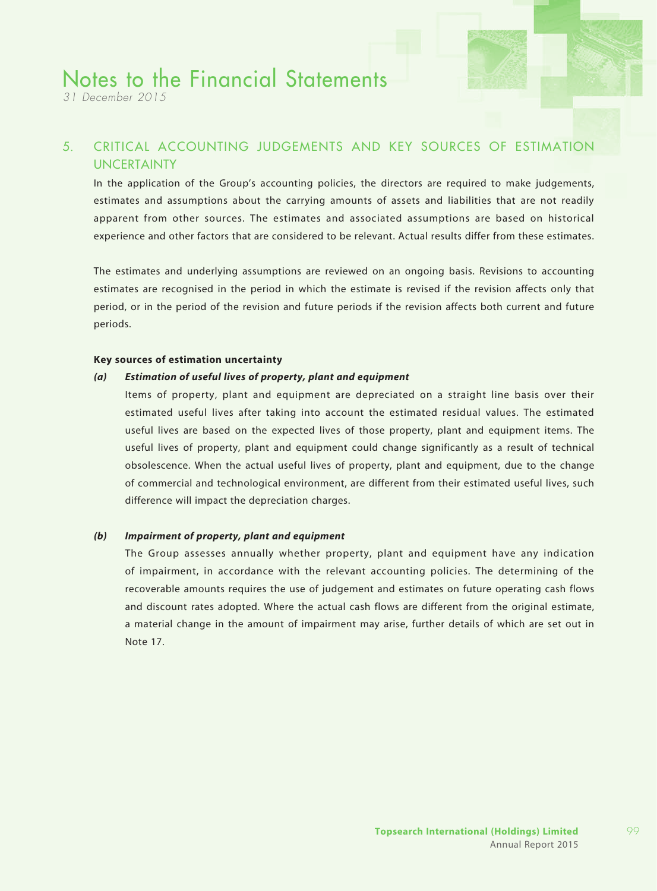## 5. CRITICAL ACCOUNTING JUDGEMENTS AND KEY SOURCES OF ESTIMATION UNCERTAINTY

In the application of the Group's accounting policies, the directors are required to make judgements, estimates and assumptions about the carrying amounts of assets and liabilities that are not readily apparent from other sources. The estimates and associated assumptions are based on historical experience and other factors that are considered to be relevant. Actual results differ from these estimates.

The estimates and underlying assumptions are reviewed on an ongoing basis. Revisions to accounting estimates are recognised in the period in which the estimate is revised if the revision affects only that period, or in the period of the revision and future periods if the revision affects both current and future periods.

**Key sources of estimation uncertainty**

***(a) Estimation of useful lives of property, plant and equipment***

Items of property, plant and equipment are depreciated on a straight line basis over their estimated useful lives after taking into account the estimated residual values. The estimated useful lives are based on the expected lives of those property, plant and equipment items. The useful lives of property, plant and equipment could change significantly as a result of technical obsolescence. When the actual useful lives of property, plant and equipment, due to the change of commercial and technological environment, are different from their estimated useful lives, such difference will impact the depreciation charges.

***(b) Impairment of property, plant and equipment***

The Group assesses annually whether property, plant and equipment have any indication of impairment, in accordance with the relevant accounting policies. The determining of the recoverable amounts requires the use of judgement and estimates on future operating cash flows and discount rates adopted. Where the actual cash flows are different from the original estimate, a material change in the amount of impairment may arise, further details of which are set out in Note 17.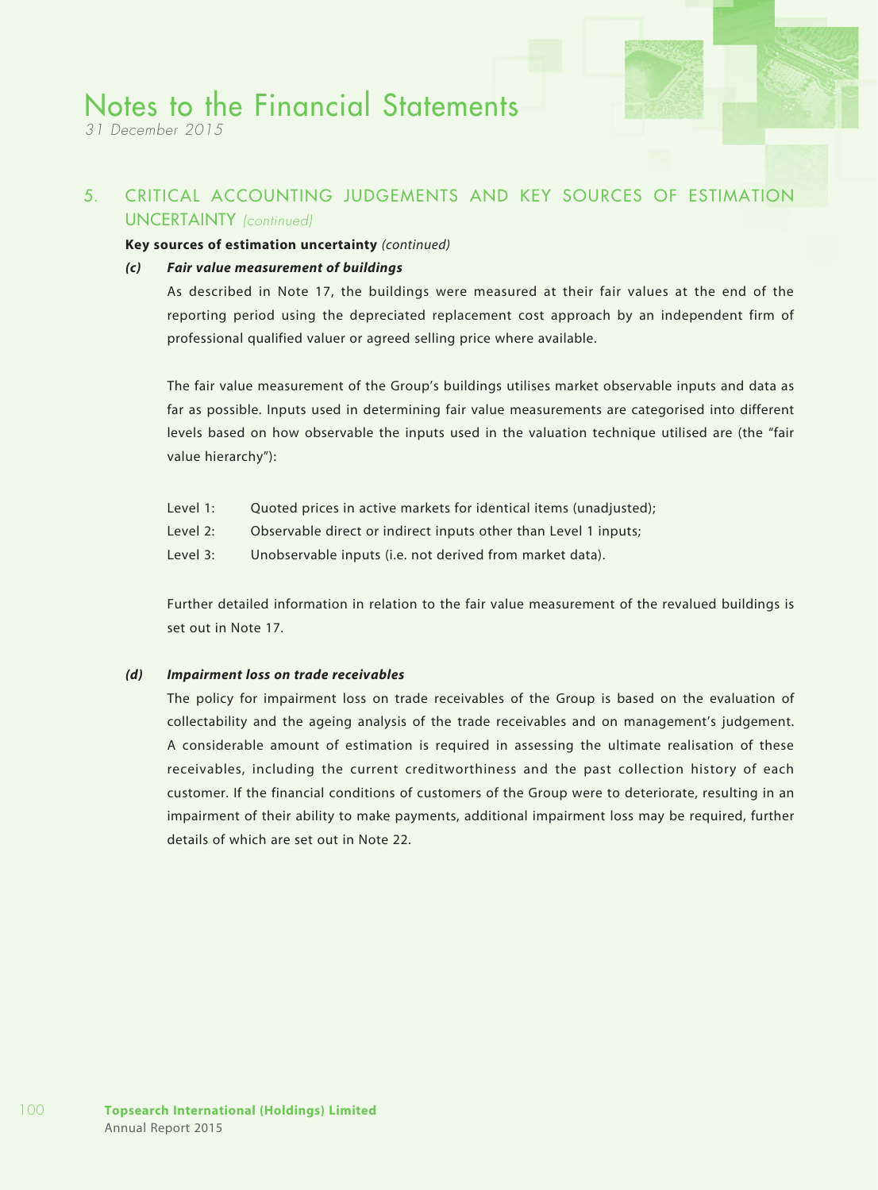## 5. CRITICAL ACCOUNTING JUDGEMENTS AND KEY SOURCES OF ESTIMATION UNCERTAINTY *(continued)*

**Key sources of estimation uncertainty** *(continued)*

***(c) Fair value measurement of buildings***

As described in Note 17, the buildings were measured at their fair values at the end of the reporting period using the depreciated replacement cost approach by an independent firm of professional qualified valuer or agreed selling price where available.

The fair value measurement of the Group's buildings utilises market observable inputs and data as far as possible. Inputs used in determining fair value measurements are categorised into different levels based on how observable the inputs used in the valuation technique utilised are (the "fair value hierarchy"):

Level 1: Quoted prices in active markets for identical items (unadjusted);
Level 2: Observable direct or indirect inputs other than Level 1 inputs;
Level 3: Unobservable inputs (i.e. not derived from market data).

Further detailed information in relation to the fair value measurement of the revalued buildings is set out in Note 17.

***(d) Impairment loss on trade receivables***

The policy for impairment loss on trade receivables of the Group is based on the evaluation of collectability and the ageing analysis of the trade receivables and on management's judgement. A considerable amount of estimation is required in assessing the ultimate realisation of these receivables, including the current creditworthiness and the past collection history of each customer. If the financial conditions of customers of the Group were to deteriorate, resulting in an impairment of their ability to make payments, additional impairment loss may be required, further details of which are set out in Note 22.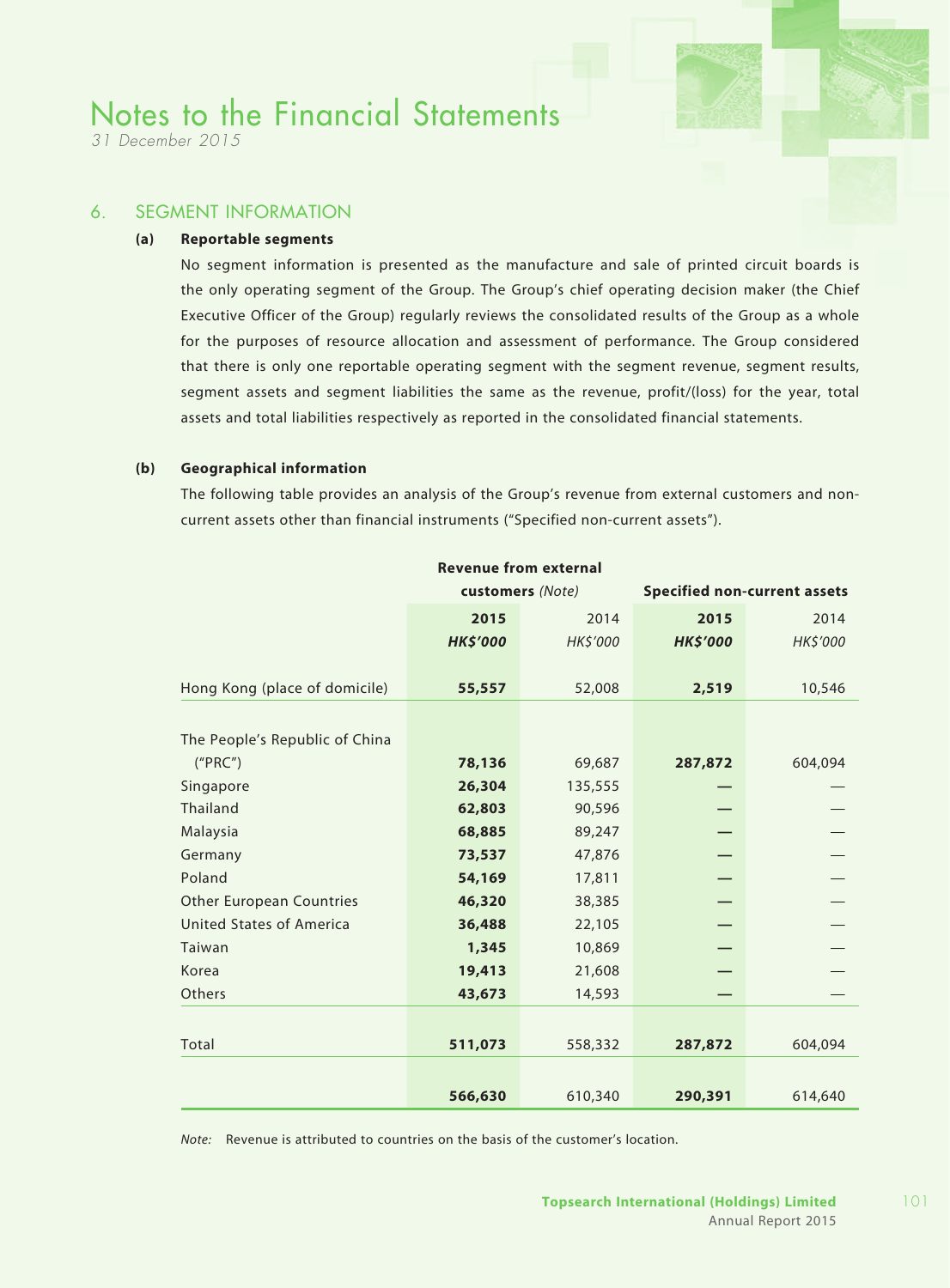## 6. SEGMENT INFORMATION

### (a) Reportable segments

No segment information is presented as the manufacture and sale of printed circuit boards is the only operating segment of the Group. The Group's chief operating decision maker (the Chief Executive Officer of the Group) regularly reviews the consolidated results of the Group as a whole for the purposes of resource allocation and assessment of performance. The Group considered that there is only one reportable operating segment with the segment revenue, segment results, segment assets and segment liabilities the same as the revenue, profit/(loss) for the year, total assets and total liabilities respectively as reported in the consolidated financial statements.

### (b) Geographical information

The following table provides an analysis of the Group's revenue from external customers and non-current assets other than financial instruments ("Specified non-current assets").

| | Revenue from external customers *(Note)* | | Specified non-current assets | |
|---|---|---|---|---|
| | **2015** | 2014 | **2015** | 2014 |
| | ***HK$'000*** | *HK$'000* | ***HK$'000*** | *HK$'000* |
| Hong Kong (place of domicile) | **55,557** | 52,008 | **2,519** | 10,546 |
| The People's Republic of China ("PRC") | **78,136** | 69,687 | **287,872** | 604,094 |
| Singapore | **26,304** | 135,555 | **—** | — |
| Thailand | **62,803** | 90,596 | **—** | — |
| Malaysia | **68,885** | 89,247 | **—** | — |
| Germany | **73,537** | 47,876 | **—** | — |
| Poland | **54,169** | 17,811 | **—** | — |
| Other European Countries | **46,320** | 38,385 | **—** | — |
| United States of America | **36,488** | 22,105 | **—** | — |
| Taiwan | **1,345** | 10,869 | **—** | — |
| Korea | **19,413** | 21,608 | **—** | — |
| Others | **43,673** | 14,593 | **—** | — |
| Total | **511,073** | 558,332 | **287,872** | 604,094 |
| | **566,630** | 610,340 | **290,391** | 614,640 |

*Note:* Revenue is attributed to countries on the basis of the customer's location.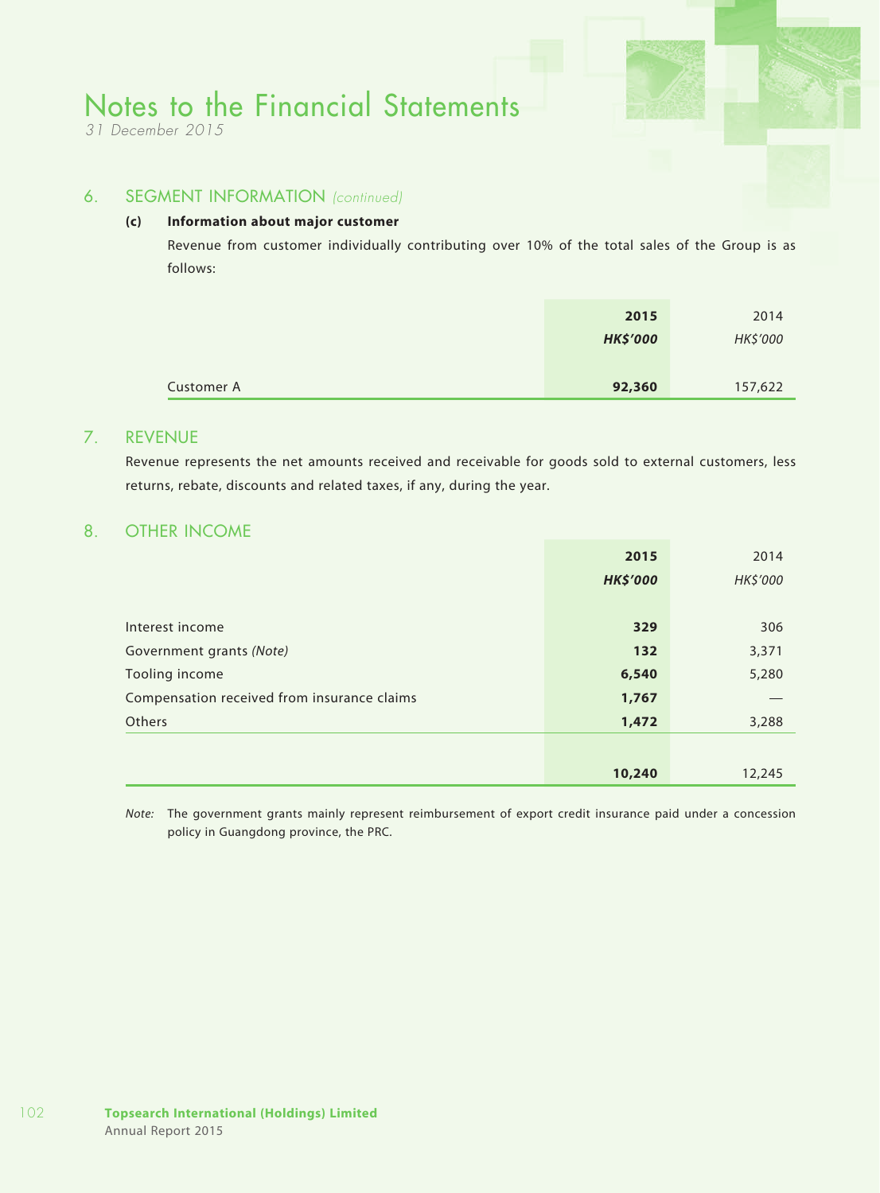# Notes to the Financial Statements

*31 December 2015*

## 6. SEGMENT INFORMATION *(continued)*

### (c) Information about major customer

Revenue from customer individually contributing over 10% of the total sales of the Group is as follows:

| | **2015** | 2014 |
|---|---|---|
| | ***HK$'000*** | *HK$'000* |
| Customer A | **92,360** | 157,622 |

## 7. REVENUE

Revenue represents the net amounts received and receivable for goods sold to external customers, less returns, rebate, discounts and related taxes, if any, during the year.

## 8. OTHER INCOME

| | **2015** | 2014 |
|---|---|---|
| | ***HK$'000*** | *HK$'000* |
| Interest income | **329** | 306 |
| Government grants *(Note)* | **132** | 3,371 |
| Tooling income | **6,540** | 5,280 |
| Compensation received from insurance claims | **1,767** | — |
| Others | **1,472** | 3,288 |
| | **10,240** | 12,245 |

*Note:* The government grants mainly represent reimbursement of export credit insurance paid under a concession policy in Guangdong province, the PRC.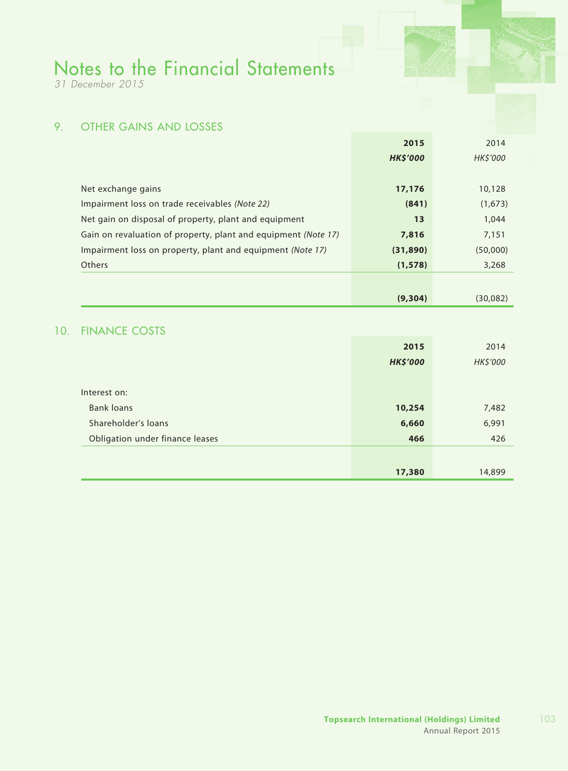# Notes to the Financial Statements

*31 December 2015*

## 9. OTHER GAINS AND LOSSES

| | **2015** | 2014 |
|---|---|---|
| | ***HK$'000*** | *HK$'000* |
| Net exchange gains | **17,176** | 10,128 |
| Impairment loss on trade receivables *(Note 22)* | **(841)** | (1,673) |
| Net gain on disposal of property, plant and equipment | **13** | 1,044 |
| Gain on revaluation of property, plant and equipment *(Note 17)* | **7,816** | 7,151 |
| Impairment loss on property, plant and equipment *(Note 17)* | **(31,890)** | (50,000) |
| Others | **(1,578)** | 3,268 |
| | **(9,304)** | (30,082) |

## 10. FINANCE COSTS

| | **2015** | 2014 |
|---|---|---|
| | ***HK$'000*** | *HK$'000* |
| Interest on: | | |
| Bank loans | **10,254** | 7,482 |
| Shareholder's loans | **6,660** | 6,991 |
| Obligation under finance leases | **466** | 426 |
| | **17,380** | 14,899 |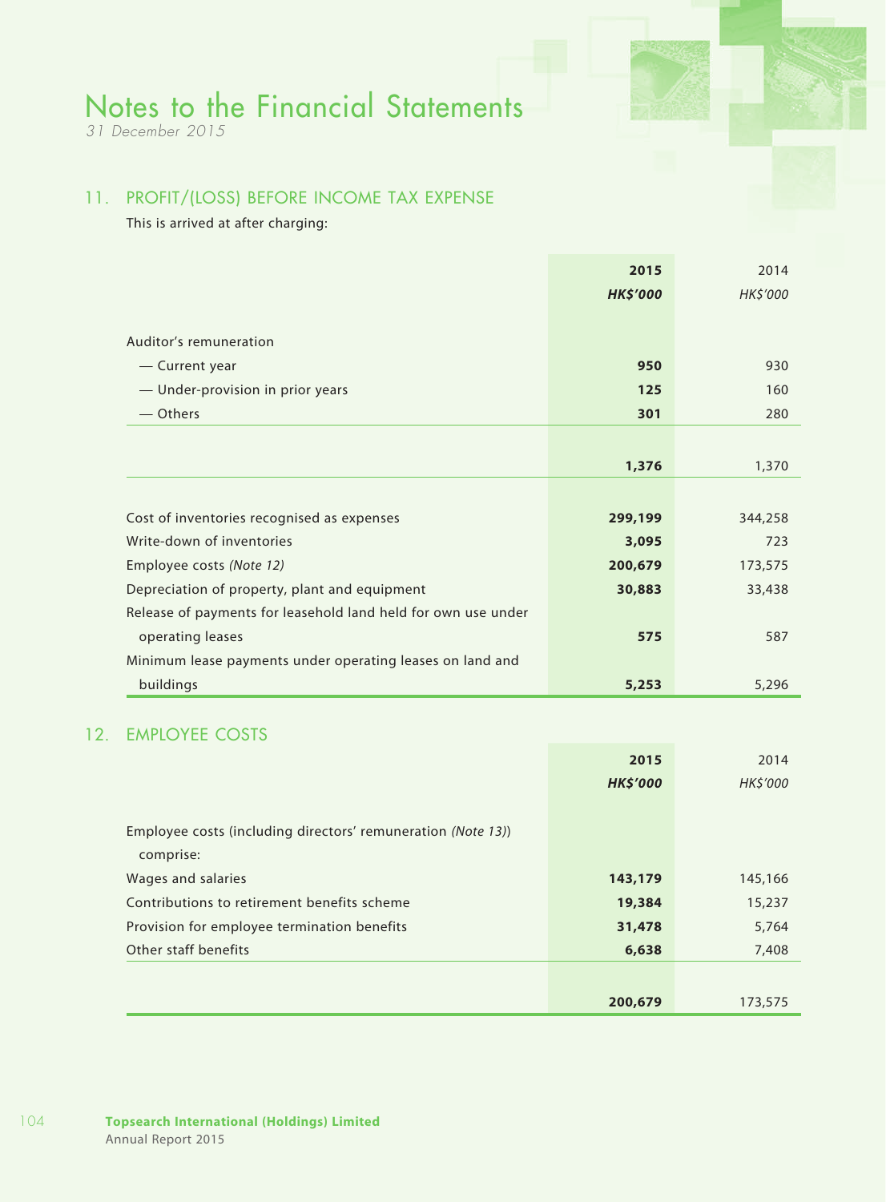# Notes to the Financial Statements

*31 December 2015*

## 11. PROFIT/(LOSS) BEFORE INCOME TAX EXPENSE

This is arrived at after charging:

| | **2015** | 2014 |
|---|---|---|
| | ***HK$'000*** | *HK$'000* |
| Auditor's remuneration | | |
| — Current year | **950** | 930 |
| — Under-provision in prior years | **125** | 160 |
| — Others | **301** | 280 |
| | **1,376** | 1,370 |
| Cost of inventories recognised as expenses | **299,199** | 344,258 |
| Write-down of inventories | **3,095** | 723 |
| Employee costs *(Note 12)* | **200,679** | 173,575 |
| Depreciation of property, plant and equipment | **30,883** | 33,438 |
| Release of payments for leasehold land held for own use under operating leases | **575** | 587 |
| Minimum lease payments under operating leases on land and buildings | **5,253** | 5,296 |

## 12. EMPLOYEE COSTS

| | **2015** | 2014 |
|---|---|---|
| | ***HK$'000*** | *HK$'000* |
| Employee costs (including directors' remuneration *(Note 13)*) comprise: | | |
| Wages and salaries | **143,179** | 145,166 |
| Contributions to retirement benefits scheme | **19,384** | 15,237 |
| Provision for employee termination benefits | **31,478** | 5,764 |
| Other staff benefits | **6,638** | 7,408 |
| | **200,679** | 173,575 |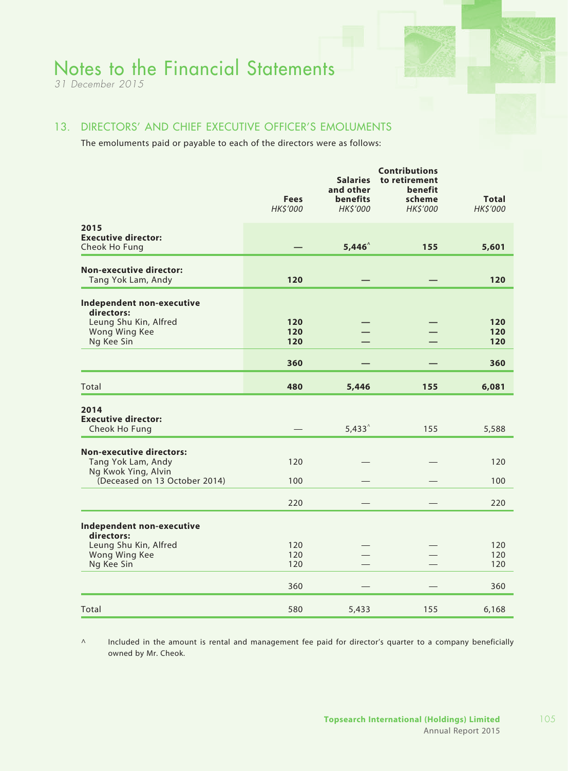# Notes to the Financial Statements

*31 December 2015*

## 13. DIRECTORS' AND CHIEF EXECUTIVE OFFICER'S EMOLUMENTS

The emoluments paid or payable to each of the directors were as follows:

| | Fees<br>*HK$'000* | Salaries and other benefits<br>*HK$'000* | Contributions to retirement benefit scheme<br>*HK$'000* | Total<br>*HK$'000* |
|---|---|---|---|---|
| **2015** | | | | |
| **Executive director:** | | | | |
| Cheok Ho Fung | **—** | **5,446^** | **155** | **5,601** |
| **Non-executive director:** | | | | |
| Tang Yok Lam, Andy | **120** | **—** | **—** | **120** |
| **Independent non-executive directors:** | | | | |
| Leung Shu Kin, Alfred | **120** | **—** | **—** | **120** |
| Wong Wing Kee | **120** | **—** | **—** | **120** |
| Ng Kee Sin | **120** | **—** | **—** | **120** |
| | **360** | **—** | **—** | **360** |
| Total | **480** | **5,446** | **155** | **6,081** |
| **2014** | | | | |
| **Executive director:** | | | | |
| Cheok Ho Fung | — | 5,433^ | 155 | 5,588 |
| **Non-executive directors:** | | | | |
| Tang Yok Lam, Andy | 120 | — | — | 120 |
| Ng Kwok Ying, Alvin (Deceased on 13 October 2014) | 100 | — | — | 100 |
| | 220 | — | — | 220 |
| **Independent non-executive directors:** | | | | |
| Leung Shu Kin, Alfred | 120 | — | — | 120 |
| Wong Wing Kee | 120 | — | — | 120 |
| Ng Kee Sin | 120 | — | — | 120 |
| | 360 | — | — | 360 |
| Total | 580 | 5,433 | 155 | 6,168 |

^ Included in the amount is rental and management fee paid for director's quarter to a company beneficially owned by Mr. Cheok.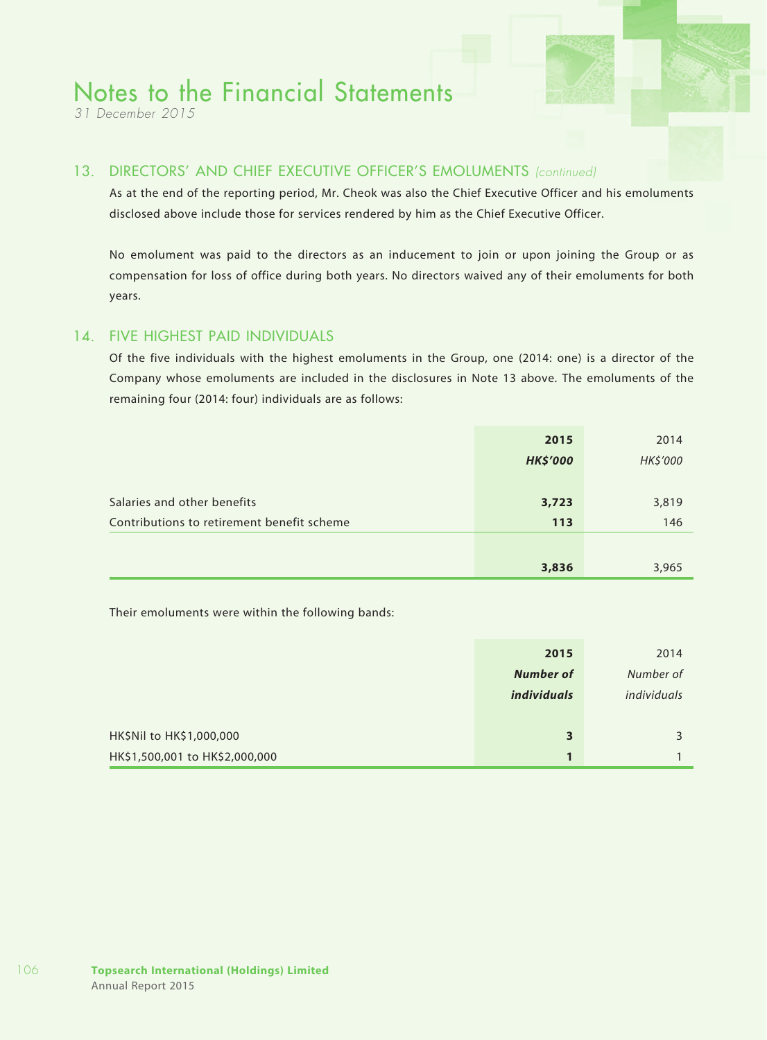# Notes to the Financial Statements

*31 December 2015*

## 13. DIRECTORS' AND CHIEF EXECUTIVE OFFICER'S EMOLUMENTS *(continued)*

As at the end of the reporting period, Mr. Cheok was also the Chief Executive Officer and his emoluments disclosed above include those for services rendered by him as the Chief Executive Officer.

No emolument was paid to the directors as an inducement to join or upon joining the Group or as compensation for loss of office during both years. No directors waived any of their emoluments for both years.

## 14. FIVE HIGHEST PAID INDIVIDUALS

Of the five individuals with the highest emoluments in the Group, one (2014: one) is a director of the Company whose emoluments are included in the disclosures in Note 13 above. The emoluments of the remaining four (2014: four) individuals are as follows:

| | **2015** | 2014 |
|---|---|---|
| | ***HK$'000*** | *HK$'000* |
| Salaries and other benefits | **3,723** | 3,819 |
| Contributions to retirement benefit scheme | **113** | 146 |
| | **3,836** | 3,965 |

Their emoluments were within the following bands:

| | **2015** | 2014 |
|---|---|---|
| | ***Number of individuals*** | *Number of individuals* |
| HK$Nil to HK$1,000,000 | **3** | 3 |
| HK$1,500,001 to HK$2,000,000 | **1** | 1 |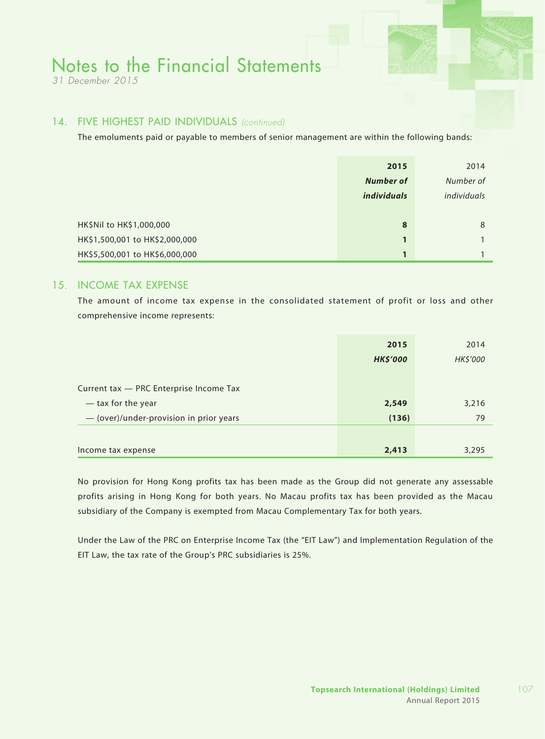## 14. FIVE HIGHEST PAID INDIVIDUALS *(continued)*

The emoluments paid or payable to members of senior management are within the following bands:

| | **2015** | 2014 |
|---|---|---|
| | ***Number of individuals*** | *Number of individuals* |
| HK$Nil to HK$1,000,000 | **8** | 8 |
| HK$1,500,001 to HK$2,000,000 | **1** | 1 |
| HK$5,500,001 to HK$6,000,000 | **1** | 1 |

## 15. INCOME TAX EXPENSE

The amount of income tax expense in the consolidated statement of profit or loss and other comprehensive income represents:

| | **2015** | 2014 |
|---|---|---|
| | ***HK$'000*** | *HK$'000* |
| Current tax — PRC Enterprise Income Tax | | |
| — tax for the year | **2,549** | 3,216 |
| — (over)/under-provision in prior years | **(136)** | 79 |
| Income tax expense | **2,413** | 3,295 |

No provision for Hong Kong profits tax has been made as the Group did not generate any assessable profits arising in Hong Kong for both years. No Macau profits tax has been provided as the Macau subsidiary of the Company is exempted from Macau Complementary Tax for both years.

Under the Law of the PRC on Enterprise Income Tax (the "EIT Law") and Implementation Regulation of the EIT Law, the tax rate of the Group's PRC subsidiaries is 25%.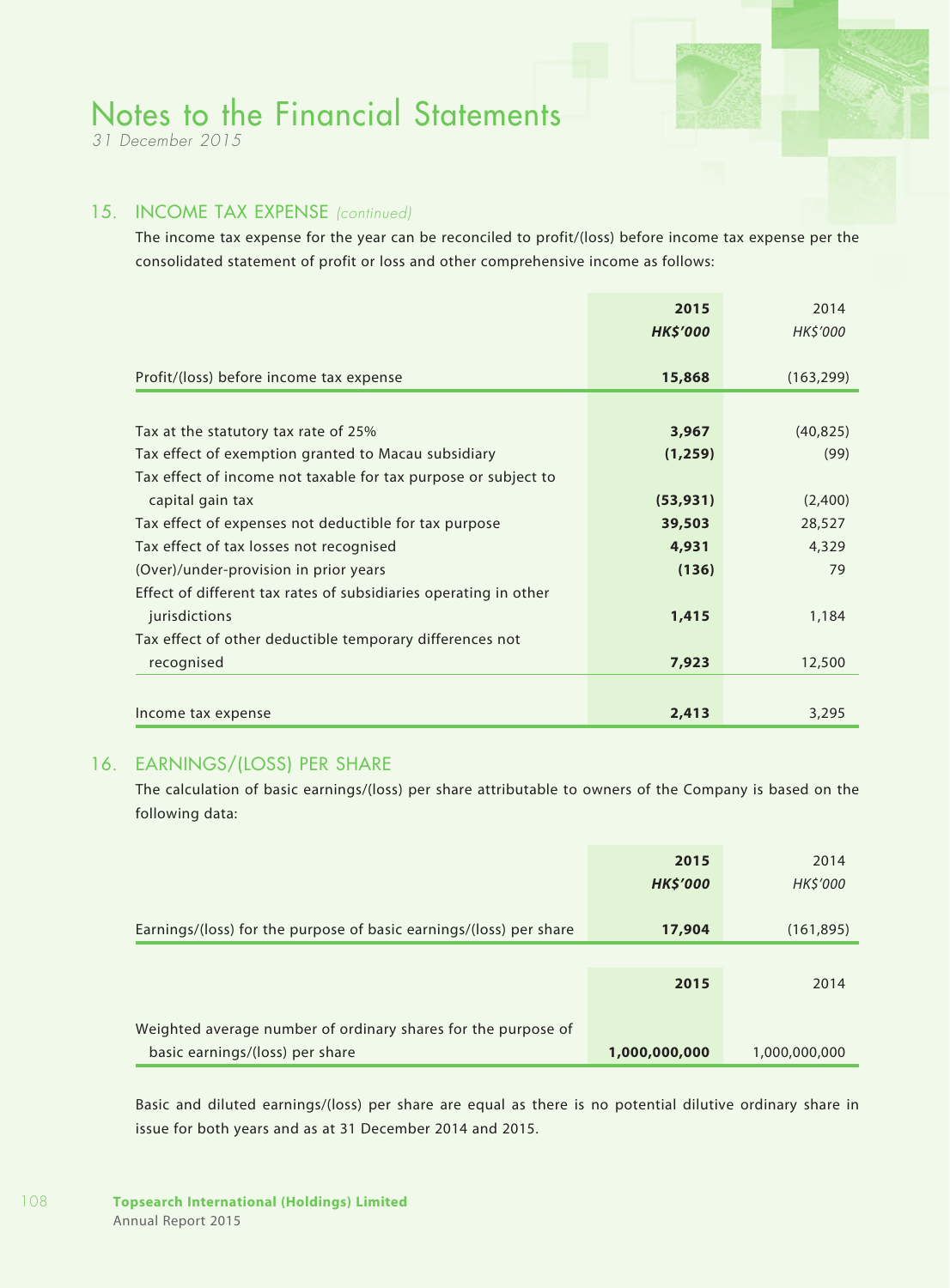# Notes to the Financial Statements

*31 December 2015*

## 15. INCOME TAX EXPENSE *(continued)*

The income tax expense for the year can be reconciled to profit/(loss) before income tax expense per the consolidated statement of profit or loss and other comprehensive income as follows:

| | **2015** | 2014 |
|---|---|---|
| | ***HK$'000*** | *HK$'000* |
| Profit/(loss) before income tax expense | **15,868** | (163,299) |
| Tax at the statutory tax rate of 25% | **3,967** | (40,825) |
| Tax effect of exemption granted to Macau subsidiary | **(1,259)** | (99) |
| Tax effect of income not taxable for tax purpose or subject to capital gain tax | **(53,931)** | (2,400) |
| Tax effect of expenses not deductible for tax purpose | **39,503** | 28,527 |
| Tax effect of tax losses not recognised | **4,931** | 4,329 |
| (Over)/under-provision in prior years | **(136)** | 79 |
| Effect of different tax rates of subsidiaries operating in other jurisdictions | **1,415** | 1,184 |
| Tax effect of other deductible temporary differences not recognised | **7,923** | 12,500 |
| Income tax expense | **2,413** | 3,295 |

## 16. EARNINGS/(LOSS) PER SHARE

The calculation of basic earnings/(loss) per share attributable to owners of the Company is based on the following data:

| | **2015** | 2014 |
|---|---|---|
| | ***HK$'000*** | *HK$'000* |
| Earnings/(loss) for the purpose of basic earnings/(loss) per share | **17,904** | (161,895) |

| | **2015** | 2014 |
|---|---|---|
| Weighted average number of ordinary shares for the purpose of basic earnings/(loss) per share | **1,000,000,000** | 1,000,000,000 |

Basic and diluted earnings/(loss) per share are equal as there is no potential dilutive ordinary share in issue for both years and as at 31 December 2014 and 2015.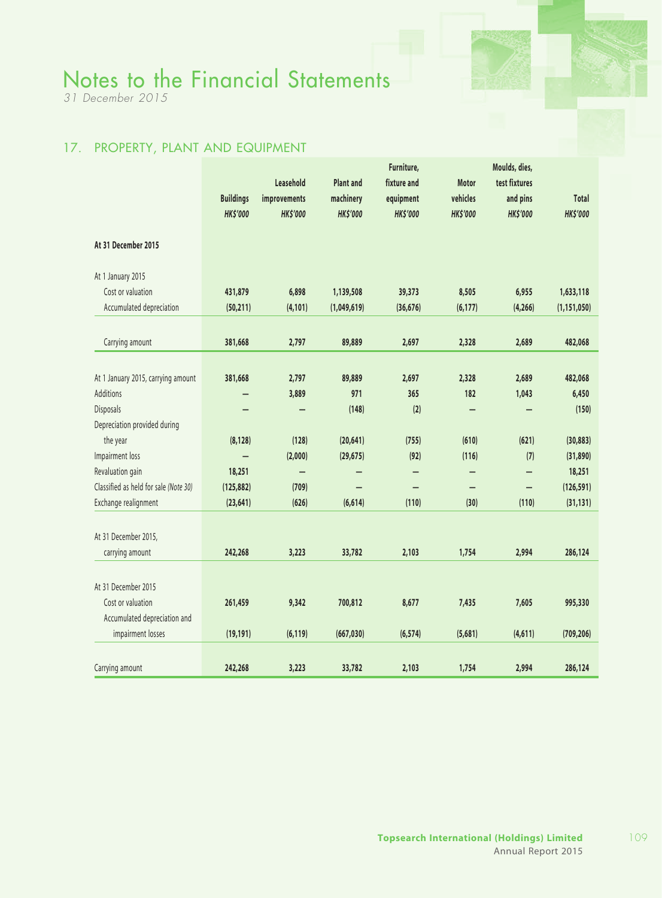# Notes to the Financial Statements

*31 December 2015*

## 17. PROPERTY, PLANT AND EQUIPMENT

| | Buildings HK$'000 | Leasehold improvements HK$'000 | Plant and machinery HK$'000 | Furniture, fixture and equipment HK$'000 | Motor vehicles HK$'000 | Moulds, dies, test fixtures and pins HK$'000 | Total HK$'000 |
|---|---|---|---|---|---|---|---|
| **At 31 December 2015** | | | | | | | |
| At 1 January 2015 | | | | | | | |
| Cost or valuation | 431,879 | 6,898 | 1,139,508 | 39,373 | 8,505 | 6,955 | 1,633,118 |
| Accumulated depreciation | (50,211) | (4,101) | (1,049,619) | (36,676) | (6,177) | (4,266) | (1,151,050) |
| Carrying amount | 381,668 | 2,797 | 89,889 | 2,697 | 2,328 | 2,689 | 482,068 |
| At 1 January 2015, carrying amount | 381,668 | 2,797 | 89,889 | 2,697 | 2,328 | 2,689 | 482,068 |
| Additions | – | 3,889 | 971 | 365 | 182 | 1,043 | 6,450 |
| Disposals | – | – | (148) | (2) | – | – | (150) |
| Depreciation provided during the year | (8,128) | (128) | (20,641) | (755) | (610) | (621) | (30,883) |
| Impairment loss | – | (2,000) | (29,675) | (92) | (116) | (7) | (31,890) |
| Revaluation gain | 18,251 | – | – | – | – | – | 18,251 |
| Classified as held for sale *(Note 30)* | (125,882) | (709) | – | – | – | – | (126,591) |
| Exchange realignment | (23,641) | (626) | (6,614) | (110) | (30) | (110) | (31,131) |
| At 31 December 2015, carrying amount | 242,268 | 3,223 | 33,782 | 2,103 | 1,754 | 2,994 | 286,124 |
| At 31 December 2015 | | | | | | | |
| Cost or valuation | 261,459 | 9,342 | 700,812 | 8,677 | 7,435 | 7,605 | 995,330 |
| Accumulated depreciation and impairment losses | (19,191) | (6,119) | (667,030) | (6,574) | (5,681) | (4,611) | (709,206) |
| Carrying amount | 242,268 | 3,223 | 33,782 | 2,103 | 1,754 | 2,994 | 286,124 |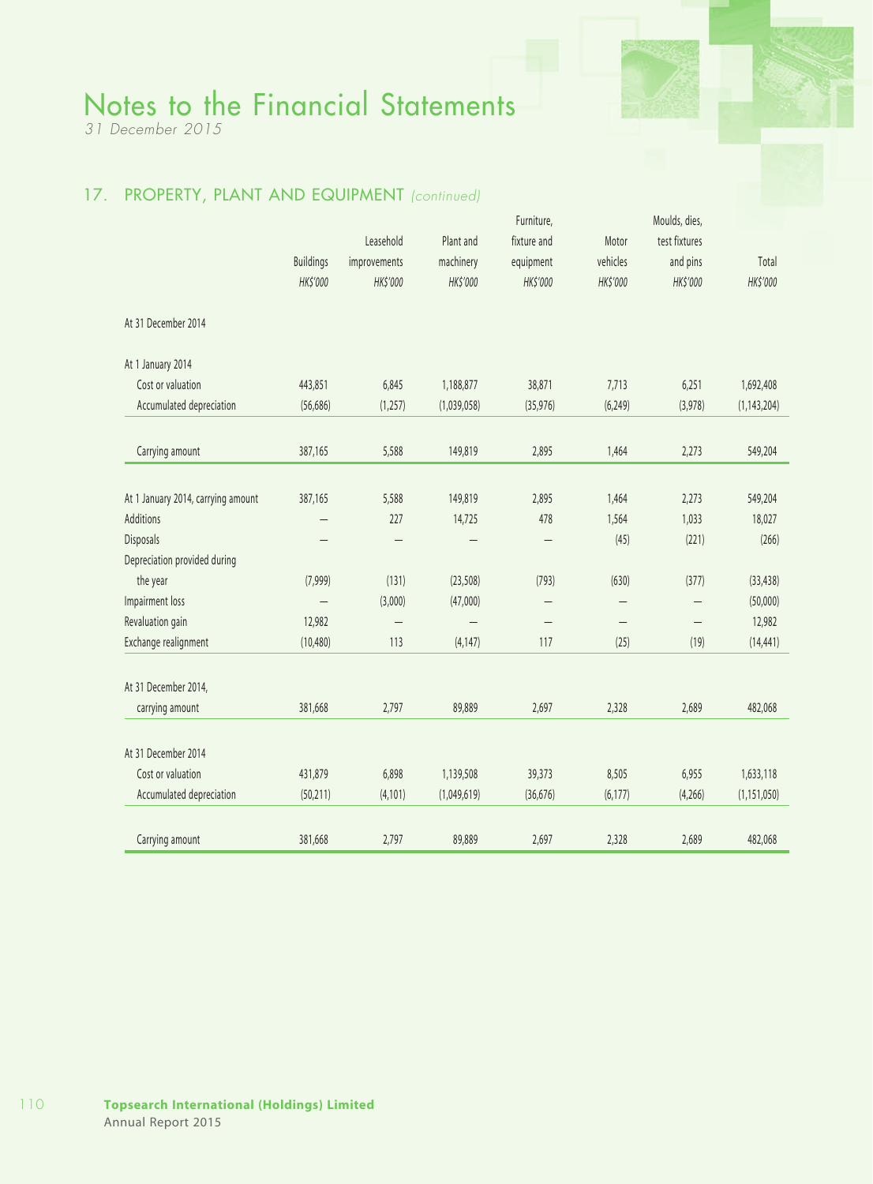# Notes to the Financial Statements

*31 December 2015*

## 17. PROPERTY, PLANT AND EQUIPMENT *(continued)*

| | Buildings | Leasehold improvements | Plant and machinery | Furniture, fixture and equipment | Motor vehicles | Moulds, dies, test fixtures and pins | Total |
|---|---|---|---|---|---|---|---|
| | *HK$'000* | *HK$'000* | *HK$'000* | *HK$'000* | *HK$'000* | *HK$'000* | *HK$'000* |
| At 31 December 2014 | | | | | | | |
| At 1 January 2014 | | | | | | | |
| Cost or valuation | 443,851 | 6,845 | 1,188,877 | 38,871 | 7,713 | 6,251 | 1,692,408 |
| Accumulated depreciation | (56,686) | (1,257) | (1,039,058) | (35,976) | (6,249) | (3,978) | (1,143,204) |
| Carrying amount | 387,165 | 5,588 | 149,819 | 2,895 | 1,464 | 2,273 | 549,204 |
| At 1 January 2014, carrying amount | 387,165 | 5,588 | 149,819 | 2,895 | 1,464 | 2,273 | 549,204 |
| Additions | – | 227 | 14,725 | 478 | 1,564 | 1,033 | 18,027 |
| Disposals | – | – | – | – | (45) | (221) | (266) |
| Depreciation provided during the year | (7,999) | (131) | (23,508) | (793) | (630) | (377) | (33,438) |
| Impairment loss | – | (3,000) | (47,000) | – | – | – | (50,000) |
| Revaluation gain | 12,982 | – | – | – | – | – | 12,982 |
| Exchange realignment | (10,480) | 113 | (4,147) | 117 | (25) | (19) | (14,441) |
| At 31 December 2014, carrying amount | 381,668 | 2,797 | 89,889 | 2,697 | 2,328 | 2,689 | 482,068 |
| At 31 December 2014 | | | | | | | |
| Cost or valuation | 431,879 | 6,898 | 1,139,508 | 39,373 | 8,505 | 6,955 | 1,633,118 |
| Accumulated depreciation | (50,211) | (4,101) | (1,049,619) | (36,676) | (6,177) | (4,266) | (1,151,050) |
| Carrying amount | 381,668 | 2,797 | 89,889 | 2,697 | 2,328 | 2,689 | 482,068 |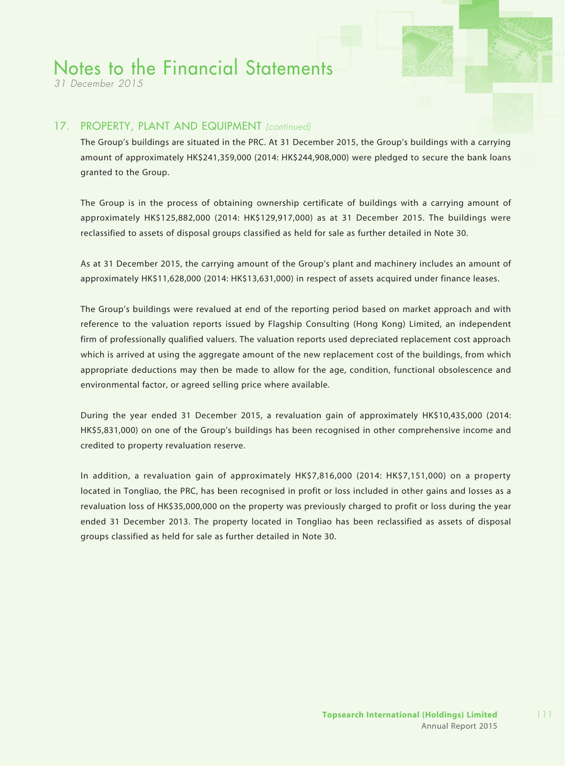## 17. PROPERTY, PLANT AND EQUIPMENT *(continued)*

The Group's buildings are situated in the PRC. At 31 December 2015, the Group's buildings with a carrying amount of approximately HK$241,359,000 (2014: HK$244,908,000) were pledged to secure the bank loans granted to the Group.

The Group is in the process of obtaining ownership certificate of buildings with a carrying amount of approximately HK$125,882,000 (2014: HK$129,917,000) as at 31 December 2015. The buildings were reclassified to assets of disposal groups classified as held for sale as further detailed in Note 30.

As at 31 December 2015, the carrying amount of the Group's plant and machinery includes an amount of approximately HK$11,628,000 (2014: HK$13,631,000) in respect of assets acquired under finance leases.

The Group's buildings were revalued at end of the reporting period based on market approach and with reference to the valuation reports issued by Flagship Consulting (Hong Kong) Limited, an independent firm of professionally qualified valuers. The valuation reports used depreciated replacement cost approach which is arrived at using the aggregate amount of the new replacement cost of the buildings, from which appropriate deductions may then be made to allow for the age, condition, functional obsolescence and environmental factor, or agreed selling price where available.

During the year ended 31 December 2015, a revaluation gain of approximately HK$10,435,000 (2014: HK$5,831,000) on one of the Group's buildings has been recognised in other comprehensive income and credited to property revaluation reserve.

In addition, a revaluation gain of approximately HK$7,816,000 (2014: HK$7,151,000) on a property located in Tongliao, the PRC, has been recognised in profit or loss included in other gains and losses as a revaluation loss of HK$35,000,000 on the property was previously charged to profit or loss during the year ended 31 December 2013. The property located in Tongliao has been reclassified as assets of disposal groups classified as held for sale as further detailed in Note 30.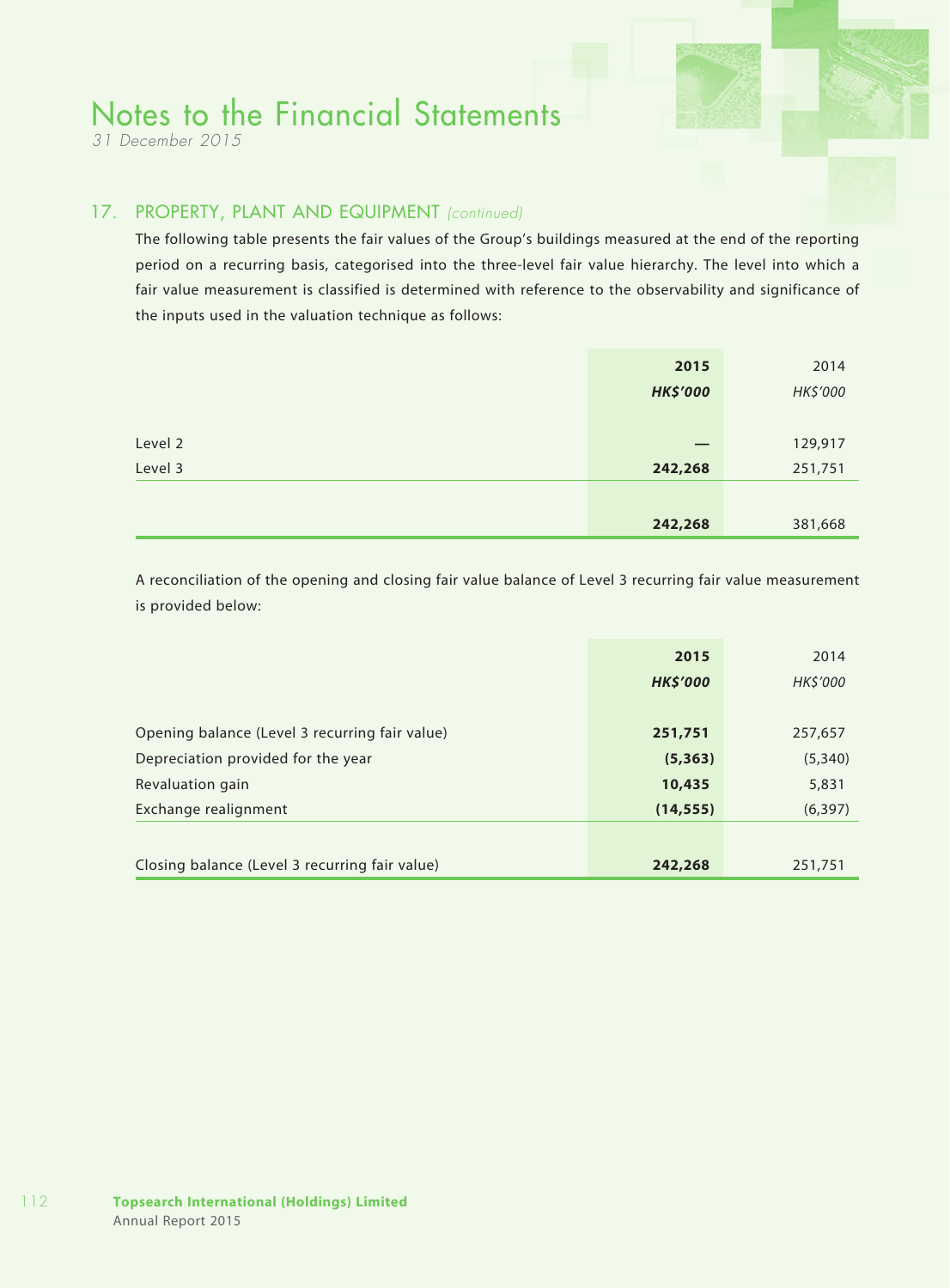## 17. PROPERTY, PLANT AND EQUIPMENT *(continued)*

The following table presents the fair values of the Group's buildings measured at the end of the reporting period on a recurring basis, categorised into the three-level fair value hierarchy. The level into which a fair value measurement is classified is determined with reference to the observability and significance of the inputs used in the valuation technique as follows:

| | **2015** | 2014 |
|---|---|---|
| | ***HK$'000*** | *HK$'000* |
| Level 2 | **—** | 129,917 |
| Level 3 | **242,268** | 251,751 |
| | **242,268** | 381,668 |

A reconciliation of the opening and closing fair value balance of Level 3 recurring fair value measurement is provided below:

| | **2015** | 2014 |
|---|---|---|
| | ***HK$'000*** | *HK$'000* |
| Opening balance (Level 3 recurring fair value) | **251,751** | 257,657 |
| Depreciation provided for the year | **(5,363)** | (5,340) |
| Revaluation gain | **10,435** | 5,831 |
| Exchange realignment | **(14,555)** | (6,397) |
| Closing balance (Level 3 recurring fair value) | **242,268** | 251,751 |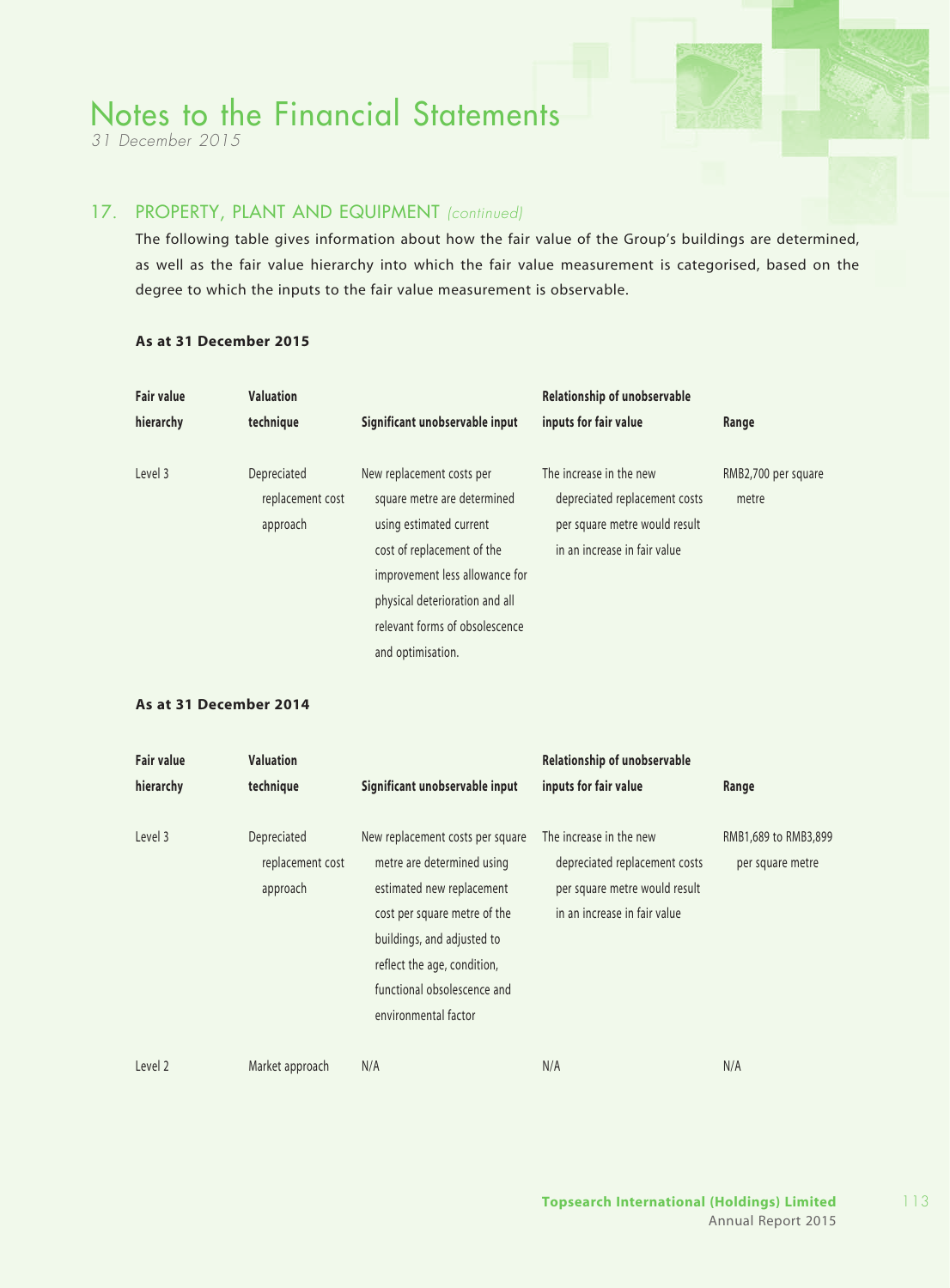## 17. PROPERTY, PLANT AND EQUIPMENT *(continued)*

The following table gives information about how the fair value of the Group's buildings are determined, as well as the fair value hierarchy into which the fair value measurement is categorised, based on the degree to which the inputs to the fair value measurement is observable.

**As at 31 December 2015**

| Fair value hierarchy | Valuation technique | Significant unobservable input | Relationship of unobservable inputs for fair value | Range |
|---|---|---|---|---|
| Level 3 | Depreciated replacement cost approach | New replacement costs per square metre are determined using estimated current cost of replacement of the improvement less allowance for physical deterioration and all relevant forms of obsolescence and optimisation. | The increase in the new depreciated replacement costs per square metre would result in an increase in fair value | RMB2,700 per square metre |

**As at 31 December 2014**

| Fair value hierarchy | Valuation technique | Significant unobservable input | Relationship of unobservable inputs for fair value | Range |
|---|---|---|---|---|
| Level 3 | Depreciated replacement cost approach | New replacement costs per square metre are determined using estimated new replacement cost per square metre of the buildings, and adjusted to reflect the age, condition, functional obsolescence and environmental factor | The increase in the new depreciated replacement costs per square metre would result in an increase in fair value | RMB1,689 to RMB3,899 per square metre |
| Level 2 | Market approach | N/A | N/A | N/A |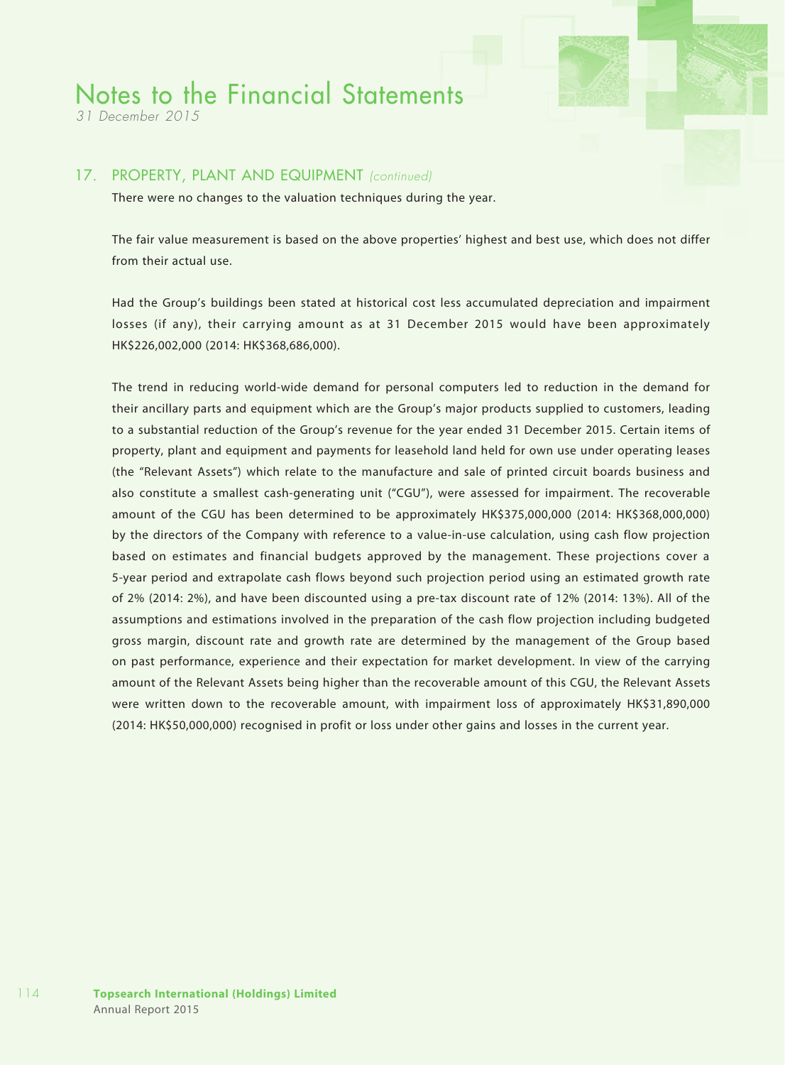## 17. PROPERTY, PLANT AND EQUIPMENT *(continued)*

There were no changes to the valuation techniques during the year.

The fair value measurement is based on the above properties' highest and best use, which does not differ from their actual use.

Had the Group's buildings been stated at historical cost less accumulated depreciation and impairment losses (if any), their carrying amount as at 31 December 2015 would have been approximately HK$226,002,000 (2014: HK$368,686,000).

The trend in reducing world-wide demand for personal computers led to reduction in the demand for their ancillary parts and equipment which are the Group's major products supplied to customers, leading to a substantial reduction of the Group's revenue for the year ended 31 December 2015. Certain items of property, plant and equipment and payments for leasehold land held for own use under operating leases (the "Relevant Assets") which relate to the manufacture and sale of printed circuit boards business and also constitute a smallest cash-generating unit ("CGU"), were assessed for impairment. The recoverable amount of the CGU has been determined to be approximately HK$375,000,000 (2014: HK$368,000,000) by the directors of the Company with reference to a value-in-use calculation, using cash flow projection based on estimates and financial budgets approved by the management. These projections cover a 5-year period and extrapolate cash flows beyond such projection period using an estimated growth rate of 2% (2014: 2%), and have been discounted using a pre-tax discount rate of 12% (2014: 13%). All of the assumptions and estimations involved in the preparation of the cash flow projection including budgeted gross margin, discount rate and growth rate are determined by the management of the Group based on past performance, experience and their expectation for market development. In view of the carrying amount of the Relevant Assets being higher than the recoverable amount of this CGU, the Relevant Assets were written down to the recoverable amount, with impairment loss of approximately HK$31,890,000 (2014: HK$50,000,000) recognised in profit or loss under other gains and losses in the current year.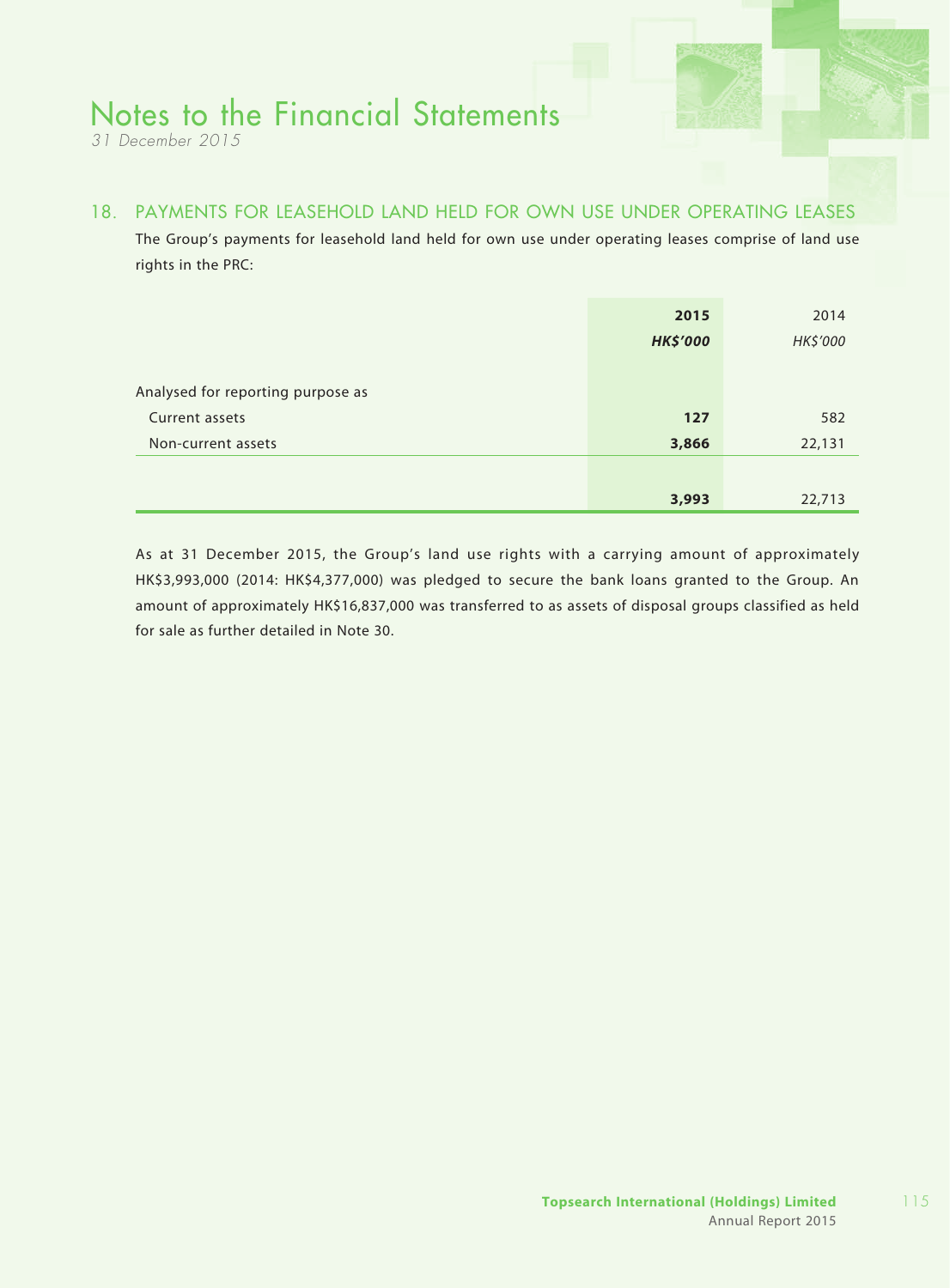## 18. PAYMENTS FOR LEASEHOLD LAND HELD FOR OWN USE UNDER OPERATING LEASES

The Group's payments for leasehold land held for own use under operating leases comprise of land use rights in the PRC:

| | **2015** | 2014 |
|---|---|---|
| | ***HK$'000*** | *HK$'000* |
| Analysed for reporting purpose as | | |
| Current assets | **127** | 582 |
| Non-current assets | **3,866** | 22,131 |
| | **3,993** | 22,713 |

As at 31 December 2015, the Group's land use rights with a carrying amount of approximately HK$3,993,000 (2014: HK$4,377,000) was pledged to secure the bank loans granted to the Group. An amount of approximately HK$16,837,000 was transferred to as assets of disposal groups classified as held for sale as further detailed in Note 30.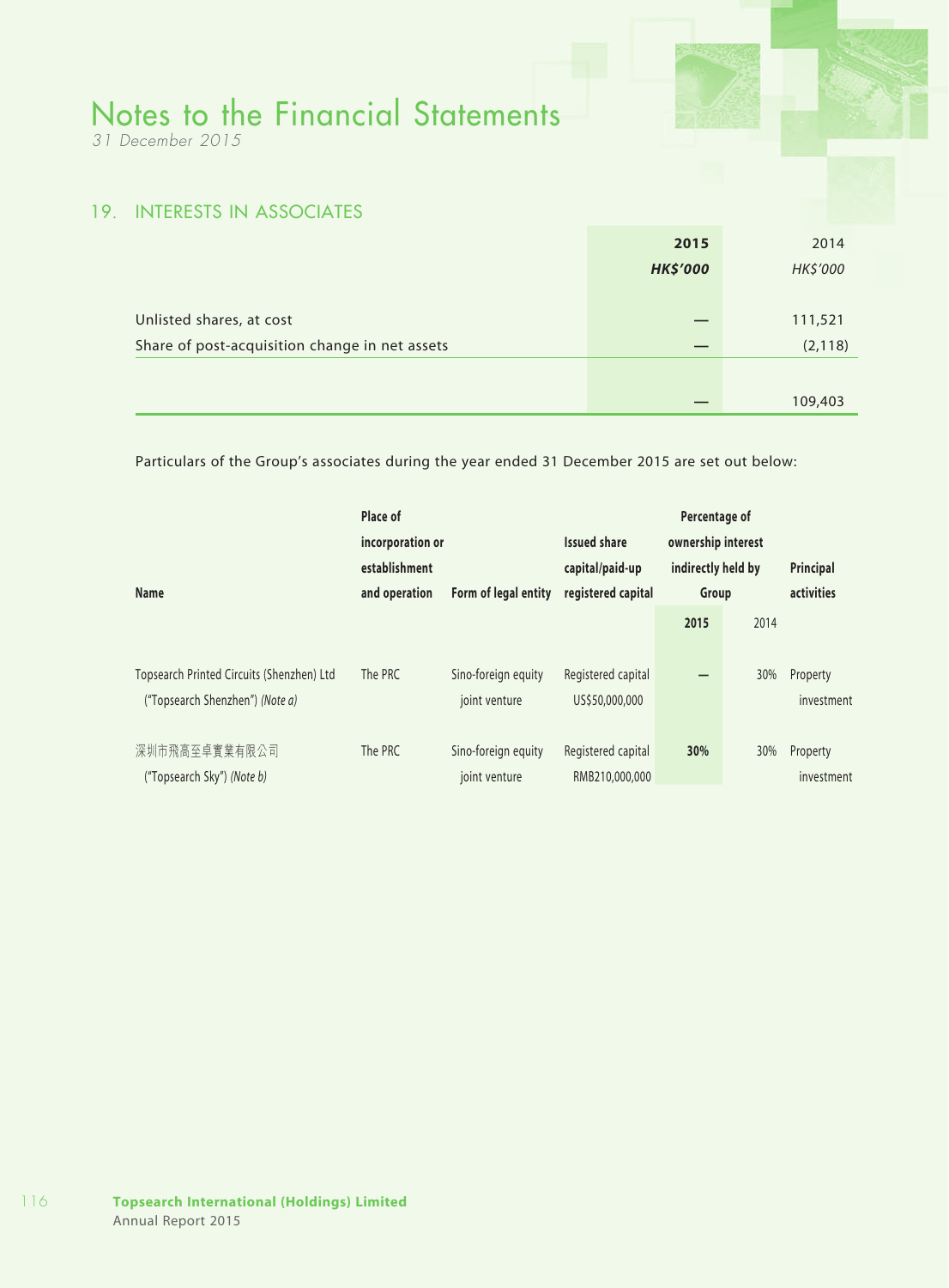# Notes to the Financial Statements

*31 December 2015*

## 19. INTERESTS IN ASSOCIATES

| | 2015 | 2014 |
|---|---|---|
| | *HK$'000* | *HK$'000* |
| Unlisted shares, at cost | — | 111,521 |
| Share of post-acquisition change in net assets | — | (2,118) |
| | — | 109,403 |

Particulars of the Group's associates during the year ended 31 December 2015 are set out below:

| Name | Place of incorporation or establishment and operation | Form of legal entity | Issued share capital/paid-up registered capital | Percentage of ownership interest indirectly held by Group | | Principal activities |
|---|---|---|---|---|---|---|
| | | | | 2015 | 2014 | |
| Topsearch Printed Circuits (Shenzhen) Ltd ("Topsearch Shenzhen") *(Note a)* | The PRC | Sino-foreign equity joint venture | Registered capital US$50,000,000 | — | 30% | Property investment |
| 深圳市飛高至卓實業有限公司 ("Topsearch Sky") *(Note b)* | The PRC | Sino-foreign equity joint venture | Registered capital RMB210,000,000 | 30% | 30% | Property investment |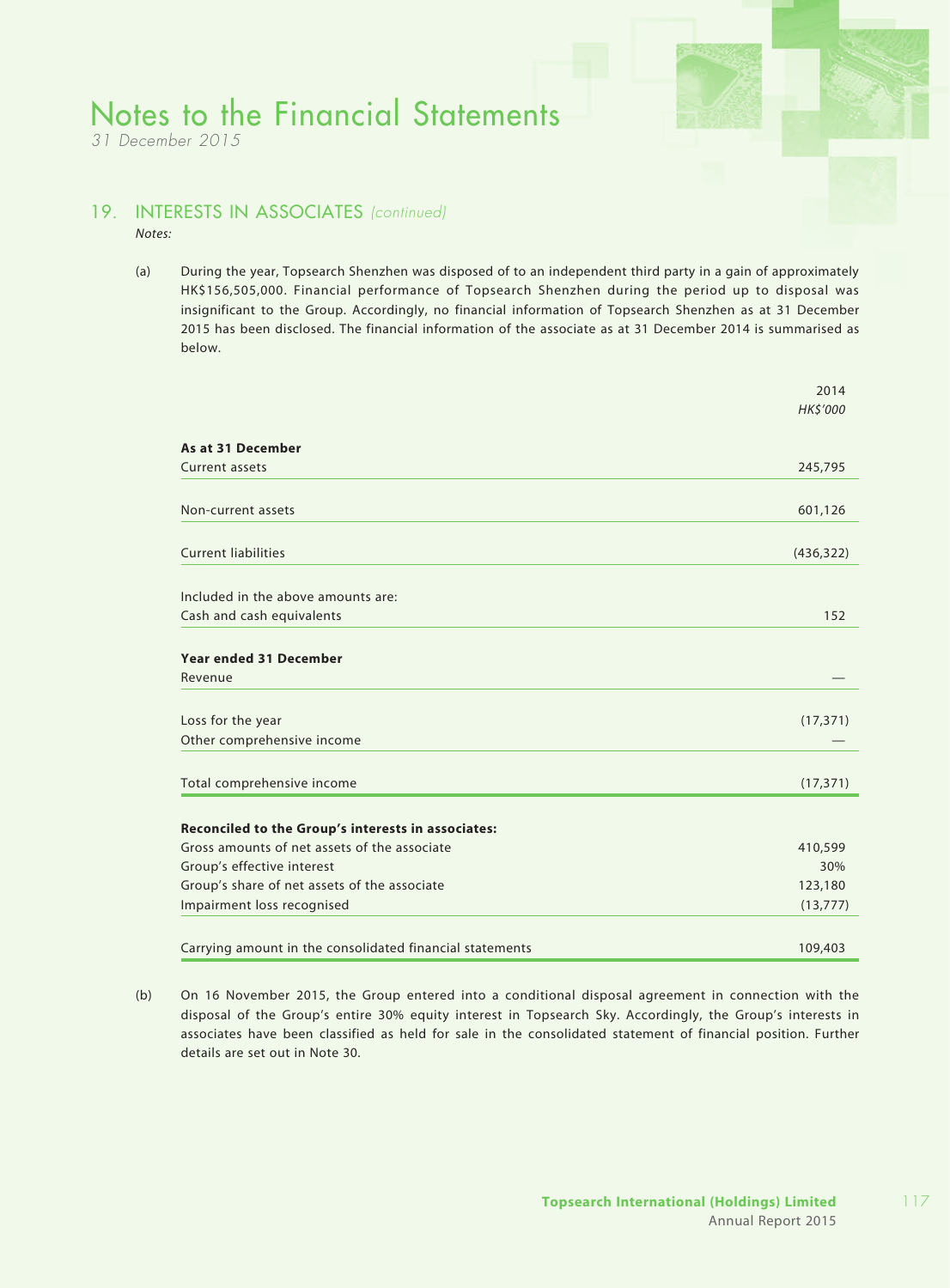## 19. INTERESTS IN ASSOCIATES *(continued)*

*Notes:*

(a) During the year, Topsearch Shenzhen was disposed of to an independent third party in a gain of approximately HK$156,505,000. Financial performance of Topsearch Shenzhen during the period up to disposal was insignificant to the Group. Accordingly, no financial information of Topsearch Shenzhen as at 31 December 2015 has been disclosed. The financial information of the associate as at 31 December 2014 is summarised as below.

| | 2014 |
|---|---|
| | *HK$'000* |
| **As at 31 December** | |
| Current assets | 245,795 |
| Non-current assets | 601,126 |
| Current liabilities | (436,322) |
| Included in the above amounts are: | |
| Cash and cash equivalents | 152 |
| **Year ended 31 December** | |
| Revenue | — |
| Loss for the year | (17,371) |
| Other comprehensive income | — |
| Total comprehensive income | (17,371) |
| **Reconciled to the Group's interests in associates:** | |
| Gross amounts of net assets of the associate | 410,599 |
| Group's effective interest | 30% |
| Group's share of net assets of the associate | 123,180 |
| Impairment loss recognised | (13,777) |
| Carrying amount in the consolidated financial statements | 109,403 |

(b) On 16 November 2015, the Group entered into a conditional disposal agreement in connection with the disposal of the Group's entire 30% equity interest in Topsearch Sky. Accordingly, the Group's interests in associates have been classified as held for sale in the consolidated statement of financial position. Further details are set out in Note 30.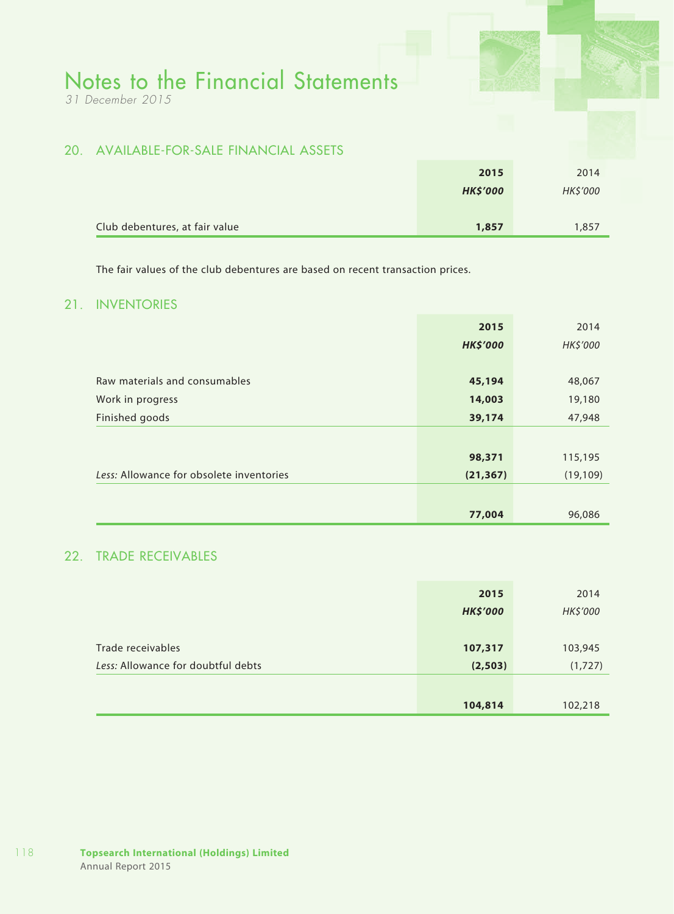# Notes to the Financial Statements

*31 December 2015*

## 20. AVAILABLE-FOR-SALE FINANCIAL ASSETS

| | 2015 | 2014 |
|---|---|---|
| | *HK$'000* | *HK$'000* |
| Club debentures, at fair value | **1,857** | 1,857 |

The fair values of the club debentures are based on recent transaction prices.

## 21. INVENTORIES

| | 2015 | 2014 |
|---|---|---|
| | *HK$'000* | *HK$'000* |
| Raw materials and consumables | **45,194** | 48,067 |
| Work in progress | **14,003** | 19,180 |
| Finished goods | **39,174** | 47,948 |
| | **98,371** | 115,195 |
| *Less:* Allowance for obsolete inventories | **(21,367)** | (19,109) |
| | **77,004** | 96,086 |

## 22. TRADE RECEIVABLES

| | 2015 | 2014 |
|---|---|---|
| | *HK$'000* | *HK$'000* |
| Trade receivables | **107,317** | 103,945 |
| *Less:* Allowance for doubtful debts | **(2,503)** | (1,727) |
| | **104,814** | 102,218 |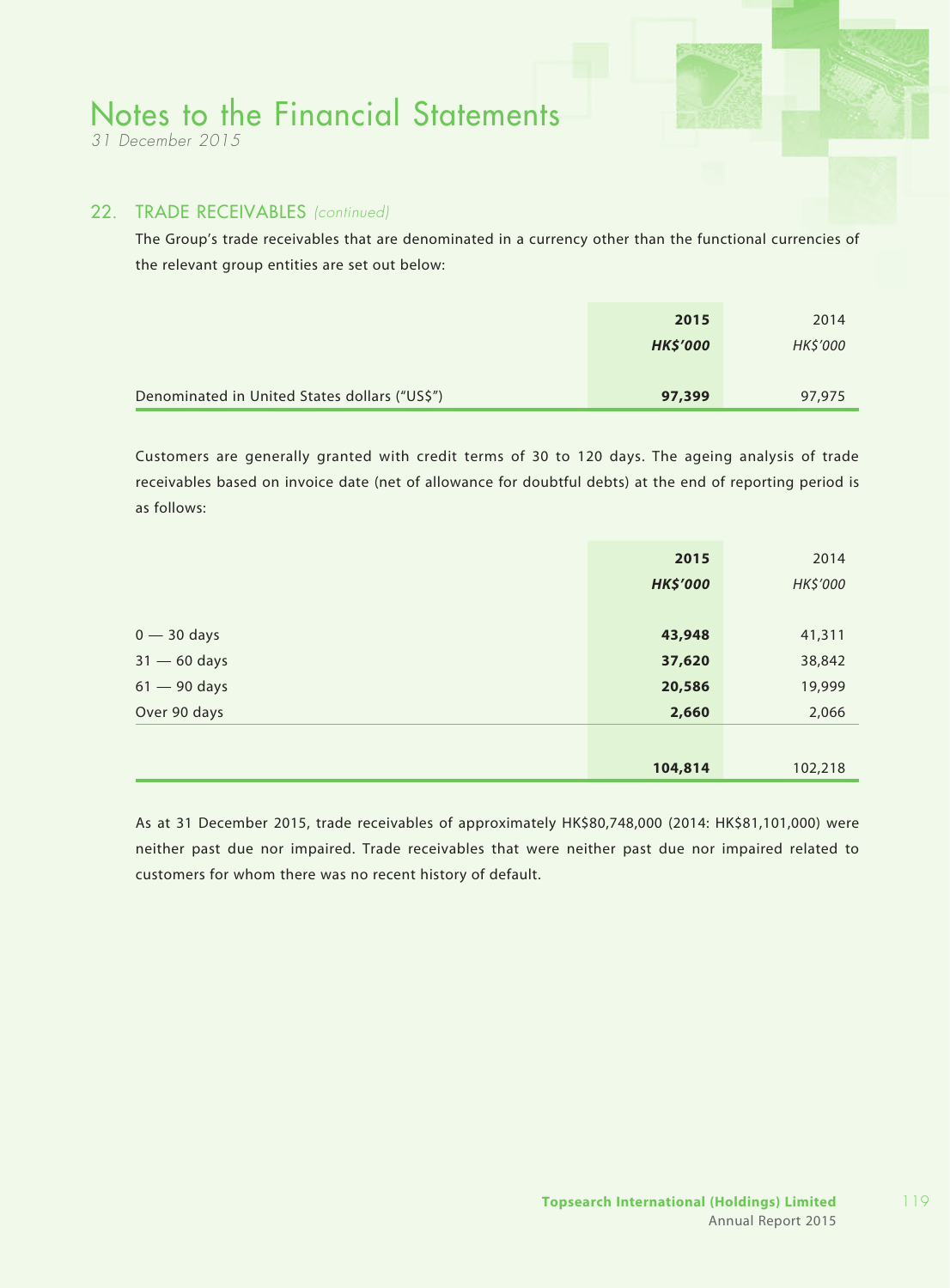## 22. TRADE RECEIVABLES *(continued)*

The Group's trade receivables that are denominated in a currency other than the functional currencies of the relevant group entities are set out below:

| | **2015** | 2014 |
|---|---|---|
| | ***HK$'000*** | *HK$'000* |
| Denominated in United States dollars ("US$") | **97,399** | 97,975 |

Customers are generally granted with credit terms of 30 to 120 days. The ageing analysis of trade receivables based on invoice date (net of allowance for doubtful debts) at the end of reporting period is as follows:

| | **2015** | 2014 |
|---|---|---|
| | ***HK$'000*** | *HK$'000* |
| 0 — 30 days | **43,948** | 41,311 |
| 31 — 60 days | **37,620** | 38,842 |
| 61 — 90 days | **20,586** | 19,999 |
| Over 90 days | **2,660** | 2,066 |
| | **104,814** | 102,218 |

As at 31 December 2015, trade receivables of approximately HK$80,748,000 (2014: HK$81,101,000) were neither past due nor impaired. Trade receivables that were neither past due nor impaired related to customers for whom there was no recent history of default.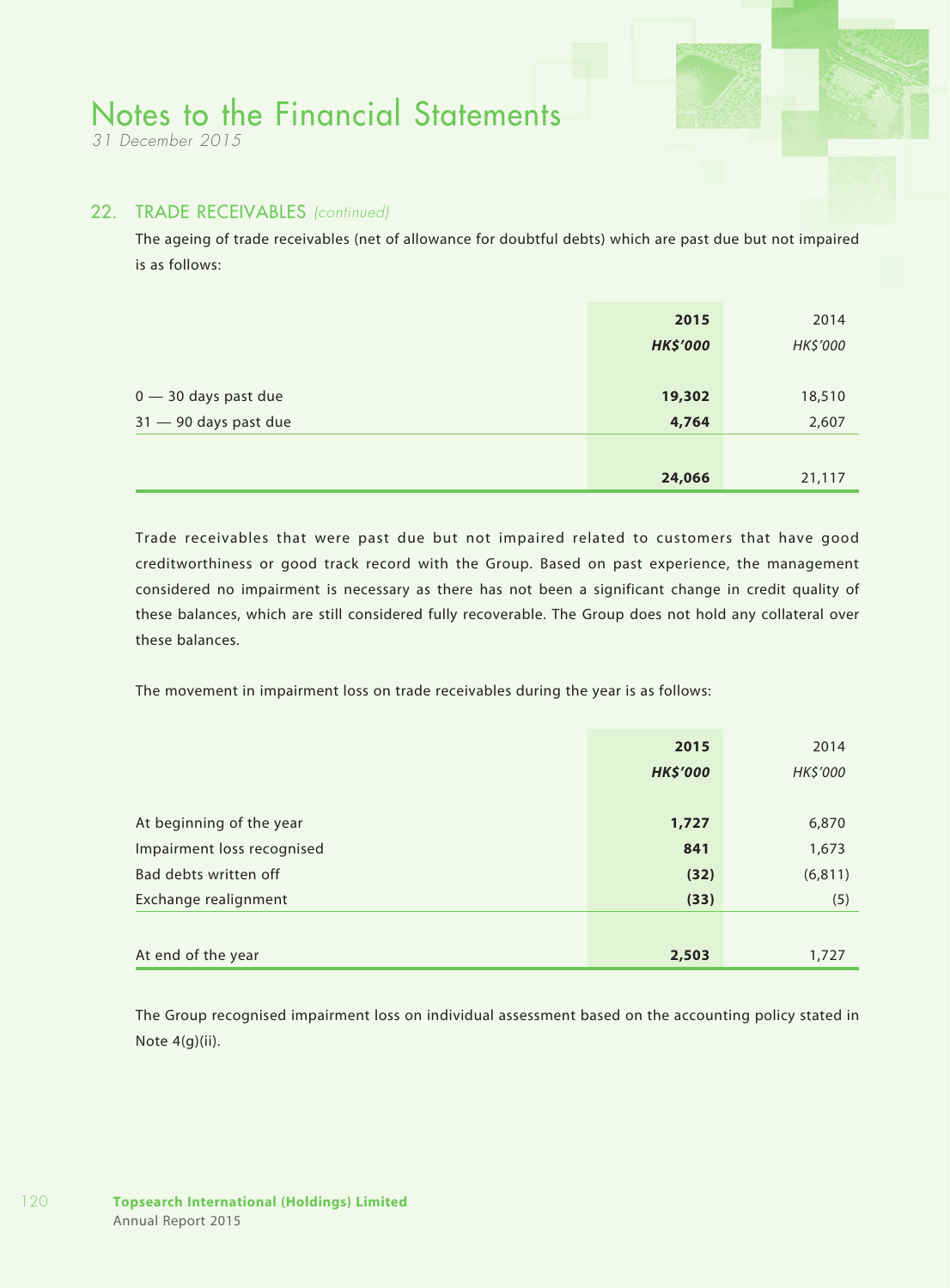## 22. TRADE RECEIVABLES *(continued)*

The ageing of trade receivables (net of allowance for doubtful debts) which are past due but not impaired is as follows:

| | **2015** | 2014 |
|---|---|---|
| | ***HK$'000*** | *HK$'000* |
| 0 — 30 days past due | **19,302** | 18,510 |
| 31 — 90 days past due | **4,764** | 2,607 |
| | **24,066** | 21,117 |

Trade receivables that were past due but not impaired related to customers that have good creditworthiness or good track record with the Group. Based on past experience, the management considered no impairment is necessary as there has not been a significant change in credit quality of these balances, which are still considered fully recoverable. The Group does not hold any collateral over these balances.

The movement in impairment loss on trade receivables during the year is as follows:

| | **2015** | 2014 |
|---|---|---|
| | ***HK$'000*** | *HK$'000* |
| At beginning of the year | **1,727** | 6,870 |
| Impairment loss recognised | **841** | 1,673 |
| Bad debts written off | **(32)** | (6,811) |
| Exchange realignment | **(33)** | (5) |
| At end of the year | **2,503** | 1,727 |

The Group recognised impairment loss on individual assessment based on the accounting policy stated in Note 4(g)(ii).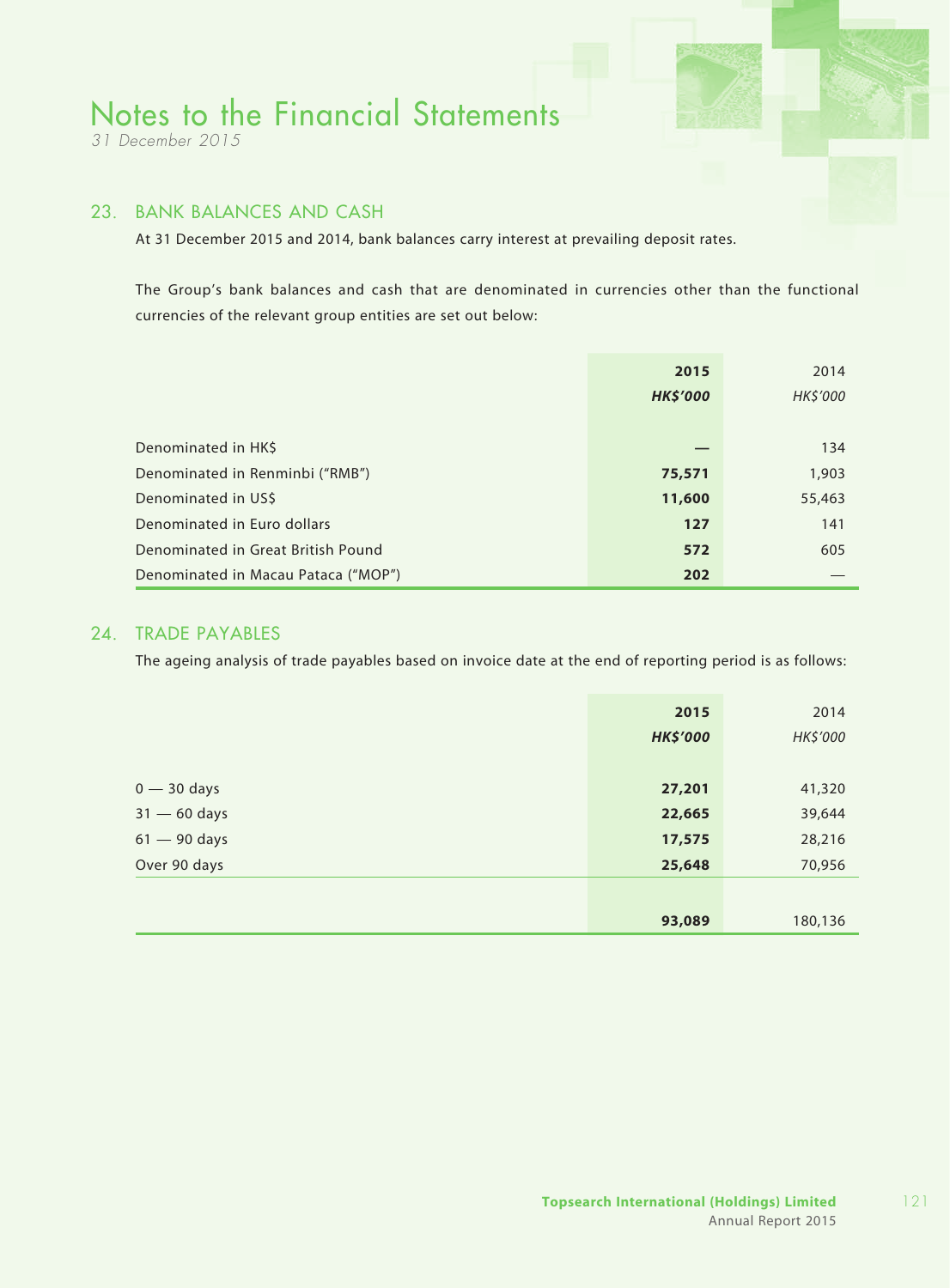# Notes to the Financial Statements

*31 December 2015*

## 23. BANK BALANCES AND CASH

At 31 December 2015 and 2014, bank balances carry interest at prevailing deposit rates.

The Group's bank balances and cash that are denominated in currencies other than the functional currencies of the relevant group entities are set out below:

| | **2015** | 2014 |
|---|---|---|
| | ***HK$'000*** | *HK$'000* |
| Denominated in HK$ | **—** | 134 |
| Denominated in Renminbi ("RMB") | **75,571** | 1,903 |
| Denominated in US$ | **11,600** | 55,463 |
| Denominated in Euro dollars | **127** | 141 |
| Denominated in Great British Pound | **572** | 605 |
| Denominated in Macau Pataca ("MOP") | **202** | — |

## 24. TRADE PAYABLES

The ageing analysis of trade payables based on invoice date at the end of reporting period is as follows:

| | **2015** | 2014 |
|---|---|---|
| | ***HK$'000*** | *HK$'000* |
| 0 — 30 days | **27,201** | 41,320 |
| 31 — 60 days | **22,665** | 39,644 |
| 61 — 90 days | **17,575** | 28,216 |
| Over 90 days | **25,648** | 70,956 |
| | **93,089** | 180,136 |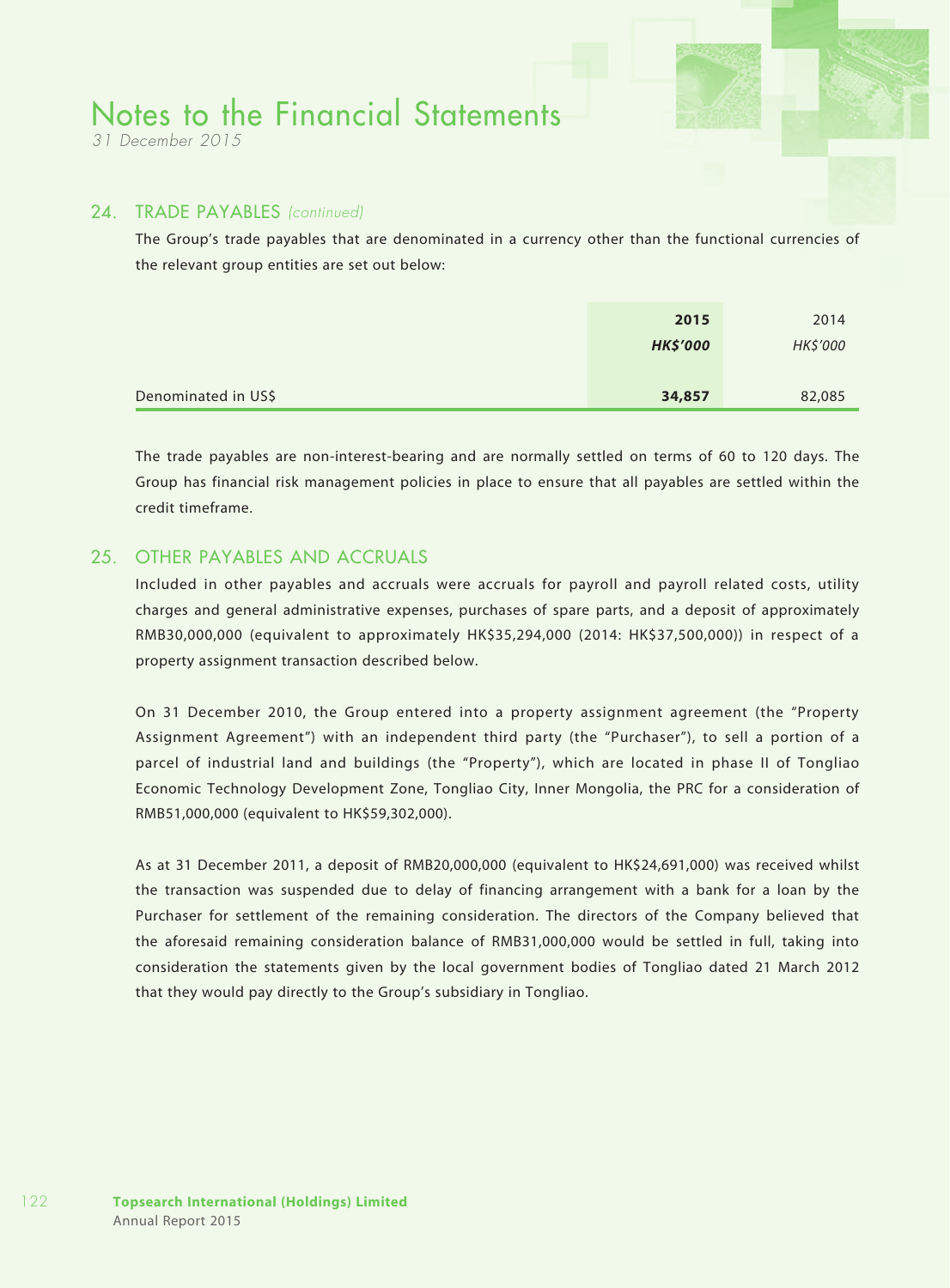## 24. TRADE PAYABLES *(continued)*

The Group's trade payables that are denominated in a currency other than the functional currencies of the relevant group entities are set out below:

| | **2015** | 2014 |
|---|---|---|
| | ***HK$'000*** | *HK$'000* |
| Denominated in US$ | **34,857** | 82,085 |

The trade payables are non-interest-bearing and are normally settled on terms of 60 to 120 days. The Group has financial risk management policies in place to ensure that all payables are settled within the credit timeframe.

## 25. OTHER PAYABLES AND ACCRUALS

Included in other payables and accruals were accruals for payroll and payroll related costs, utility charges and general administrative expenses, purchases of spare parts, and a deposit of approximately RMB30,000,000 (equivalent to approximately HK$35,294,000 (2014: HK$37,500,000)) in respect of a property assignment transaction described below.

On 31 December 2010, the Group entered into a property assignment agreement (the "Property Assignment Agreement") with an independent third party (the "Purchaser"), to sell a portion of a parcel of industrial land and buildings (the "Property"), which are located in phase II of Tongliao Economic Technology Development Zone, Tongliao City, Inner Mongolia, the PRC for a consideration of RMB51,000,000 (equivalent to HK$59,302,000).

As at 31 December 2011, a deposit of RMB20,000,000 (equivalent to HK$24,691,000) was received whilst the transaction was suspended due to delay of financing arrangement with a bank for a loan by the Purchaser for settlement of the remaining consideration. The directors of the Company believed that the aforesaid remaining consideration balance of RMB31,000,000 would be settled in full, taking into consideration the statements given by the local government bodies of Tongliao dated 21 March 2012 that they would pay directly to the Group's subsidiary in Tongliao.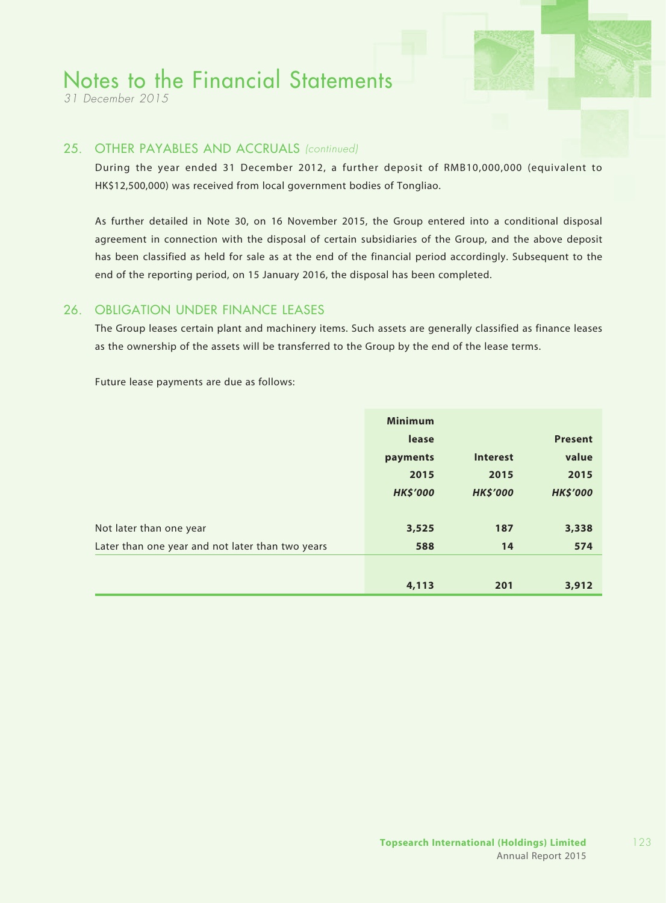## 25. OTHER PAYABLES AND ACCRUALS *(continued)*

During the year ended 31 December 2012, a further deposit of RMB10,000,000 (equivalent to HK$12,500,000) was received from local government bodies of Tongliao.

As further detailed in Note 30, on 16 November 2015, the Group entered into a conditional disposal agreement in connection with the disposal of certain subsidiaries of the Group, and the above deposit has been classified as held for sale as at the end of the financial period accordingly. Subsequent to the end of the reporting period, on 15 January 2016, the disposal has been completed.

## 26. OBLIGATION UNDER FINANCE LEASES

The Group leases certain plant and machinery items. Such assets are generally classified as finance leases as the ownership of the assets will be transferred to the Group by the end of the lease terms.

Future lease payments are due as follows:

| | Minimum lease payments 2015 HK$'000 | Interest 2015 HK$'000 | Present value 2015 HK$'000 |
|---|---|---|---|
| Not later than one year | 3,525 | 187 | 3,338 |
| Later than one year and not later than two years | 588 | 14 | 574 |
| | 4,113 | 201 | 3,912 |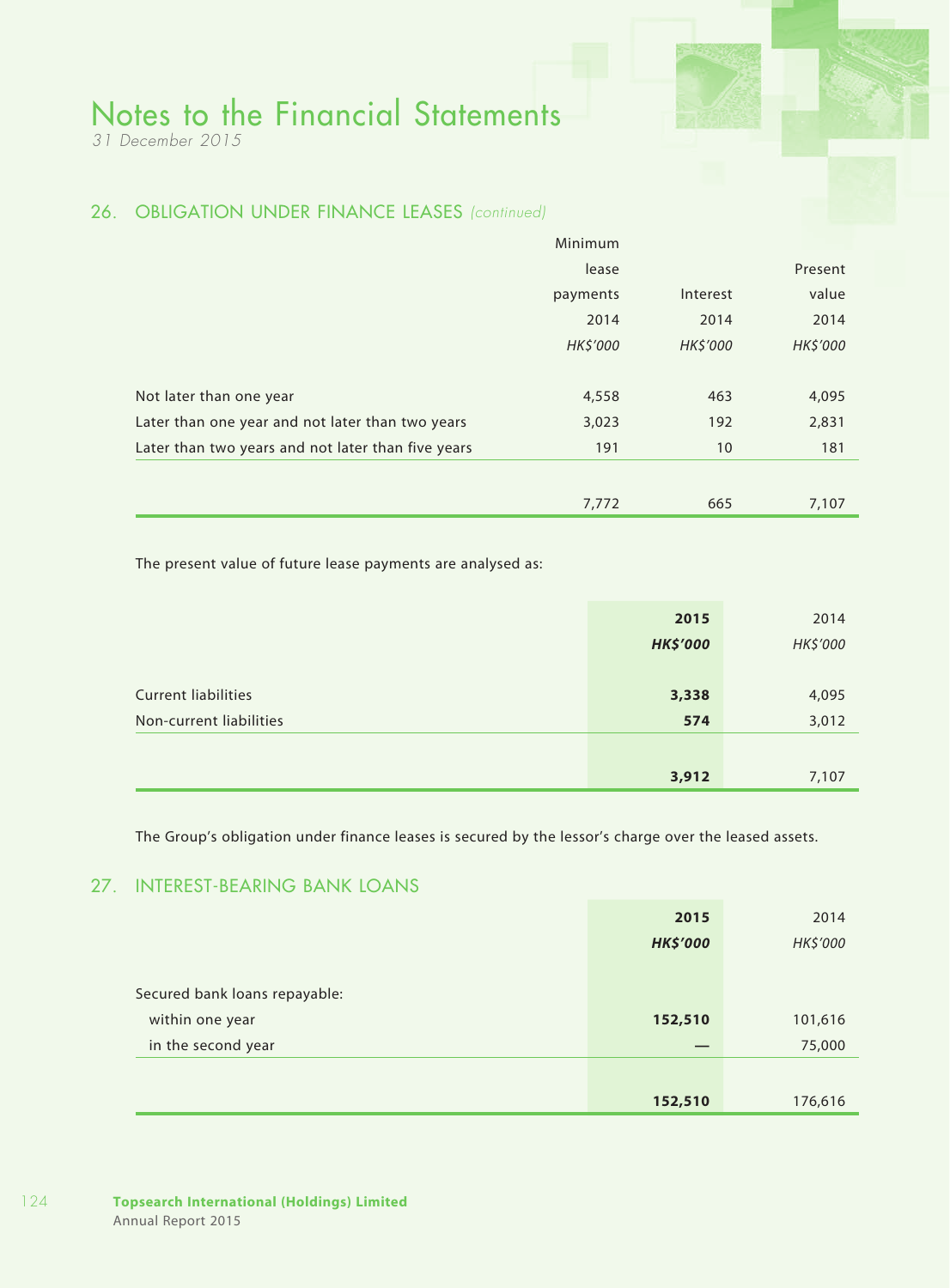## 26. OBLIGATION UNDER FINANCE LEASES *(continued)*

| | Minimum lease payments 2014 *HK$'000* | Interest 2014 *HK$'000* | Present value 2014 *HK$'000* |
|---|---|---|---|
| Not later than one year | 4,558 | 463 | 4,095 |
| Later than one year and not later than two years | 3,023 | 192 | 2,831 |
| Later than two years and not later than five years | 191 | 10 | 181 |
| | 7,772 | 665 | 7,107 |

The present value of future lease payments are analysed as:

| | **2015** ***HK$'000*** | 2014 *HK$'000* |
|---|---|---|
| Current liabilities | **3,338** | 4,095 |
| Non-current liabilities | **574** | 3,012 |
| | **3,912** | 7,107 |

The Group's obligation under finance leases is secured by the lessor's charge over the leased assets.

## 27. INTEREST-BEARING BANK LOANS

| | **2015** ***HK$'000*** | 2014 *HK$'000* |
|---|---|---|
| Secured bank loans repayable: | | |
| within one year | **152,510** | 101,616 |
| in the second year | **—** | 75,000 |
| | **152,510** | 176,616 |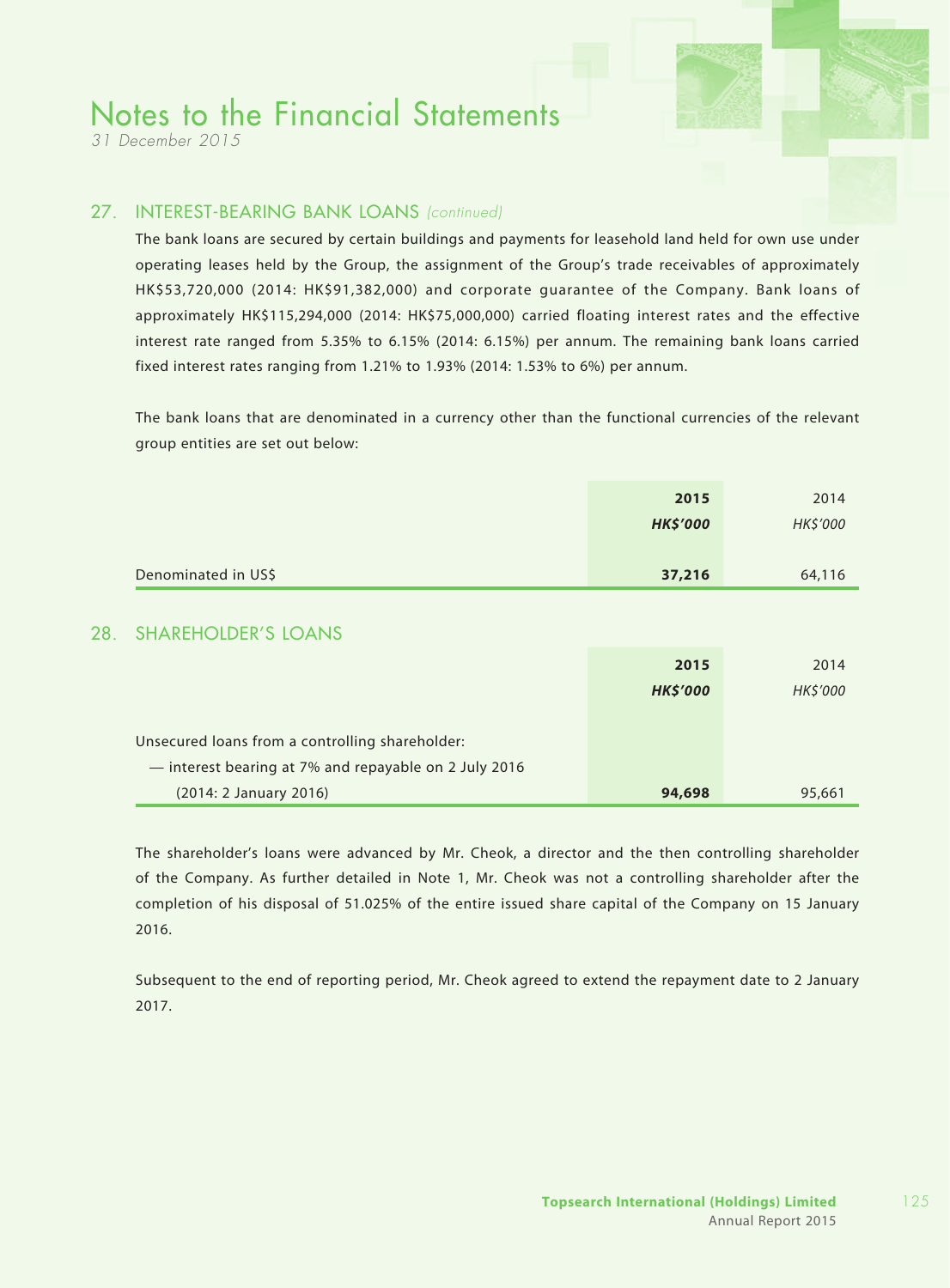## 27. INTEREST-BEARING BANK LOANS *(continued)*

The bank loans are secured by certain buildings and payments for leasehold land held for own use under operating leases held by the Group, the assignment of the Group's trade receivables of approximately HK$53,720,000 (2014: HK$91,382,000) and corporate guarantee of the Company. Bank loans of approximately HK$115,294,000 (2014: HK$75,000,000) carried floating interest rates and the effective interest rate ranged from 5.35% to 6.15% (2014: 6.15%) per annum. The remaining bank loans carried fixed interest rates ranging from 1.21% to 1.93% (2014: 1.53% to 6%) per annum.

The bank loans that are denominated in a currency other than the functional currencies of the relevant group entities are set out below:

| | **2015** | 2014 |
|---|---|---|
| | ***HK$'000*** | *HK$'000* |
| Denominated in US$ | **37,216** | 64,116 |

## 28. SHAREHOLDER'S LOANS

| | **2015** | 2014 |
|---|---|---|
| | ***HK$'000*** | *HK$'000* |
| Unsecured loans from a controlling shareholder: | | |
| — interest bearing at 7% and repayable on 2 July 2016 (2014: 2 January 2016) | **94,698** | 95,661 |

The shareholder's loans were advanced by Mr. Cheok, a director and the then controlling shareholder of the Company. As further detailed in Note 1, Mr. Cheok was not a controlling shareholder after the completion of his disposal of 51.025% of the entire issued share capital of the Company on 15 January 2016.

Subsequent to the end of reporting period, Mr. Cheok agreed to extend the repayment date to 2 January 2017.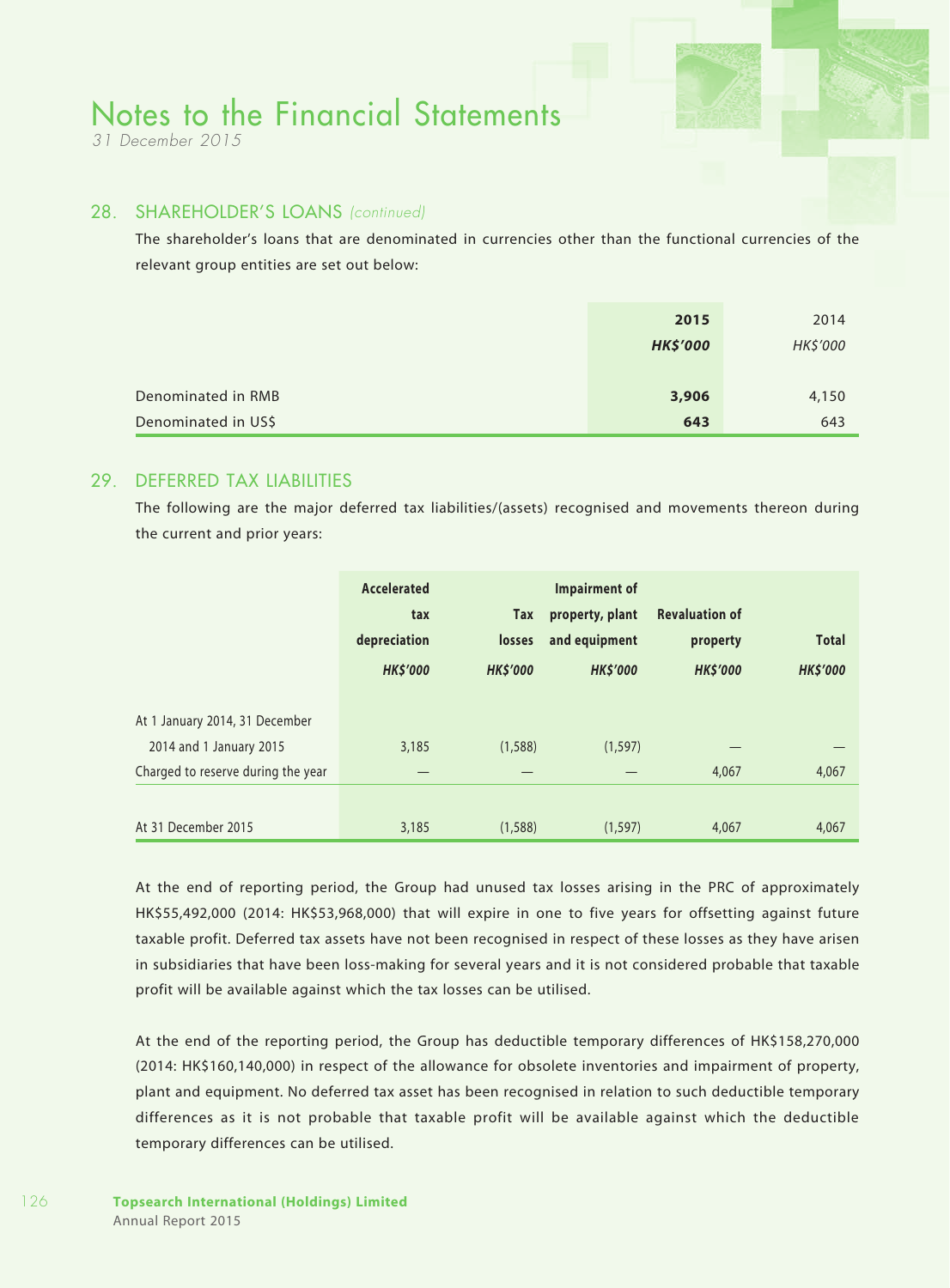# Notes to the Financial Statements

*31 December 2015*

## 28. SHAREHOLDER'S LOANS *(continued)*

The shareholder's loans that are denominated in currencies other than the functional currencies of the relevant group entities are set out below:

| | **2015** | 2014 |
|---|---|---|
| | ***HK$'000*** | *HK$'000* |
| Denominated in RMB | **3,906** | 4,150 |
| Denominated in US$ | **643** | 643 |

## 29. DEFERRED TAX LIABILITIES

The following are the major deferred tax liabilities/(assets) recognised and movements thereon during the current and prior years:

| | **Accelerated tax depreciation** | **Tax losses** | **Impairment of property, plant and equipment** | **Revaluation of property** | **Total** |
|---|---|---|---|---|---|
| | ***HK$'000*** | ***HK$'000*** | ***HK$'000*** | ***HK$'000*** | ***HK$'000*** |
| At 1 January 2014, 31 December 2014 and 1 January 2015 | 3,185 | (1,588) | (1,597) | — | — |
| Charged to reserve during the year | — | — | — | 4,067 | 4,067 |
| At 31 December 2015 | 3,185 | (1,588) | (1,597) | 4,067 | 4,067 |

At the end of reporting period, the Group had unused tax losses arising in the PRC of approximately HK$55,492,000 (2014: HK$53,968,000) that will expire in one to five years for offsetting against future taxable profit. Deferred tax assets have not been recognised in respect of these losses as they have arisen in subsidiaries that have been loss-making for several years and it is not considered probable that taxable profit will be available against which the tax losses can be utilised.

At the end of the reporting period, the Group has deductible temporary differences of HK$158,270,000 (2014: HK$160,140,000) in respect of the allowance for obsolete inventories and impairment of property, plant and equipment. No deferred tax asset has been recognised in relation to such deductible temporary differences as it is not probable that taxable profit will be available against which the deductible temporary differences can be utilised.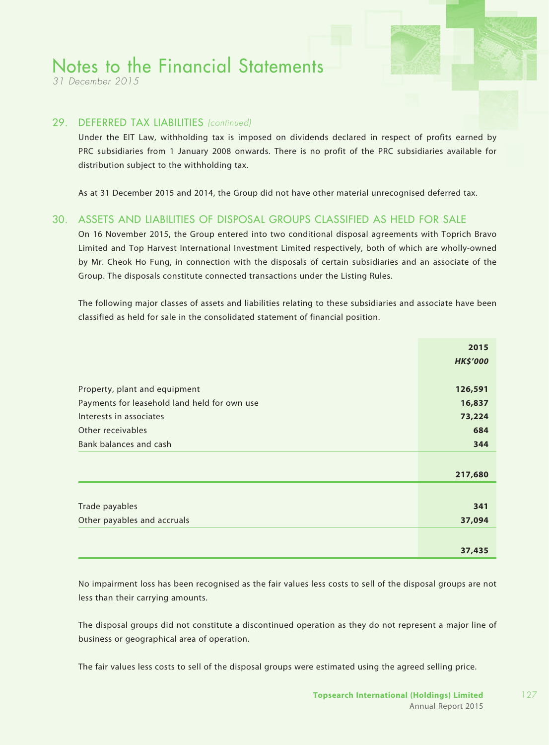# Notes to the Financial Statements

*31 December 2015*

## 29. DEFERRED TAX LIABILITIES *(continued)*

Under the EIT Law, withholding tax is imposed on dividends declared in respect of profits earned by PRC subsidiaries from 1 January 2008 onwards. There is no profit of the PRC subsidiaries available for distribution subject to the withholding tax.

As at 31 December 2015 and 2014, the Group did not have other material unrecognised deferred tax.

## 30. ASSETS AND LIABILITIES OF DISPOSAL GROUPS CLASSIFIED AS HELD FOR SALE

On 16 November 2015, the Group entered into two conditional disposal agreements with Toprich Bravo Limited and Top Harvest International Investment Limited respectively, both of which are wholly-owned by Mr. Cheok Ho Fung, in connection with the disposals of certain subsidiaries and an associate of the Group. The disposals constitute connected transactions under the Listing Rules.

The following major classes of assets and liabilities relating to these subsidiaries and associate have been classified as held for sale in the consolidated statement of financial position.

| | **2015**<br>***HK$'000*** |
|---|---|
| Property, plant and equipment | **126,591** |
| Payments for leasehold land held for own use | **16,837** |
| Interests in associates | **73,224** |
| Other receivables | **684** |
| Bank balances and cash | **344** |
| | **217,680** |
| Trade payables | **341** |
| Other payables and accruals | **37,094** |
| | **37,435** |

No impairment loss has been recognised as the fair values less costs to sell of the disposal groups are not less than their carrying amounts.

The disposal groups did not constitute a discontinued operation as they do not represent a major line of business or geographical area of operation.

The fair values less costs to sell of the disposal groups were estimated using the agreed selling price.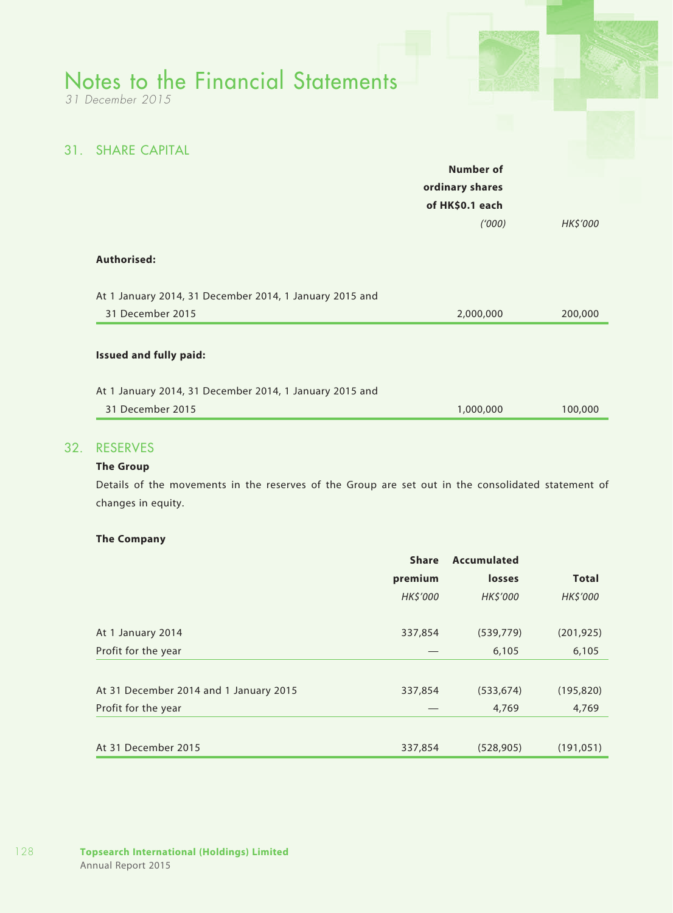# Notes to the Financial Statements

*31 December 2015*

## 31. SHARE CAPITAL

| | Number of ordinary shares of HK$0.1 each *('000)* | *HK$'000* |
|---|---|---|
| **Authorised:** | | |
| At 1 January 2014, 31 December 2014, 1 January 2015 and 31 December 2015 | 2,000,000 | 200,000 |
| **Issued and fully paid:** | | |
| At 1 January 2014, 31 December 2014, 1 January 2015 and 31 December 2015 | 1,000,000 | 100,000 |

## 32. RESERVES

**The Group**

Details of the movements in the reserves of the Group are set out in the consolidated statement of changes in equity.

**The Company**

| | Share premium *HK$'000* | Accumulated losses *HK$'000* | Total *HK$'000* |
|---|---|---|---|
| At 1 January 2014 | 337,854 | (539,779) | (201,925) |
| Profit for the year | — | 6,105 | 6,105 |
| At 31 December 2014 and 1 January 2015 | 337,854 | (533,674) | (195,820) |
| Profit for the year | — | 4,769 | 4,769 |
| At 31 December 2015 | 337,854 | (528,905) | (191,051) |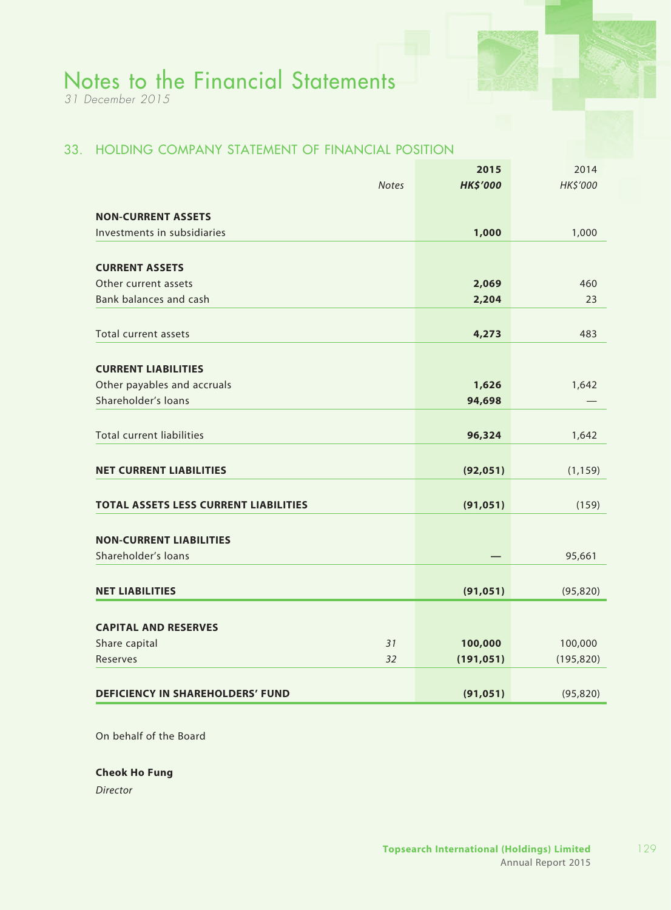## 33. HOLDING COMPANY STATEMENT OF FINANCIAL POSITION

| | Notes | 2015<br>HK$'000 | 2014<br>HK$'000 |
|---|---|---|---|
| **NON-CURRENT ASSETS** | | | |
| Investments in subsidiaries | | **1,000** | 1,000 |
| **CURRENT ASSETS** | | | |
| Other current assets | | **2,069** | 460 |
| Bank balances and cash | | **2,204** | 23 |
| Total current assets | | **4,273** | 483 |
| **CURRENT LIABILITIES** | | | |
| Other payables and accruals | | **1,626** | 1,642 |
| Shareholder's loans | | **94,698** | — |
| Total current liabilities | | **96,324** | 1,642 |
| **NET CURRENT LIABILITIES** | | **(92,051)** | (1,159) |
| **TOTAL ASSETS LESS CURRENT LIABILITIES** | | **(91,051)** | (159) |
| **NON-CURRENT LIABILITIES** | | | |
| Shareholder's loans | | **—** | 95,661 |
| **NET LIABILITIES** | | **(91,051)** | (95,820) |
| **CAPITAL AND RESERVES** | | | |
| Share capital | 31 | **100,000** | 100,000 |
| Reserves | 32 | **(191,051)** | (195,820) |
| **DEFICIENCY IN SHAREHOLDERS' FUND** | | **(91,051)** | (95,820) |

On behalf of the Board

**Cheok Ho Fung**
*Director*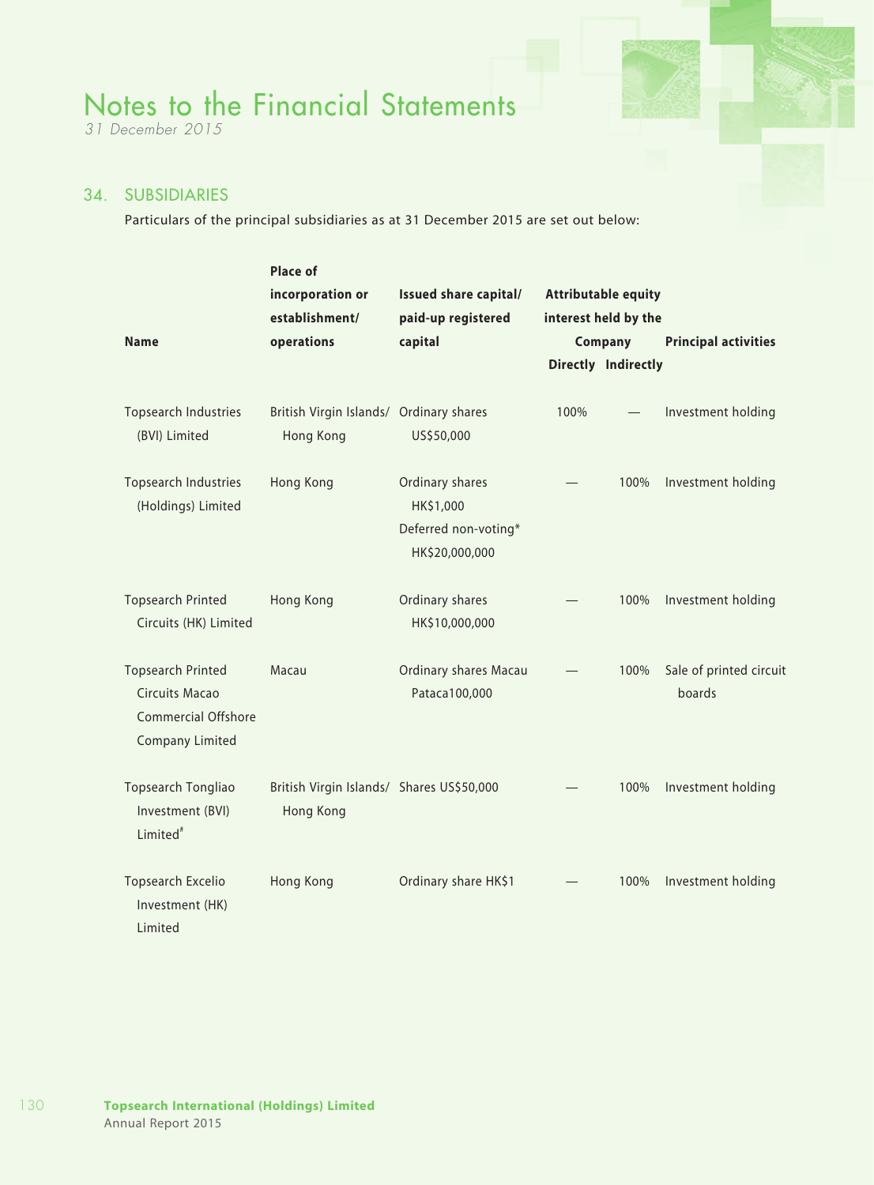# Notes to the Financial Statements

*31 December 2015*

## 34. SUBSIDIARIES

Particulars of the principal subsidiaries as at 31 December 2015 are set out below:

| Name | Place of incorporation or establishment/ operations | Issued share capital/ paid-up registered capital | Attributable equity interest held by the Company | | Principal activities |
|---|---|---|---|---|---|
| | | | Directly | Indirectly | |
| Topsearch Industries (BVI) Limited | British Virgin Islands/ Hong Kong | Ordinary shares US$50,000 | 100% | — | Investment holding |
| Topsearch Industries (Holdings) Limited | Hong Kong | Ordinary shares HK$1,000<br>Deferred non-voting* HK$20,000,000 | — | 100% | Investment holding |
| Topsearch Printed Circuits (HK) Limited | Hong Kong | Ordinary shares HK$10,000,000 | — | 100% | Investment holding |
| Topsearch Printed Circuits Macao Commercial Offshore Company Limited | Macau | Ordinary shares Macau Pataca100,000 | — | 100% | Sale of printed circuit boards |
| Topsearch Tongliao Investment (BVI) Limited# | British Virgin Islands/ Hong Kong | Shares US$50,000 | — | 100% | Investment holding |
| Topsearch Excelio Investment (HK) Limited | Hong Kong | Ordinary share HK$1 | — | 100% | Investment holding |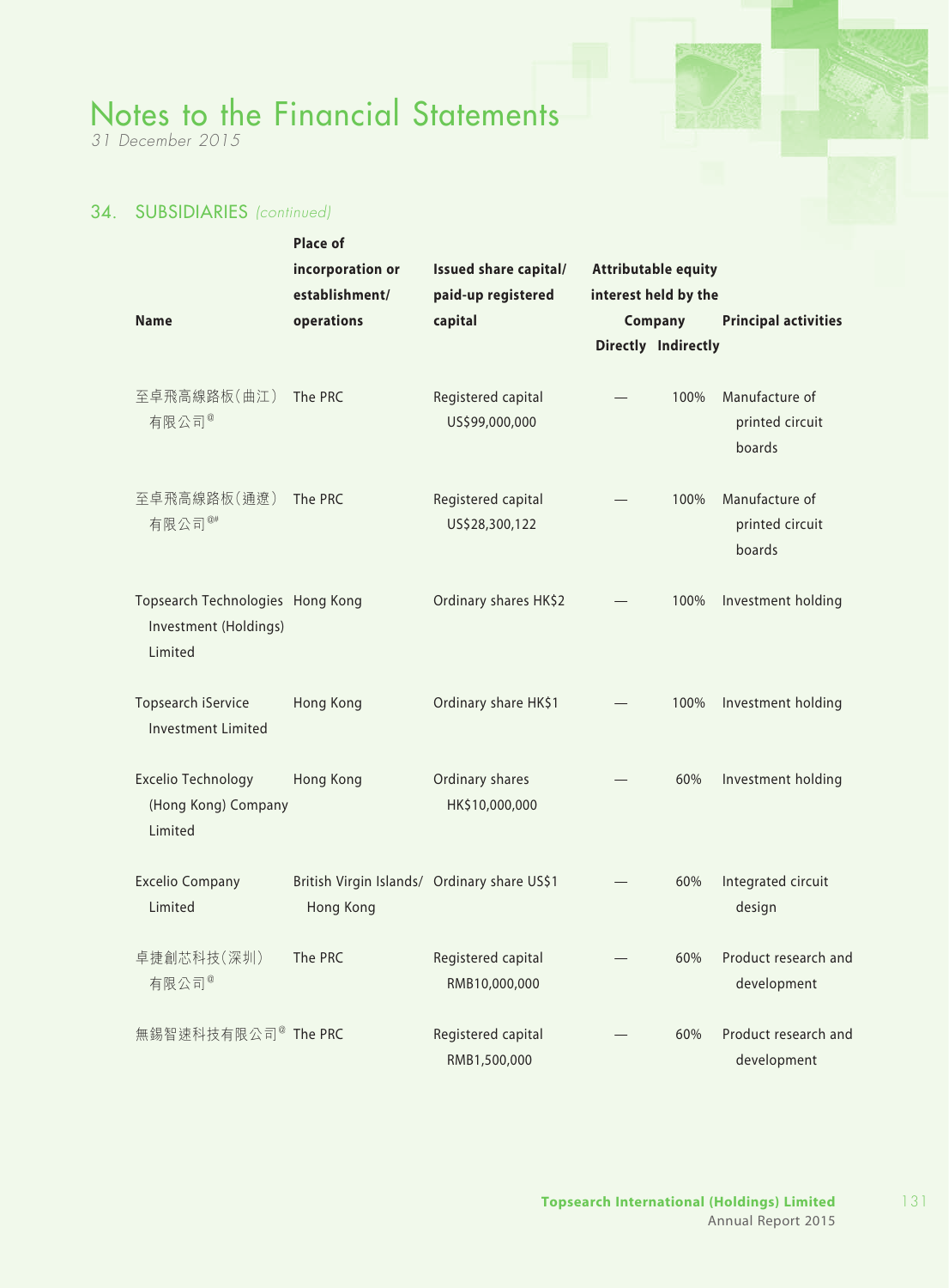# Notes to the Financial Statements

*31 December 2015*

## 34. SUBSIDIARIES *(continued)*

| Name | Place of incorporation or establishment/ operations | Issued share capital/ paid-up registered capital | Attributable equity interest held by the Company | | Principal activities |
|---|---|---|---|---|---|
| | | | Directly | Indirectly | |
| 至卓飛高線路板(曲江)有限公司@ | The PRC | Registered capital US$99,000,000 | — | 100% | Manufacture of printed circuit boards |
| 至卓飛高線路板(通遼)有限公司@# | The PRC | Registered capital US$28,300,122 | — | 100% | Manufacture of printed circuit boards |
| Topsearch Technologies Investment (Holdings) Limited | Hong Kong | Ordinary shares HK$2 | — | 100% | Investment holding |
| Topsearch iService Investment Limited | Hong Kong | Ordinary share HK$1 | — | 100% | Investment holding |
| Excelio Technology (Hong Kong) Company Limited | Hong Kong | Ordinary shares HK$10,000,000 | — | 60% | Investment holding |
| Excelio Company Limited | British Virgin Islands/ Hong Kong | Ordinary share US$1 | — | 60% | Integrated circuit design |
| 卓捷創芯科技(深圳)有限公司@ | The PRC | Registered capital RMB10,000,000 | — | 60% | Product research and development |
| 無錫智速科技有限公司@ | The PRC | Registered capital RMB1,500,000 | — | 60% | Product research and development |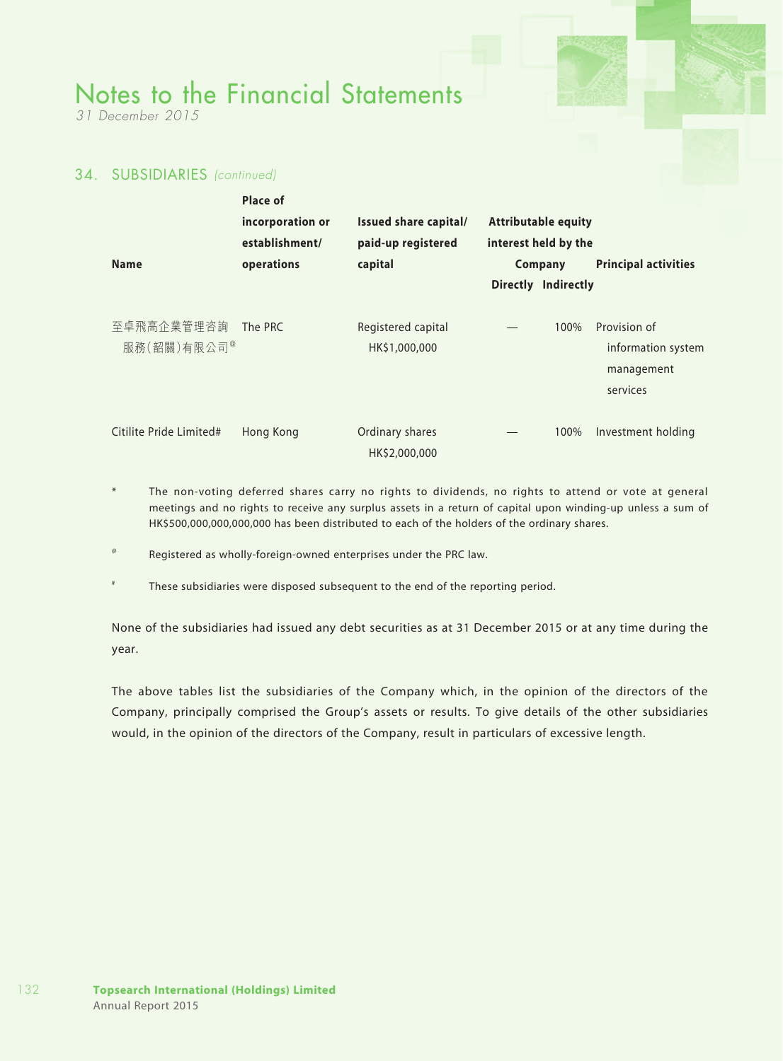# Notes to the Financial Statements

*31 December 2015*

## 34. SUBSIDIARIES *(continued)*

| Name | Place of incorporation or establishment/ operations | Issued share capital/ paid-up registered capital | Attributable equity interest held by the Company | | Principal activities |
|---|---|---|---|---|---|
| | | | Directly | Indirectly | |
| 至卓飛高企業管理咨詢服務(韶關)有限公司@ | The PRC | Registered capital HK$1,000,000 | — | 100% | Provision of information system management services |
| Citilite Pride Limited# | Hong Kong | Ordinary shares HK$2,000,000 | — | 100% | Investment holding |

\* The non-voting deferred shares carry no rights to dividends, no rights to attend or vote at general meetings and no rights to receive any surplus assets in a return of capital upon winding-up unless a sum of HK$500,000,000,000,000 has been distributed to each of the holders of the ordinary shares.

@ Registered as wholly-foreign-owned enterprises under the PRC law.

\# These subsidiaries were disposed subsequent to the end of the reporting period.

None of the subsidiaries had issued any debt securities as at 31 December 2015 or at any time during the year.

The above tables list the subsidiaries of the Company which, in the opinion of the directors of the Company, principally comprised the Group's assets or results. To give details of the other subsidiaries would, in the opinion of the directors of the Company, result in particulars of excessive length.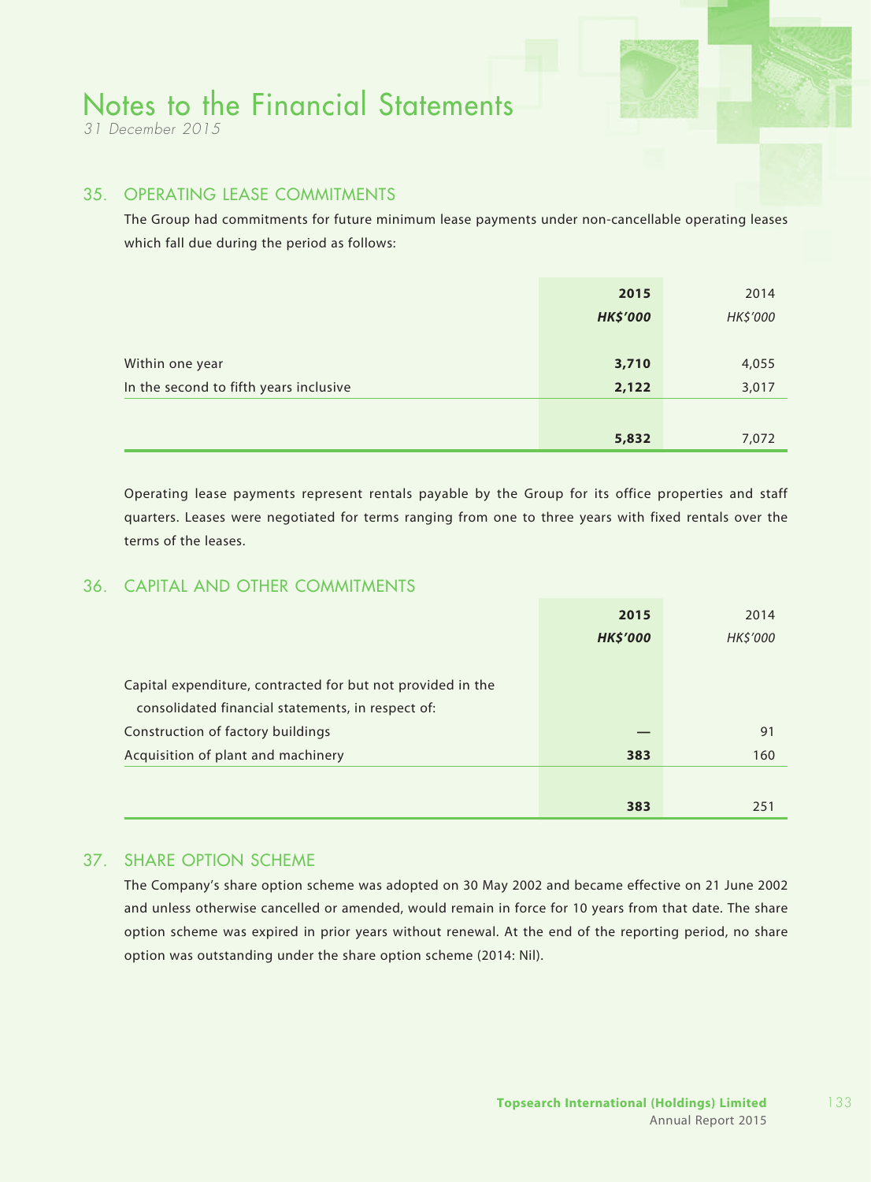# Notes to the Financial Statements

*31 December 2015*

## 35. OPERATING LEASE COMMITMENTS

The Group had commitments for future minimum lease payments under non-cancellable operating leases which fall due during the period as follows:

| | **2015** | 2014 |
|---|---|---|
| | ***HK$'000*** | *HK$'000* |
| Within one year | **3,710** | 4,055 |
| In the second to fifth years inclusive | **2,122** | 3,017 |
| | **5,832** | 7,072 |

Operating lease payments represent rentals payable by the Group for its office properties and staff quarters. Leases were negotiated for terms ranging from one to three years with fixed rentals over the terms of the leases.

## 36. CAPITAL AND OTHER COMMITMENTS

| | **2015** | 2014 |
|---|---|---|
| | ***HK$'000*** | *HK$'000* |
| Capital expenditure, contracted for but not provided in the consolidated financial statements, in respect of: | | |
| Construction of factory buildings | **—** | 91 |
| Acquisition of plant and machinery | **383** | 160 |
| | **383** | 251 |

## 37. SHARE OPTION SCHEME

The Company's share option scheme was adopted on 30 May 2002 and became effective on 21 June 2002 and unless otherwise cancelled or amended, would remain in force for 10 years from that date. The share option scheme was expired in prior years without renewal. At the end of the reporting period, no share option was outstanding under the share option scheme (2014: Nil).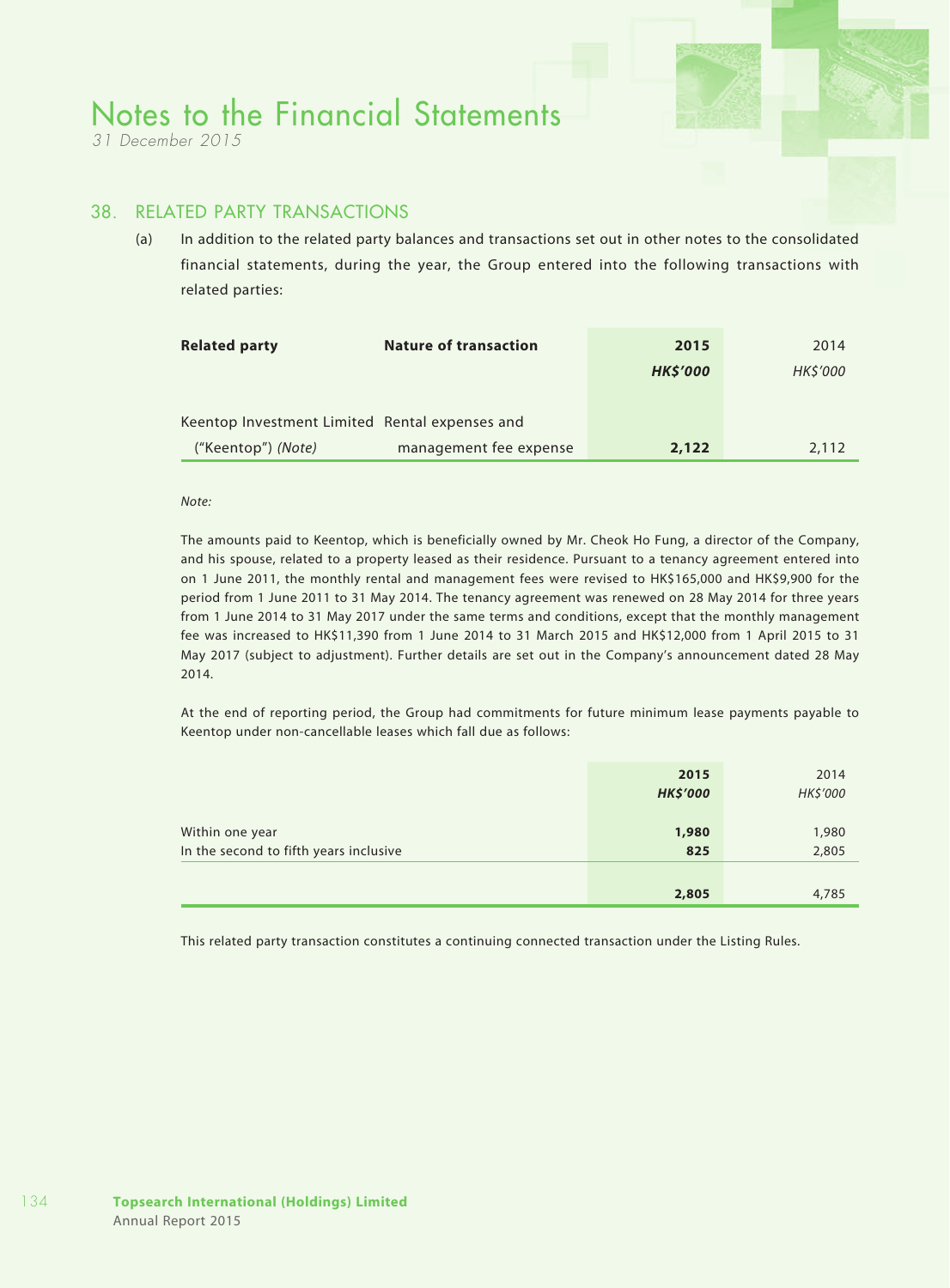# Notes to the Financial Statements

*31 December 2015*

## 38. RELATED PARTY TRANSACTIONS

(a) In addition to the related party balances and transactions set out in other notes to the consolidated financial statements, during the year, the Group entered into the following transactions with related parties:

| Related party | Nature of transaction | 2015<br>*HK$'000* | 2014<br>*HK$'000* |
|---|---|---|---|
| Keentop Investment Limited ("Keentop") *(Note)* | Rental expenses and management fee expense | **2,122** | 2,112 |

*Note:*

The amounts paid to Keentop, which is beneficially owned by Mr. Cheok Ho Fung, a director of the Company, and his spouse, related to a property leased as their residence. Pursuant to a tenancy agreement entered into on 1 June 2011, the monthly rental and management fees were revised to HK$165,000 and HK$9,900 for the period from 1 June 2011 to 31 May 2014. The tenancy agreement was renewed on 28 May 2014 for three years from 1 June 2014 to 31 May 2017 under the same terms and conditions, except that the monthly management fee was increased to HK$11,390 from 1 June 2014 to 31 March 2015 and HK$12,000 from 1 April 2015 to 31 May 2017 (subject to adjustment). Further details are set out in the Company's announcement dated 28 May 2014.

At the end of reporting period, the Group had commitments for future minimum lease payments payable to Keentop under non-cancellable leases which fall due as follows:

| | 2015<br>*HK$'000* | 2014<br>*HK$'000* |
|---|---|---|
| Within one year | **1,980** | 1,980 |
| In the second to fifth years inclusive | **825** | 2,805 |
| | **2,805** | 4,785 |

This related party transaction constitutes a continuing connected transaction under the Listing Rules.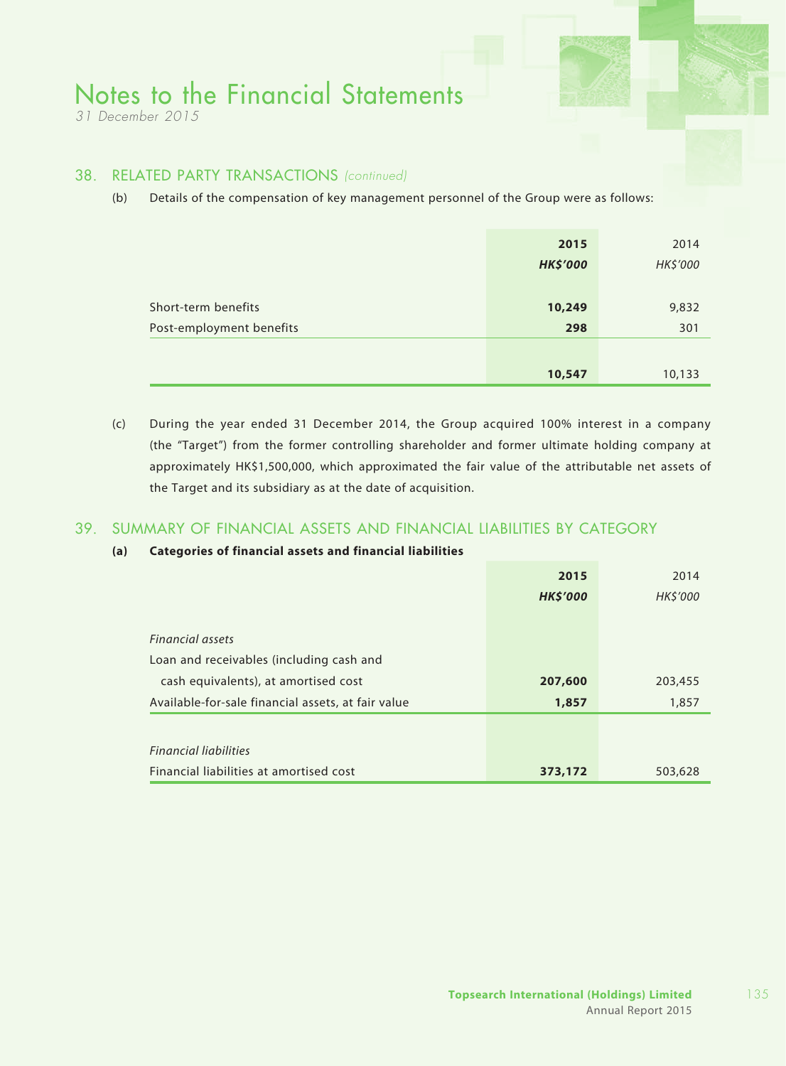## 38. RELATED PARTY TRANSACTIONS *(continued)*

(b) Details of the compensation of key management personnel of the Group were as follows:

| | 2015 | 2014 |
|---|---|---|
| | *HK$'000* | *HK$'000* |
| Short-term benefits | 10,249 | 9,832 |
| Post-employment benefits | 298 | 301 |
| | 10,547 | 10,133 |

(c) During the year ended 31 December 2014, the Group acquired 100% interest in a company (the "Target") from the former controlling shareholder and former ultimate holding company at approximately HK$1,500,000, which approximated the fair value of the attributable net assets of the Target and its subsidiary as at the date of acquisition.

## 39. SUMMARY OF FINANCIAL ASSETS AND FINANCIAL LIABILITIES BY CATEGORY

**(a) Categories of financial assets and financial liabilities**

| | 2015 | 2014 |
|---|---|---|
| | *HK$'000* | *HK$'000* |
| *Financial assets* | | |
| Loan and receivables (including cash and cash equivalents), at amortised cost | 207,600 | 203,455 |
| Available-for-sale financial assets, at fair value | 1,857 | 1,857 |
| *Financial liabilities* | | |
| Financial liabilities at amortised cost | 373,172 | 503,628 |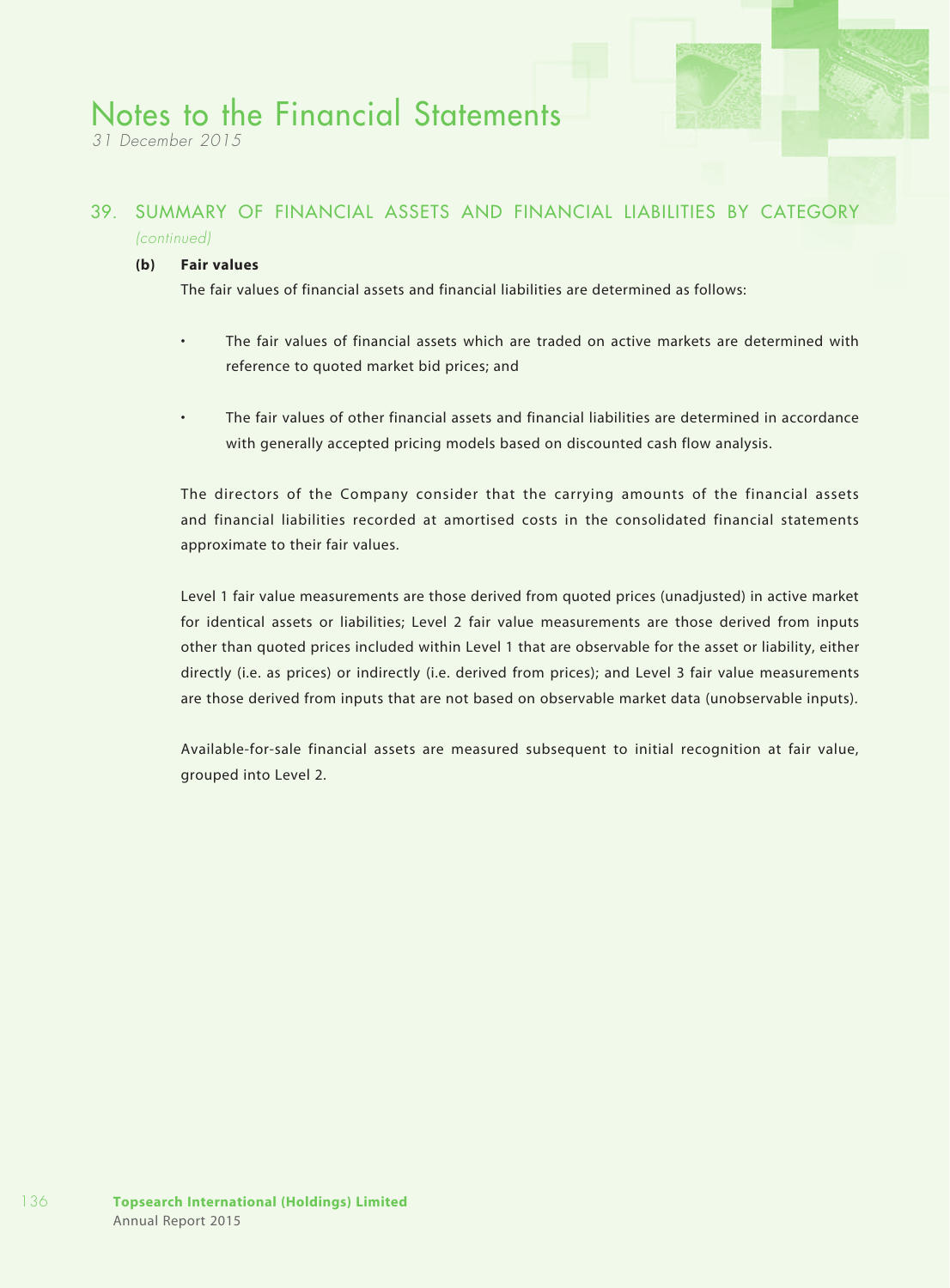## 39. SUMMARY OF FINANCIAL ASSETS AND FINANCIAL LIABILITIES BY CATEGORY *(continued)*

### (b) Fair values

The fair values of financial assets and financial liabilities are determined as follows:

- The fair values of financial assets which are traded on active markets are determined with reference to quoted market bid prices; and
- The fair values of other financial assets and financial liabilities are determined in accordance with generally accepted pricing models based on discounted cash flow analysis.

The directors of the Company consider that the carrying amounts of the financial assets and financial liabilities recorded at amortised costs in the consolidated financial statements approximate to their fair values.

Level 1 fair value measurements are those derived from quoted prices (unadjusted) in active market for identical assets or liabilities; Level 2 fair value measurements are those derived from inputs other than quoted prices included within Level 1 that are observable for the asset or liability, either directly (i.e. as prices) or indirectly (i.e. derived from prices); and Level 3 fair value measurements are those derived from inputs that are not based on observable market data (unobservable inputs).

Available-for-sale financial assets are measured subsequent to initial recognition at fair value, grouped into Level 2.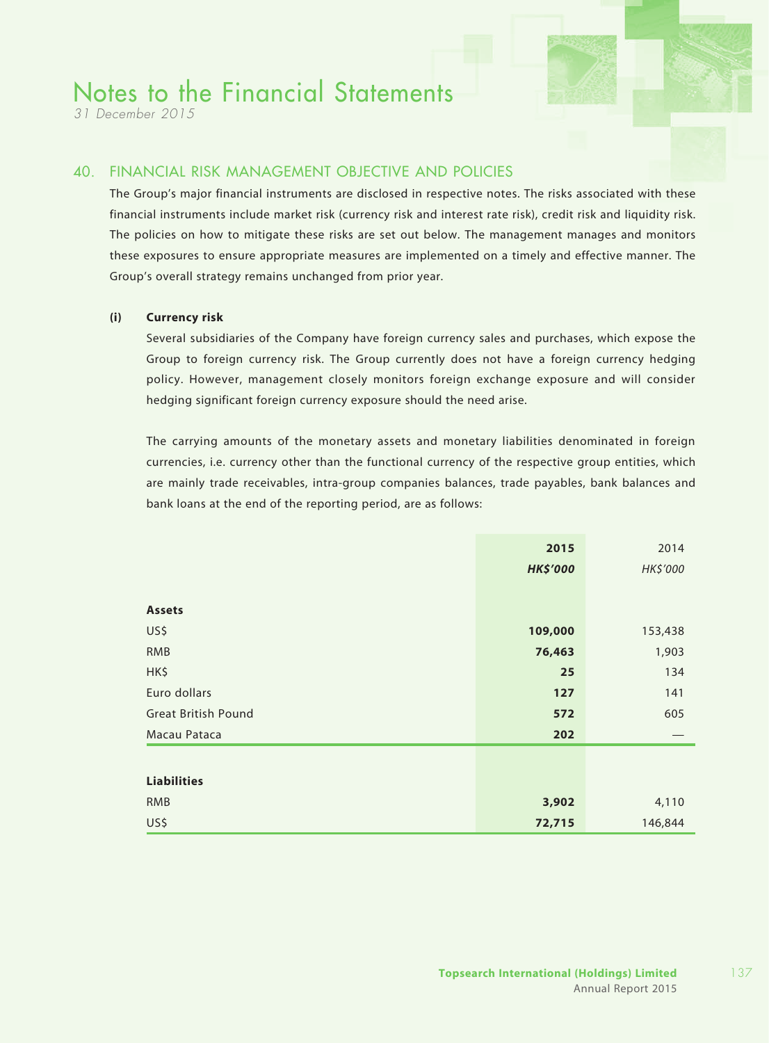# Notes to the Financial Statements

*31 December 2015*

## 40. FINANCIAL RISK MANAGEMENT OBJECTIVE AND POLICIES

The Group's major financial instruments are disclosed in respective notes. The risks associated with these financial instruments include market risk (currency risk and interest rate risk), credit risk and liquidity risk. The policies on how to mitigate these risks are set out below. The management manages and monitors these exposures to ensure appropriate measures are implemented on a timely and effective manner. The Group's overall strategy remains unchanged from prior year.

### (i) Currency risk

Several subsidiaries of the Company have foreign currency sales and purchases, which expose the Group to foreign currency risk. The Group currently does not have a foreign currency hedging policy. However, management closely monitors foreign exchange exposure and will consider hedging significant foreign currency exposure should the need arise.

The carrying amounts of the monetary assets and monetary liabilities denominated in foreign currencies, i.e. currency other than the functional currency of the respective group entities, which are mainly trade receivables, intra-group companies balances, trade payables, bank balances and bank loans at the end of the reporting period, are as follows:

| | **2015** | 2014 |
|---|---|---|
| | ***HK$'000*** | *HK$'000* |
| **Assets** | | |
| US$ | **109,000** | 153,438 |
| RMB | **76,463** | 1,903 |
| HK$ | **25** | 134 |
| Euro dollars | **127** | 141 |
| Great British Pound | **572** | 605 |
| Macau Pataca | **202** | — |
| **Liabilities** | | |
| RMB | **3,902** | 4,110 |
| US$ | **72,715** | 146,844 |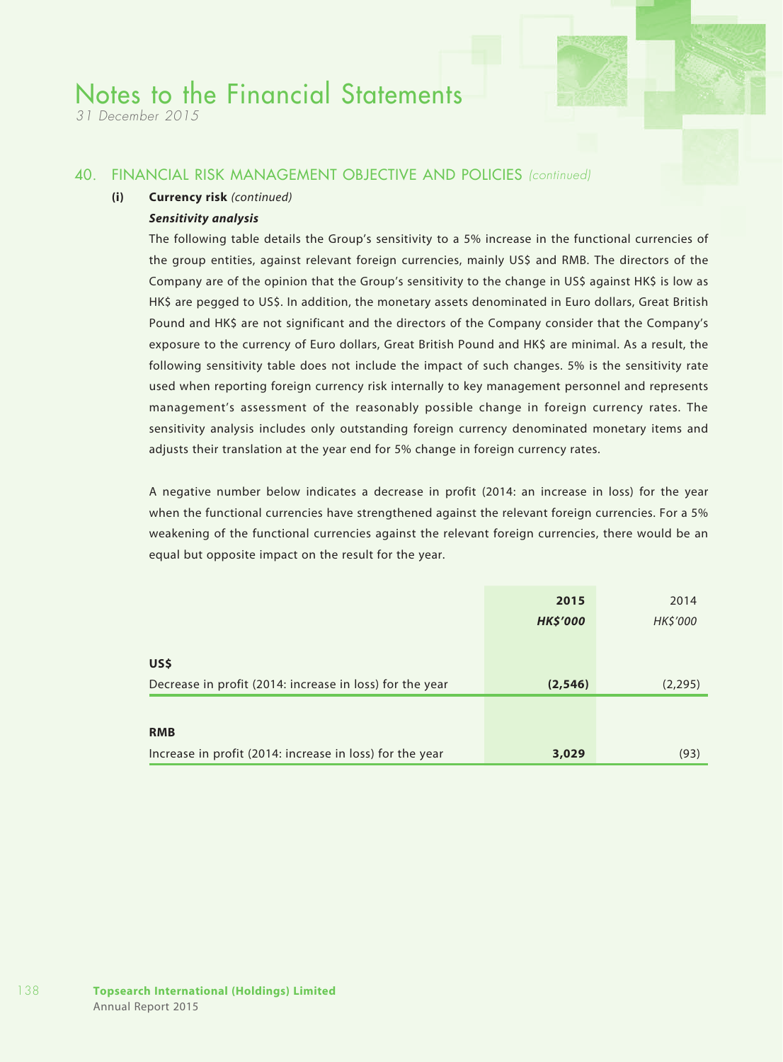## 40. FINANCIAL RISK MANAGEMENT OBJECTIVE AND POLICIES *(continued)*

### (i) Currency risk *(continued)*

***Sensitivity analysis***

The following table details the Group's sensitivity to a 5% increase in the functional currencies of the group entities, against relevant foreign currencies, mainly US$ and RMB. The directors of the Company are of the opinion that the Group's sensitivity to the change in US$ against HK$ is low as HK$ are pegged to US$. In addition, the monetary assets denominated in Euro dollars, Great British Pound and HK$ are not significant and the directors of the Company consider that the Company's exposure to the currency of Euro dollars, Great British Pound and HK$ are minimal. As a result, the following sensitivity table does not include the impact of such changes. 5% is the sensitivity rate used when reporting foreign currency risk internally to key management personnel and represents management's assessment of the reasonably possible change in foreign currency rates. The sensitivity analysis includes only outstanding foreign currency denominated monetary items and adjusts their translation at the year end for 5% change in foreign currency rates.

A negative number below indicates a decrease in profit (2014: an increase in loss) for the year when the functional currencies have strengthened against the relevant foreign currencies. For a 5% weakening of the functional currencies against the relevant foreign currencies, there would be an equal but opposite impact on the result for the year.

| | **2015** | 2014 |
|---|---|---|
| | ***HK$'000*** | *HK$'000* |
| **US$** | | |
| Decrease in profit (2014: increase in loss) for the year | **(2,546)** | (2,295) |
| **RMB** | | |
| Increase in profit (2014: increase in loss) for the year | **3,029** | (93) |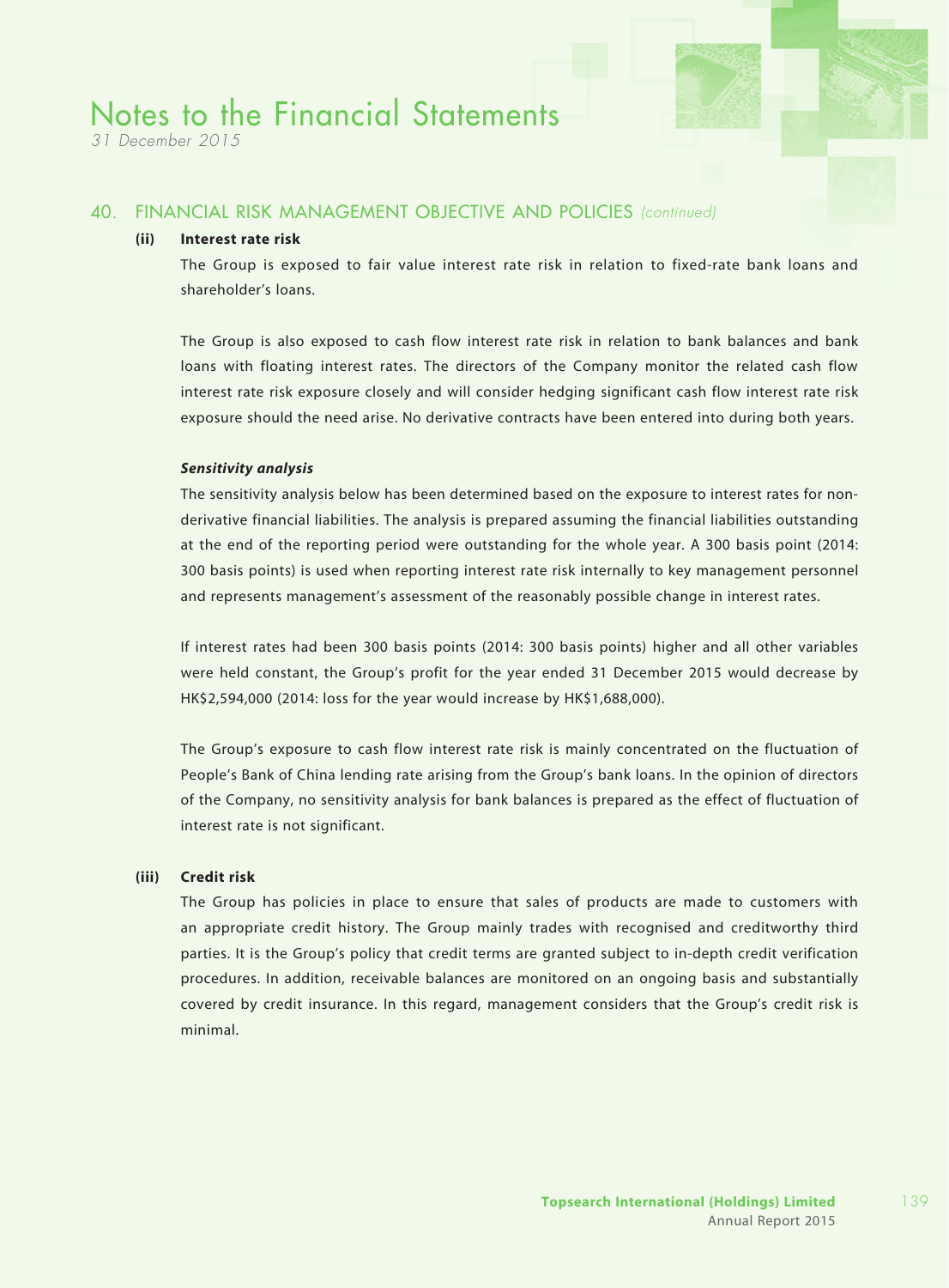## 40. FINANCIAL RISK MANAGEMENT OBJECTIVE AND POLICIES *(continued)*

**(ii) Interest rate risk**

The Group is exposed to fair value interest rate risk in relation to fixed-rate bank loans and shareholder's loans.

The Group is also exposed to cash flow interest rate risk in relation to bank balances and bank loans with floating interest rates. The directors of the Company monitor the related cash flow interest rate risk exposure closely and will consider hedging significant cash flow interest rate risk exposure should the need arise. No derivative contracts have been entered into during both years.

***Sensitivity analysis***

The sensitivity analysis below has been determined based on the exposure to interest rates for non-derivative financial liabilities. The analysis is prepared assuming the financial liabilities outstanding at the end of the reporting period were outstanding for the whole year. A 300 basis point (2014: 300 basis points) is used when reporting interest rate risk internally to key management personnel and represents management's assessment of the reasonably possible change in interest rates.

If interest rates had been 300 basis points (2014: 300 basis points) higher and all other variables were held constant, the Group's profit for the year ended 31 December 2015 would decrease by HK$2,594,000 (2014: loss for the year would increase by HK$1,688,000).

The Group's exposure to cash flow interest rate risk is mainly concentrated on the fluctuation of People's Bank of China lending rate arising from the Group's bank loans. In the opinion of directors of the Company, no sensitivity analysis for bank balances is prepared as the effect of fluctuation of interest rate is not significant.

**(iii) Credit risk**

The Group has policies in place to ensure that sales of products are made to customers with an appropriate credit history. The Group mainly trades with recognised and creditworthy third parties. It is the Group's policy that credit terms are granted subject to in-depth credit verification procedures. In addition, receivable balances are monitored on an ongoing basis and substantially covered by credit insurance. In this regard, management considers that the Group's credit risk is minimal.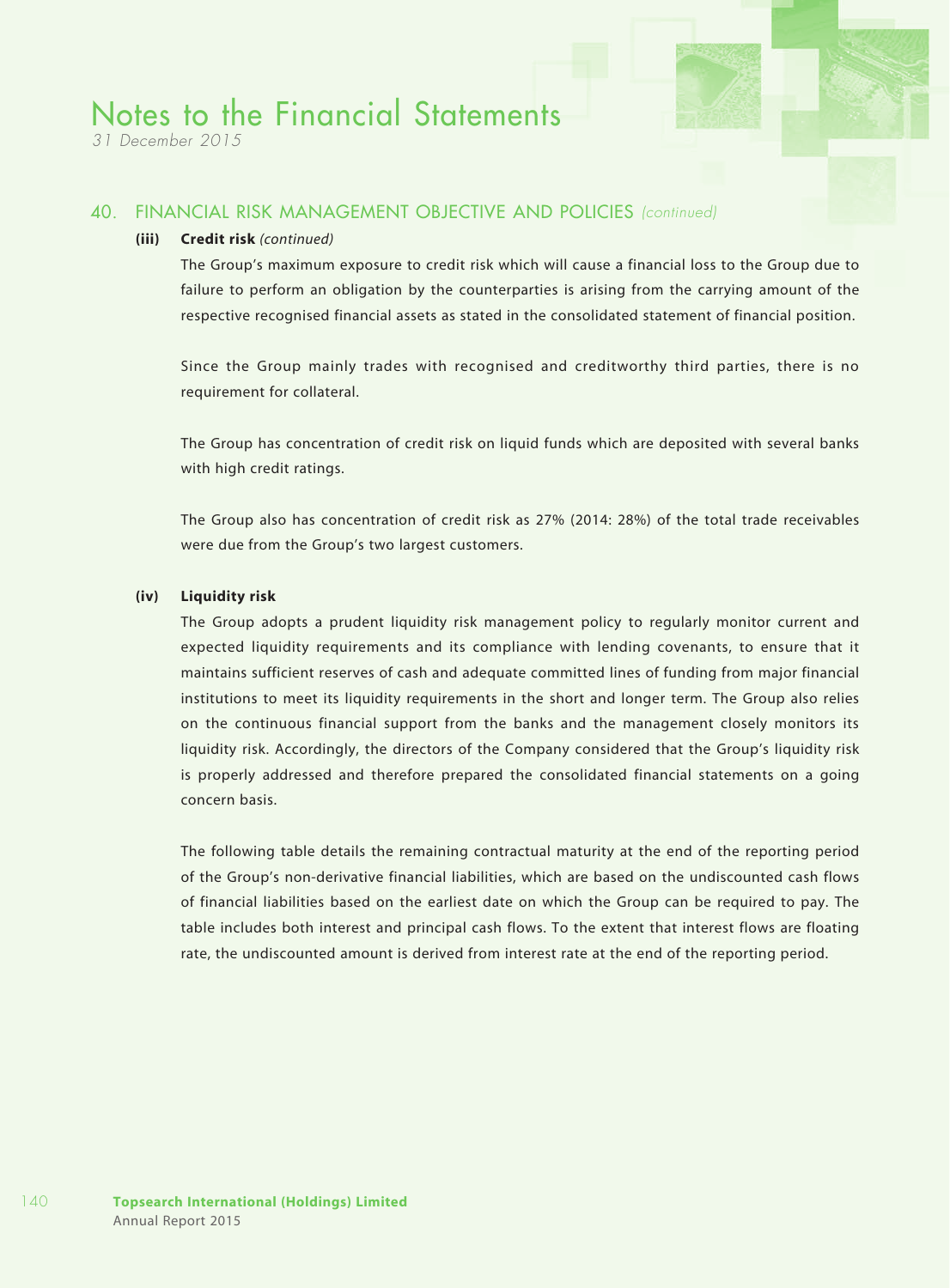## 40. FINANCIAL RISK MANAGEMENT OBJECTIVE AND POLICIES *(continued)*

**(iii) Credit risk** *(continued)*

The Group's maximum exposure to credit risk which will cause a financial loss to the Group due to failure to perform an obligation by the counterparties is arising from the carrying amount of the respective recognised financial assets as stated in the consolidated statement of financial position.

Since the Group mainly trades with recognised and creditworthy third parties, there is no requirement for collateral.

The Group has concentration of credit risk on liquid funds which are deposited with several banks with high credit ratings.

The Group also has concentration of credit risk as 27% (2014: 28%) of the total trade receivables were due from the Group's two largest customers.

**(iv) Liquidity risk**

The Group adopts a prudent liquidity risk management policy to regularly monitor current and expected liquidity requirements and its compliance with lending covenants, to ensure that it maintains sufficient reserves of cash and adequate committed lines of funding from major financial institutions to meet its liquidity requirements in the short and longer term. The Group also relies on the continuous financial support from the banks and the management closely monitors its liquidity risk. Accordingly, the directors of the Company considered that the Group's liquidity risk is properly addressed and therefore prepared the consolidated financial statements on a going concern basis.

The following table details the remaining contractual maturity at the end of the reporting period of the Group's non-derivative financial liabilities, which are based on the undiscounted cash flows of financial liabilities based on the earliest date on which the Group can be required to pay. The table includes both interest and principal cash flows. To the extent that interest flows are floating rate, the undiscounted amount is derived from interest rate at the end of the reporting period.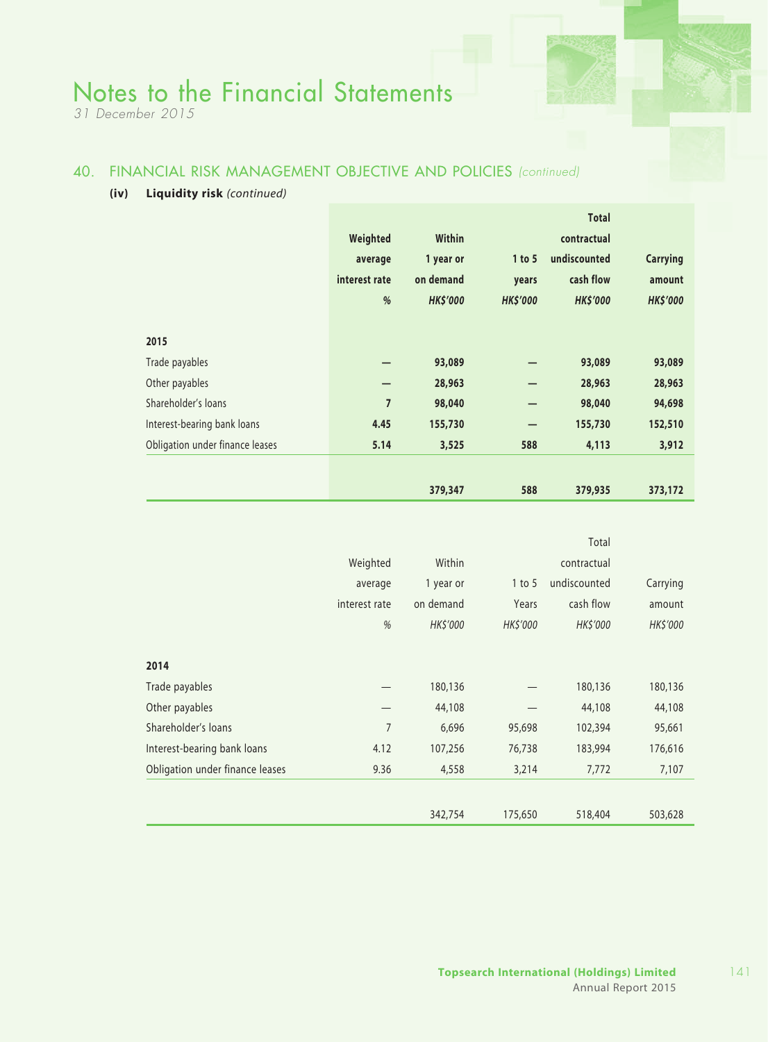## 40. FINANCIAL RISK MANAGEMENT OBJECTIVE AND POLICIES *(continued)*

### (iv) Liquidity risk *(continued)*

| | Weighted average interest rate % | Within 1 year or on demand HK$'000 | 1 to 5 years HK$'000 | Total contractual undiscounted cash flow HK$'000 | Carrying amount HK$'000 |
|---|---|---|---|---|---|
| **2015** | | | | | |
| Trade payables | — | 93,089 | — | 93,089 | 93,089 |
| Other payables | — | 28,963 | — | 28,963 | 28,963 |
| Shareholder's loans | 7 | 98,040 | — | 98,040 | 94,698 |
| Interest-bearing bank loans | 4.45 | 155,730 | — | 155,730 | 152,510 |
| Obligation under finance leases | 5.14 | 3,525 | 588 | 4,113 | 3,912 |
| | | 379,347 | 588 | 379,935 | 373,172 |

| | Weighted average interest rate % | Within 1 year or on demand HK$'000 | 1 to 5 Years HK$'000 | Total contractual undiscounted cash flow HK$'000 | Carrying amount HK$'000 |
|---|---|---|---|---|---|
| **2014** | | | | | |
| Trade payables | — | 180,136 | — | 180,136 | 180,136 |
| Other payables | — | 44,108 | — | 44,108 | 44,108 |
| Shareholder's loans | 7 | 6,696 | 95,698 | 102,394 | 95,661 |
| Interest-bearing bank loans | 4.12 | 107,256 | 76,738 | 183,994 | 176,616 |
| Obligation under finance leases | 9.36 | 4,558 | 3,214 | 7,772 | 7,107 |
| | | 342,754 | 175,650 | 518,404 | 503,628 |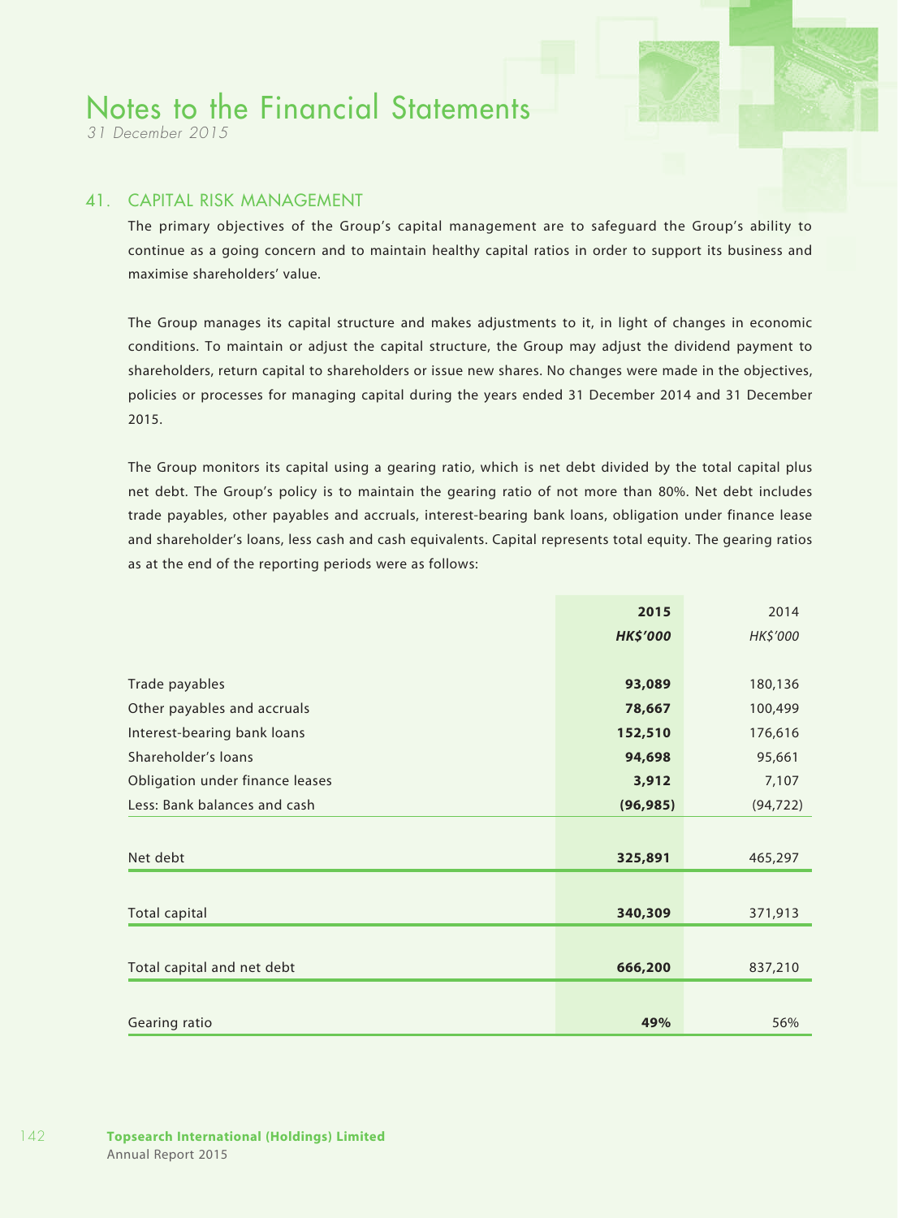# Notes to the Financial Statements

*31 December 2015*

## 41. CAPITAL RISK MANAGEMENT

The primary objectives of the Group's capital management are to safeguard the Group's ability to continue as a going concern and to maintain healthy capital ratios in order to support its business and maximise shareholders' value.

The Group manages its capital structure and makes adjustments to it, in light of changes in economic conditions. To maintain or adjust the capital structure, the Group may adjust the dividend payment to shareholders, return capital to shareholders or issue new shares. No changes were made in the objectives, policies or processes for managing capital during the years ended 31 December 2014 and 31 December 2015.

The Group monitors its capital using a gearing ratio, which is net debt divided by the total capital plus net debt. The Group's policy is to maintain the gearing ratio of not more than 80%. Net debt includes trade payables, other payables and accruals, interest-bearing bank loans, obligation under finance lease and shareholder's loans, less cash and cash equivalents. Capital represents total equity. The gearing ratios as at the end of the reporting periods were as follows:

| | **2015** | 2014 |
|---|---|---|
| | ***HK$'000*** | *HK$'000* |
| Trade payables | **93,089** | 180,136 |
| Other payables and accruals | **78,667** | 100,499 |
| Interest-bearing bank loans | **152,510** | 176,616 |
| Shareholder's loans | **94,698** | 95,661 |
| Obligation under finance leases | **3,912** | 7,107 |
| Less: Bank balances and cash | **(96,985)** | (94,722) |
| Net debt | **325,891** | 465,297 |
| Total capital | **340,309** | 371,913 |
| Total capital and net debt | **666,200** | 837,210 |
| Gearing ratio | **49%** | 56% |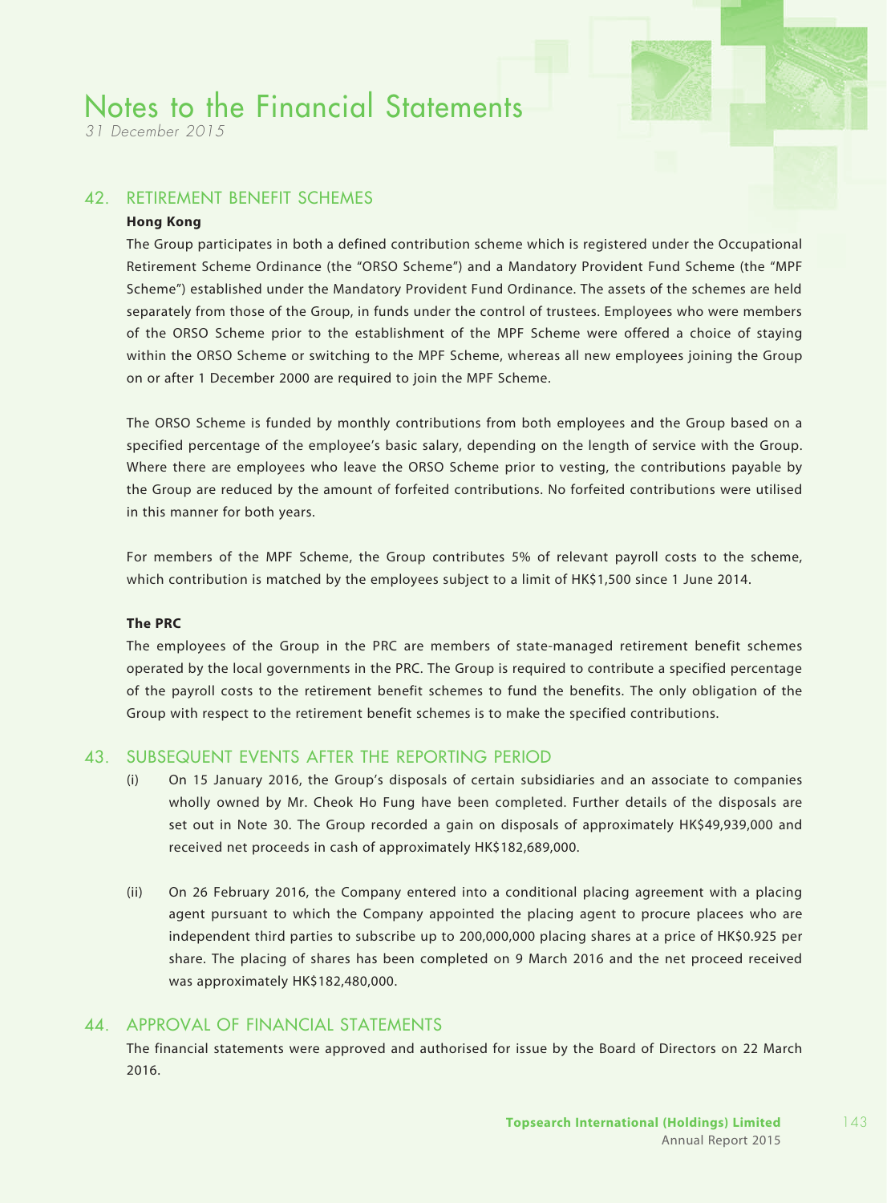## 42. RETIREMENT BENEFIT SCHEMES

**Hong Kong**

The Group participates in both a defined contribution scheme which is registered under the Occupational Retirement Scheme Ordinance (the "ORSO Scheme") and a Mandatory Provident Fund Scheme (the "MPF Scheme") established under the Mandatory Provident Fund Ordinance. The assets of the schemes are held separately from those of the Group, in funds under the control of trustees. Employees who were members of the ORSO Scheme prior to the establishment of the MPF Scheme were offered a choice of staying within the ORSO Scheme or switching to the MPF Scheme, whereas all new employees joining the Group on or after 1 December 2000 are required to join the MPF Scheme.

The ORSO Scheme is funded by monthly contributions from both employees and the Group based on a specified percentage of the employee's basic salary, depending on the length of service with the Group. Where there are employees who leave the ORSO Scheme prior to vesting, the contributions payable by the Group are reduced by the amount of forfeited contributions. No forfeited contributions were utilised in this manner for both years.

For members of the MPF Scheme, the Group contributes 5% of relevant payroll costs to the scheme, which contribution is matched by the employees subject to a limit of HK$1,500 since 1 June 2014.

**The PRC**

The employees of the Group in the PRC are members of state-managed retirement benefit schemes operated by the local governments in the PRC. The Group is required to contribute a specified percentage of the payroll costs to the retirement benefit schemes to fund the benefits. The only obligation of the Group with respect to the retirement benefit schemes is to make the specified contributions.

## 43. SUBSEQUENT EVENTS AFTER THE REPORTING PERIOD

(i) On 15 January 2016, the Group's disposals of certain subsidiaries and an associate to companies wholly owned by Mr. Cheok Ho Fung have been completed. Further details of the disposals are set out in Note 30. The Group recorded a gain on disposals of approximately HK$49,939,000 and received net proceeds in cash of approximately HK$182,689,000.

(ii) On 26 February 2016, the Company entered into a conditional placing agreement with a placing agent pursuant to which the Company appointed the placing agent to procure placees who are independent third parties to subscribe up to 200,000,000 placing shares at a price of HK$0.925 per share. The placing of shares has been completed on 9 March 2016 and the net proceed received was approximately HK$182,480,000.

## 44. APPROVAL OF FINANCIAL STATEMENTS

The financial statements were approved and authorised for issue by the Board of Directors on 22 March 2016.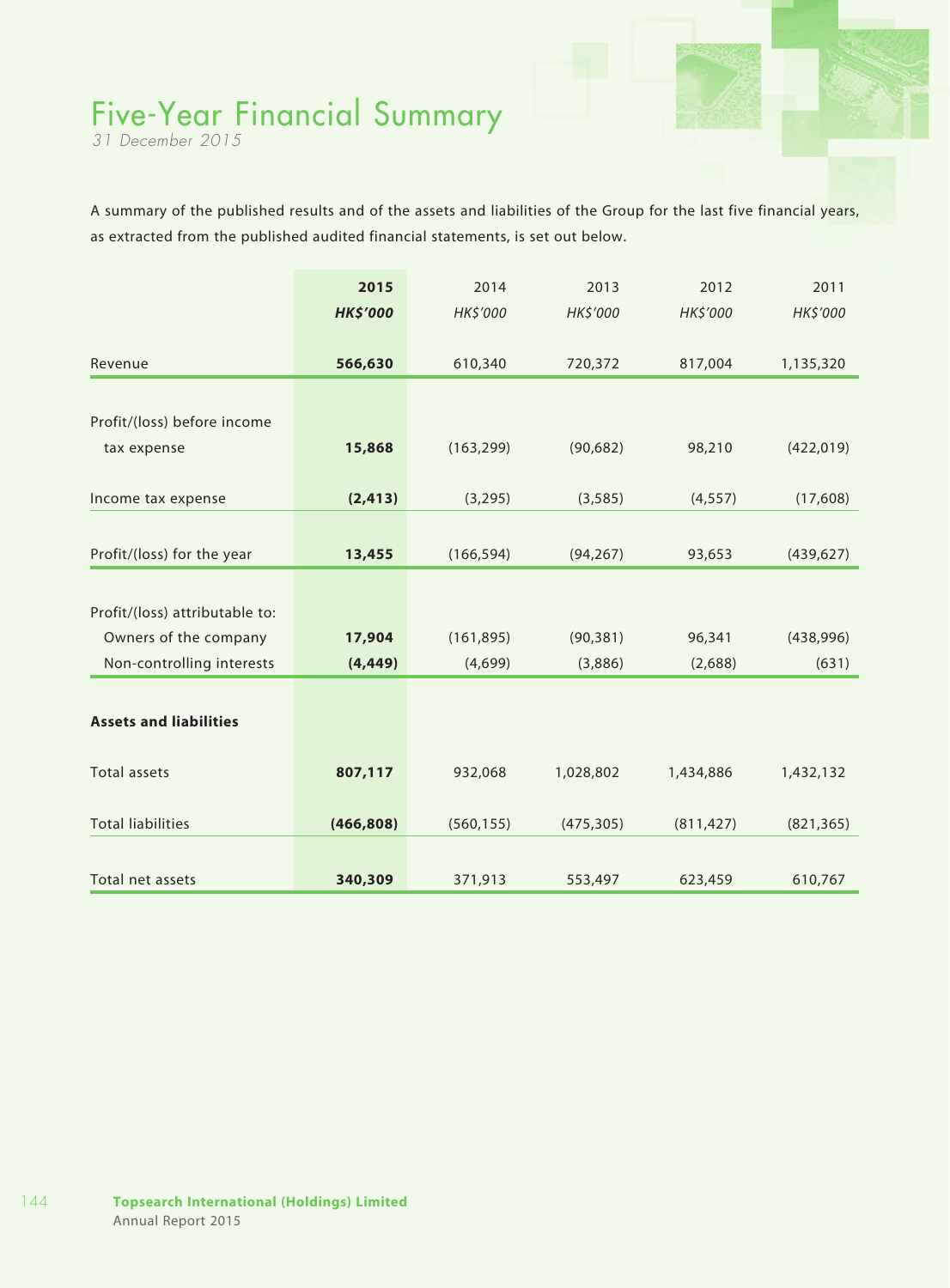# Five-Year Financial Summary

*31 December 2015*

A summary of the published results and of the assets and liabilities of the Group for the last five financial years, as extracted from the published audited financial statements, is set out below.

| | **2015** | 2014 | 2013 | 2012 | 2011 |
|---|---|---|---|---|---|
| | ***HK$'000*** | *HK$'000* | *HK$'000* | *HK$'000* | *HK$'000* |
| Revenue | **566,630** | 610,340 | 720,372 | 817,004 | 1,135,320 |
| Profit/(loss) before income tax expense | **15,868** | (163,299) | (90,682) | 98,210 | (422,019) |
| Income tax expense | **(2,413)** | (3,295) | (3,585) | (4,557) | (17,608) |
| Profit/(loss) for the year | **13,455** | (166,594) | (94,267) | 93,653 | (439,627) |
| Profit/(loss) attributable to: | | | | | |
| Owners of the company | **17,904** | (161,895) | (90,381) | 96,341 | (438,996) |
| Non-controlling interests | **(4,449)** | (4,699) | (3,886) | (2,688) | (631) |
| **Assets and liabilities** | | | | | |
| Total assets | **807,117** | 932,068 | 1,028,802 | 1,434,886 | 1,432,132 |
| Total liabilities | **(466,808)** | (560,155) | (475,305) | (811,427) | (821,365) |
| Total net assets | **340,309** | 371,913 | 553,497 | 623,459 | 610,767 |